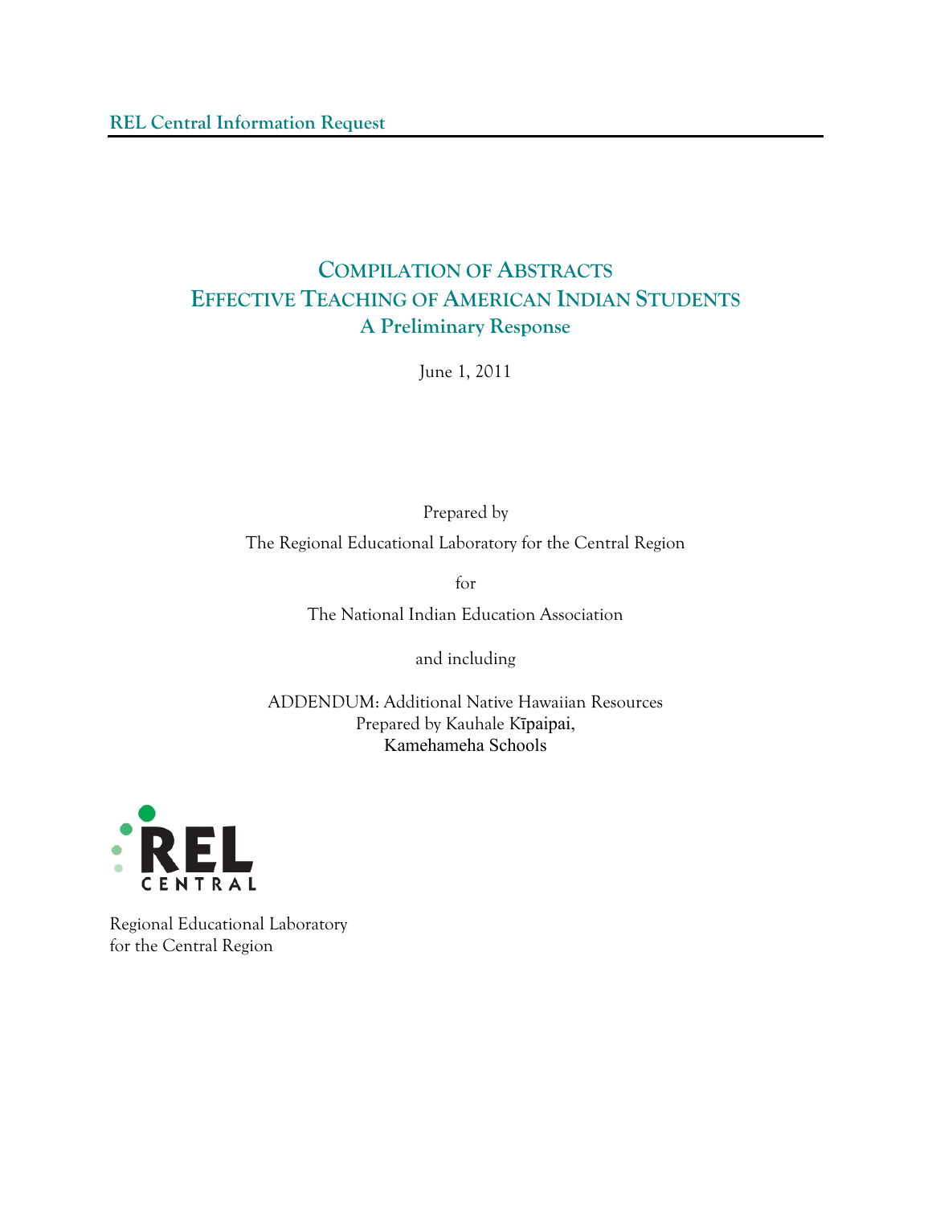REL Central Information Request

# Compilation of Abstracts
# Effective Teaching of American Indian Students
## A Preliminary Response

June 1, 2011

Prepared by

The Regional Educational Laboratory for the Central Region

for

The National Indian Education Association

and including

ADDENDUM: Additional Native Hawaiian Resources
Prepared by Kauhale Kīpaipai,
Kamehameha Schools

REL CENTRAL

Regional Educational Laboratory
for the Central Region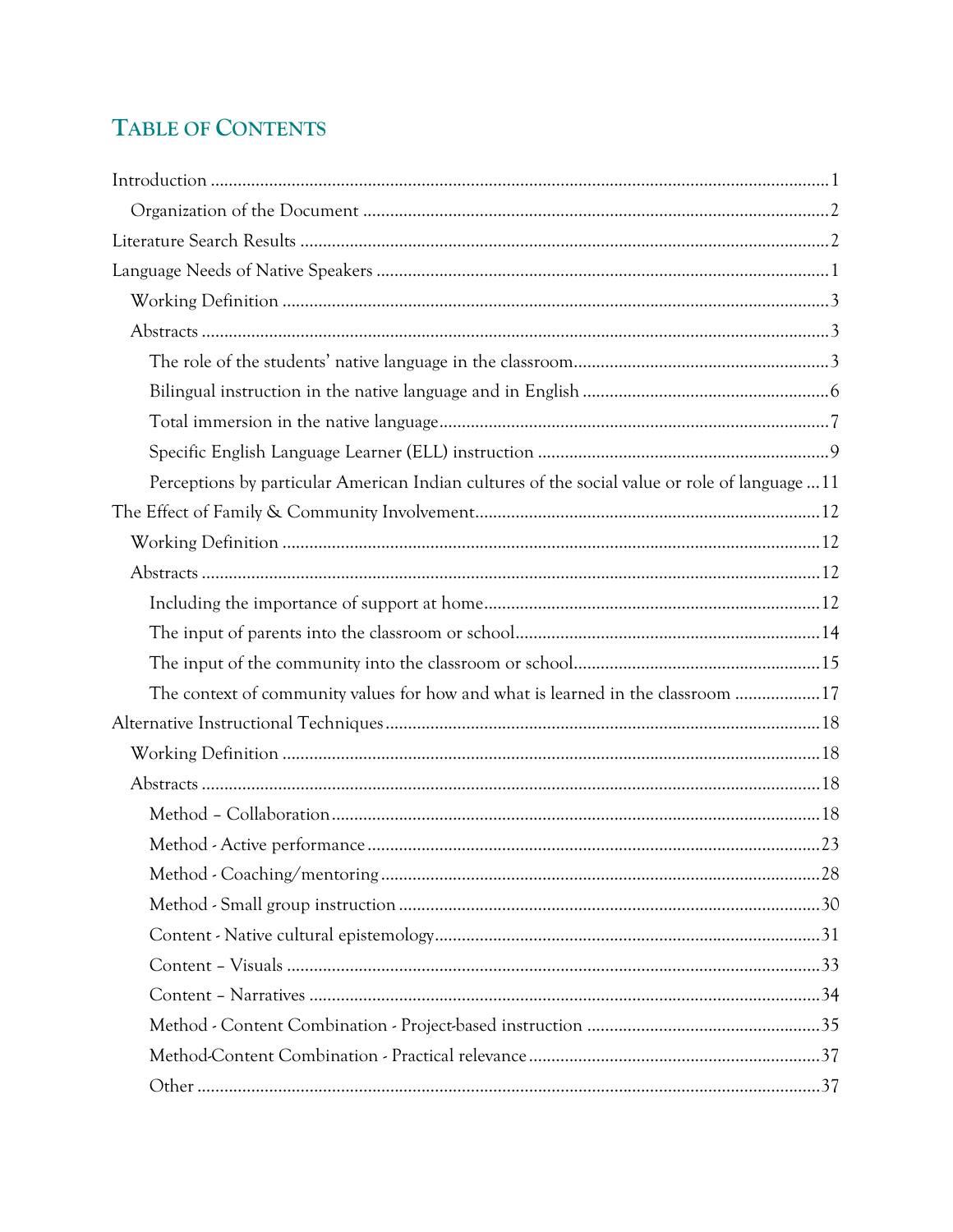## TABLE OF CONTENTS

Introduction ........................................................................................................................ 1

  Organization of the Document ...................................................................................... 2

Literature Search Results .................................................................................................... 2

Language Needs of Native Speakers .................................................................................... 1

  Working Definition ........................................................................................................ 3

  Abstracts ........................................................................................................................ 3

    The role of the students' native language in the classroom........................................................ 3

    Bilingual instruction in the native language and in English ...................................................... 6

    Total immersion in the native language...................................................................................... 7

    Specific English Language Learner (ELL) instruction ................................................................ 9

    Perceptions by particular American Indian cultures of the social value or role of language ... 11

The Effect of Family & Community Involvement............................................................... 12

  Working Definition ...................................................................................................... 12

  Abstracts ...................................................................................................................... 12

    Including the importance of support at home.......................................................................... 12

    The input of parents into the classroom or school.................................................................... 14

    The input of the community into the classroom or school....................................................... 15

    The context of community values for how and what is learned in the classroom ................... 17

Alternative Instructional Techniques ................................................................................ 18

  Working Definition ...................................................................................................... 18

  Abstracts ...................................................................................................................... 18

    Method – Collaboration .......................................................................................................... 18

    Method - Active performance .................................................................................................. 23

    Method - Coaching/mentoring ................................................................................................ 28

    Method - Small group instruction ........................................................................................... 30

    Content - Native cultural epistemology.................................................................................... 31

    Content – Visuals .................................................................................................................... 33

    Content – Narratives ............................................................................................................... 34

    Method - Content Combination - Project-based instruction ................................................... 35

    Method-Content Combination - Practical relevance ................................................................ 37

    Other ....................................................................................................................................... 37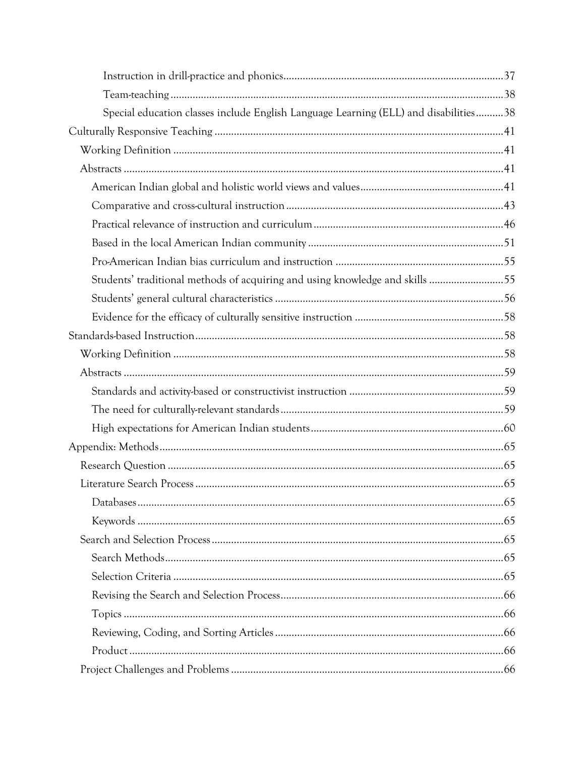Instruction in drill-practice and phonics ..... 37

Team-teaching ..... 38

Special education classes include English Language Learning (ELL) and disabilities ..... 38

Culturally Responsive Teaching ..... 41

Working Definition ..... 41

Abstracts ..... 41

American Indian global and holistic world views and values ..... 41

Comparative and cross-cultural instruction ..... 43

Practical relevance of instruction and curriculum ..... 46

Based in the local American Indian community ..... 51

Pro-American Indian bias curriculum and instruction ..... 55

Students' traditional methods of acquiring and using knowledge and skills ..... 55

Students' general cultural characteristics ..... 56

Evidence for the efficacy of culturally sensitive instruction ..... 58

Standards-based Instruction ..... 58

Working Definition ..... 58

Abstracts ..... 59

Standards and activity-based or constructivist instruction ..... 59

The need for culturally-relevant standards ..... 59

High expectations for American Indian students ..... 60

Appendix: Methods ..... 65

Research Question ..... 65

Literature Search Process ..... 65

Databases ..... 65

Keywords ..... 65

Search and Selection Process ..... 65

Search Methods ..... 65

Selection Criteria ..... 65

Revising the Search and Selection Process ..... 66

Topics ..... 66

Reviewing, Coding, and Sorting Articles ..... 66

Product ..... 66

Project Challenges and Problems ..... 66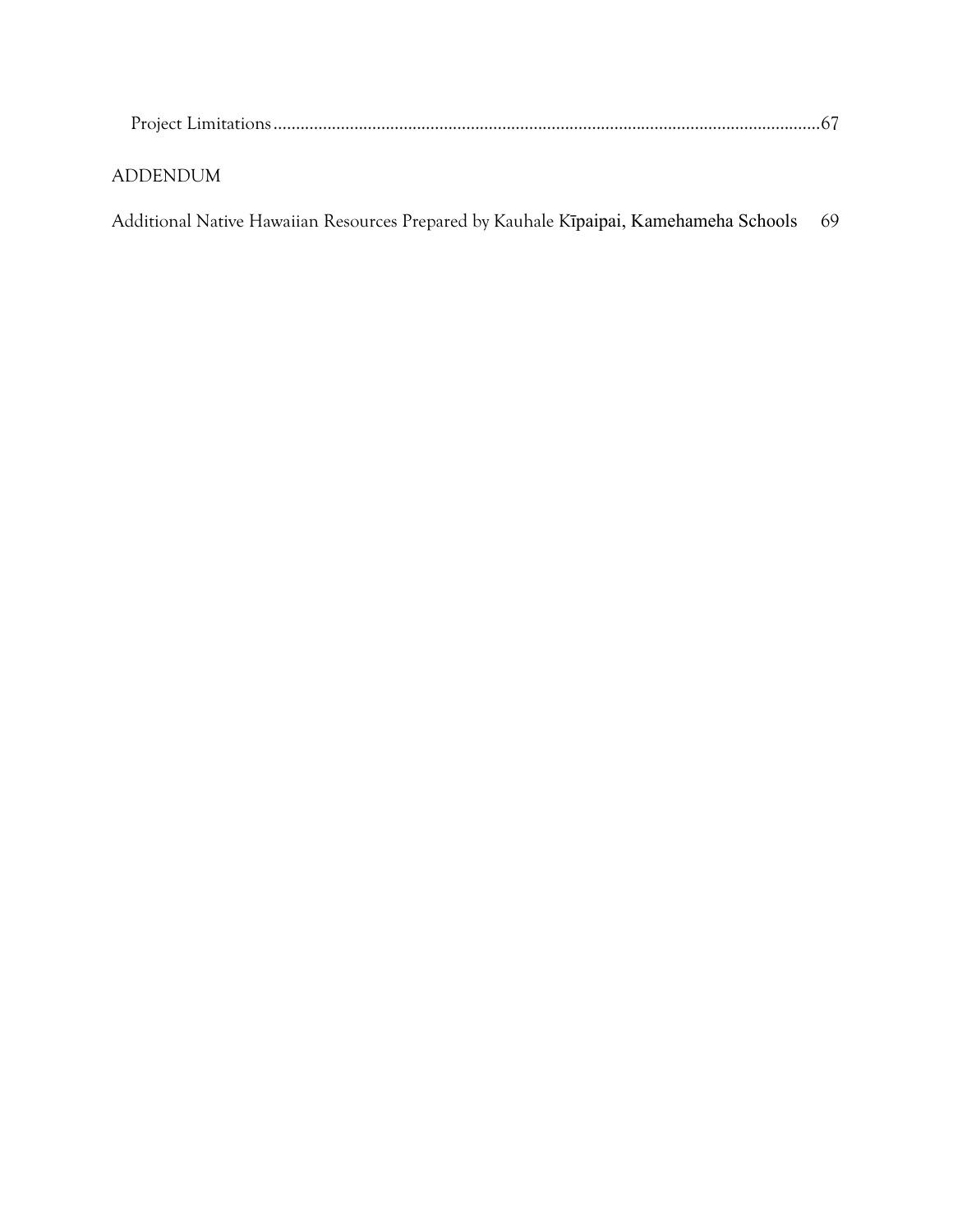Project Limitations .......................................................................................................................67

ADDENDUM

Additional Native Hawaiian Resources Prepared by Kauhale Kīpaipai, Kamehameha Schools 69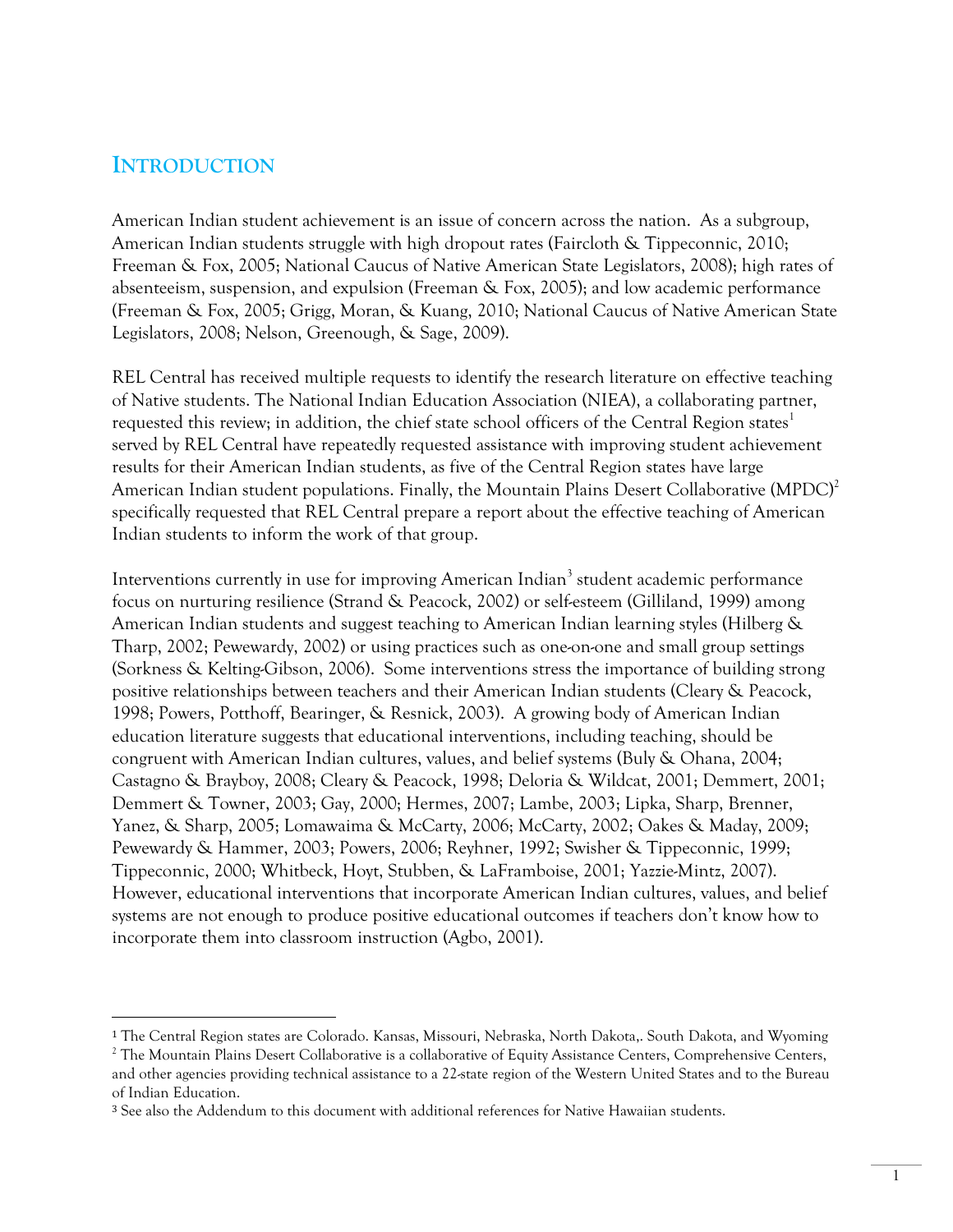## INTRODUCTION

American Indian student achievement is an issue of concern across the nation. As a subgroup, American Indian students struggle with high dropout rates (Faircloth & Tippeconnic, 2010; Freeman & Fox, 2005; National Caucus of Native American State Legislators, 2008); high rates of absenteeism, suspension, and expulsion (Freeman & Fox, 2005); and low academic performance (Freeman & Fox, 2005; Grigg, Moran, & Kuang, 2010; National Caucus of Native American State Legislators, 2008; Nelson, Greenough, & Sage, 2009).

REL Central has received multiple requests to identify the research literature on effective teaching of Native students. The National Indian Education Association (NIEA), a collaborating partner, requested this review; in addition, the chief state school officers of the Central Region states[1] served by REL Central have repeatedly requested assistance with improving student achievement results for their American Indian students, as five of the Central Region states have large American Indian student populations. Finally, the Mountain Plains Desert Collaborative (MPDC)[2] specifically requested that REL Central prepare a report about the effective teaching of American Indian students to inform the work of that group.

Interventions currently in use for improving American Indian[3] student academic performance focus on nurturing resilience (Strand & Peacock, 2002) or self-esteem (Gilliland, 1999) among American Indian students and suggest teaching to American Indian learning styles (Hilberg & Tharp, 2002; Pewewardy, 2002) or using practices such as one-on-one and small group settings (Sorkness & Kelting-Gibson, 2006). Some interventions stress the importance of building strong positive relationships between teachers and their American Indian students (Cleary & Peacock, 1998; Powers, Potthoff, Bearinger, & Resnick, 2003). A growing body of American Indian education literature suggests that educational interventions, including teaching, should be congruent with American Indian cultures, values, and belief systems (Buly & Ohana, 2004; Castagno & Brayboy, 2008; Cleary & Peacock, 1998; Deloria & Wildcat, 2001; Demmert, 2001; Demmert & Towner, 2003; Gay, 2000; Hermes, 2007; Lambe, 2003; Lipka, Sharp, Brenner, Yanez, & Sharp, 2005; Lomawaima & McCarty, 2006; McCarty, 2002; Oakes & Maday, 2009; Pewewardy & Hammer, 2003; Powers, 2006; Reyhner, 1992; Swisher & Tippeconnic, 1999; Tippeconnic, 2000; Whitbeck, Hoyt, Stubben, & LaFramboise, 2001; Yazzie-Mintz, 2007). However, educational interventions that incorporate American Indian cultures, values, and belief systems are not enough to produce positive educational outcomes if teachers don't know how to incorporate them into classroom instruction (Agbo, 2001).

---

[1] The Central Region states are Colorado. Kansas, Missouri, Nebraska, North Dakota,. South Dakota, and Wyoming

[2] The Mountain Plains Desert Collaborative is a collaborative of Equity Assistance Centers, Comprehensive Centers, and other agencies providing technical assistance to a 22-state region of the Western United States and to the Bureau of Indian Education.

[3] See also the Addendum to this document with additional references for Native Hawaiian students.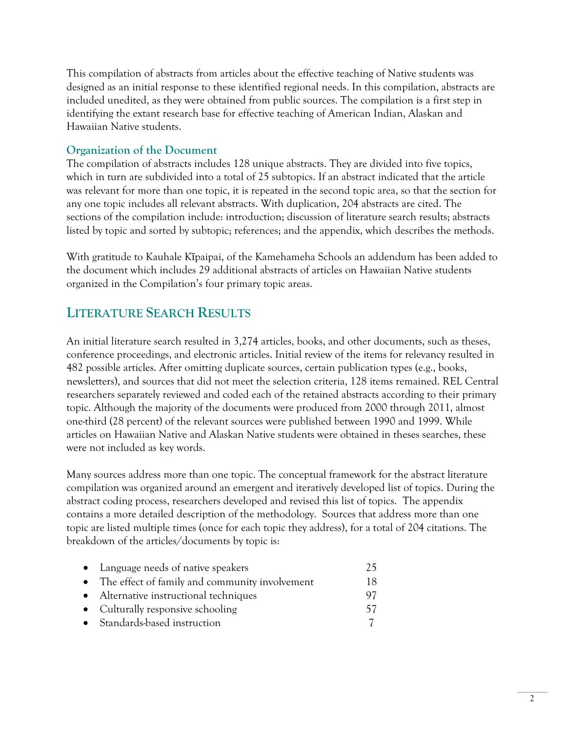This compilation of abstracts from articles about the effective teaching of Native students was designed as an initial response to these identified regional needs. In this compilation, abstracts are included unedited, as they were obtained from public sources. The compilation is a first step in identifying the extant research base for effective teaching of American Indian, Alaskan and Hawaiian Native students.

### Organization of the Document

The compilation of abstracts includes 128 unique abstracts. They are divided into five topics, which in turn are subdivided into a total of 25 subtopics. If an abstract indicated that the article was relevant for more than one topic, it is repeated in the second topic area, so that the section for any one topic includes all relevant abstracts. With duplication, 204 abstracts are cited. The sections of the compilation include: introduction; discussion of literature search results; abstracts listed by topic and sorted by subtopic; references; and the appendix, which describes the methods.

With gratitude to Kauhale Kīpaipai, of the Kamehameha Schools an addendum has been added to the document which includes 29 additional abstracts of articles on Hawaiian Native students organized in the Compilation's four primary topic areas.

## Literature Search Results

An initial literature search resulted in 3,274 articles, books, and other documents, such as theses, conference proceedings, and electronic articles. Initial review of the items for relevancy resulted in 482 possible articles. After omitting duplicate sources, certain publication types (e.g., books, newsletters), and sources that did not meet the selection criteria, 128 items remained. REL Central researchers separately reviewed and coded each of the retained abstracts according to their primary topic. Although the majority of the documents were produced from 2000 through 2011, almost one-third (28 percent) of the relevant sources were published between 1990 and 1999. While articles on Hawaiian Native and Alaskan Native students were obtained in theses searches, these were not included as key words.

Many sources address more than one topic. The conceptual framework for the abstract literature compilation was organized around an emergent and iteratively developed list of topics. During the abstract coding process, researchers developed and revised this list of topics. The appendix contains a more detailed description of the methodology. Sources that address more than one topic are listed multiple times (once for each topic they address), for a total of 204 citations. The breakdown of the articles/documents by topic is:

- Language needs of native speakers 25
- The effect of family and community involvement 18
- Alternative instructional techniques 97
- Culturally responsive schooling 57
- Standards-based instruction 7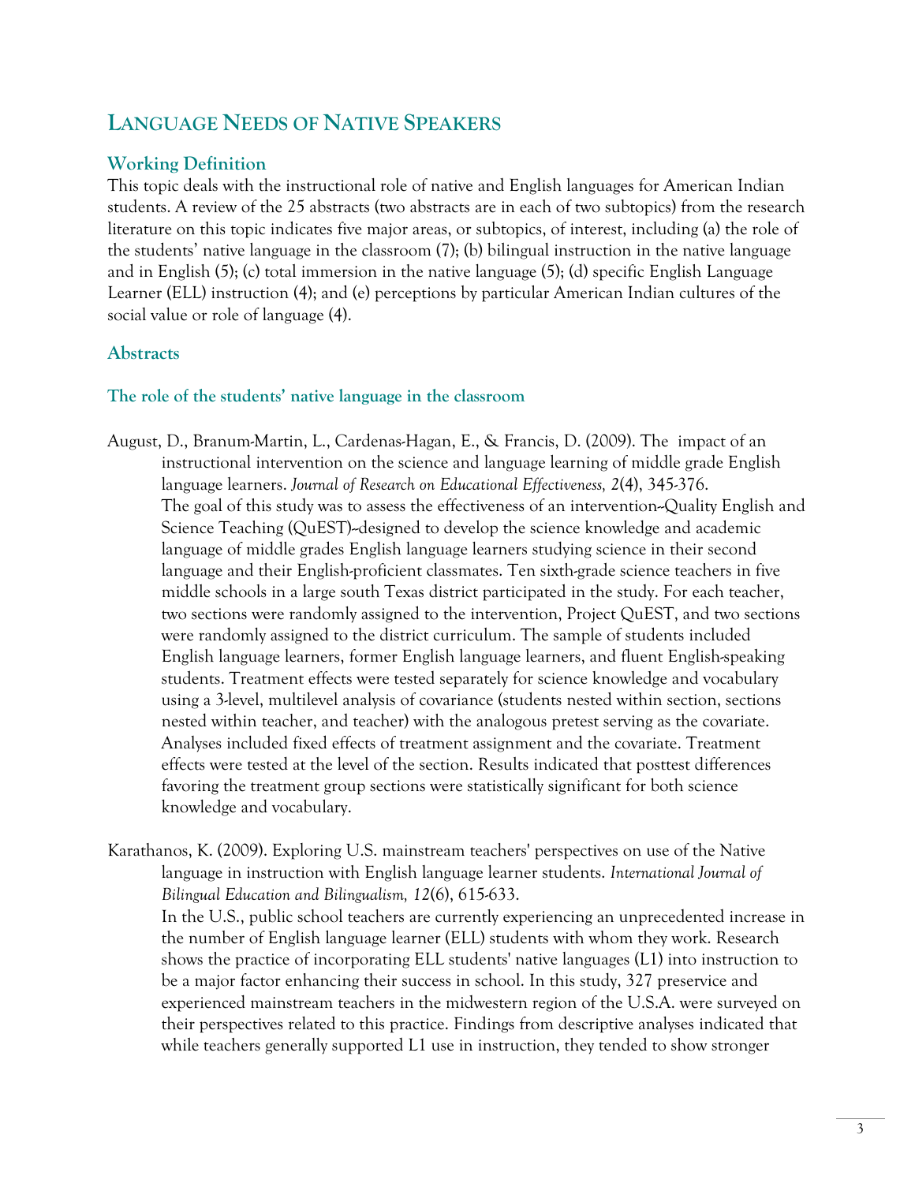# Language Needs of Native Speakers

## Working Definition

This topic deals with the instructional role of native and English languages for American Indian students. A review of the 25 abstracts (two abstracts are in each of two subtopics) from the research literature on this topic indicates five major areas, or subtopics, of interest, including (a) the role of the students' native language in the classroom (7); (b) bilingual instruction in the native language and in English (5); (c) total immersion in the native language (5); (d) specific English Language Learner (ELL) instruction (4); and (e) perceptions by particular American Indian cultures of the social value or role of language (4).

## Abstracts

### The role of the students' native language in the classroom

August, D., Branum-Martin, L., Cardenas-Hagan, E., & Francis, D. (2009). The impact of an instructional intervention on the science and language learning of middle grade English language learners. *Journal of Research on Educational Effectiveness, 2*(4), 345-376.

The goal of this study was to assess the effectiveness of an intervention--Quality English and Science Teaching (QuEST)--designed to develop the science knowledge and academic language of middle grades English language learners studying science in their second language and their English-proficient classmates. Ten sixth-grade science teachers in five middle schools in a large south Texas district participated in the study. For each teacher, two sections were randomly assigned to the intervention, Project QuEST, and two sections were randomly assigned to the district curriculum. The sample of students included English language learners, former English language learners, and fluent English-speaking students. Treatment effects were tested separately for science knowledge and vocabulary using a 3-level, multilevel analysis of covariance (students nested within section, sections nested within teacher, and teacher) with the analogous pretest serving as the covariate. Analyses included fixed effects of treatment assignment and the covariate. Treatment effects were tested at the level of the section. Results indicated that posttest differences favoring the treatment group sections were statistically significant for both science knowledge and vocabulary.

Karathanos, K. (2009). Exploring U.S. mainstream teachers' perspectives on use of the Native language in instruction with English language learner students. *International Journal of Bilingual Education and Bilingualism, 12*(6), 615-633.

In the U.S., public school teachers are currently experiencing an unprecedented increase in the number of English language learner (ELL) students with whom they work. Research shows the practice of incorporating ELL students' native languages (L1) into instruction to be a major factor enhancing their success in school. In this study, 327 preservice and experienced mainstream teachers in the midwestern region of the U.S.A. were surveyed on their perspectives related to this practice. Findings from descriptive analyses indicated that while teachers generally supported L1 use in instruction, they tended to show stronger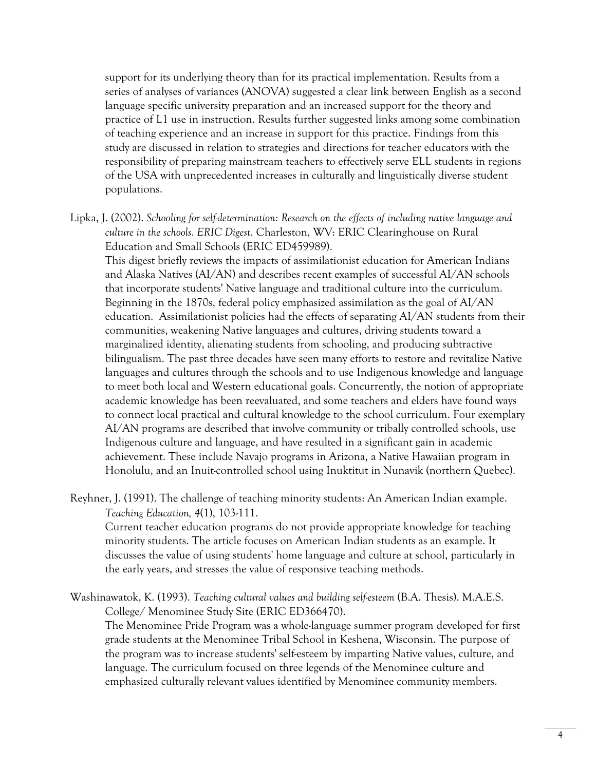support for its underlying theory than for its practical implementation. Results from a series of analyses of variances (ANOVA) suggested a clear link between English as a second language specific university preparation and an increased support for the theory and practice of L1 use in instruction. Results further suggested links among some combination of teaching experience and an increase in support for this practice. Findings from this study are discussed in relation to strategies and directions for teacher educators with the responsibility of preparing mainstream teachers to effectively serve ELL students in regions of the USA with unprecedented increases in culturally and linguistically diverse student populations.

Lipka, J. (2002). *Schooling for self-determination: Research on the effects of including native language and culture in the schools. ERIC Digest*. Charleston, WV: ERIC Clearinghouse on Rural Education and Small Schools (ERIC ED459989).

This digest briefly reviews the impacts of assimilationist education for American Indians and Alaska Natives (AI/AN) and describes recent examples of successful AI/AN schools that incorporate students' Native language and traditional culture into the curriculum. Beginning in the 1870s, federal policy emphasized assimilation as the goal of AI/AN education. Assimilationist policies had the effects of separating AI/AN students from their communities, weakening Native languages and cultures, driving students toward a marginalized identity, alienating students from schooling, and producing subtractive bilingualism. The past three decades have seen many efforts to restore and revitalize Native languages and cultures through the schools and to use Indigenous knowledge and language to meet both local and Western educational goals. Concurrently, the notion of appropriate academic knowledge has been reevaluated, and some teachers and elders have found ways to connect local practical and cultural knowledge to the school curriculum. Four exemplary AI/AN programs are described that involve community or tribally controlled schools, use Indigenous culture and language, and have resulted in a significant gain in academic achievement. These include Navajo programs in Arizona, a Native Hawaiian program in Honolulu, and an Inuit-controlled school using Inuktitut in Nunavik (northern Quebec).

Reyhner, J. (1991). The challenge of teaching minority students: An American Indian example. *Teaching Education, 4*(1), 103-111.

Current teacher education programs do not provide appropriate knowledge for teaching minority students. The article focuses on American Indian students as an example. It discusses the value of using students' home language and culture at school, particularly in the early years, and stresses the value of responsive teaching methods.

Washinawatok, K. (1993). *Teaching cultural values and building self-esteem* (B.A. Thesis). M.A.E.S. College/ Menominee Study Site (ERIC ED366470).

The Menominee Pride Program was a whole-language summer program developed for first grade students at the Menominee Tribal School in Keshena, Wisconsin. The purpose of the program was to increase students' self-esteem by imparting Native values, culture, and language. The curriculum focused on three legends of the Menominee culture and emphasized culturally relevant values identified by Menominee community members.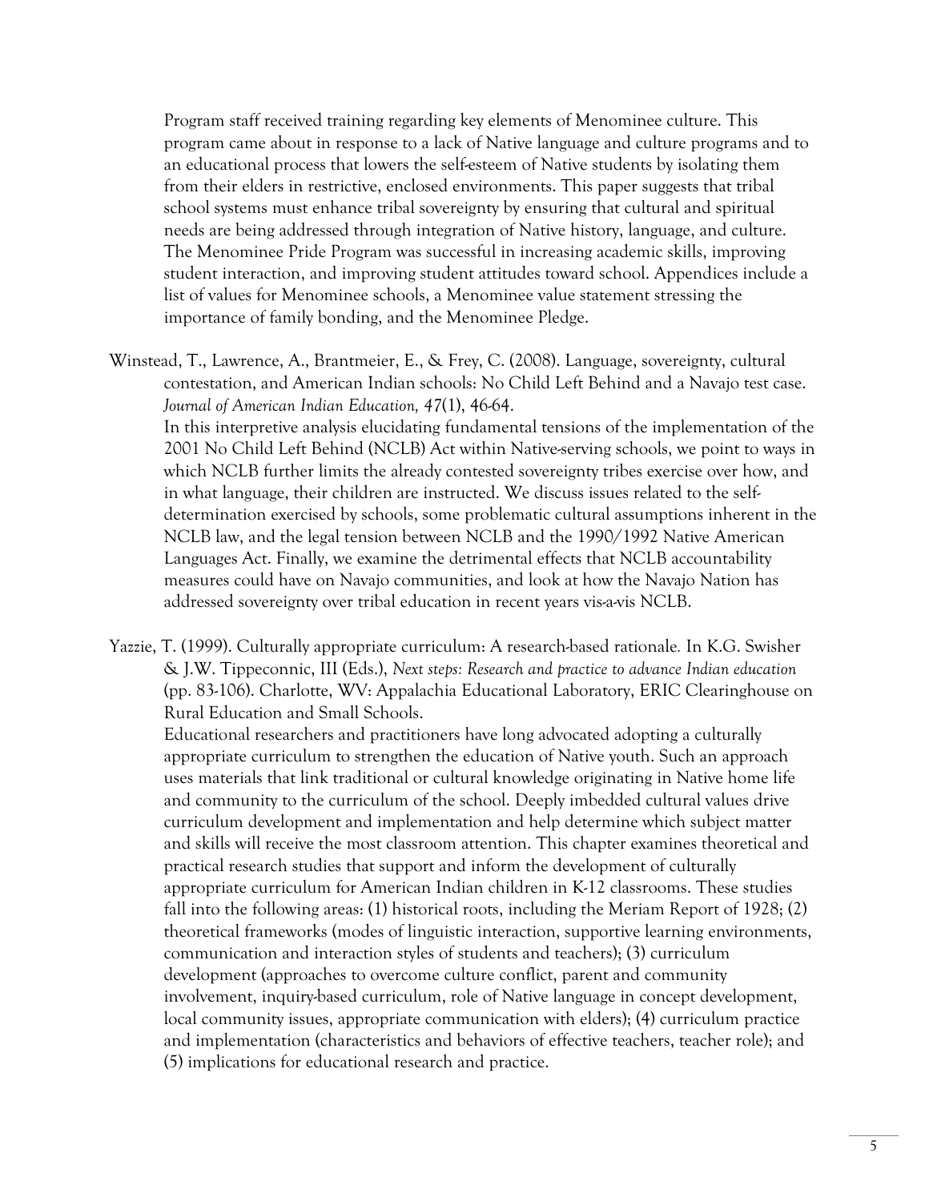Program staff received training regarding key elements of Menominee culture. This program came about in response to a lack of Native language and culture programs and to an educational process that lowers the self-esteem of Native students by isolating them from their elders in restrictive, enclosed environments. This paper suggests that tribal school systems must enhance tribal sovereignty by ensuring that cultural and spiritual needs are being addressed through integration of Native history, language, and culture. The Menominee Pride Program was successful in increasing academic skills, improving student interaction, and improving student attitudes toward school. Appendices include a list of values for Menominee schools, a Menominee value statement stressing the importance of family bonding, and the Menominee Pledge.

Winstead, T., Lawrence, A., Brantmeier, E., & Frey, C. (2008). Language, sovereignty, cultural contestation, and American Indian schools: No Child Left Behind and a Navajo test case. *Journal of American Indian Education, 47*(1), 46-64.
In this interpretive analysis elucidating fundamental tensions of the implementation of the 2001 No Child Left Behind (NCLB) Act within Native-serving schools, we point to ways in which NCLB further limits the already contested sovereignty tribes exercise over how, and in what language, their children are instructed. We discuss issues related to the self-determination exercised by schools, some problematic cultural assumptions inherent in the NCLB law, and the legal tension between NCLB and the 1990/1992 Native American Languages Act. Finally, we examine the detrimental effects that NCLB accountability measures could have on Navajo communities, and look at how the Navajo Nation has addressed sovereignty over tribal education in recent years vis-a-vis NCLB.

Yazzie, T. (1999). Culturally appropriate curriculum: A research-based rationale. In K.G. Swisher & J.W. Tippeconnic, III (Eds.), *Next steps: Research and practice to advance Indian education* (pp. 83-106). Charlotte, WV: Appalachia Educational Laboratory, ERIC Clearinghouse on Rural Education and Small Schools.
Educational researchers and practitioners have long advocated adopting a culturally appropriate curriculum to strengthen the education of Native youth. Such an approach uses materials that link traditional or cultural knowledge originating in Native home life and community to the curriculum of the school. Deeply imbedded cultural values drive curriculum development and implementation and help determine which subject matter and skills will receive the most classroom attention. This chapter examines theoretical and practical research studies that support and inform the development of culturally appropriate curriculum for American Indian children in K-12 classrooms. These studies fall into the following areas: (1) historical roots, including the Meriam Report of 1928; (2) theoretical frameworks (modes of linguistic interaction, supportive learning environments, communication and interaction styles of students and teachers); (3) curriculum development (approaches to overcome culture conflict, parent and community involvement, inquiry-based curriculum, role of Native language in concept development, local community issues, appropriate communication with elders); (4) curriculum practice and implementation (characteristics and behaviors of effective teachers, teacher role); and (5) implications for educational research and practice.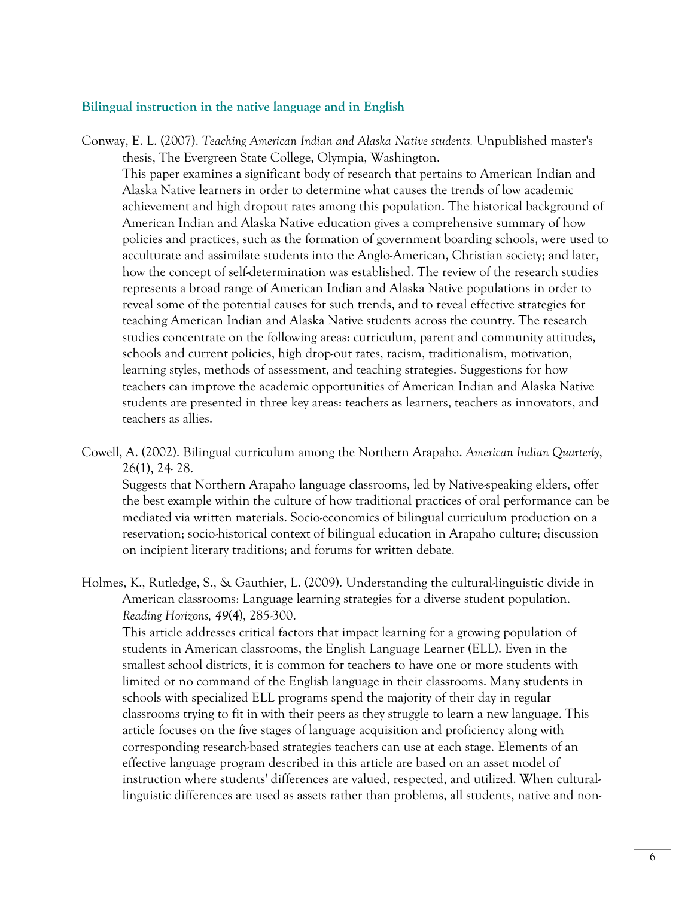### Bilingual instruction in the native language and in English

Conway, E. L. (2007). *Teaching American Indian and Alaska Native students.* Unpublished master's thesis, The Evergreen State College, Olympia, Washington.

This paper examines a significant body of research that pertains to American Indian and Alaska Native learners in order to determine what causes the trends of low academic achievement and high dropout rates among this population. The historical background of American Indian and Alaska Native education gives a comprehensive summary of how policies and practices, such as the formation of government boarding schools, were used to acculturate and assimilate students into the Anglo-American, Christian society; and later, how the concept of self-determination was established. The review of the research studies represents a broad range of American Indian and Alaska Native populations in order to reveal some of the potential causes for such trends, and to reveal effective strategies for teaching American Indian and Alaska Native students across the country. The research studies concentrate on the following areas: curriculum, parent and community attitudes, schools and current policies, high drop-out rates, racism, traditionalism, motivation, learning styles, methods of assessment, and teaching strategies. Suggestions for how teachers can improve the academic opportunities of American Indian and Alaska Native students are presented in three key areas: teachers as learners, teachers as innovators, and teachers as allies.

Cowell, A. (2002). Bilingual curriculum among the Northern Arapaho. *American Indian Quarterly*, 26(1), 24- 28.

Suggests that Northern Arapaho language classrooms, led by Native-speaking elders, offer the best example within the culture of how traditional practices of oral performance can be mediated via written materials. Socio-economics of bilingual curriculum production on a reservation; socio-historical context of bilingual education in Arapaho culture; discussion on incipient literary traditions; and forums for written debate.

Holmes, K., Rutledge, S., & Gauthier, L. (2009). Understanding the cultural-linguistic divide in American classrooms: Language learning strategies for a diverse student population. *Reading Horizons, 49*(4), 285-300.

This article addresses critical factors that impact learning for a growing population of students in American classrooms, the English Language Learner (ELL). Even in the smallest school districts, it is common for teachers to have one or more students with limited or no command of the English language in their classrooms. Many students in schools with specialized ELL programs spend the majority of their day in regular classrooms trying to fit in with their peers as they struggle to learn a new language. This article focuses on the five stages of language acquisition and proficiency along with corresponding research-based strategies teachers can use at each stage. Elements of an effective language program described in this article are based on an asset model of instruction where students' differences are valued, respected, and utilized. When cultural-linguistic differences are used as assets rather than problems, all students, native and non-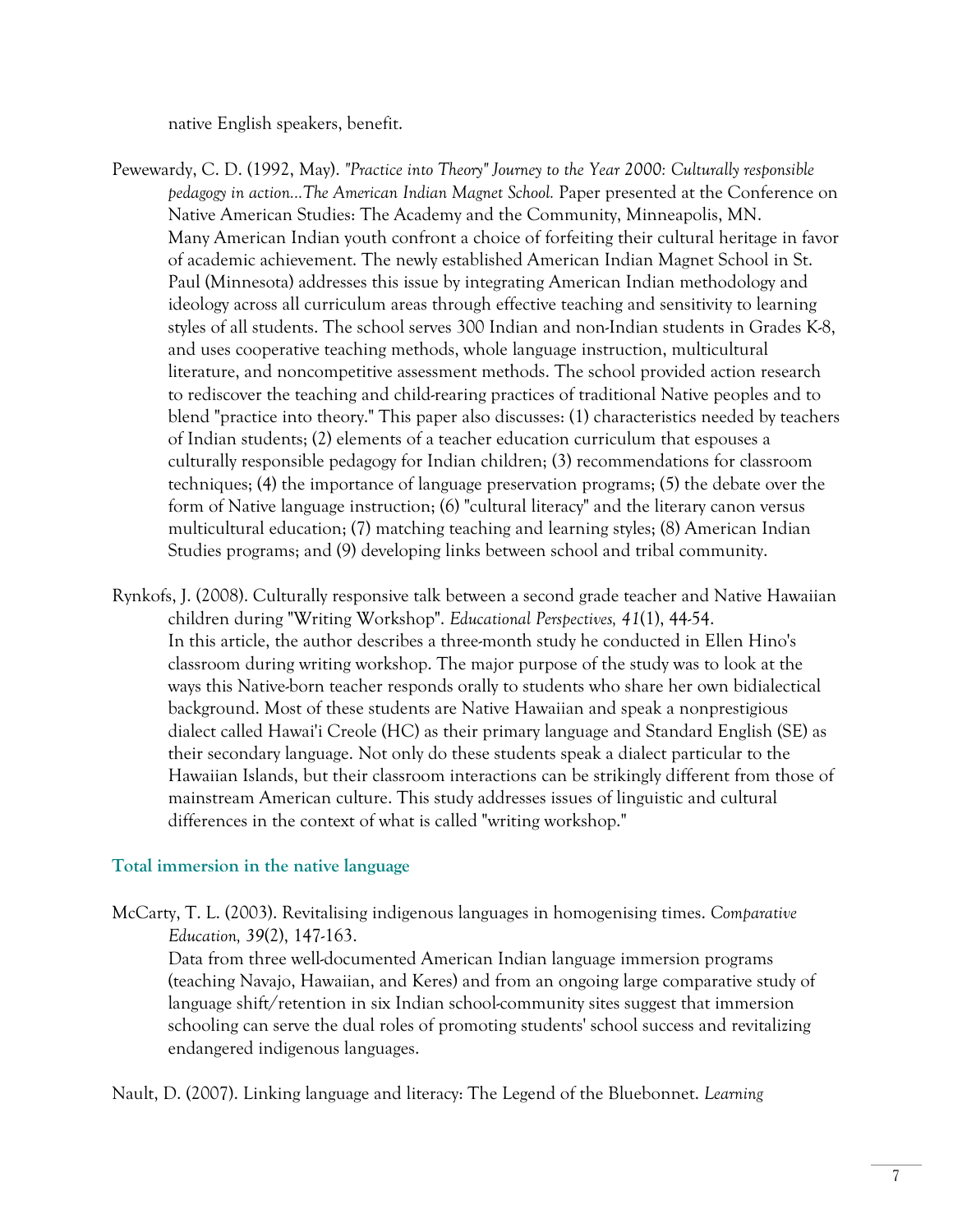native English speakers, benefit.

Pewewardy, C. D. (1992, May). *"Practice into Theory" Journey to the Year 2000: Culturally responsible pedagogy in action...The American Indian Magnet School.* Paper presented at the Conference on Native American Studies: The Academy and the Community, Minneapolis, MN.
Many American Indian youth confront a choice of forfeiting their cultural heritage in favor of academic achievement. The newly established American Indian Magnet School in St. Paul (Minnesota) addresses this issue by integrating American Indian methodology and ideology across all curriculum areas through effective teaching and sensitivity to learning styles of all students. The school serves 300 Indian and non-Indian students in Grades K-8, and uses cooperative teaching methods, whole language instruction, multicultural literature, and noncompetitive assessment methods. The school provided action research to rediscover the teaching and child-rearing practices of traditional Native peoples and to blend "practice into theory." This paper also discusses: (1) characteristics needed by teachers of Indian students; (2) elements of a teacher education curriculum that espouses a culturally responsible pedagogy for Indian children; (3) recommendations for classroom techniques; (4) the importance of language preservation programs; (5) the debate over the form of Native language instruction; (6) "cultural literacy" and the literary canon versus multicultural education; (7) matching teaching and learning styles; (8) American Indian Studies programs; and (9) developing links between school and tribal community.

Rynkofs, J. (2008). Culturally responsive talk between a second grade teacher and Native Hawaiian children during "Writing Workshop". *Educational Perspectives, 41*(1), 44-54.
In this article, the author describes a three-month study he conducted in Ellen Hino's classroom during writing workshop. The major purpose of the study was to look at the ways this Native-born teacher responds orally to students who share her own bidialectical background. Most of these students are Native Hawaiian and speak a nonprestigious dialect called Hawai'i Creole (HC) as their primary language and Standard English (SE) as their secondary language. Not only do these students speak a dialect particular to the Hawaiian Islands, but their classroom interactions can be strikingly different from those of mainstream American culture. This study addresses issues of linguistic and cultural differences in the context of what is called "writing workshop."

### Total immersion in the native language

McCarty, T. L. (2003). Revitalising indigenous languages in homogenising times. *Comparative Education, 39*(2), 147-163.
Data from three well-documented American Indian language immersion programs (teaching Navajo, Hawaiian, and Keres) and from an ongoing large comparative study of language shift/retention in six Indian school-community sites suggest that immersion schooling can serve the dual roles of promoting students' school success and revitalizing endangered indigenous languages.

Nault, D. (2007). Linking language and literacy: The Legend of the Bluebonnet. *Learning*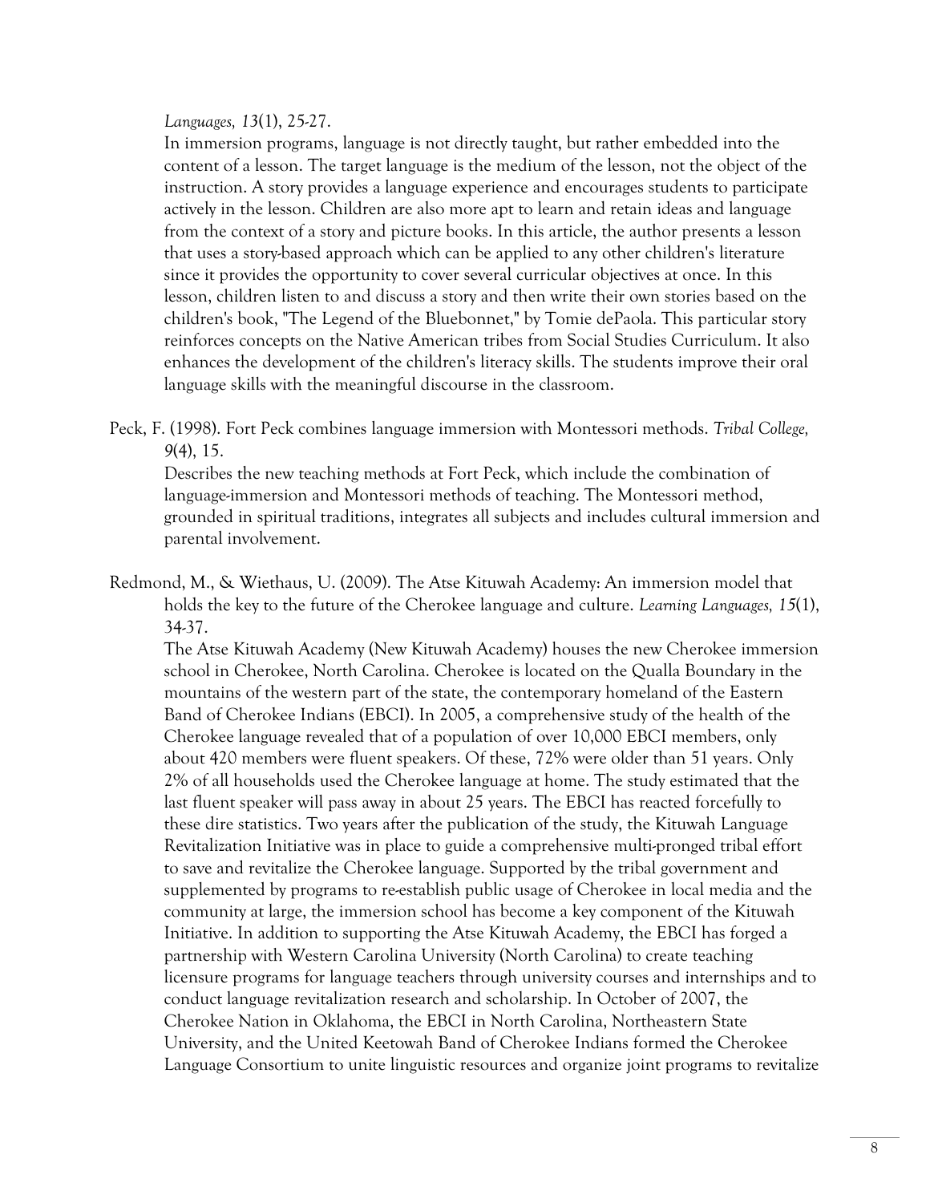*Languages, 13*(1), 25-27.

In immersion programs, language is not directly taught, but rather embedded into the content of a lesson. The target language is the medium of the lesson, not the object of the instruction. A story provides a language experience and encourages students to participate actively in the lesson. Children are also more apt to learn and retain ideas and language from the context of a story and picture books. In this article, the author presents a lesson that uses a story-based approach which can be applied to any other children's literature since it provides the opportunity to cover several curricular objectives at once. In this lesson, children listen to and discuss a story and then write their own stories based on the children's book, "The Legend of the Bluebonnet," by Tomie dePaola. This particular story reinforces concepts on the Native American tribes from Social Studies Curriculum. It also enhances the development of the children's literacy skills. The students improve their oral language skills with the meaningful discourse in the classroom.

Peck, F. (1998). Fort Peck combines language immersion with Montessori methods. *Tribal College, 9*(4), 15.

Describes the new teaching methods at Fort Peck, which include the combination of language-immersion and Montessori methods of teaching. The Montessori method, grounded in spiritual traditions, integrates all subjects and includes cultural immersion and parental involvement.

Redmond, M., & Wiethaus, U. (2009). The Atse Kituwah Academy: An immersion model that holds the key to the future of the Cherokee language and culture. *Learning Languages, 15*(1), 34-37.

The Atse Kituwah Academy (New Kituwah Academy) houses the new Cherokee immersion school in Cherokee, North Carolina. Cherokee is located on the Qualla Boundary in the mountains of the western part of the state, the contemporary homeland of the Eastern Band of Cherokee Indians (EBCI). In 2005, a comprehensive study of the health of the Cherokee language revealed that of a population of over 10,000 EBCI members, only about 420 members were fluent speakers. Of these, 72% were older than 51 years. Only 2% of all households used the Cherokee language at home. The study estimated that the last fluent speaker will pass away in about 25 years. The EBCI has reacted forcefully to these dire statistics. Two years after the publication of the study, the Kituwah Language Revitalization Initiative was in place to guide a comprehensive multi-pronged tribal effort to save and revitalize the Cherokee language. Supported by the tribal government and supplemented by programs to re-establish public usage of Cherokee in local media and the community at large, the immersion school has become a key component of the Kituwah Initiative. In addition to supporting the Atse Kituwah Academy, the EBCI has forged a partnership with Western Carolina University (North Carolina) to create teaching licensure programs for language teachers through university courses and internships and to conduct language revitalization research and scholarship. In October of 2007, the Cherokee Nation in Oklahoma, the EBCI in North Carolina, Northeastern State University, and the United Keetowah Band of Cherokee Indians formed the Cherokee Language Consortium to unite linguistic resources and organize joint programs to revitalize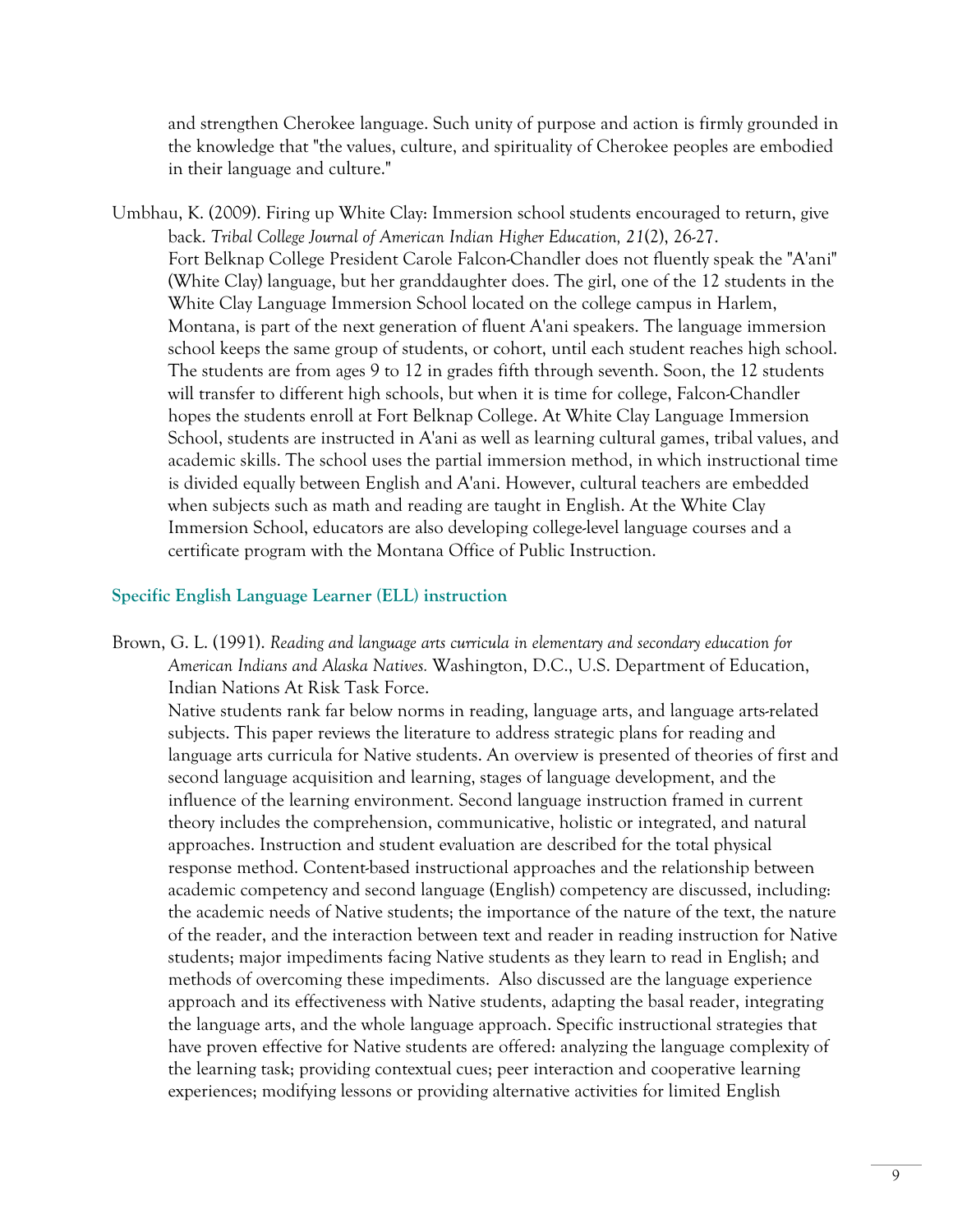and strengthen Cherokee language. Such unity of purpose and action is firmly grounded in the knowledge that "the values, culture, and spirituality of Cherokee peoples are embodied in their language and culture."

Umbhau, K. (2009). Firing up White Clay: Immersion school students encouraged to return, give back. *Tribal College Journal of American Indian Higher Education, 21*(2), 26-27.
Fort Belknap College President Carole Falcon-Chandler does not fluently speak the "A'ani" (White Clay) language, but her granddaughter does. The girl, one of the 12 students in the White Clay Language Immersion School located on the college campus in Harlem, Montana, is part of the next generation of fluent A'ani speakers. The language immersion school keeps the same group of students, or cohort, until each student reaches high school. The students are from ages 9 to 12 in grades fifth through seventh. Soon, the 12 students will transfer to different high schools, but when it is time for college, Falcon-Chandler hopes the students enroll at Fort Belknap College. At White Clay Language Immersion School, students are instructed in A'ani as well as learning cultural games, tribal values, and academic skills. The school uses the partial immersion method, in which instructional time is divided equally between English and A'ani. However, cultural teachers are embedded when subjects such as math and reading are taught in English. At the White Clay Immersion School, educators are also developing college-level language courses and a certificate program with the Montana Office of Public Instruction.

### Specific English Language Learner (ELL) instruction

Brown, G. L. (1991). *Reading and language arts curricula in elementary and secondary education for American Indians and Alaska Natives.* Washington, D.C., U.S. Department of Education, Indian Nations At Risk Task Force.
Native students rank far below norms in reading, language arts, and language arts-related subjects. This paper reviews the literature to address strategic plans for reading and language arts curricula for Native students. An overview is presented of theories of first and second language acquisition and learning, stages of language development, and the influence of the learning environment. Second language instruction framed in current theory includes the comprehension, communicative, holistic or integrated, and natural approaches. Instruction and student evaluation are described for the total physical response method. Content-based instructional approaches and the relationship between academic competency and second language (English) competency are discussed, including: the academic needs of Native students; the importance of the nature of the text, the nature of the reader, and the interaction between text and reader in reading instruction for Native students; major impediments facing Native students as they learn to read in English; and methods of overcoming these impediments. Also discussed are the language experience approach and its effectiveness with Native students, adapting the basal reader, integrating the language arts, and the whole language approach. Specific instructional strategies that have proven effective for Native students are offered: analyzing the language complexity of the learning task; providing contextual cues; peer interaction and cooperative learning experiences; modifying lessons or providing alternative activities for limited English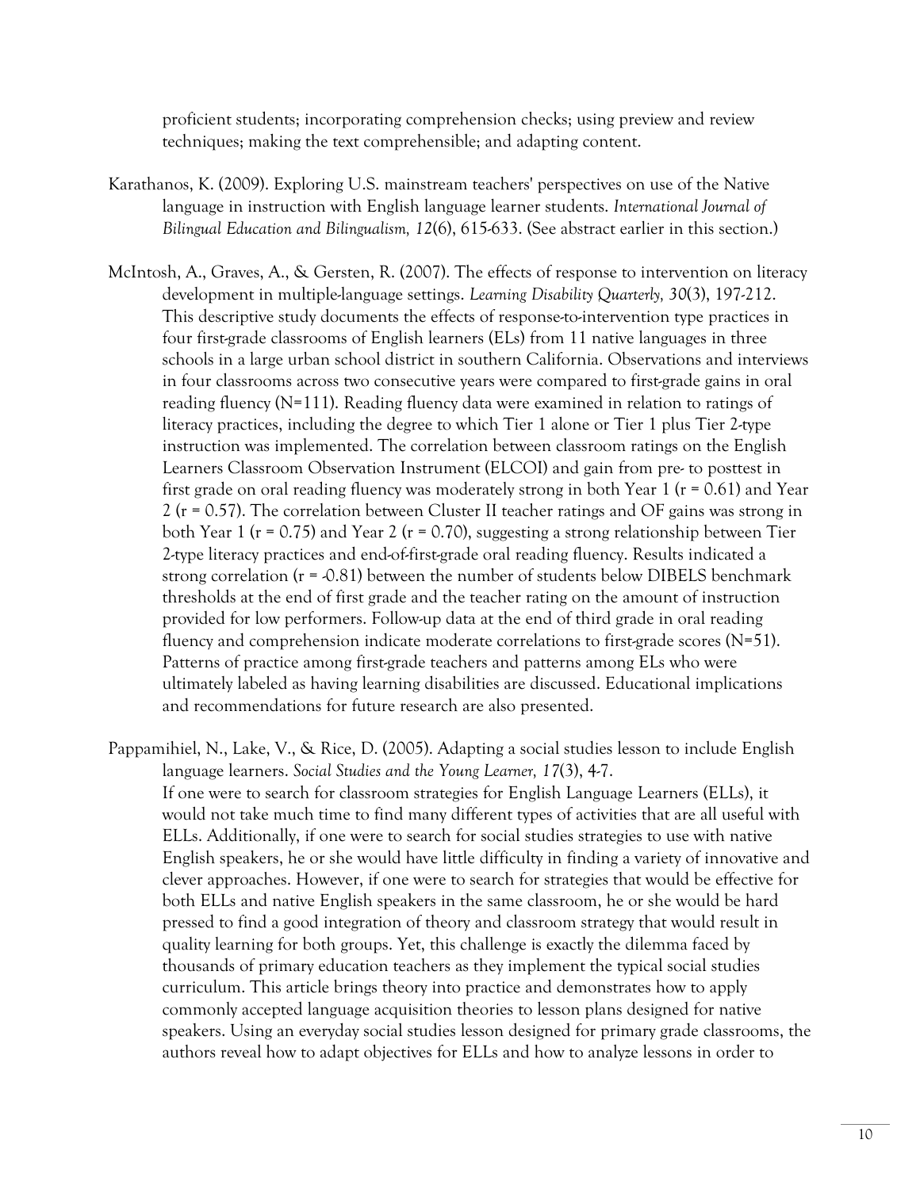proficient students; incorporating comprehension checks; using preview and review techniques; making the text comprehensible; and adapting content.

Karathanos, K. (2009). Exploring U.S. mainstream teachers' perspectives on use of the Native language in instruction with English language learner students. *International Journal of Bilingual Education and Bilingualism, 12*(6), 615-633. (See abstract earlier in this section.)

McIntosh, A., Graves, A., & Gersten, R. (2007). The effects of response to intervention on literacy development in multiple-language settings. *Learning Disability Quarterly, 30*(3), 197-212. This descriptive study documents the effects of response-to-intervention type practices in four first-grade classrooms of English learners (ELs) from 11 native languages in three schools in a large urban school district in southern California. Observations and interviews in four classrooms across two consecutive years were compared to first-grade gains in oral reading fluency (N=111). Reading fluency data were examined in relation to ratings of literacy practices, including the degree to which Tier 1 alone or Tier 1 plus Tier 2-type instruction was implemented. The correlation between classroom ratings on the English Learners Classroom Observation Instrument (ELCOI) and gain from pre- to posttest in first grade on oral reading fluency was moderately strong in both Year 1 ($r = 0.61$) and Year 2 ($r = 0.57$). The correlation between Cluster II teacher ratings and OF gains was strong in both Year 1 ($r = 0.75$) and Year 2 ($r = 0.70$), suggesting a strong relationship between Tier 2-type literacy practices and end-of-first-grade oral reading fluency. Results indicated a strong correlation ($r = -0.81$) between the number of students below DIBELS benchmark thresholds at the end of first grade and the teacher rating on the amount of instruction provided for low performers. Follow-up data at the end of third grade in oral reading fluency and comprehension indicate moderate correlations to first-grade scores (N=51). Patterns of practice among first-grade teachers and patterns among ELs who were ultimately labeled as having learning disabilities are discussed. Educational implications and recommendations for future research are also presented.

Pappamihiel, N., Lake, V., & Rice, D. (2005). Adapting a social studies lesson to include English language learners. *Social Studies and the Young Learner, 17*(3), 4-7. If one were to search for classroom strategies for English Language Learners (ELLs), it would not take much time to find many different types of activities that are all useful with ELLs. Additionally, if one were to search for social studies strategies to use with native English speakers, he or she would have little difficulty in finding a variety of innovative and clever approaches. However, if one were to search for strategies that would be effective for both ELLs and native English speakers in the same classroom, he or she would be hard pressed to find a good integration of theory and classroom strategy that would result in quality learning for both groups. Yet, this challenge is exactly the dilemma faced by thousands of primary education teachers as they implement the typical social studies curriculum. This article brings theory into practice and demonstrates how to apply commonly accepted language acquisition theories to lesson plans designed for native speakers. Using an everyday social studies lesson designed for primary grade classrooms, the authors reveal how to adapt objectives for ELLs and how to analyze lessons in order to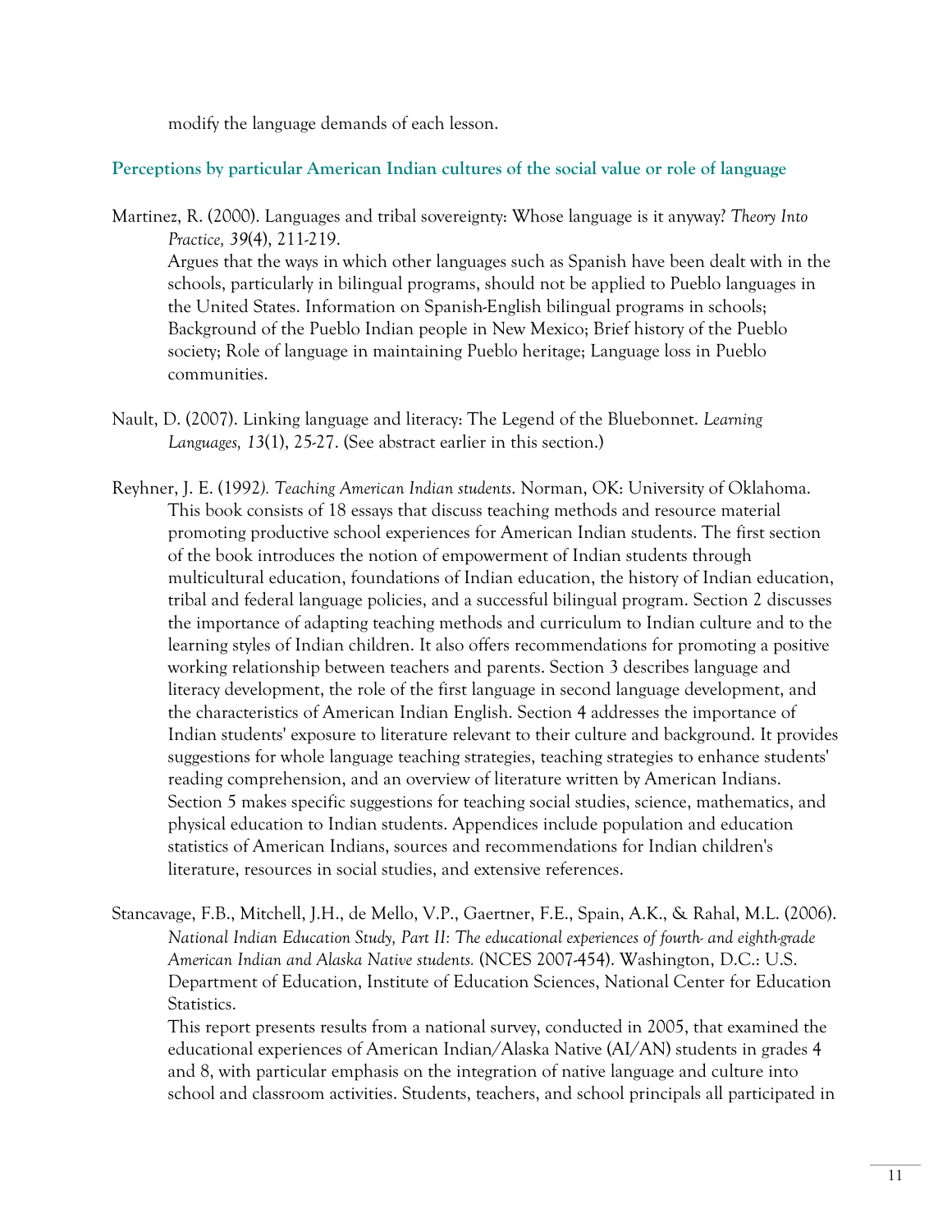modify the language demands of each lesson.

### Perceptions by particular American Indian cultures of the social value or role of language

Martinez, R. (2000). Languages and tribal sovereignty: Whose language is it anyway? *Theory Into Practice, 39*(4), 211-219.
Argues that the ways in which other languages such as Spanish have been dealt with in the schools, particularly in bilingual programs, should not be applied to Pueblo languages in the United States. Information on Spanish-English bilingual programs in schools; Background of the Pueblo Indian people in New Mexico; Brief history of the Pueblo society; Role of language in maintaining Pueblo heritage; Language loss in Pueblo communities.

Nault, D. (2007). Linking language and literacy: The Legend of the Bluebonnet. *Learning Languages, 13*(1), 25-27. (See abstract earlier in this section.)

Reyhner, J. E. (1992). *Teaching American Indian students*. Norman, OK: University of Oklahoma.
This book consists of 18 essays that discuss teaching methods and resource material promoting productive school experiences for American Indian students. The first section of the book introduces the notion of empowerment of Indian students through multicultural education, foundations of Indian education, the history of Indian education, tribal and federal language policies, and a successful bilingual program. Section 2 discusses the importance of adapting teaching methods and curriculum to Indian culture and to the learning styles of Indian children. It also offers recommendations for promoting a positive working relationship between teachers and parents. Section 3 describes language and literacy development, the role of the first language in second language development, and the characteristics of American Indian English. Section 4 addresses the importance of Indian students' exposure to literature relevant to their culture and background. It provides suggestions for whole language teaching strategies, teaching strategies to enhance students' reading comprehension, and an overview of literature written by American Indians. Section 5 makes specific suggestions for teaching social studies, science, mathematics, and physical education to Indian students. Appendices include population and education statistics of American Indians, sources and recommendations for Indian children's literature, resources in social studies, and extensive references.

Stancavage, F.B., Mitchell, J.H., de Mello, V.P., Gaertner, F.E., Spain, A.K., & Rahal, M.L. (2006). *National Indian Education Study, Part II: The educational experiences of fourth- and eighth-grade American Indian and Alaska Native students.* (NCES 2007-454). Washington, D.C.: U.S. Department of Education, Institute of Education Sciences, National Center for Education Statistics.
This report presents results from a national survey, conducted in 2005, that examined the educational experiences of American Indian/Alaska Native (AI/AN) students in grades 4 and 8, with particular emphasis on the integration of native language and culture into school and classroom activities. Students, teachers, and school principals all participated in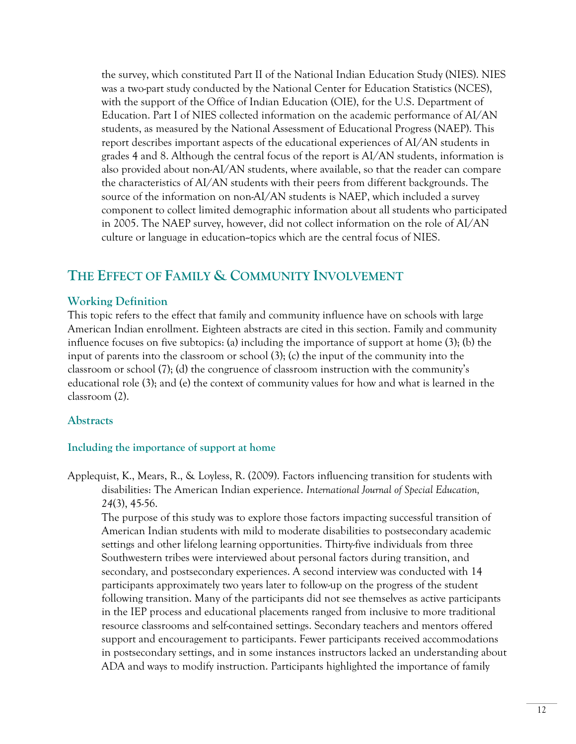the survey, which constituted Part II of the National Indian Education Study (NIES). NIES was a two-part study conducted by the National Center for Education Statistics (NCES), with the support of the Office of Indian Education (OIE), for the U.S. Department of Education. Part I of NIES collected information on the academic performance of AI/AN students, as measured by the National Assessment of Educational Progress (NAEP). This report describes important aspects of the educational experiences of AI/AN students in grades 4 and 8. Although the central focus of the report is AI/AN students, information is also provided about non-AI/AN students, where available, so that the reader can compare the characteristics of AI/AN students with their peers from different backgrounds. The source of the information on non-AI/AN students is NAEP, which included a survey component to collect limited demographic information about all students who participated in 2005. The NAEP survey, however, did not collect information on the role of AI/AN culture or language in education--topics which are the central focus of NIES.

## The Effect of Family & Community Involvement

### Working Definition

This topic refers to the effect that family and community influence have on schools with large American Indian enrollment. Eighteen abstracts are cited in this section. Family and community influence focuses on five subtopics: (a) including the importance of support at home (3); (b) the input of parents into the classroom or school (3); (c) the input of the community into the classroom or school (7); (d) the congruence of classroom instruction with the community's educational role (3); and (e) the context of community values for how and what is learned in the classroom (2).

### Abstracts

#### Including the importance of support at home

Applequist, K., Mears, R., & Loyless, R. (2009). Factors influencing transition for students with disabilities: The American Indian experience. *International Journal of Special Education, 24*(3), 45-56.

The purpose of this study was to explore those factors impacting successful transition of American Indian students with mild to moderate disabilities to postsecondary academic settings and other lifelong learning opportunities. Thirty-five individuals from three Southwestern tribes were interviewed about personal factors during transition, and secondary, and postsecondary experiences. A second interview was conducted with 14 participants approximately two years later to follow-up on the progress of the student following transition. Many of the participants did not see themselves as active participants in the IEP process and educational placements ranged from inclusive to more traditional resource classrooms and self-contained settings. Secondary teachers and mentors offered support and encouragement to participants. Fewer participants received accommodations in postsecondary settings, and in some instances instructors lacked an understanding about ADA and ways to modify instruction. Participants highlighted the importance of family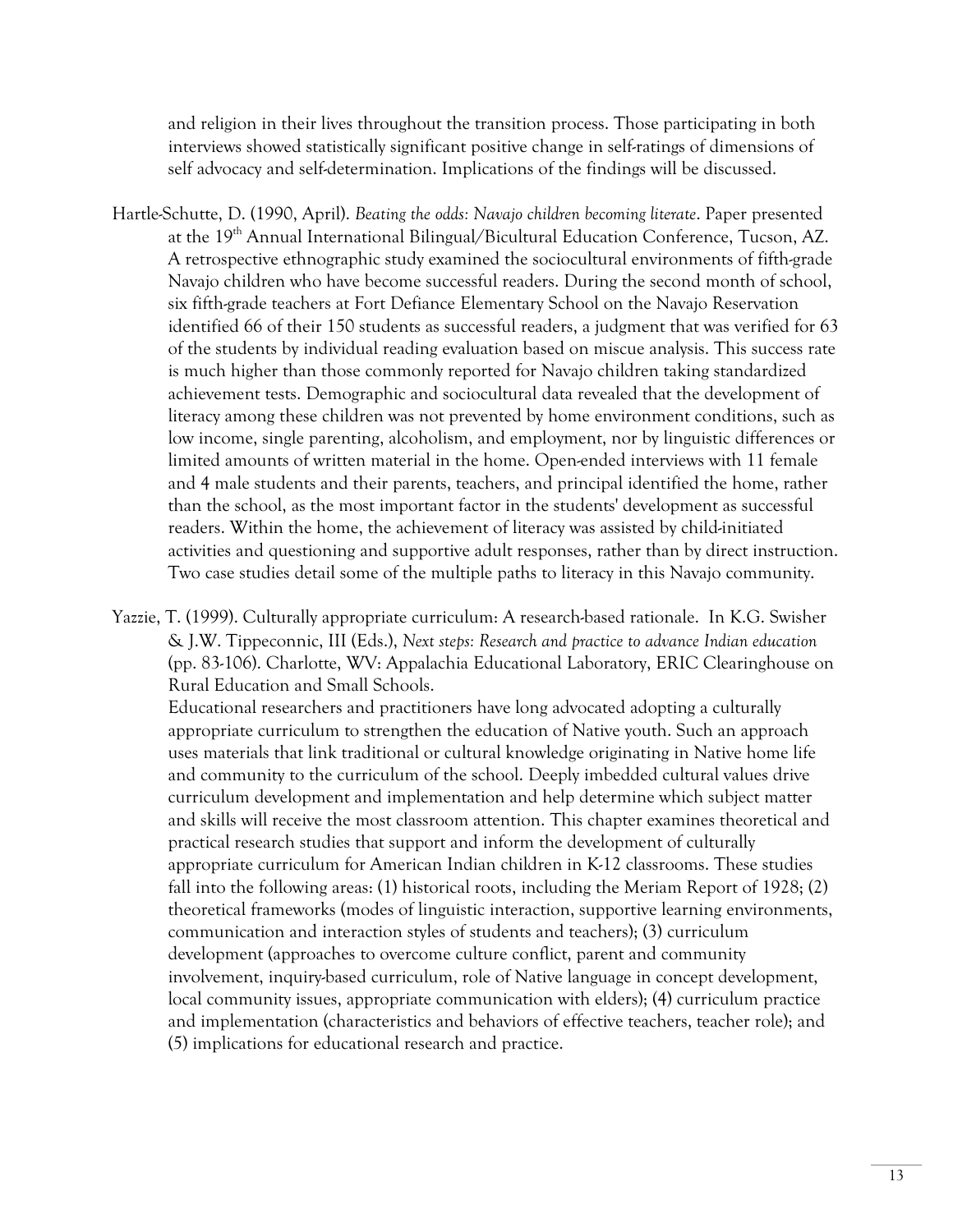and religion in their lives throughout the transition process. Those participating in both interviews showed statistically significant positive change in self-ratings of dimensions of self advocacy and self-determination. Implications of the findings will be discussed.

Hartle-Schutte, D. (1990, April). *Beating the odds: Navajo children becoming literate*. Paper presented at the 19th Annual International Bilingual/Bicultural Education Conference, Tucson, AZ.
A retrospective ethnographic study examined the sociocultural environments of fifth-grade Navajo children who have become successful readers. During the second month of school, six fifth-grade teachers at Fort Defiance Elementary School on the Navajo Reservation identified 66 of their 150 students as successful readers, a judgment that was verified for 63 of the students by individual reading evaluation based on miscue analysis. This success rate is much higher than those commonly reported for Navajo children taking standardized achievement tests. Demographic and sociocultural data revealed that the development of literacy among these children was not prevented by home environment conditions, such as low income, single parenting, alcoholism, and employment, nor by linguistic differences or limited amounts of written material in the home. Open-ended interviews with 11 female and 4 male students and their parents, teachers, and principal identified the home, rather than the school, as the most important factor in the students' development as successful readers. Within the home, the achievement of literacy was assisted by child-initiated activities and questioning and supportive adult responses, rather than by direct instruction. Two case studies detail some of the multiple paths to literacy in this Navajo community.

Yazzie, T. (1999). Culturally appropriate curriculum: A research-based rationale. In K.G. Swisher & J.W. Tippeconnic, III (Eds.), *Next steps: Research and practice to advance Indian education* (pp. 83-106). Charlotte, WV: Appalachia Educational Laboratory, ERIC Clearinghouse on Rural Education and Small Schools.
Educational researchers and practitioners have long advocated adopting a culturally appropriate curriculum to strengthen the education of Native youth. Such an approach uses materials that link traditional or cultural knowledge originating in Native home life and community to the curriculum of the school. Deeply imbedded cultural values drive curriculum development and implementation and help determine which subject matter and skills will receive the most classroom attention. This chapter examines theoretical and practical research studies that support and inform the development of culturally appropriate curriculum for American Indian children in K-12 classrooms. These studies fall into the following areas: (1) historical roots, including the Meriam Report of 1928; (2) theoretical frameworks (modes of linguistic interaction, supportive learning environments, communication and interaction styles of students and teachers); (3) curriculum development (approaches to overcome culture conflict, parent and community involvement, inquiry-based curriculum, role of Native language in concept development, local community issues, appropriate communication with elders); (4) curriculum practice and implementation (characteristics and behaviors of effective teachers, teacher role); and (5) implications for educational research and practice.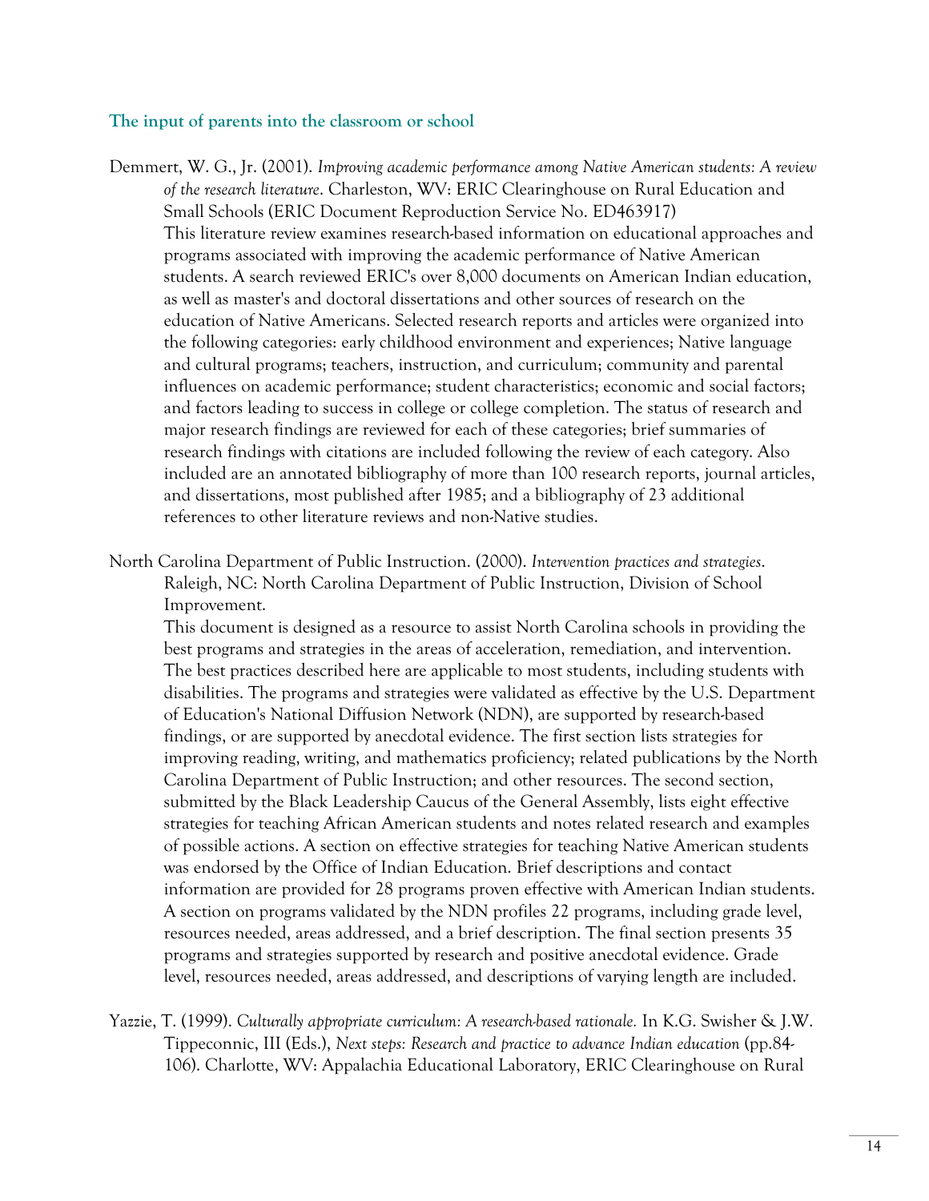### The input of parents into the classroom or school

Demmert, W. G., Jr. (2001). *Improving academic performance among Native American students: A review of the research literature*. Charleston, WV: ERIC Clearinghouse on Rural Education and Small Schools (ERIC Document Reproduction Service No. ED463917)
This literature review examines research-based information on educational approaches and programs associated with improving the academic performance of Native American students. A search reviewed ERIC's over 8,000 documents on American Indian education, as well as master's and doctoral dissertations and other sources of research on the education of Native Americans. Selected research reports and articles were organized into the following categories: early childhood environment and experiences; Native language and cultural programs; teachers, instruction, and curriculum; community and parental influences on academic performance; student characteristics; economic and social factors; and factors leading to success in college or college completion. The status of research and major research findings are reviewed for each of these categories; brief summaries of research findings with citations are included following the review of each category. Also included are an annotated bibliography of more than 100 research reports, journal articles, and dissertations, most published after 1985; and a bibliography of 23 additional references to other literature reviews and non-Native studies.

North Carolina Department of Public Instruction. (2000). *Intervention practices and strategies*. Raleigh, NC: North Carolina Department of Public Instruction, Division of School Improvement.
This document is designed as a resource to assist North Carolina schools in providing the best programs and strategies in the areas of acceleration, remediation, and intervention. The best practices described here are applicable to most students, including students with disabilities. The programs and strategies were validated as effective by the U.S. Department of Education's National Diffusion Network (NDN), are supported by research-based findings, or are supported by anecdotal evidence. The first section lists strategies for improving reading, writing, and mathematics proficiency; related publications by the North Carolina Department of Public Instruction; and other resources. The second section, submitted by the Black Leadership Caucus of the General Assembly, lists eight effective strategies for teaching African American students and notes related research and examples of possible actions. A section on effective strategies for teaching Native American students was endorsed by the Office of Indian Education. Brief descriptions and contact information are provided for 28 programs proven effective with American Indian students. A section on programs validated by the NDN profiles 22 programs, including grade level, resources needed, areas addressed, and a brief description. The final section presents 35 programs and strategies supported by research and positive anecdotal evidence. Grade level, resources needed, areas addressed, and descriptions of varying length are included.

Yazzie, T. (1999). *Culturally appropriate curriculum: A research-based rationale.* In K.G. Swisher & J.W. Tippeconnic, III (Eds.), *Next steps: Research and practice to advance Indian education* (pp.84-106). Charlotte, WV: Appalachia Educational Laboratory, ERIC Clearinghouse on Rural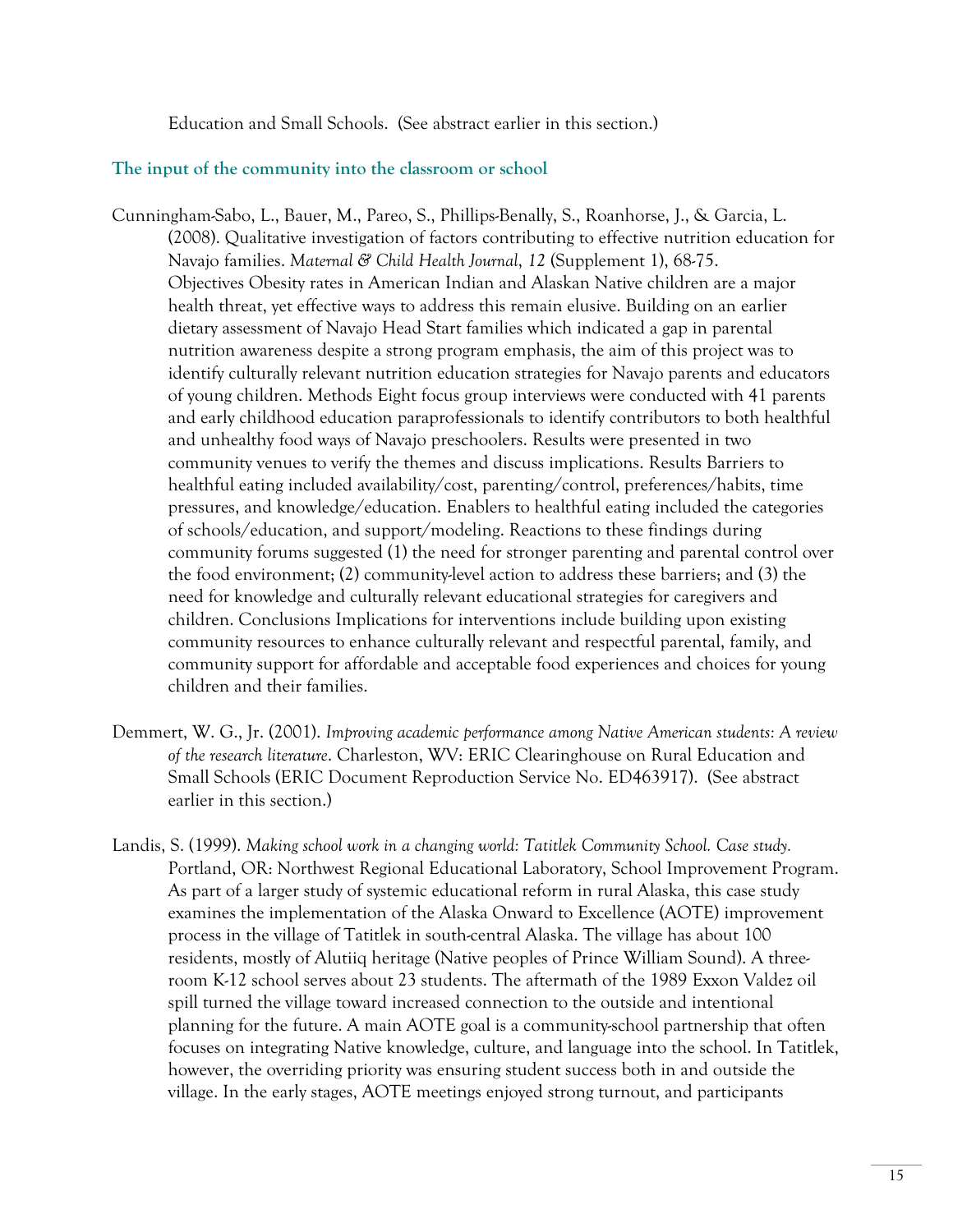Education and Small Schools. (See abstract earlier in this section.)

### The input of the community into the classroom or school

Cunningham-Sabo, L., Bauer, M., Pareo, S., Phillips-Benally, S., Roanhorse, J., & Garcia, L. (2008). Qualitative investigation of factors contributing to effective nutrition education for Navajo families. *Maternal & Child Health Journal, 12* (Supplement 1), 68-75. Objectives Obesity rates in American Indian and Alaskan Native children are a major health threat, yet effective ways to address this remain elusive. Building on an earlier dietary assessment of Navajo Head Start families which indicated a gap in parental nutrition awareness despite a strong program emphasis, the aim of this project was to identify culturally relevant nutrition education strategies for Navajo parents and educators of young children. Methods Eight focus group interviews were conducted with 41 parents and early childhood education paraprofessionals to identify contributors to both healthful and unhealthy food ways of Navajo preschoolers. Results were presented in two community venues to verify the themes and discuss implications. Results Barriers to healthful eating included availability/cost, parenting/control, preferences/habits, time pressures, and knowledge/education. Enablers to healthful eating included the categories of schools/education, and support/modeling. Reactions to these findings during community forums suggested (1) the need for stronger parenting and parental control over the food environment; (2) community-level action to address these barriers; and (3) the need for knowledge and culturally relevant educational strategies for caregivers and children. Conclusions Implications for interventions include building upon existing community resources to enhance culturally relevant and respectful parental, family, and community support for affordable and acceptable food experiences and choices for young children and their families.

Demmert, W. G., Jr. (2001). *Improving academic performance among Native American students: A review of the research literature*. Charleston, WV: ERIC Clearinghouse on Rural Education and Small Schools (ERIC Document Reproduction Service No. ED463917). (See abstract earlier in this section.)

Landis, S. (1999). *Making school work in a changing world: Tatitlek Community School. Case study.* Portland, OR: Northwest Regional Educational Laboratory, School Improvement Program. As part of a larger study of systemic educational reform in rural Alaska, this case study examines the implementation of the Alaska Onward to Excellence (AOTE) improvement process in the village of Tatitlek in south-central Alaska. The village has about 100 residents, mostly of Alutiiq heritage (Native peoples of Prince William Sound). A three-room K-12 school serves about 23 students. The aftermath of the 1989 Exxon Valdez oil spill turned the village toward increased connection to the outside and intentional planning for the future. A main AOTE goal is a community-school partnership that often focuses on integrating Native knowledge, culture, and language into the school. In Tatitlek, however, the overriding priority was ensuring student success both in and outside the village. In the early stages, AOTE meetings enjoyed strong turnout, and participants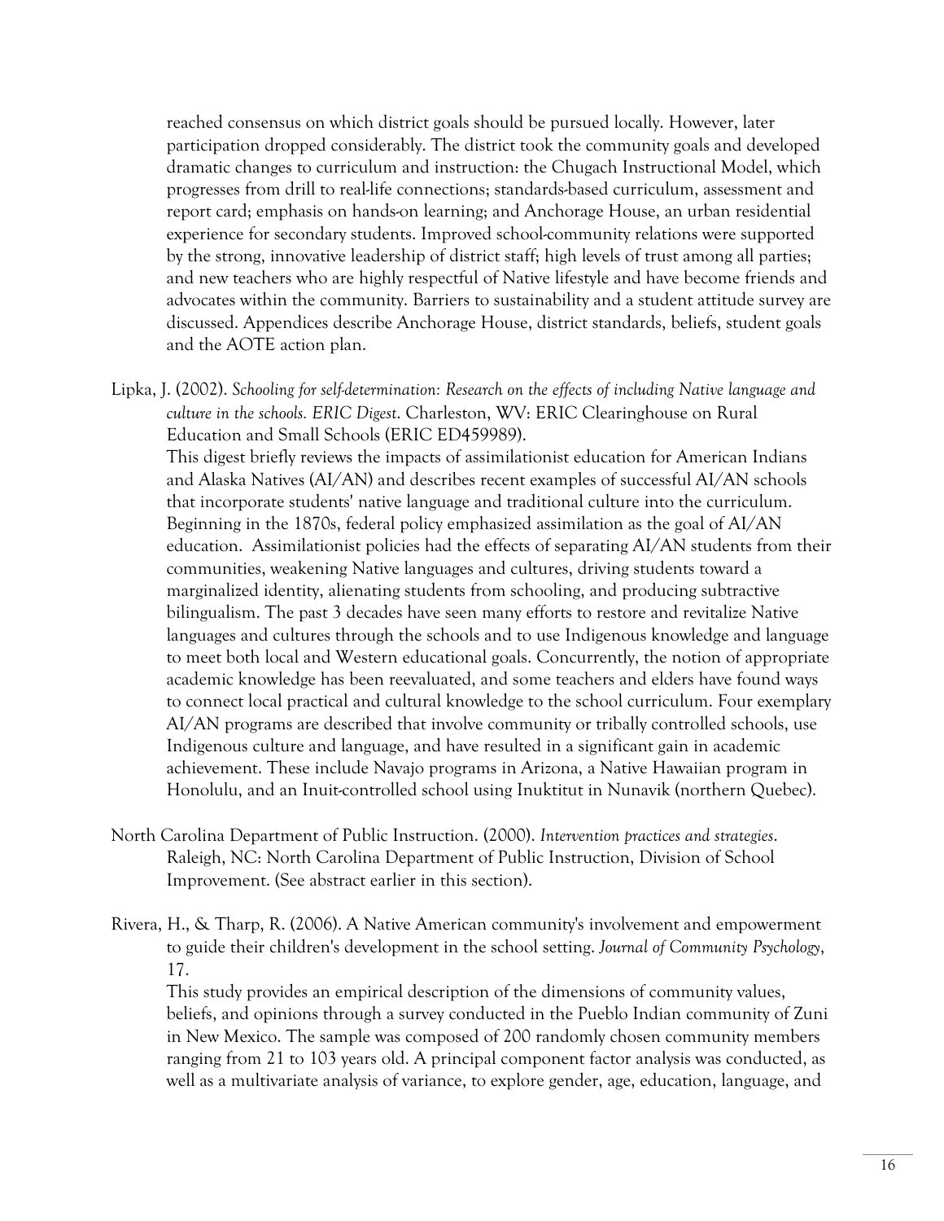reached consensus on which district goals should be pursued locally. However, later participation dropped considerably. The district took the community goals and developed dramatic changes to curriculum and instruction: the Chugach Instructional Model, which progresses from drill to real-life connections; standards-based curriculum, assessment and report card; emphasis on hands-on learning; and Anchorage House, an urban residential experience for secondary students. Improved school-community relations were supported by the strong, innovative leadership of district staff; high levels of trust among all parties; and new teachers who are highly respectful of Native lifestyle and have become friends and advocates within the community. Barriers to sustainability and a student attitude survey are discussed. Appendices describe Anchorage House, district standards, beliefs, student goals and the AOTE action plan.

Lipka, J. (2002). *Schooling for self-determination: Research on the effects of including Native language and culture in the schools. ERIC Digest*. Charleston, WV: ERIC Clearinghouse on Rural Education and Small Schools (ERIC ED459989).
This digest briefly reviews the impacts of assimilationist education for American Indians and Alaska Natives (AI/AN) and describes recent examples of successful AI/AN schools that incorporate students' native language and traditional culture into the curriculum. Beginning in the 1870s, federal policy emphasized assimilation as the goal of AI/AN education. Assimilationist policies had the effects of separating AI/AN students from their communities, weakening Native languages and cultures, driving students toward a marginalized identity, alienating students from schooling, and producing subtractive bilingualism. The past 3 decades have seen many efforts to restore and revitalize Native languages and cultures through the schools and to use Indigenous knowledge and language to meet both local and Western educational goals. Concurrently, the notion of appropriate academic knowledge has been reevaluated, and some teachers and elders have found ways to connect local practical and cultural knowledge to the school curriculum. Four exemplary AI/AN programs are described that involve community or tribally controlled schools, use Indigenous culture and language, and have resulted in a significant gain in academic achievement. These include Navajo programs in Arizona, a Native Hawaiian program in Honolulu, and an Inuit-controlled school using Inuktitut in Nunavik (northern Quebec).

North Carolina Department of Public Instruction. (2000). *Intervention practices and strategies*. Raleigh, NC: North Carolina Department of Public Instruction, Division of School Improvement. (See abstract earlier in this section).

Rivera, H., & Tharp, R. (2006). A Native American community's involvement and empowerment to guide their children's development in the school setting. *Journal of Community Psychology*, 17.
This study provides an empirical description of the dimensions of community values, beliefs, and opinions through a survey conducted in the Pueblo Indian community of Zuni in New Mexico. The sample was composed of 200 randomly chosen community members ranging from 21 to 103 years old. A principal component factor analysis was conducted, as well as a multivariate analysis of variance, to explore gender, age, education, language, and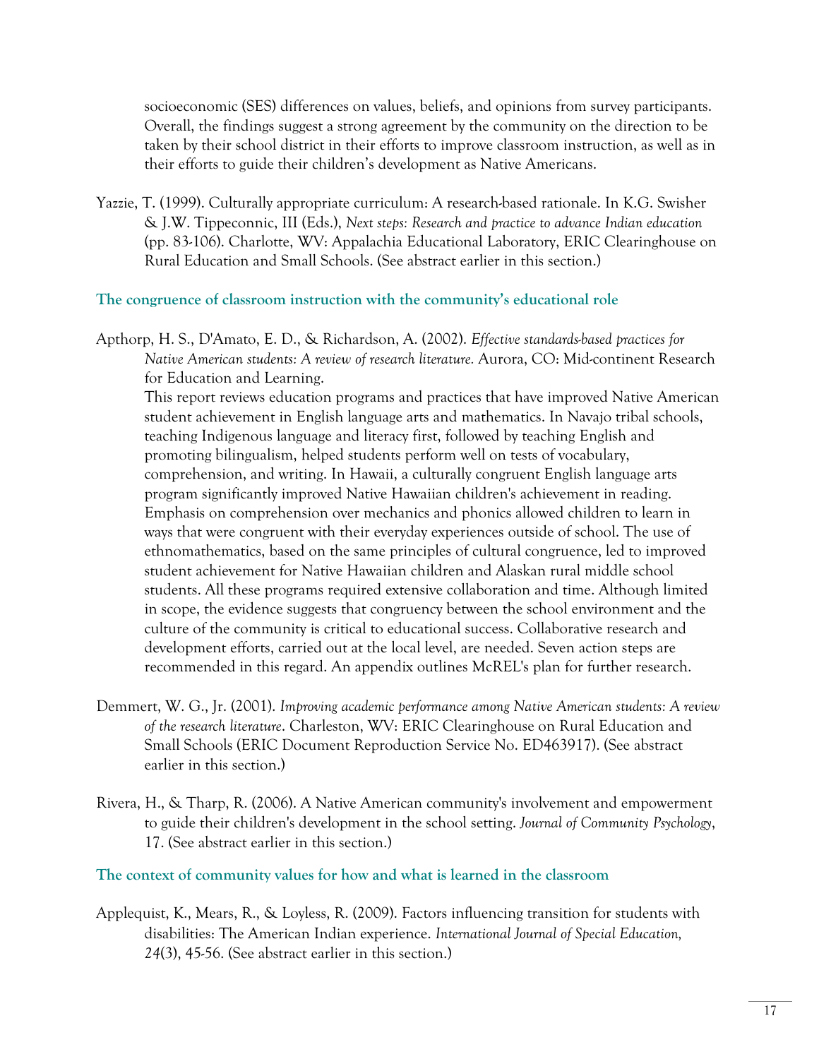socioeconomic (SES) differences on values, beliefs, and opinions from survey participants. Overall, the findings suggest a strong agreement by the community on the direction to be taken by their school district in their efforts to improve classroom instruction, as well as in their efforts to guide their children's development as Native Americans.

Yazzie, T. (1999). Culturally appropriate curriculum: A research-based rationale. In K.G. Swisher & J.W. Tippeconnic, III (Eds.), *Next steps: Research and practice to advance Indian education* (pp. 83-106). Charlotte, WV: Appalachia Educational Laboratory, ERIC Clearinghouse on Rural Education and Small Schools. (See abstract earlier in this section.)

### The congruence of classroom instruction with the community's educational role

Apthorp, H. S., D'Amato, E. D., & Richardson, A. (2002). *Effective standards-based practices for Native American students: A review of research literature.* Aurora, CO: Mid-continent Research for Education and Learning.
This report reviews education programs and practices that have improved Native American student achievement in English language arts and mathematics. In Navajo tribal schools, teaching Indigenous language and literacy first, followed by teaching English and promoting bilingualism, helped students perform well on tests of vocabulary, comprehension, and writing. In Hawaii, a culturally congruent English language arts program significantly improved Native Hawaiian children's achievement in reading. Emphasis on comprehension over mechanics and phonics allowed children to learn in ways that were congruent with their everyday experiences outside of school. The use of ethnomathematics, based on the same principles of cultural congruence, led to improved student achievement for Native Hawaiian children and Alaskan rural middle school students. All these programs required extensive collaboration and time. Although limited in scope, the evidence suggests that congruency between the school environment and the culture of the community is critical to educational success. Collaborative research and development efforts, carried out at the local level, are needed. Seven action steps are recommended in this regard. An appendix outlines McREL's plan for further research.

Demmert, W. G., Jr. (2001). *Improving academic performance among Native American students: A review of the research literature*. Charleston, WV: ERIC Clearinghouse on Rural Education and Small Schools (ERIC Document Reproduction Service No. ED463917). (See abstract earlier in this section.)

Rivera, H., & Tharp, R. (2006). A Native American community's involvement and empowerment to guide their children's development in the school setting. *Journal of Community Psychology*, 17. (See abstract earlier in this section.)

### The context of community values for how and what is learned in the classroom

Applequist, K., Mears, R., & Loyless, R. (2009). Factors influencing transition for students with disabilities: The American Indian experience. *International Journal of Special Education, 24*(3), 45-56. (See abstract earlier in this section.)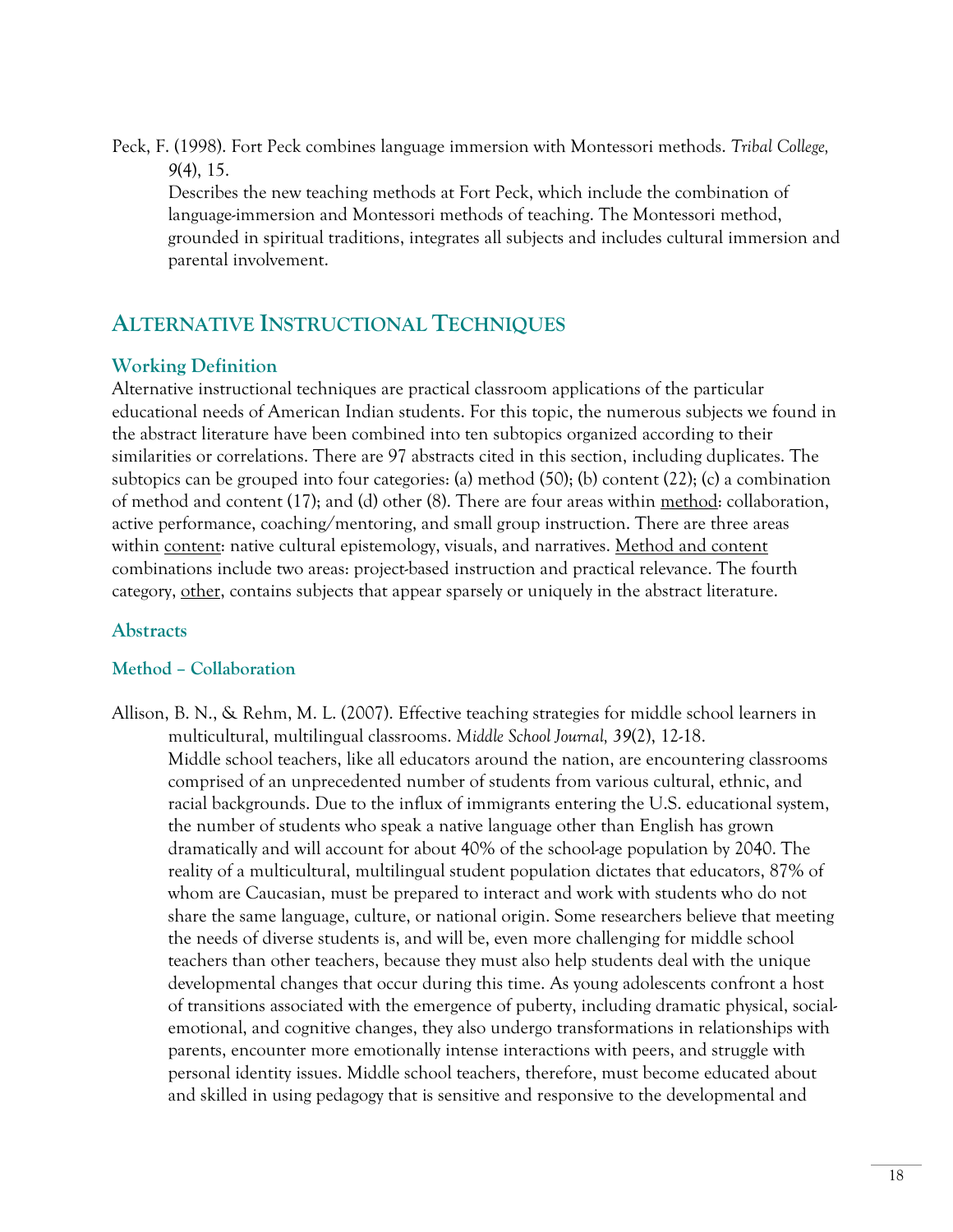Peck, F. (1998). Fort Peck combines language immersion with Montessori methods. *Tribal College, 9*(4), 15.

Describes the new teaching methods at Fort Peck, which include the combination of language-immersion and Montessori methods of teaching. The Montessori method, grounded in spiritual traditions, integrates all subjects and includes cultural immersion and parental involvement.

## ALTERNATIVE INSTRUCTIONAL TECHNIQUES

### Working Definition

Alternative instructional techniques are practical classroom applications of the particular educational needs of American Indian students. For this topic, the numerous subjects we found in the abstract literature have been combined into ten subtopics organized according to their similarities or correlations. There are 97 abstracts cited in this section, including duplicates. The subtopics can be grouped into four categories: (a) method (50); (b) content (22); (c) a combination of method and content (17); and (d) other (8). There are four areas within <u>method</u>: collaboration, active performance, coaching/mentoring, and small group instruction. There are three areas within <u>content</u>: native cultural epistemology, visuals, and narratives. <u>Method and content</u> combinations include two areas: project-based instruction and practical relevance. The fourth category, <u>other</u>, contains subjects that appear sparsely or uniquely in the abstract literature.

### Abstracts

#### Method – Collaboration

Allison, B. N., & Rehm, M. L. (2007). Effective teaching strategies for middle school learners in multicultural, multilingual classrooms. *Middle School Journal, 39*(2), 12-18.

Middle school teachers, like all educators around the nation, are encountering classrooms comprised of an unprecedented number of students from various cultural, ethnic, and racial backgrounds. Due to the influx of immigrants entering the U.S. educational system, the number of students who speak a native language other than English has grown dramatically and will account for about 40% of the school-age population by 2040. The reality of a multicultural, multilingual student population dictates that educators, 87% of whom are Caucasian, must be prepared to interact and work with students who do not share the same language, culture, or national origin. Some researchers believe that meeting the needs of diverse students is, and will be, even more challenging for middle school teachers than other teachers, because they must also help students deal with the unique developmental changes that occur during this time. As young adolescents confront a host of transitions associated with the emergence of puberty, including dramatic physical, social-emotional, and cognitive changes, they also undergo transformations in relationships with parents, encounter more emotionally intense interactions with peers, and struggle with personal identity issues. Middle school teachers, therefore, must become educated about and skilled in using pedagogy that is sensitive and responsive to the developmental and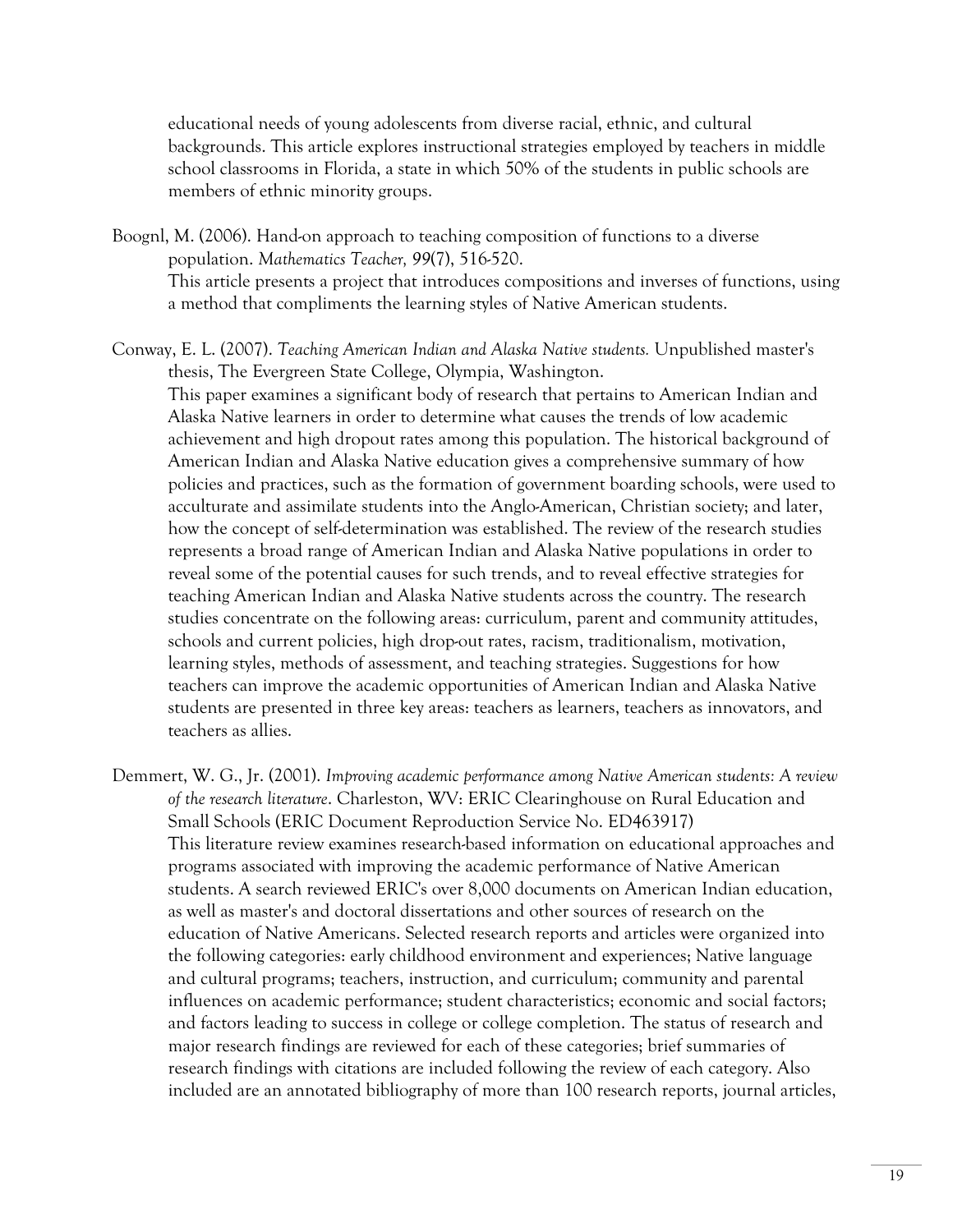educational needs of young adolescents from diverse racial, ethnic, and cultural backgrounds. This article explores instructional strategies employed by teachers in middle school classrooms in Florida, a state in which 50% of the students in public schools are members of ethnic minority groups.

Boognl, M. (2006). Hand-on approach to teaching composition of functions to a diverse population. *Mathematics Teacher, 99*(7), 516-520.
This article presents a project that introduces compositions and inverses of functions, using a method that compliments the learning styles of Native American students.

Conway, E. L. (2007). *Teaching American Indian and Alaska Native students.* Unpublished master's thesis, The Evergreen State College, Olympia, Washington.
This paper examines a significant body of research that pertains to American Indian and Alaska Native learners in order to determine what causes the trends of low academic achievement and high dropout rates among this population. The historical background of American Indian and Alaska Native education gives a comprehensive summary of how policies and practices, such as the formation of government boarding schools, were used to acculturate and assimilate students into the Anglo-American, Christian society; and later, how the concept of self-determination was established. The review of the research studies represents a broad range of American Indian and Alaska Native populations in order to reveal some of the potential causes for such trends, and to reveal effective strategies for teaching American Indian and Alaska Native students across the country. The research studies concentrate on the following areas: curriculum, parent and community attitudes, schools and current policies, high drop-out rates, racism, traditionalism, motivation, learning styles, methods of assessment, and teaching strategies. Suggestions for how teachers can improve the academic opportunities of American Indian and Alaska Native students are presented in three key areas: teachers as learners, teachers as innovators, and teachers as allies.

Demmert, W. G., Jr. (2001). *Improving academic performance among Native American students: A review of the research literature*. Charleston, WV: ERIC Clearinghouse on Rural Education and Small Schools (ERIC Document Reproduction Service No. ED463917)
This literature review examines research-based information on educational approaches and programs associated with improving the academic performance of Native American students. A search reviewed ERIC's over 8,000 documents on American Indian education, as well as master's and doctoral dissertations and other sources of research on the education of Native Americans. Selected research reports and articles were organized into the following categories: early childhood environment and experiences; Native language and cultural programs; teachers, instruction, and curriculum; community and parental influences on academic performance; student characteristics; economic and social factors; and factors leading to success in college or college completion. The status of research and major research findings are reviewed for each of these categories; brief summaries of research findings with citations are included following the review of each category. Also included are an annotated bibliography of more than 100 research reports, journal articles,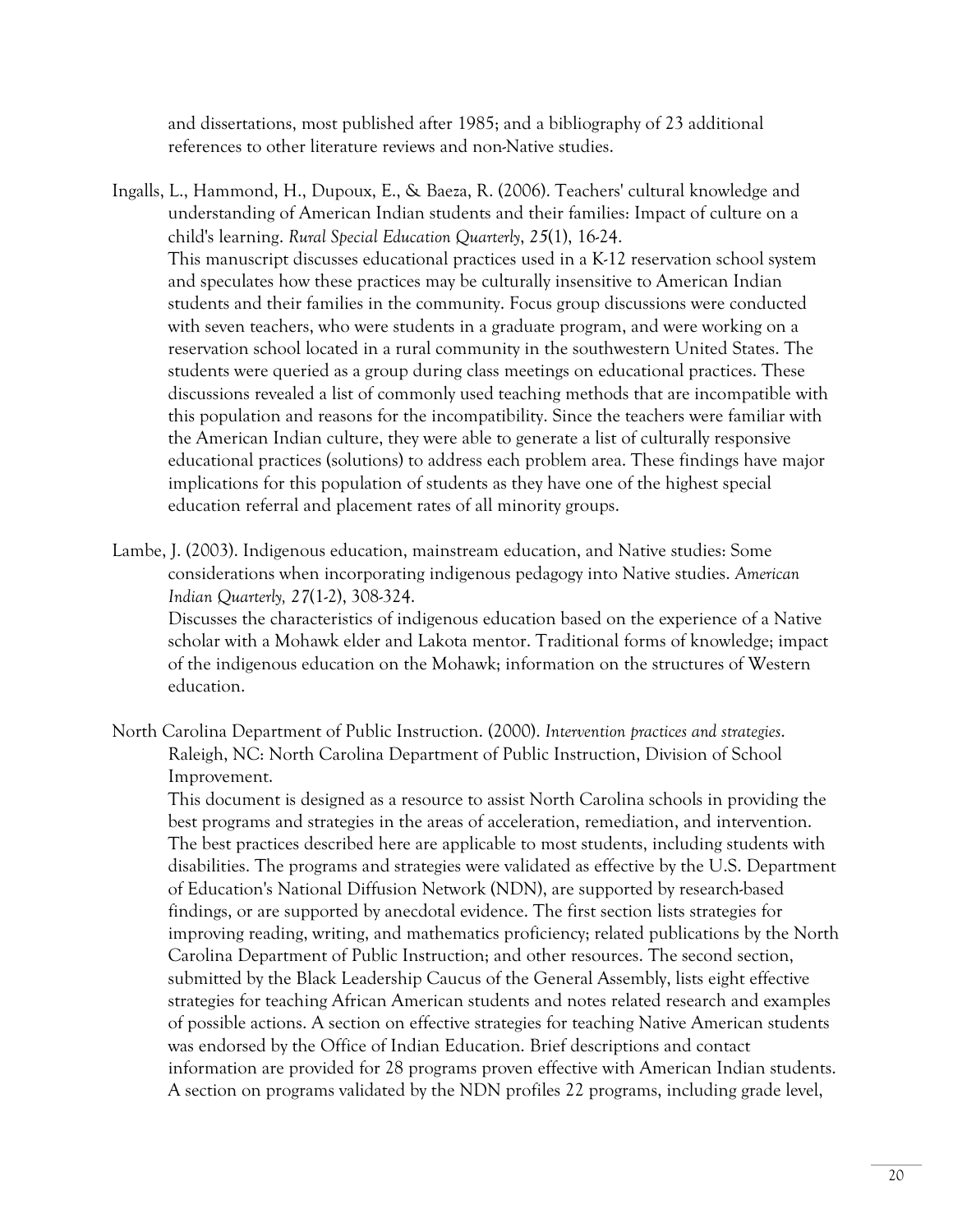and dissertations, most published after 1985; and a bibliography of 23 additional references to other literature reviews and non-Native studies.

Ingalls, L., Hammond, H., Dupoux, E., & Baeza, R. (2006). Teachers' cultural knowledge and understanding of American Indian students and their families: Impact of culture on a child's learning. *Rural Special Education Quarterly*, *25*(1), 16-24.
This manuscript discusses educational practices used in a K-12 reservation school system and speculates how these practices may be culturally insensitive to American Indian students and their families in the community. Focus group discussions were conducted with seven teachers, who were students in a graduate program, and were working on a reservation school located in a rural community in the southwestern United States. The students were queried as a group during class meetings on educational practices. These discussions revealed a list of commonly used teaching methods that are incompatible with this population and reasons for the incompatibility. Since the teachers were familiar with the American Indian culture, they were able to generate a list of culturally responsive educational practices (solutions) to address each problem area. These findings have major implications for this population of students as they have one of the highest special education referral and placement rates of all minority groups.

Lambe, J. (2003). Indigenous education, mainstream education, and Native studies: Some considerations when incorporating indigenous pedagogy into Native studies. *American Indian Quarterly, 27*(1-2), 308-324.
Discusses the characteristics of indigenous education based on the experience of a Native scholar with a Mohawk elder and Lakota mentor. Traditional forms of knowledge; impact of the indigenous education on the Mohawk; information on the structures of Western education.

North Carolina Department of Public Instruction. (2000). *Intervention practices and strategies*. Raleigh, NC: North Carolina Department of Public Instruction, Division of School Improvement.
This document is designed as a resource to assist North Carolina schools in providing the best programs and strategies in the areas of acceleration, remediation, and intervention. The best practices described here are applicable to most students, including students with disabilities. The programs and strategies were validated as effective by the U.S. Department of Education's National Diffusion Network (NDN), are supported by research-based findings, or are supported by anecdotal evidence. The first section lists strategies for improving reading, writing, and mathematics proficiency; related publications by the North Carolina Department of Public Instruction; and other resources. The second section, submitted by the Black Leadership Caucus of the General Assembly, lists eight effective strategies for teaching African American students and notes related research and examples of possible actions. A section on effective strategies for teaching Native American students was endorsed by the Office of Indian Education. Brief descriptions and contact information are provided for 28 programs proven effective with American Indian students. A section on programs validated by the NDN profiles 22 programs, including grade level,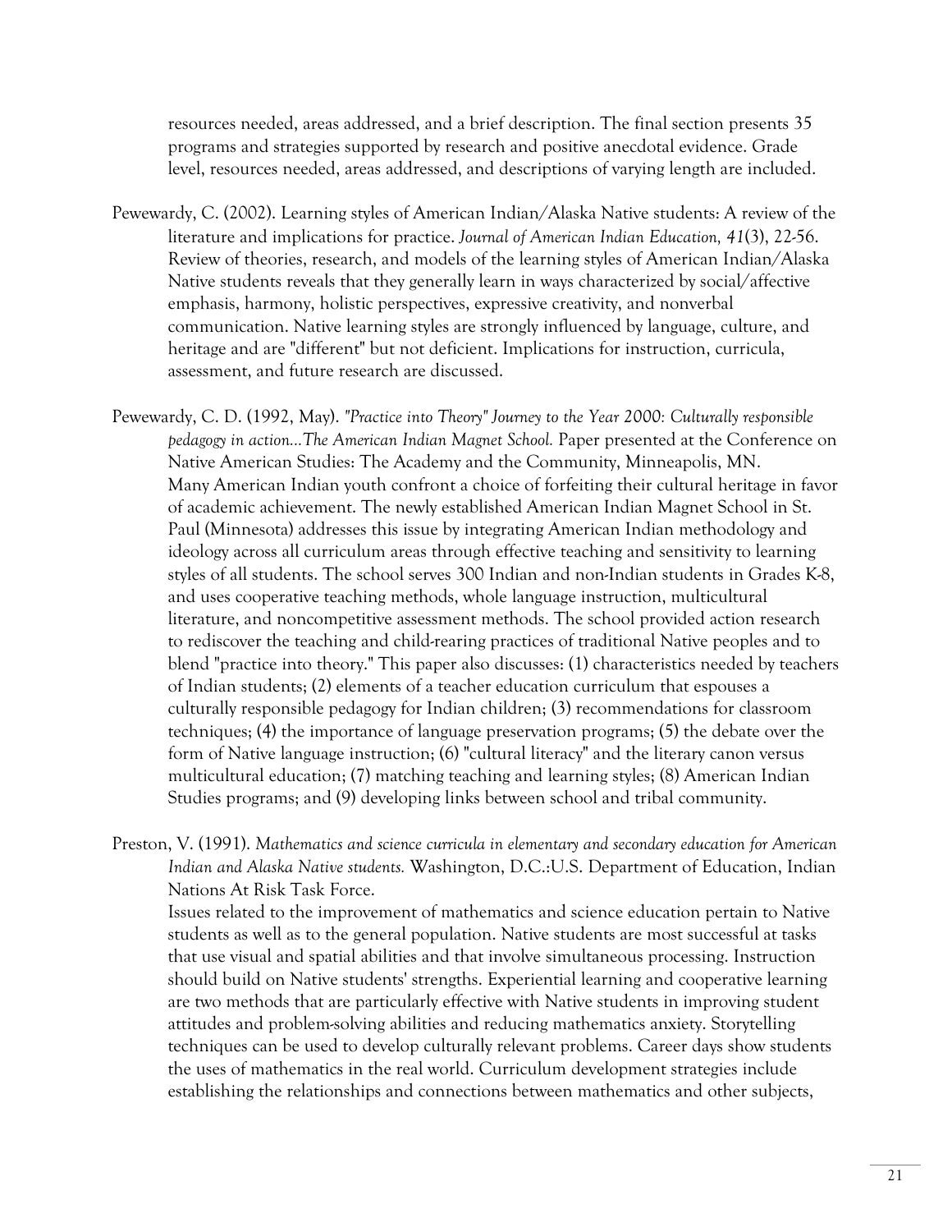resources needed, areas addressed, and a brief description. The final section presents 35 programs and strategies supported by research and positive anecdotal evidence. Grade level, resources needed, areas addressed, and descriptions of varying length are included.

Pewewardy, C. (2002). Learning styles of American Indian/Alaska Native students: A review of the literature and implications for practice. *Journal of American Indian Education, 41*(3), 22-56.
Review of theories, research, and models of the learning styles of American Indian/Alaska Native students reveals that they generally learn in ways characterized by social/affective emphasis, harmony, holistic perspectives, expressive creativity, and nonverbal communication. Native learning styles are strongly influenced by language, culture, and heritage and are "different" but not deficient. Implications for instruction, curricula, assessment, and future research are discussed.

Pewewardy, C. D. (1992, May). *"Practice into Theory" Journey to the Year 2000: Culturally responsible pedagogy in action…The American Indian Magnet School.* Paper presented at the Conference on Native American Studies: The Academy and the Community, Minneapolis, MN.
Many American Indian youth confront a choice of forfeiting their cultural heritage in favor of academic achievement. The newly established American Indian Magnet School in St. Paul (Minnesota) addresses this issue by integrating American Indian methodology and ideology across all curriculum areas through effective teaching and sensitivity to learning styles of all students. The school serves 300 Indian and non-Indian students in Grades K-8, and uses cooperative teaching methods, whole language instruction, multicultural literature, and noncompetitive assessment methods. The school provided action research to rediscover the teaching and child-rearing practices of traditional Native peoples and to blend "practice into theory." This paper also discusses: (1) characteristics needed by teachers of Indian students; (2) elements of a teacher education curriculum that espouses a culturally responsible pedagogy for Indian children; (3) recommendations for classroom techniques; (4) the importance of language preservation programs; (5) the debate over the form of Native language instruction; (6) "cultural literacy" and the literary canon versus multicultural education; (7) matching teaching and learning styles; (8) American Indian Studies programs; and (9) developing links between school and tribal community.

Preston, V. (1991). *Mathematics and science curricula in elementary and secondary education for American Indian and Alaska Native students.* Washington, D.C.:U.S. Department of Education, Indian Nations At Risk Task Force.
Issues related to the improvement of mathematics and science education pertain to Native students as well as to the general population. Native students are most successful at tasks that use visual and spatial abilities and that involve simultaneous processing. Instruction should build on Native students' strengths. Experiential learning and cooperative learning are two methods that are particularly effective with Native students in improving student attitudes and problem-solving abilities and reducing mathematics anxiety. Storytelling techniques can be used to develop culturally relevant problems. Career days show students the uses of mathematics in the real world. Curriculum development strategies include establishing the relationships and connections between mathematics and other subjects,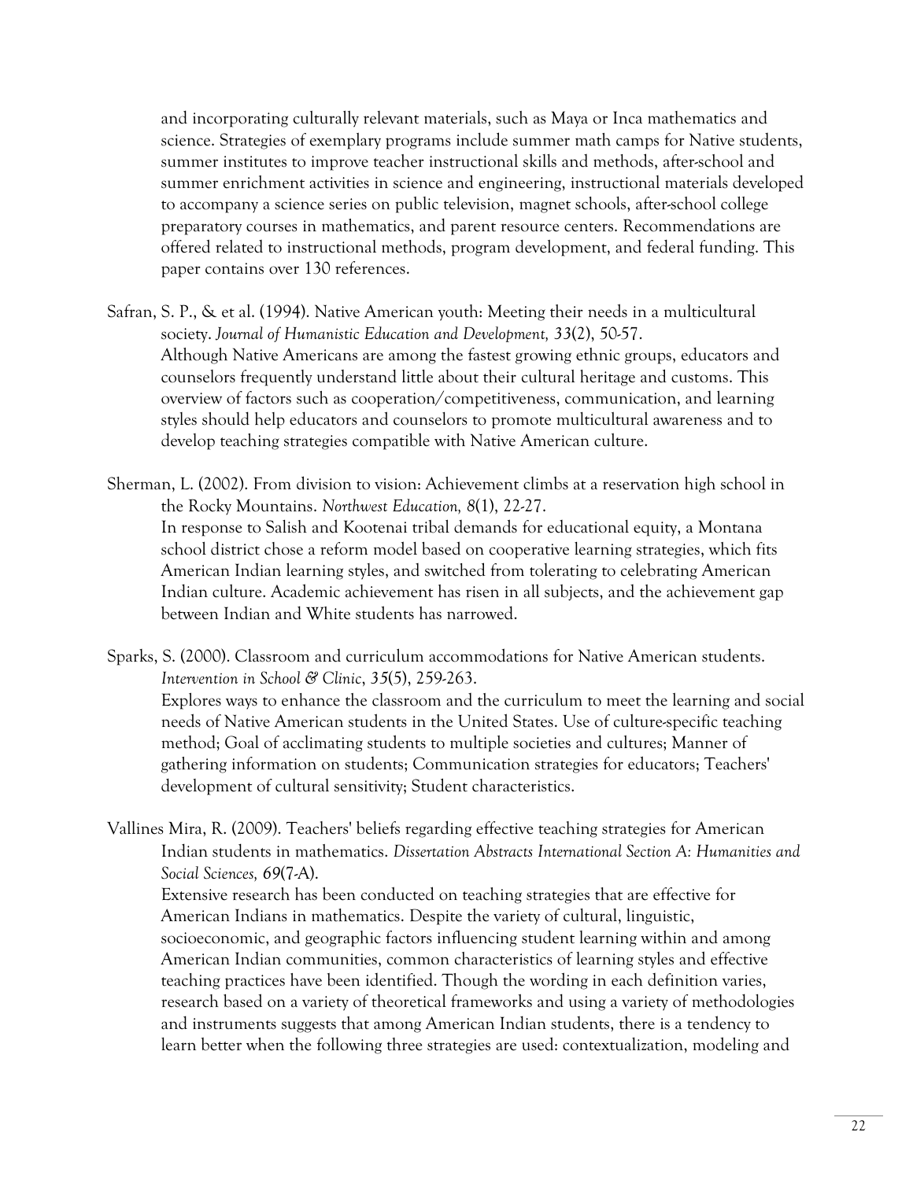and incorporating culturally relevant materials, such as Maya or Inca mathematics and science. Strategies of exemplary programs include summer math camps for Native students, summer institutes to improve teacher instructional skills and methods, after-school and summer enrichment activities in science and engineering, instructional materials developed to accompany a science series on public television, magnet schools, after-school college preparatory courses in mathematics, and parent resource centers. Recommendations are offered related to instructional methods, program development, and federal funding. This paper contains over 130 references.

Safran, S. P., & et al. (1994). Native American youth: Meeting their needs in a multicultural society. *Journal of Humanistic Education and Development, 33*(2), 50-57.
Although Native Americans are among the fastest growing ethnic groups, educators and counselors frequently understand little about their cultural heritage and customs. This overview of factors such as cooperation/competitiveness, communication, and learning styles should help educators and counselors to promote multicultural awareness and to develop teaching strategies compatible with Native American culture.

Sherman, L. (2002). From division to vision: Achievement climbs at a reservation high school in the Rocky Mountains. *Northwest Education, 8*(1), 22-27.
In response to Salish and Kootenai tribal demands for educational equity, a Montana school district chose a reform model based on cooperative learning strategies, which fits American Indian learning styles, and switched from tolerating to celebrating American Indian culture. Academic achievement has risen in all subjects, and the achievement gap between Indian and White students has narrowed.

Sparks, S. (2000). Classroom and curriculum accommodations for Native American students. *Intervention in School & Clinic*, *35*(5), 259-263.
Explores ways to enhance the classroom and the curriculum to meet the learning and social needs of Native American students in the United States. Use of culture-specific teaching method; Goal of acclimating students to multiple societies and cultures; Manner of gathering information on students; Communication strategies for educators; Teachers' development of cultural sensitivity; Student characteristics.

Vallines Mira, R. (2009). Teachers' beliefs regarding effective teaching strategies for American Indian students in mathematics. *Dissertation Abstracts International Section A: Humanities and Social Sciences, 69*(7-A).
Extensive research has been conducted on teaching strategies that are effective for American Indians in mathematics. Despite the variety of cultural, linguistic, socioeconomic, and geographic factors influencing student learning within and among American Indian communities, common characteristics of learning styles and effective teaching practices have been identified. Though the wording in each definition varies, research based on a variety of theoretical frameworks and using a variety of methodologies and instruments suggests that among American Indian students, there is a tendency to learn better when the following three strategies are used: contextualization, modeling and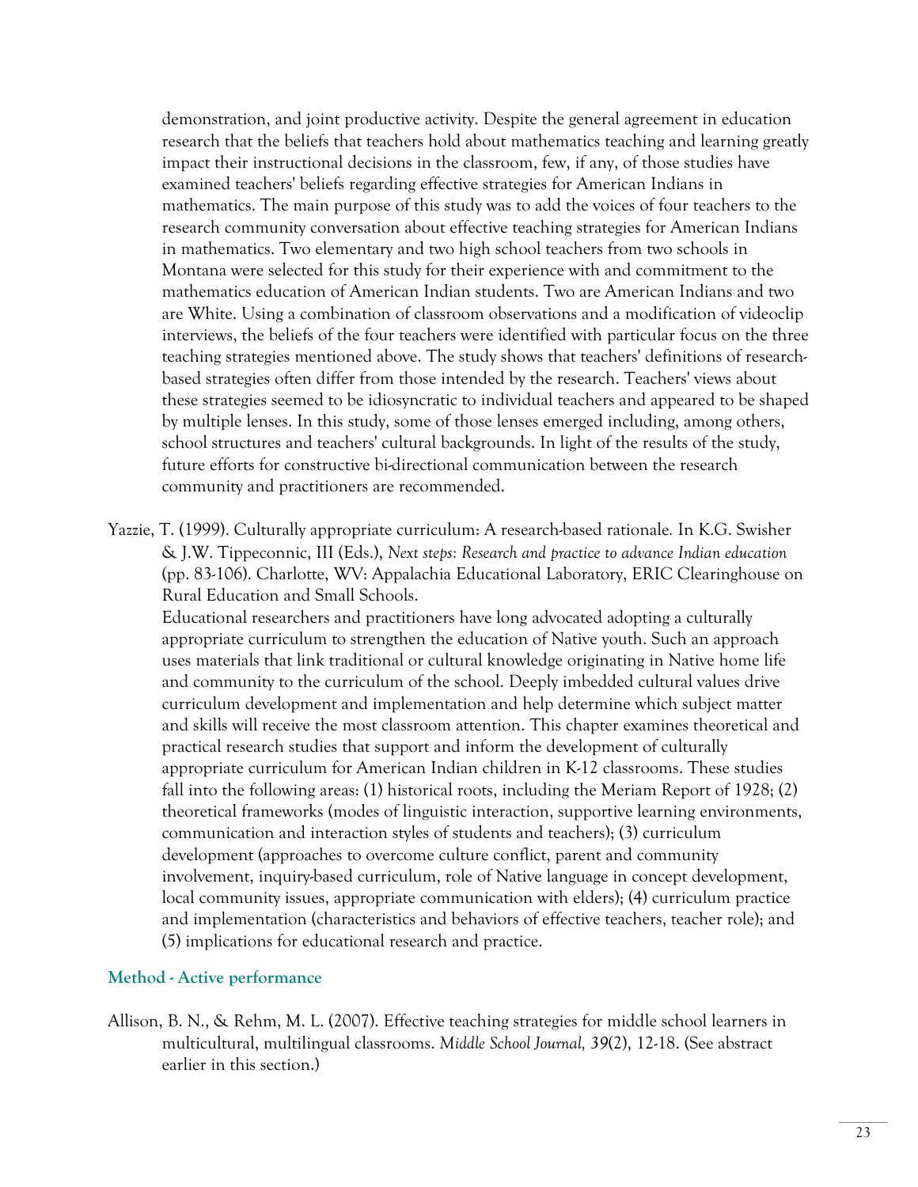demonstration, and joint productive activity. Despite the general agreement in education research that the beliefs that teachers hold about mathematics teaching and learning greatly impact their instructional decisions in the classroom, few, if any, of those studies have examined teachers' beliefs regarding effective strategies for American Indians in mathematics. The main purpose of this study was to add the voices of four teachers to the research community conversation about effective teaching strategies for American Indians in mathematics. Two elementary and two high school teachers from two schools in Montana were selected for this study for their experience with and commitment to the mathematics education of American Indian students. Two are American Indians and two are White. Using a combination of classroom observations and a modification of videoclip interviews, the beliefs of the four teachers were identified with particular focus on the three teaching strategies mentioned above. The study shows that teachers' definitions of research-based strategies often differ from those intended by the research. Teachers' views about these strategies seemed to be idiosyncratic to individual teachers and appeared to be shaped by multiple lenses. In this study, some of those lenses emerged including, among others, school structures and teachers' cultural backgrounds. In light of the results of the study, future efforts for constructive bi-directional communication between the research community and practitioners are recommended.

Yazzie, T. (1999). Culturally appropriate curriculum: A research-based rationale. In K.G. Swisher & J.W. Tippeconnic, III (Eds.), *Next steps: Research and practice to advance Indian education* (pp. 83-106). Charlotte, WV: Appalachia Educational Laboratory, ERIC Clearinghouse on Rural Education and Small Schools.

Educational researchers and practitioners have long advocated adopting a culturally appropriate curriculum to strengthen the education of Native youth. Such an approach uses materials that link traditional or cultural knowledge originating in Native home life and community to the curriculum of the school. Deeply imbedded cultural values drive curriculum development and implementation and help determine which subject matter and skills will receive the most classroom attention. This chapter examines theoretical and practical research studies that support and inform the development of culturally appropriate curriculum for American Indian children in K-12 classrooms. These studies fall into the following areas: (1) historical roots, including the Meriam Report of 1928; (2) theoretical frameworks (modes of linguistic interaction, supportive learning environments, communication and interaction styles of students and teachers); (3) curriculum development (approaches to overcome culture conflict, parent and community involvement, inquiry-based curriculum, role of Native language in concept development, local community issues, appropriate communication with elders); (4) curriculum practice and implementation (characteristics and behaviors of effective teachers, teacher role); and (5) implications for educational research and practice.

### Method - Active performance

Allison, B. N., & Rehm, M. L. (2007). Effective teaching strategies for middle school learners in multicultural, multilingual classrooms. *Middle School Journal, 39*(2), 12-18. (See abstract earlier in this section.)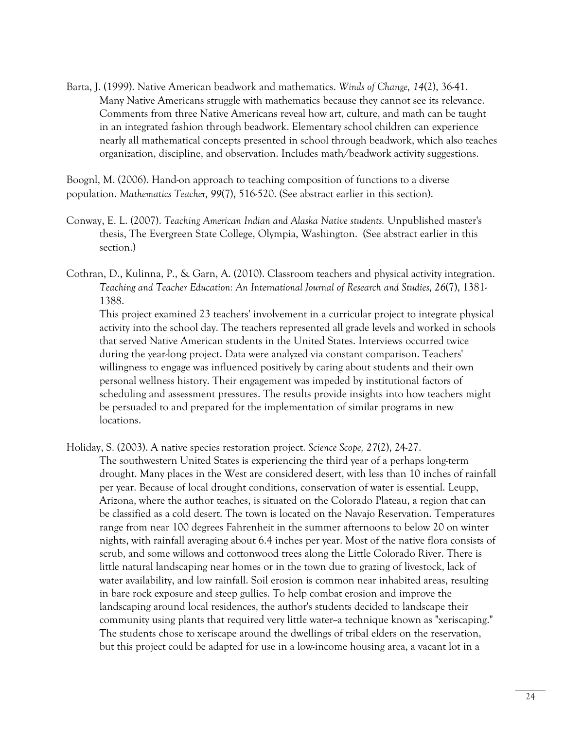Barta, J. (1999). Native American beadwork and mathematics. *Winds of Change, 14*(2), 36-41.

Many Native Americans struggle with mathematics because they cannot see its relevance. Comments from three Native Americans reveal how art, culture, and math can be taught in an integrated fashion through beadwork. Elementary school children can experience nearly all mathematical concepts presented in school through beadwork, which also teaches organization, discipline, and observation. Includes math/beadwork activity suggestions.

Boognl, M. (2006). Hand-on approach to teaching composition of functions to a diverse population. *Mathematics Teacher, 99*(7), 516-520. (See abstract earlier in this section).

Conway, E. L. (2007). *Teaching American Indian and Alaska Native students.* Unpublished master's thesis, The Evergreen State College, Olympia, Washington. (See abstract earlier in this section.)

Cothran, D., Kulinna, P., & Garn, A. (2010). Classroom teachers and physical activity integration. *Teaching and Teacher Education: An International Journal of Research and Studies, 26*(7), 1381-1388.

This project examined 23 teachers' involvement in a curricular project to integrate physical activity into the school day. The teachers represented all grade levels and worked in schools that served Native American students in the United States. Interviews occurred twice during the year-long project. Data were analyzed via constant comparison. Teachers' willingness to engage was influenced positively by caring about students and their own personal wellness history. Their engagement was impeded by institutional factors of scheduling and assessment pressures. The results provide insights into how teachers might be persuaded to and prepared for the implementation of similar programs in new locations.

Holiday, S. (2003). A native species restoration project. *Science Scope, 27*(2), 24-27.

The southwestern United States is experiencing the third year of a perhaps long-term drought. Many places in the West are considered desert, with less than 10 inches of rainfall per year. Because of local drought conditions, conservation of water is essential. Leupp, Arizona, where the author teaches, is situated on the Colorado Plateau, a region that can be classified as a cold desert. The town is located on the Navajo Reservation. Temperatures range from near 100 degrees Fahrenheit in the summer afternoons to below 20 on winter nights, with rainfall averaging about 6.4 inches per year. Most of the native flora consists of scrub, and some willows and cottonwood trees along the Little Colorado River. There is little natural landscaping near homes or in the town due to grazing of livestock, lack of water availability, and low rainfall. Soil erosion is common near inhabited areas, resulting in bare rock exposure and steep gullies. To help combat erosion and improve the landscaping around local residences, the author's students decided to landscape their community using plants that required very little water--a technique known as "xeriscaping." The students chose to xeriscape around the dwellings of tribal elders on the reservation, but this project could be adapted for use in a low-income housing area, a vacant lot in a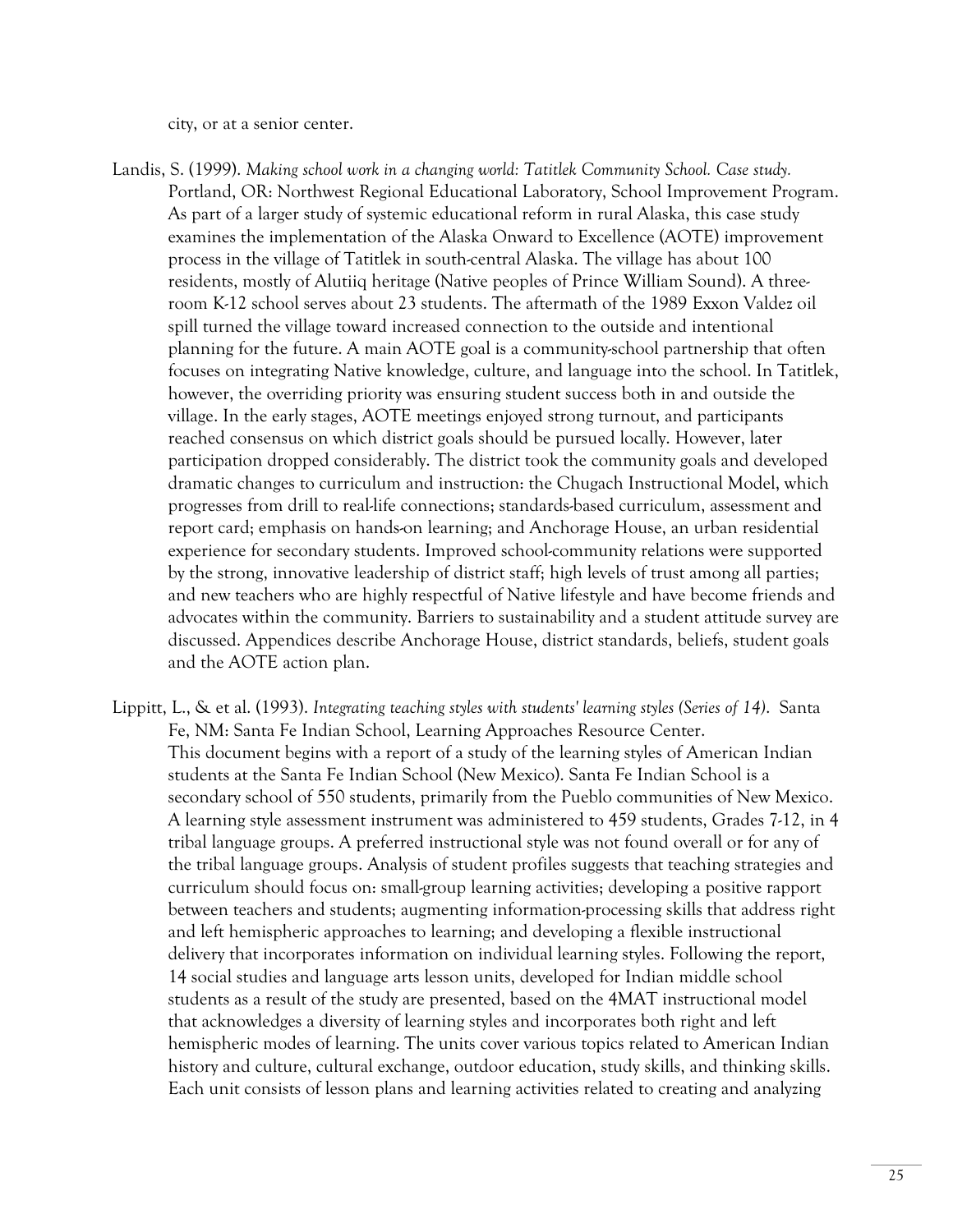city, or at a senior center.

Landis, S. (1999). *Making school work in a changing world: Tatitlek Community School. Case study.* Portland, OR: Northwest Regional Educational Laboratory, School Improvement Program. As part of a larger study of systemic educational reform in rural Alaska, this case study examines the implementation of the Alaska Onward to Excellence (AOTE) improvement process in the village of Tatitlek in south-central Alaska. The village has about 100 residents, mostly of Alutiiq heritage (Native peoples of Prince William Sound). A three-room K-12 school serves about 23 students. The aftermath of the 1989 Exxon Valdez oil spill turned the village toward increased connection to the outside and intentional planning for the future. A main AOTE goal is a community-school partnership that often focuses on integrating Native knowledge, culture, and language into the school. In Tatitlek, however, the overriding priority was ensuring student success both in and outside the village. In the early stages, AOTE meetings enjoyed strong turnout, and participants reached consensus on which district goals should be pursued locally. However, later participation dropped considerably. The district took the community goals and developed dramatic changes to curriculum and instruction: the Chugach Instructional Model, which progresses from drill to real-life connections; standards-based curriculum, assessment and report card; emphasis on hands-on learning; and Anchorage House, an urban residential experience for secondary students. Improved school-community relations were supported by the strong, innovative leadership of district staff; high levels of trust among all parties; and new teachers who are highly respectful of Native lifestyle and have become friends and advocates within the community. Barriers to sustainability and a student attitude survey are discussed. Appendices describe Anchorage House, district standards, beliefs, student goals and the AOTE action plan.

Lippitt, L., & et al. (1993). *Integrating teaching styles with students' learning styles (Series of 14).* Santa Fe, NM: Santa Fe Indian School, Learning Approaches Resource Center. This document begins with a report of a study of the learning styles of American Indian students at the Santa Fe Indian School (New Mexico). Santa Fe Indian School is a secondary school of 550 students, primarily from the Pueblo communities of New Mexico. A learning style assessment instrument was administered to 459 students, Grades 7-12, in 4 tribal language groups. A preferred instructional style was not found overall or for any of the tribal language groups. Analysis of student profiles suggests that teaching strategies and curriculum should focus on: small-group learning activities; developing a positive rapport between teachers and students; augmenting information-processing skills that address right and left hemispheric approaches to learning; and developing a flexible instructional delivery that incorporates information on individual learning styles. Following the report, 14 social studies and language arts lesson units, developed for Indian middle school students as a result of the study are presented, based on the 4MAT instructional model that acknowledges a diversity of learning styles and incorporates both right and left hemispheric modes of learning. The units cover various topics related to American Indian history and culture, cultural exchange, outdoor education, study skills, and thinking skills. Each unit consists of lesson plans and learning activities related to creating and analyzing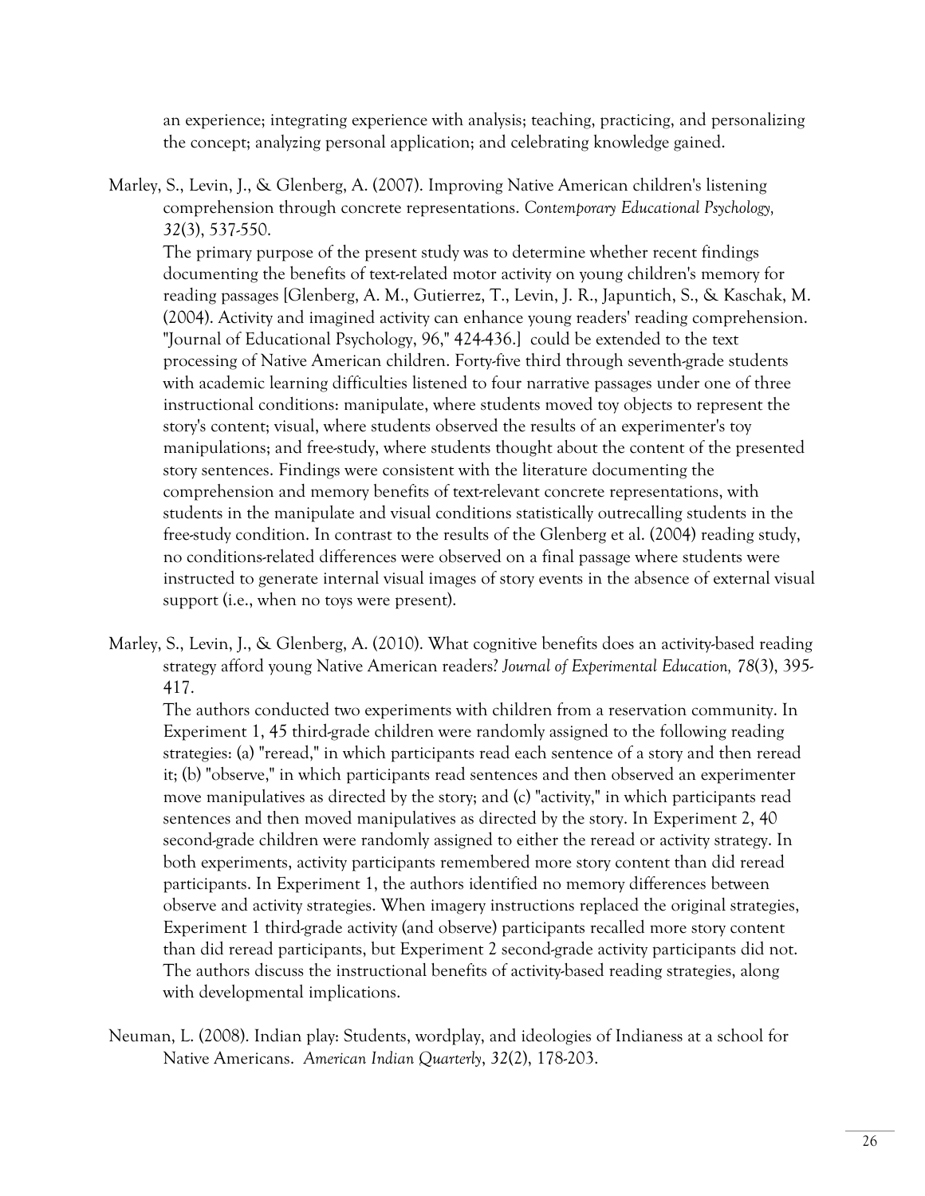an experience; integrating experience with analysis; teaching, practicing, and personalizing the concept; analyzing personal application; and celebrating knowledge gained.

Marley, S., Levin, J., & Glenberg, A. (2007). Improving Native American children's listening comprehension through concrete representations. *Contemporary Educational Psychology, 32*(3), 537-550.

The primary purpose of the present study was to determine whether recent findings documenting the benefits of text-related motor activity on young children's memory for reading passages [Glenberg, A. M., Gutierrez, T., Levin, J. R., Japuntich, S., & Kaschak, M. (2004). Activity and imagined activity can enhance young readers' reading comprehension. "Journal of Educational Psychology, 96," 424-436.] could be extended to the text processing of Native American children. Forty-five third through seventh-grade students with academic learning difficulties listened to four narrative passages under one of three instructional conditions: manipulate, where students moved toy objects to represent the story's content; visual, where students observed the results of an experimenter's toy manipulations; and free-study, where students thought about the content of the presented story sentences. Findings were consistent with the literature documenting the comprehension and memory benefits of text-relevant concrete representations, with students in the manipulate and visual conditions statistically outrecalling students in the free-study condition. In contrast to the results of the Glenberg et al. (2004) reading study, no conditions-related differences were observed on a final passage where students were instructed to generate internal visual images of story events in the absence of external visual support (i.e., when no toys were present).

Marley, S., Levin, J., & Glenberg, A. (2010). What cognitive benefits does an activity-based reading strategy afford young Native American readers? *Journal of Experimental Education, 78*(3), 395-417.

The authors conducted two experiments with children from a reservation community. In Experiment 1, 45 third-grade children were randomly assigned to the following reading strategies: (a) "reread," in which participants read each sentence of a story and then reread it; (b) "observe," in which participants read sentences and then observed an experimenter move manipulatives as directed by the story; and (c) "activity," in which participants read sentences and then moved manipulatives as directed by the story. In Experiment 2, 40 second-grade children were randomly assigned to either the reread or activity strategy. In both experiments, activity participants remembered more story content than did reread participants. In Experiment 1, the authors identified no memory differences between observe and activity strategies. When imagery instructions replaced the original strategies, Experiment 1 third-grade activity (and observe) participants recalled more story content than did reread participants, but Experiment 2 second-grade activity participants did not. The authors discuss the instructional benefits of activity-based reading strategies, along with developmental implications.

Neuman, L. (2008). Indian play: Students, wordplay, and ideologies of Indianess at a school for Native Americans. *American Indian Quarterly*, *32*(2), 178-203.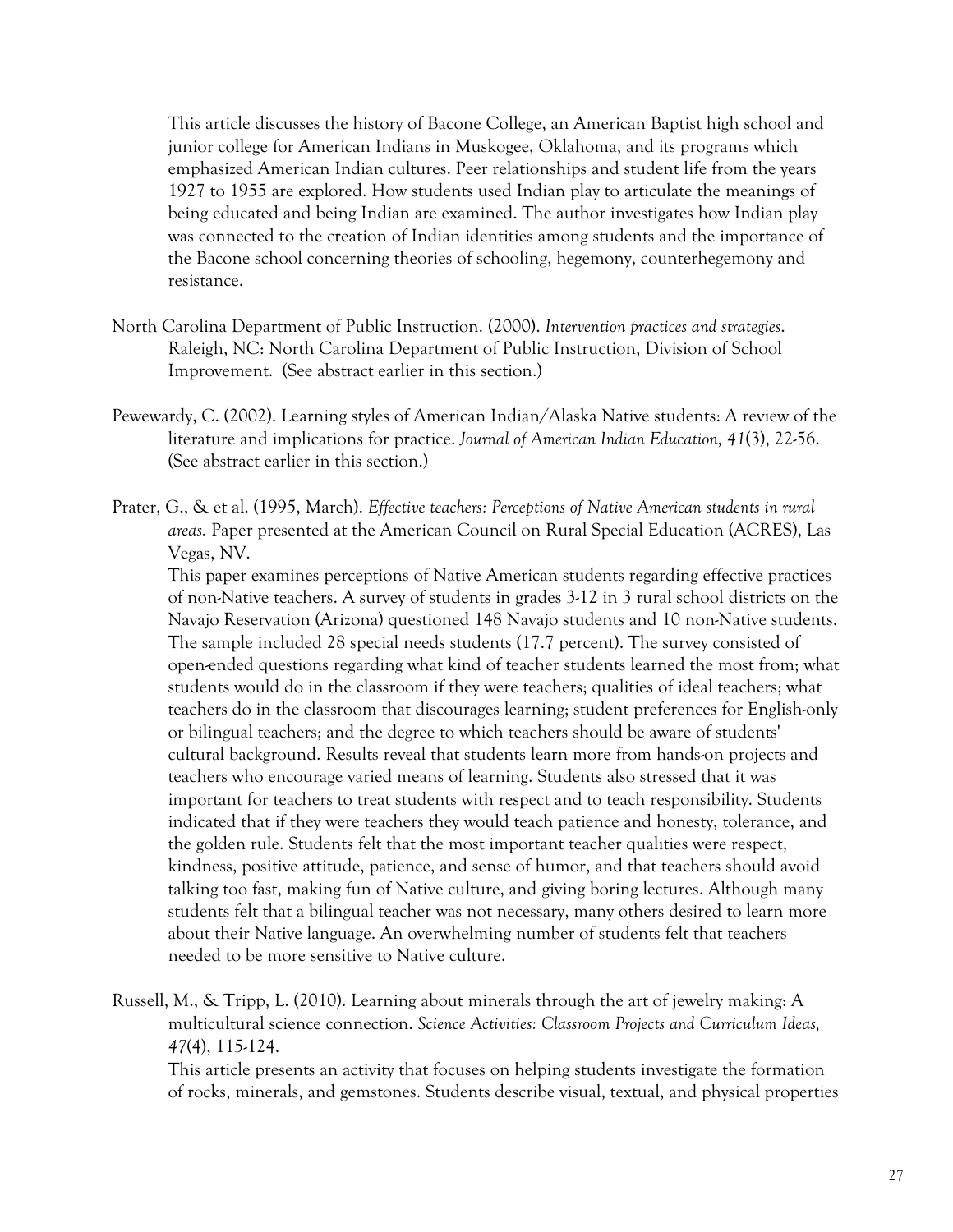This article discusses the history of Bacone College, an American Baptist high school and junior college for American Indians in Muskogee, Oklahoma, and its programs which emphasized American Indian cultures. Peer relationships and student life from the years 1927 to 1955 are explored. How students used Indian play to articulate the meanings of being educated and being Indian are examined. The author investigates how Indian play was connected to the creation of Indian identities among students and the importance of the Bacone school concerning theories of schooling, hegemony, counterhegemony and resistance.

North Carolina Department of Public Instruction. (2000). *Intervention practices and strategies*. Raleigh, NC: North Carolina Department of Public Instruction, Division of School Improvement. (See abstract earlier in this section.)

Pewewardy, C. (2002). Learning styles of American Indian/Alaska Native students: A review of the literature and implications for practice. *Journal of American Indian Education, 41*(3), 22-56. (See abstract earlier in this section.)

Prater, G., & et al. (1995, March). *Effective teachers: Perceptions of Native American students in rural areas.* Paper presented at the American Council on Rural Special Education (ACRES), Las Vegas, NV.
This paper examines perceptions of Native American students regarding effective practices of non-Native teachers. A survey of students in grades 3-12 in 3 rural school districts on the Navajo Reservation (Arizona) questioned 148 Navajo students and 10 non-Native students. The sample included 28 special needs students (17.7 percent). The survey consisted of open-ended questions regarding what kind of teacher students learned the most from; what students would do in the classroom if they were teachers; qualities of ideal teachers; what teachers do in the classroom that discourages learning; student preferences for English-only or bilingual teachers; and the degree to which teachers should be aware of students' cultural background. Results reveal that students learn more from hands-on projects and teachers who encourage varied means of learning. Students also stressed that it was important for teachers to treat students with respect and to teach responsibility. Students indicated that if they were teachers they would teach patience and honesty, tolerance, and the golden rule. Students felt that the most important teacher qualities were respect, kindness, positive attitude, patience, and sense of humor, and that teachers should avoid talking too fast, making fun of Native culture, and giving boring lectures. Although many students felt that a bilingual teacher was not necessary, many others desired to learn more about their Native language. An overwhelming number of students felt that teachers needed to be more sensitive to Native culture.

Russell, M., & Tripp, L. (2010). Learning about minerals through the art of jewelry making: A multicultural science connection. *Science Activities: Classroom Projects and Curriculum Ideas, 47*(4), 115-124.
This article presents an activity that focuses on helping students investigate the formation of rocks, minerals, and gemstones. Students describe visual, textual, and physical properties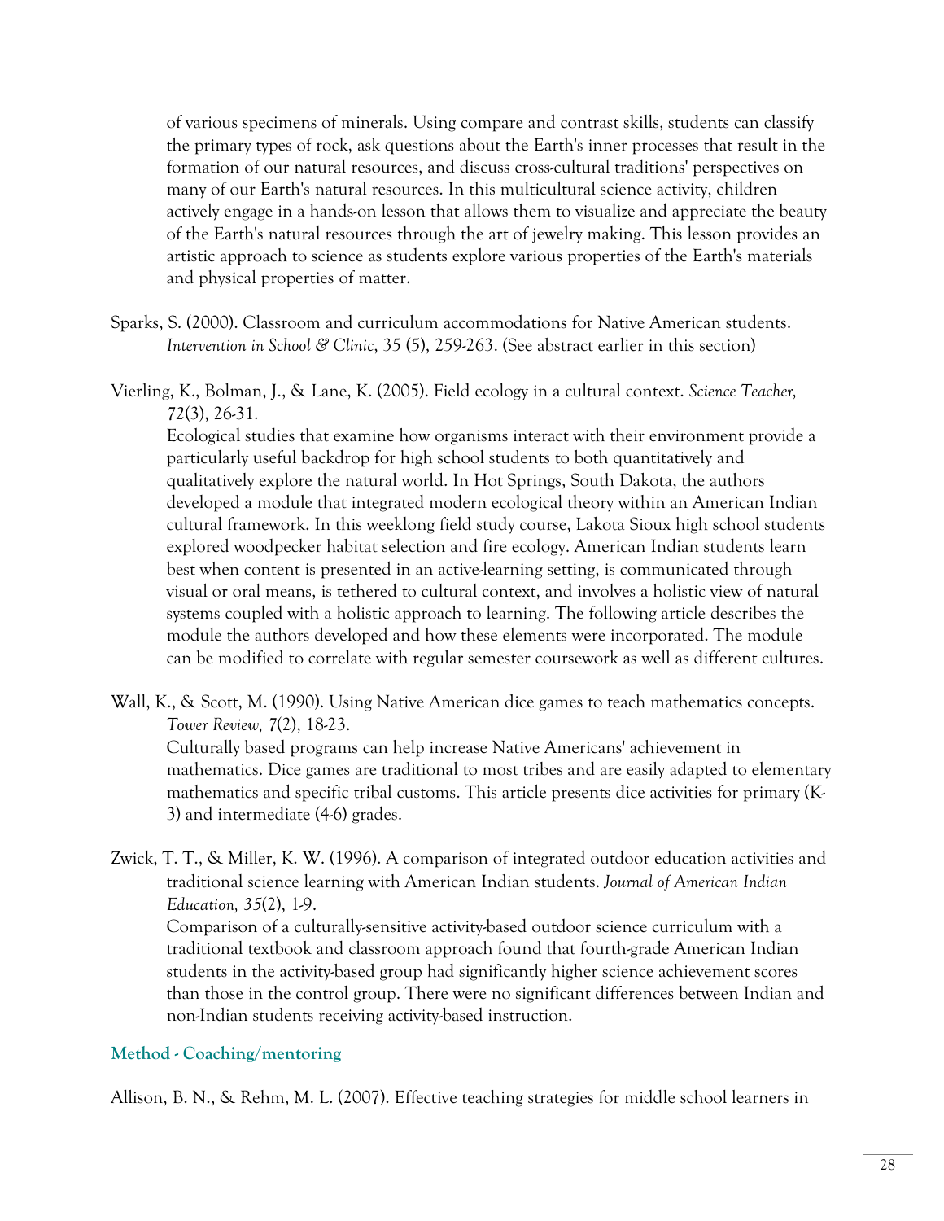of various specimens of minerals. Using compare and contrast skills, students can classify the primary types of rock, ask questions about the Earth's inner processes that result in the formation of our natural resources, and discuss cross-cultural traditions' perspectives on many of our Earth's natural resources. In this multicultural science activity, children actively engage in a hands-on lesson that allows them to visualize and appreciate the beauty of the Earth's natural resources through the art of jewelry making. This lesson provides an artistic approach to science as students explore various properties of the Earth's materials and physical properties of matter.

Sparks, S. (2000). Classroom and curriculum accommodations for Native American students. *Intervention in School & Clinic*, 35 (5), 259-263. (See abstract earlier in this section)

Vierling, K., Bolman, J., & Lane, K. (2005). Field ecology in a cultural context. *Science Teacher, 72*(3), 26-31.
Ecological studies that examine how organisms interact with their environment provide a particularly useful backdrop for high school students to both quantitatively and qualitatively explore the natural world. In Hot Springs, South Dakota, the authors developed a module that integrated modern ecological theory within an American Indian cultural framework. In this weeklong field study course, Lakota Sioux high school students explored woodpecker habitat selection and fire ecology. American Indian students learn best when content is presented in an active-learning setting, is communicated through visual or oral means, is tethered to cultural context, and involves a holistic view of natural systems coupled with a holistic approach to learning. The following article describes the module the authors developed and how these elements were incorporated. The module can be modified to correlate with regular semester coursework as well as different cultures.

Wall, K., & Scott, M. (1990). Using Native American dice games to teach mathematics concepts. *Tower Review, 7*(2), 18-23.
Culturally based programs can help increase Native Americans' achievement in mathematics. Dice games are traditional to most tribes and are easily adapted to elementary mathematics and specific tribal customs. This article presents dice activities for primary (K-3) and intermediate (4-6) grades.

Zwick, T. T., & Miller, K. W. (1996). A comparison of integrated outdoor education activities and traditional science learning with American Indian students. *Journal of American Indian Education, 35*(2), 1-9.
Comparison of a culturally-sensitive activity-based outdoor science curriculum with a traditional textbook and classroom approach found that fourth-grade American Indian students in the activity-based group had significantly higher science achievement scores than those in the control group. There were no significant differences between Indian and non-Indian students receiving activity-based instruction.

### Method - Coaching/mentoring

Allison, B. N., & Rehm, M. L. (2007). Effective teaching strategies for middle school learners in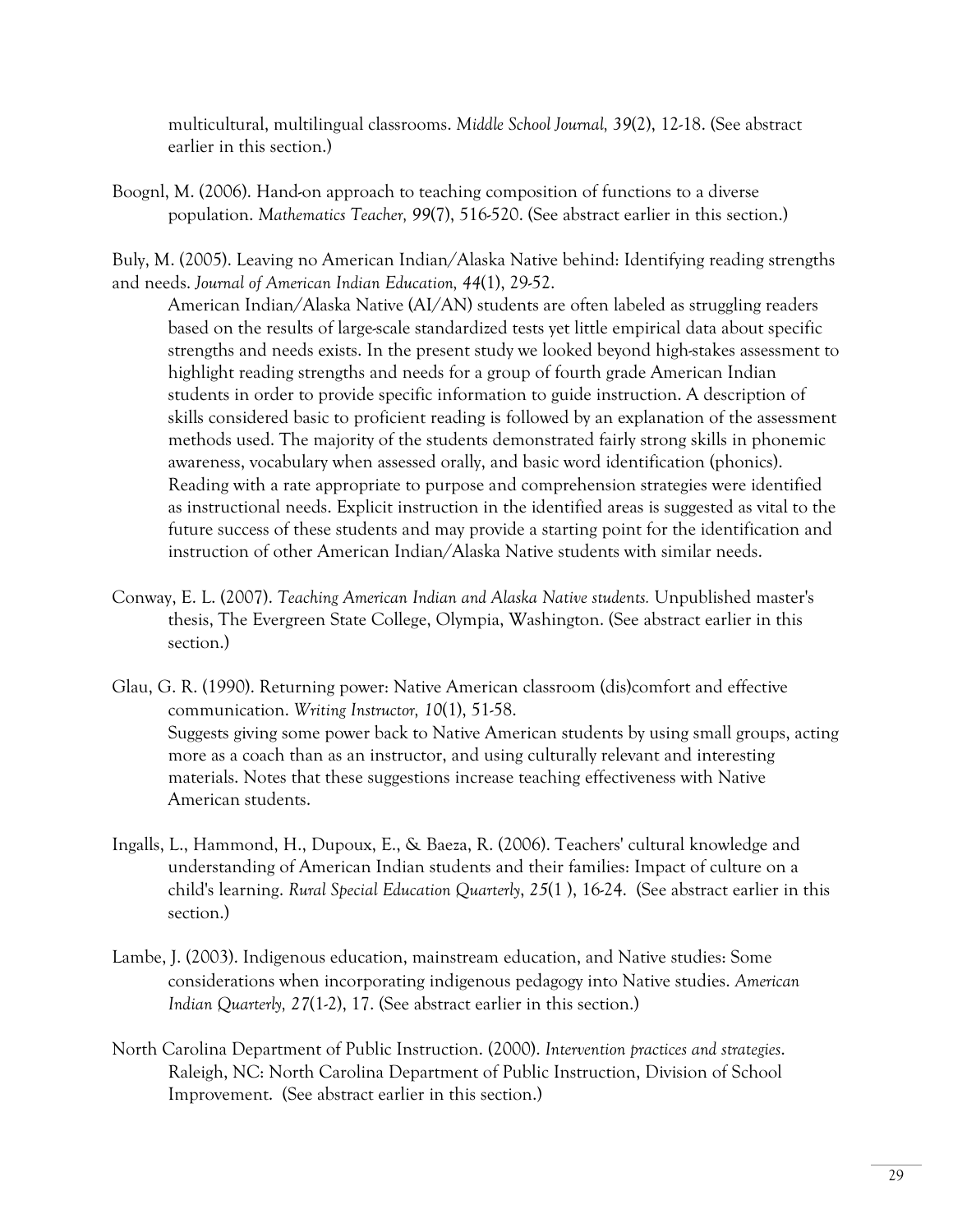multicultural, multilingual classrooms. *Middle School Journal, 39*(2), 12-18. (See abstract earlier in this section.)

Boognl, M. (2006). Hand-on approach to teaching composition of functions to a diverse population. *Mathematics Teacher, 99*(7), 516-520. (See abstract earlier in this section.)

Buly, M. (2005). Leaving no American Indian/Alaska Native behind: Identifying reading strengths and needs. *Journal of American Indian Education, 44*(1), 29-52.

American Indian/Alaska Native (AI/AN) students are often labeled as struggling readers based on the results of large-scale standardized tests yet little empirical data about specific strengths and needs exists. In the present study we looked beyond high-stakes assessment to highlight reading strengths and needs for a group of fourth grade American Indian students in order to provide specific information to guide instruction. A description of skills considered basic to proficient reading is followed by an explanation of the assessment methods used. The majority of the students demonstrated fairly strong skills in phonemic awareness, vocabulary when assessed orally, and basic word identification (phonics). Reading with a rate appropriate to purpose and comprehension strategies were identified as instructional needs. Explicit instruction in the identified areas is suggested as vital to the future success of these students and may provide a starting point for the identification and instruction of other American Indian/Alaska Native students with similar needs.

Conway, E. L. (2007). *Teaching American Indian and Alaska Native students.* Unpublished master's thesis, The Evergreen State College, Olympia, Washington. (See abstract earlier in this section.)

Glau, G. R. (1990). Returning power: Native American classroom (dis)comfort and effective communication. *Writing Instructor, 10*(1), 51-58.

Suggests giving some power back to Native American students by using small groups, acting more as a coach than as an instructor, and using culturally relevant and interesting materials. Notes that these suggestions increase teaching effectiveness with Native American students.

Ingalls, L., Hammond, H., Dupoux, E., & Baeza, R. (2006). Teachers' cultural knowledge and understanding of American Indian students and their families: Impact of culture on a child's learning. *Rural Special Education Quarterly*, *25*(1 ), 16-24. (See abstract earlier in this section.)

Lambe, J. (2003). Indigenous education, mainstream education, and Native studies: Some considerations when incorporating indigenous pedagogy into Native studies. *American Indian Quarterly, 27*(1-2), 17. (See abstract earlier in this section.)

North Carolina Department of Public Instruction. (2000). *Intervention practices and strategies*. Raleigh, NC: North Carolina Department of Public Instruction, Division of School Improvement. (See abstract earlier in this section.)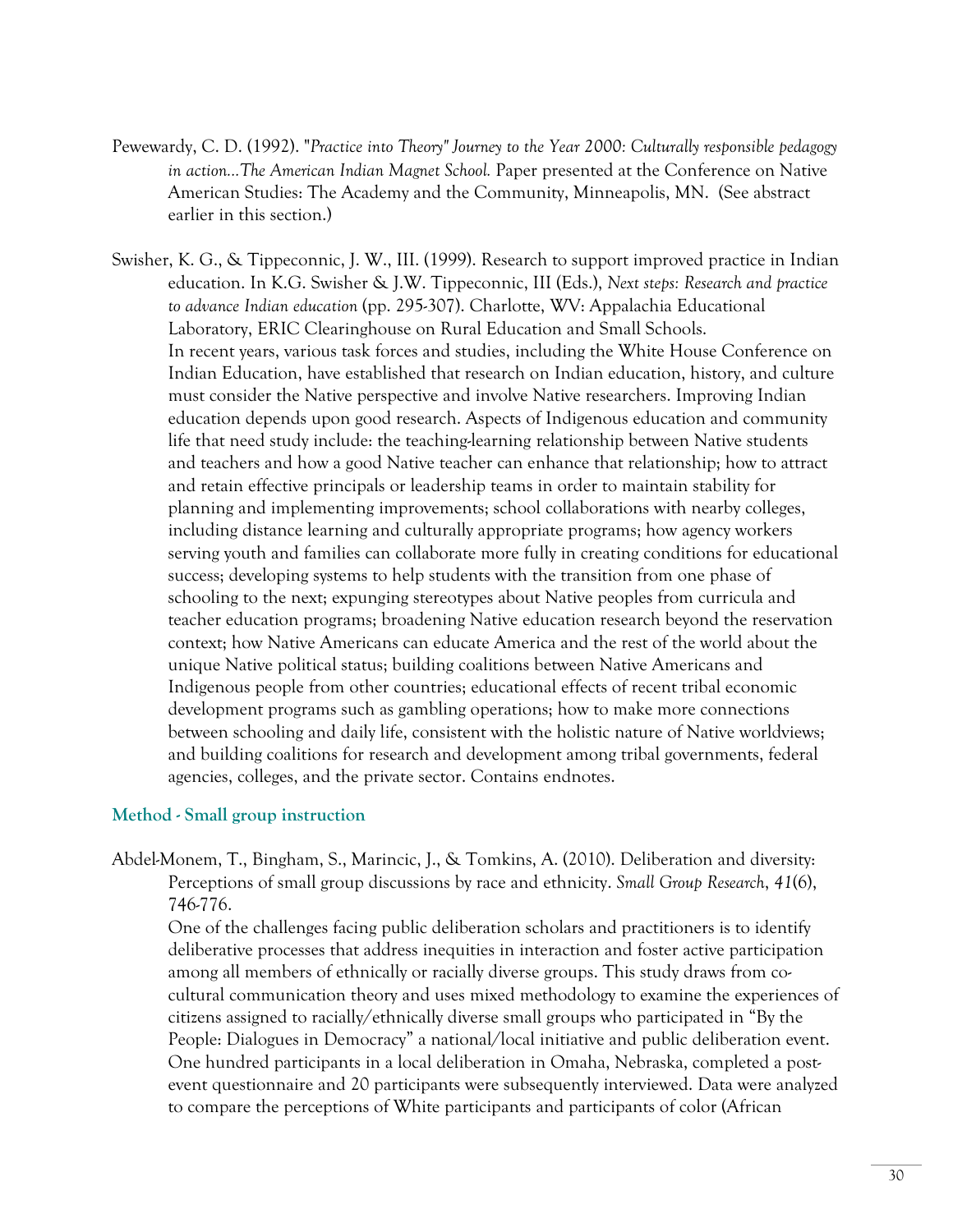Pewewardy, C. D. (1992). "*Practice into Theory" Journey to the Year 2000: Culturally responsible pedagogy in action…The American Indian Magnet School.* Paper presented at the Conference on Native American Studies: The Academy and the Community, Minneapolis, MN. (See abstract earlier in this section.)

Swisher, K. G., & Tippeconnic, J. W., III. (1999). Research to support improved practice in Indian education. In K.G. Swisher & J.W. Tippeconnic, III (Eds.), *Next steps: Research and practice to advance Indian education* (pp. 295-307). Charlotte, WV: Appalachia Educational Laboratory, ERIC Clearinghouse on Rural Education and Small Schools.
In recent years, various task forces and studies, including the White House Conference on Indian Education, have established that research on Indian education, history, and culture must consider the Native perspective and involve Native researchers. Improving Indian education depends upon good research. Aspects of Indigenous education and community life that need study include: the teaching-learning relationship between Native students and teachers and how a good Native teacher can enhance that relationship; how to attract and retain effective principals or leadership teams in order to maintain stability for planning and implementing improvements; school collaborations with nearby colleges, including distance learning and culturally appropriate programs; how agency workers serving youth and families can collaborate more fully in creating conditions for educational success; developing systems to help students with the transition from one phase of schooling to the next; expunging stereotypes about Native peoples from curricula and teacher education programs; broadening Native education research beyond the reservation context; how Native Americans can educate America and the rest of the world about the unique Native political status; building coalitions between Native Americans and Indigenous people from other countries; educational effects of recent tribal economic development programs such as gambling operations; how to make more connections between schooling and daily life, consistent with the holistic nature of Native worldviews; and building coalitions for research and development among tribal governments, federal agencies, colleges, and the private sector. Contains endnotes.

### Method - Small group instruction

Abdel-Monem, T., Bingham, S., Marincic, J., & Tomkins, A. (2010). Deliberation and diversity: Perceptions of small group discussions by race and ethnicity. *Small Group Research*, *41*(6), 746-776.
One of the challenges facing public deliberation scholars and practitioners is to identify deliberative processes that address inequities in interaction and foster active participation among all members of ethnically or racially diverse groups. This study draws from co-cultural communication theory and uses mixed methodology to examine the experiences of citizens assigned to racially/ethnically diverse small groups who participated in "By the People: Dialogues in Democracy" a national/local initiative and public deliberation event. One hundred participants in a local deliberation in Omaha, Nebraska, completed a post-event questionnaire and 20 participants were subsequently interviewed. Data were analyzed to compare the perceptions of White participants and participants of color (African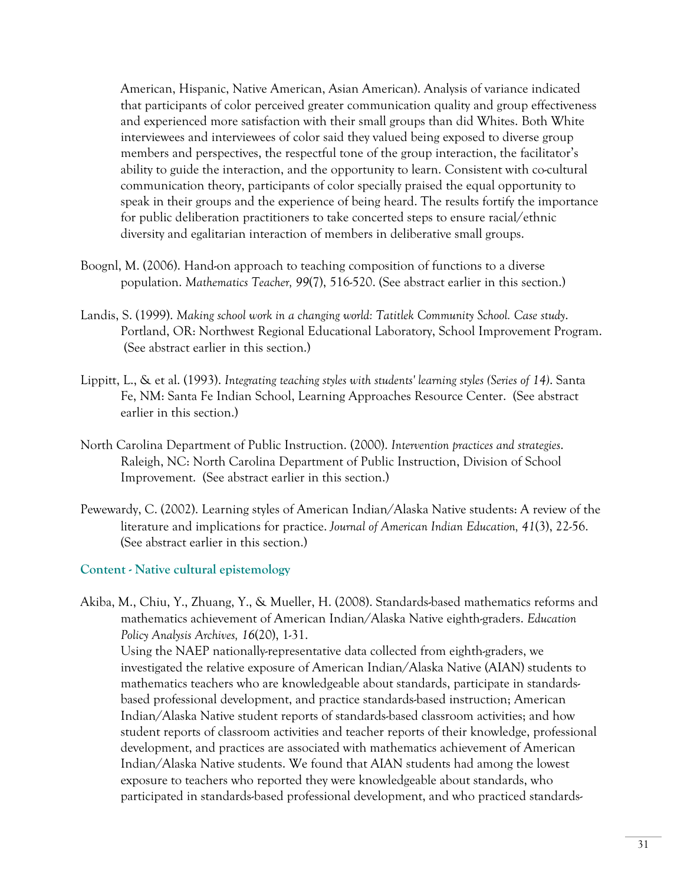American, Hispanic, Native American, Asian American). Analysis of variance indicated that participants of color perceived greater communication quality and group effectiveness and experienced more satisfaction with their small groups than did Whites. Both White interviewees and interviewees of color said they valued being exposed to diverse group members and perspectives, the respectful tone of the group interaction, the facilitator's ability to guide the interaction, and the opportunity to learn. Consistent with co-cultural communication theory, participants of color specially praised the equal opportunity to speak in their groups and the experience of being heard. The results fortify the importance for public deliberation practitioners to take concerted steps to ensure racial/ethnic diversity and egalitarian interaction of members in deliberative small groups.

Boognl, M. (2006). Hand-on approach to teaching composition of functions to a diverse population. *Mathematics Teacher, 99*(7), 516-520. (See abstract earlier in this section.)

Landis, S. (1999). *Making school work in a changing world: Tatitlek Community School. Case study*. Portland, OR: Northwest Regional Educational Laboratory, School Improvement Program. (See abstract earlier in this section.)

Lippitt, L., & et al. (1993). *Integrating teaching styles with students' learning styles (Series of 14)*. Santa Fe, NM: Santa Fe Indian School, Learning Approaches Resource Center. (See abstract earlier in this section.)

North Carolina Department of Public Instruction. (2000). *Intervention practices and strategies*. Raleigh, NC: North Carolina Department of Public Instruction, Division of School Improvement. (See abstract earlier in this section.)

Pewewardy, C. (2002). Learning styles of American Indian/Alaska Native students: A review of the literature and implications for practice. *Journal of American Indian Education, 41*(3), 22-56. (See abstract earlier in this section.)

### Content - Native cultural epistemology

Akiba, M., Chiu, Y., Zhuang, Y., & Mueller, H. (2008). Standards-based mathematics reforms and mathematics achievement of American Indian/Alaska Native eighth-graders. *Education Policy Analysis Archives, 16*(20), 1-31.
Using the NAEP nationally-representative data collected from eighth-graders, we investigated the relative exposure of American Indian/Alaska Native (AIAN) students to mathematics teachers who are knowledgeable about standards, participate in standards-based professional development, and practice standards-based instruction; American Indian/Alaska Native student reports of standards-based classroom activities; and how student reports of classroom activities and teacher reports of their knowledge, professional development, and practices are associated with mathematics achievement of American Indian/Alaska Native students. We found that AIAN students had among the lowest exposure to teachers who reported they were knowledgeable about standards, who participated in standards-based professional development, and who practiced standards-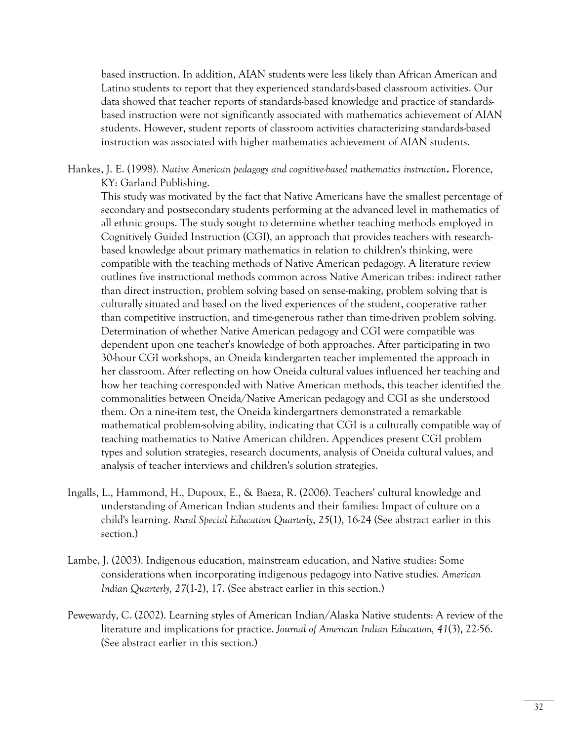based instruction. In addition, AIAN students were less likely than African American and Latino students to report that they experienced standards-based classroom activities. Our data showed that teacher reports of standards-based knowledge and practice of standards-based instruction were not significantly associated with mathematics achievement of AIAN students. However, student reports of classroom activities characterizing standards-based instruction was associated with higher mathematics achievement of AIAN students.

Hankes, J. E. (1998). *Native American pedagogy and cognitive-based mathematics instruction***.** Florence, KY: Garland Publishing.
This study was motivated by the fact that Native Americans have the smallest percentage of secondary and postsecondary students performing at the advanced level in mathematics of all ethnic groups. The study sought to determine whether teaching methods employed in Cognitively Guided Instruction (CGI), an approach that provides teachers with research-based knowledge about primary mathematics in relation to children's thinking, were compatible with the teaching methods of Native American pedagogy. A literature review outlines five instructional methods common across Native American tribes: indirect rather than direct instruction, problem solving based on sense-making, problem solving that is culturally situated and based on the lived experiences of the student, cooperative rather than competitive instruction, and time-generous rather than time-driven problem solving. Determination of whether Native American pedagogy and CGI were compatible was dependent upon one teacher's knowledge of both approaches. After participating in two 30-hour CGI workshops, an Oneida kindergarten teacher implemented the approach in her classroom. After reflecting on how Oneida cultural values influenced her teaching and how her teaching corresponded with Native American methods, this teacher identified the commonalities between Oneida/Native American pedagogy and CGI as she understood them. On a nine-item test, the Oneida kindergartners demonstrated a remarkable mathematical problem-solving ability, indicating that CGI is a culturally compatible way of teaching mathematics to Native American children. Appendices present CGI problem types and solution strategies, research documents, analysis of Oneida cultural values, and analysis of teacher interviews and children's solution strategies.

Ingalls, L., Hammond, H., Dupoux, E., & Baeza, R. (2006). Teachers' cultural knowledge and understanding of American Indian students and their families: Impact of culture on a child's learning. *Rural Special Education Quarterly*, *25*(1), 16-24 (See abstract earlier in this section.)

Lambe, J. (2003). Indigenous education, mainstream education, and Native studies: Some considerations when incorporating indigenous pedagogy into Native studies. *American Indian Quarterly, 27*(1-2), 17. (See abstract earlier in this section.)

Pewewardy, C. (2002). Learning styles of American Indian/Alaska Native students: A review of the literature and implications for practice. *Journal of American Indian Education, 41*(3), 22-56. (See abstract earlier in this section.)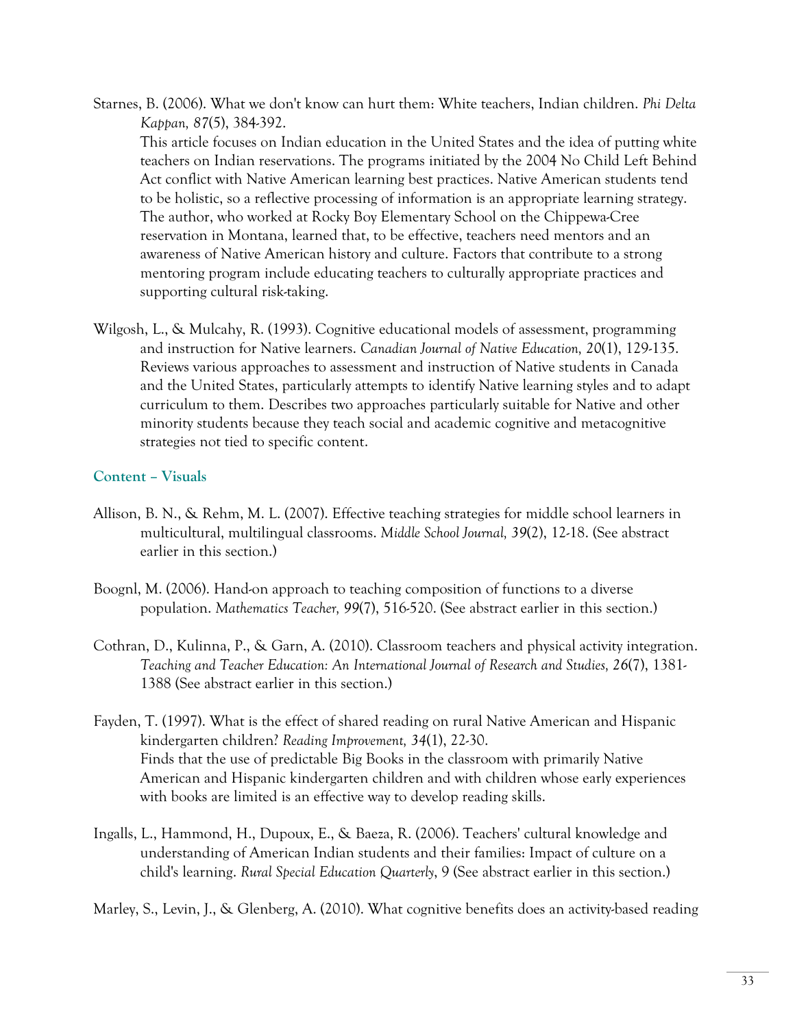Starnes, B. (2006). What we don't know can hurt them: White teachers, Indian children. *Phi Delta Kappan, 87*(5), 384-392.
This article focuses on Indian education in the United States and the idea of putting white teachers on Indian reservations. The programs initiated by the 2004 No Child Left Behind Act conflict with Native American learning best practices. Native American students tend to be holistic, so a reflective processing of information is an appropriate learning strategy. The author, who worked at Rocky Boy Elementary School on the Chippewa-Cree reservation in Montana, learned that, to be effective, teachers need mentors and an awareness of Native American history and culture. Factors that contribute to a strong mentoring program include educating teachers to culturally appropriate practices and supporting cultural risk-taking.

Wilgosh, L., & Mulcahy, R. (1993). Cognitive educational models of assessment, programming and instruction for Native learners. *Canadian Journal of Native Education, 20*(1), 129-135.
Reviews various approaches to assessment and instruction of Native students in Canada and the United States, particularly attempts to identify Native learning styles and to adapt curriculum to them. Describes two approaches particularly suitable for Native and other minority students because they teach social and academic cognitive and metacognitive strategies not tied to specific content.

### Content – Visuals

Allison, B. N., & Rehm, M. L. (2007). Effective teaching strategies for middle school learners in multicultural, multilingual classrooms. *Middle School Journal, 39*(2), 12-18. (See abstract earlier in this section.)

Boognl, M. (2006). Hand-on approach to teaching composition of functions to a diverse population. *Mathematics Teacher, 99*(7), 516-520. (See abstract earlier in this section.)

Cothran, D., Kulinna, P., & Garn, A. (2010). Classroom teachers and physical activity integration. *Teaching and Teacher Education: An International Journal of Research and Studies, 26*(7), 1381-1388 (See abstract earlier in this section.)

Fayden, T. (1997). What is the effect of shared reading on rural Native American and Hispanic kindergarten children? *Reading Improvement, 34*(1), 22-30.
Finds that the use of predictable Big Books in the classroom with primarily Native American and Hispanic kindergarten children and with children whose early experiences with books are limited is an effective way to develop reading skills.

Ingalls, L., Hammond, H., Dupoux, E., & Baeza, R. (2006). Teachers' cultural knowledge and understanding of American Indian students and their families: Impact of culture on a child's learning. *Rural Special Education Quarterly*, 9 (See abstract earlier in this section.)

Marley, S., Levin, J., & Glenberg, A. (2010). What cognitive benefits does an activity-based reading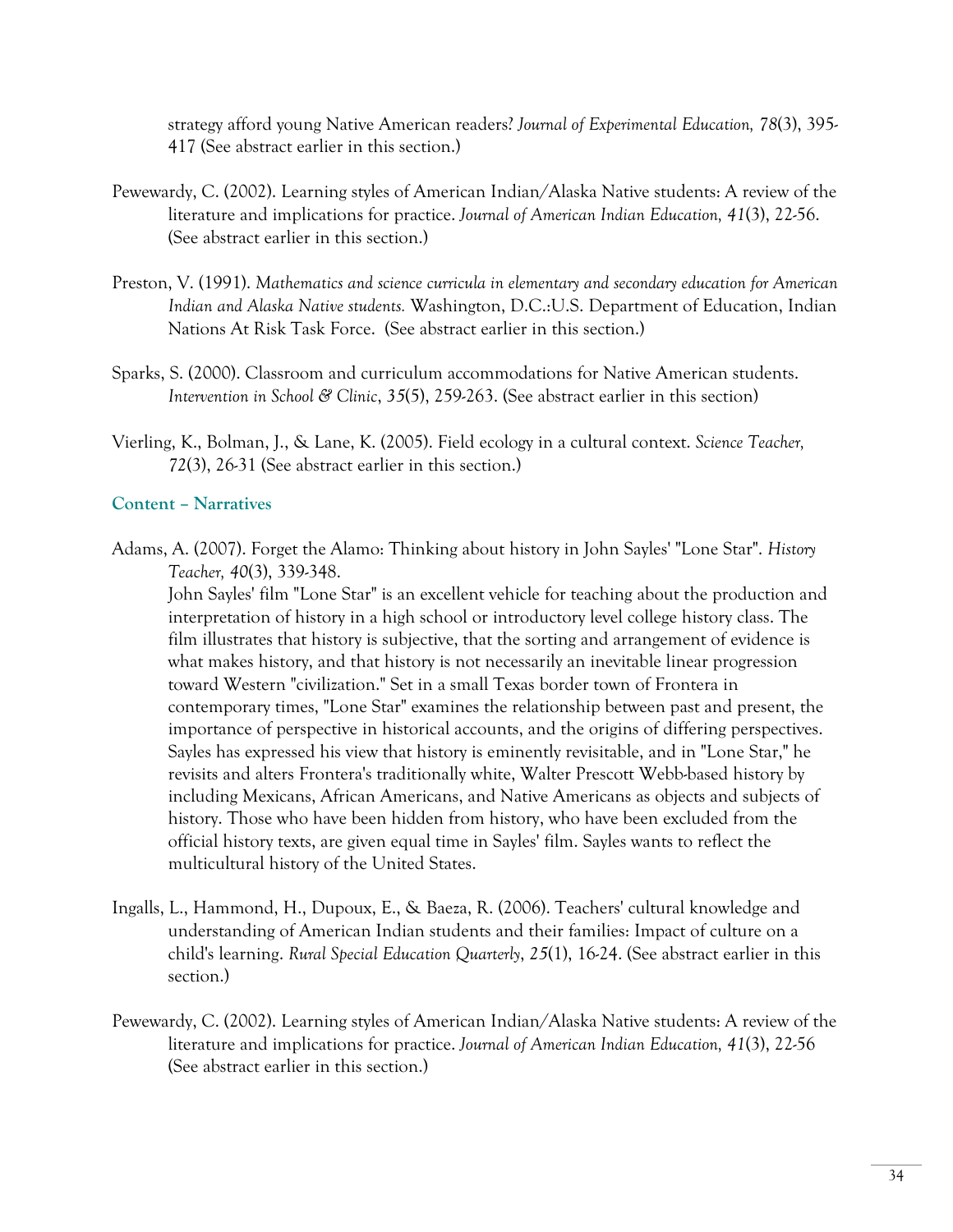strategy afford young Native American readers? *Journal of Experimental Education, 78*(3), 395-417 (See abstract earlier in this section.)

Pewewardy, C. (2002). Learning styles of American Indian/Alaska Native students: A review of the literature and implications for practice. *Journal of American Indian Education, 41*(3), 22-56. (See abstract earlier in this section.)

Preston, V. (1991). *Mathematics and science curricula in elementary and secondary education for American Indian and Alaska Native students.* Washington, D.C.:U.S. Department of Education, Indian Nations At Risk Task Force. (See abstract earlier in this section.)

Sparks, S. (2000). Classroom and curriculum accommodations for Native American students. *Intervention in School & Clinic*, *35*(5), 259-263. (See abstract earlier in this section)

Vierling, K., Bolman, J., & Lane, K. (2005). Field ecology in a cultural context. *Science Teacher, 72*(3), 26-31 (See abstract earlier in this section.)

### Content – Narratives

Adams, A. (2007). Forget the Alamo: Thinking about history in John Sayles' "Lone Star". *History Teacher, 40*(3), 339-348.

John Sayles' film "Lone Star" is an excellent vehicle for teaching about the production and interpretation of history in a high school or introductory level college history class. The film illustrates that history is subjective, that the sorting and arrangement of evidence is what makes history, and that history is not necessarily an inevitable linear progression toward Western "civilization." Set in a small Texas border town of Frontera in contemporary times, "Lone Star" examines the relationship between past and present, the importance of perspective in historical accounts, and the origins of differing perspectives. Sayles has expressed his view that history is eminently revisitable, and in "Lone Star," he revisits and alters Frontera's traditionally white, Walter Prescott Webb-based history by including Mexicans, African Americans, and Native Americans as objects and subjects of history. Those who have been hidden from history, who have been excluded from the official history texts, are given equal time in Sayles' film. Sayles wants to reflect the multicultural history of the United States.

Ingalls, L., Hammond, H., Dupoux, E., & Baeza, R. (2006). Teachers' cultural knowledge and understanding of American Indian students and their families: Impact of culture on a child's learning. *Rural Special Education Quarterly*, *25*(1), 16-24. (See abstract earlier in this section.)

Pewewardy, C. (2002). Learning styles of American Indian/Alaska Native students: A review of the literature and implications for practice. *Journal of American Indian Education, 41*(3), 22-56 (See abstract earlier in this section.)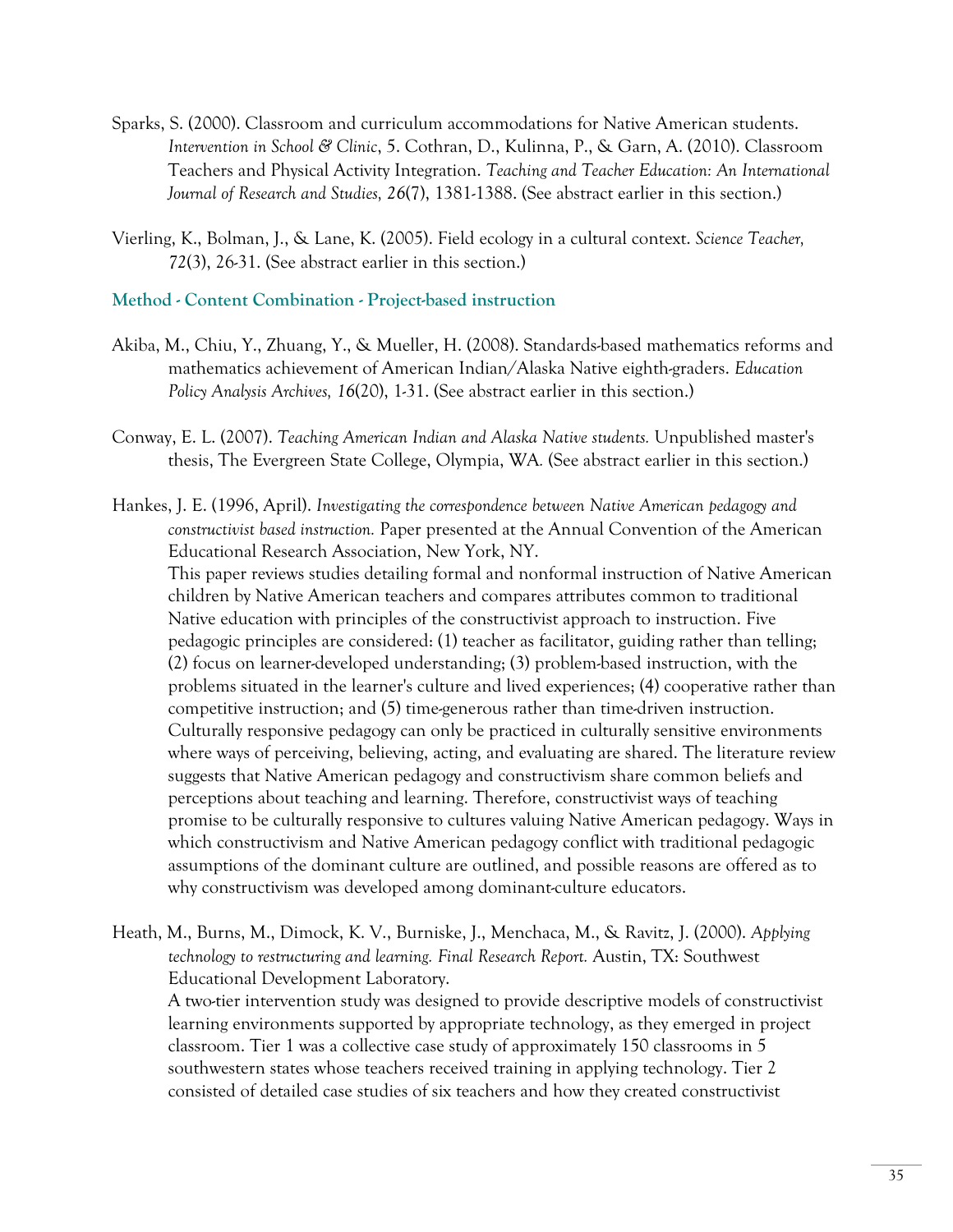Sparks, S. (2000). Classroom and curriculum accommodations for Native American students. *Intervention in School & Clinic*, 5. Cothran, D., Kulinna, P., & Garn, A. (2010). Classroom Teachers and Physical Activity Integration. *Teaching and Teacher Education: An International Journal of Research and Studies, 26*(7), 1381-1388. (See abstract earlier in this section.)

Vierling, K., Bolman, J., & Lane, K. (2005). Field ecology in a cultural context. *Science Teacher, 72*(3), 26-31. (See abstract earlier in this section.)

### Method - Content Combination - Project-based instruction

Akiba, M., Chiu, Y., Zhuang, Y., & Mueller, H. (2008). Standards-based mathematics reforms and mathematics achievement of American Indian/Alaska Native eighth-graders. *Education Policy Analysis Archives, 16*(20), 1-31. (See abstract earlier in this section.)

Conway, E. L. (2007). *Teaching American Indian and Alaska Native students.* Unpublished master's thesis, The Evergreen State College, Olympia, WA. (See abstract earlier in this section.)

Hankes, J. E. (1996, April). *Investigating the correspondence between Native American pedagogy and constructivist based instruction.* Paper presented at the Annual Convention of the American Educational Research Association, New York, NY.
This paper reviews studies detailing formal and nonformal instruction of Native American children by Native American teachers and compares attributes common to traditional Native education with principles of the constructivist approach to instruction. Five pedagogic principles are considered: (1) teacher as facilitator, guiding rather than telling; (2) focus on learner-developed understanding; (3) problem-based instruction, with the problems situated in the learner's culture and lived experiences; (4) cooperative rather than competitive instruction; and (5) time-generous rather than time-driven instruction. Culturally responsive pedagogy can only be practiced in culturally sensitive environments where ways of perceiving, believing, acting, and evaluating are shared. The literature review suggests that Native American pedagogy and constructivism share common beliefs and perceptions about teaching and learning. Therefore, constructivist ways of teaching promise to be culturally responsive to cultures valuing Native American pedagogy. Ways in which constructivism and Native American pedagogy conflict with traditional pedagogic assumptions of the dominant culture are outlined, and possible reasons are offered as to why constructivism was developed among dominant-culture educators.

Heath, M., Burns, M., Dimock, K. V., Burniske, J., Menchaca, M., & Ravitz, J. (2000). *Applying technology to restructuring and learning. Final Research Report.* Austin, TX: Southwest Educational Development Laboratory.
A two-tier intervention study was designed to provide descriptive models of constructivist learning environments supported by appropriate technology, as they emerged in project classroom. Tier 1 was a collective case study of approximately 150 classrooms in 5 southwestern states whose teachers received training in applying technology. Tier 2 consisted of detailed case studies of six teachers and how they created constructivist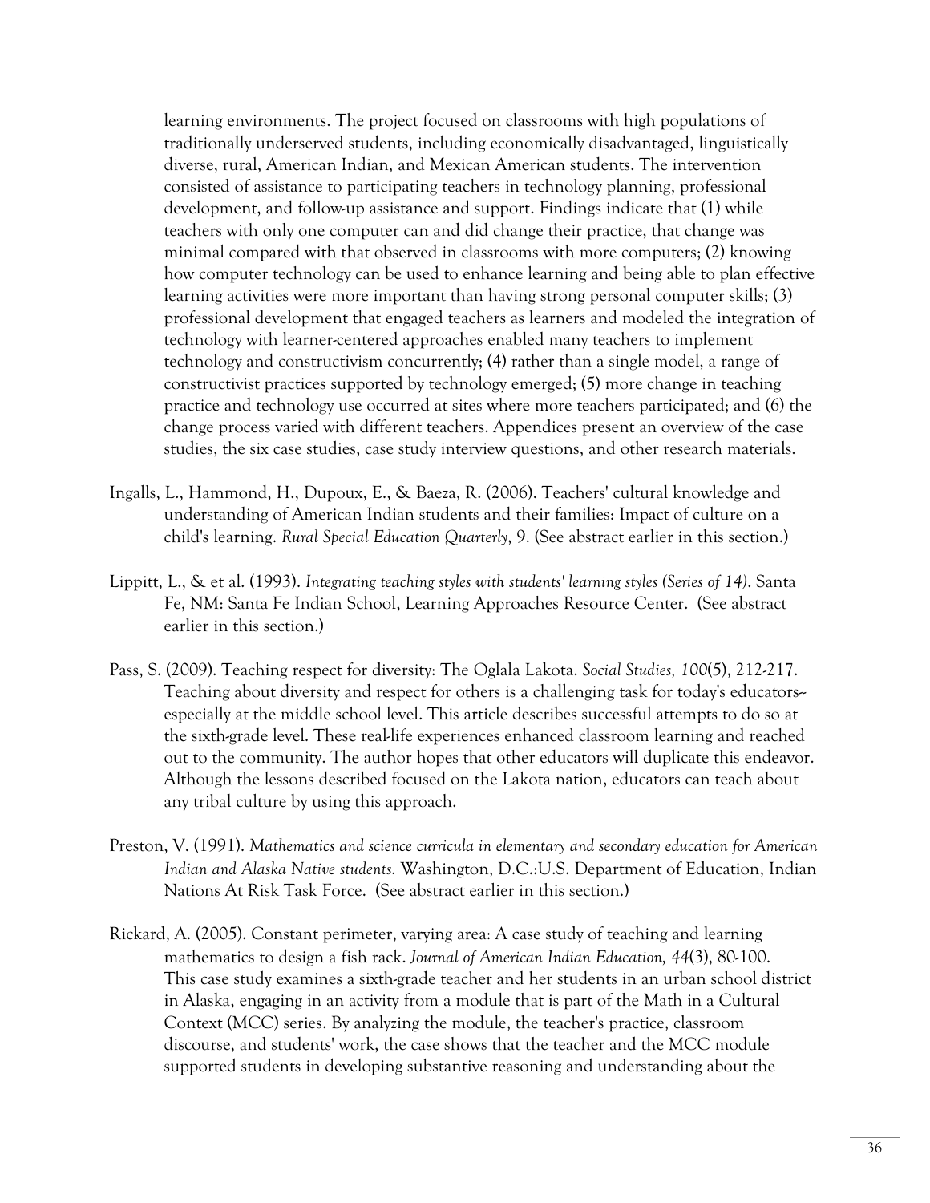learning environments. The project focused on classrooms with high populations of traditionally underserved students, including economically disadvantaged, linguistically diverse, rural, American Indian, and Mexican American students. The intervention consisted of assistance to participating teachers in technology planning, professional development, and follow-up assistance and support. Findings indicate that (1) while teachers with only one computer can and did change their practice, that change was minimal compared with that observed in classrooms with more computers; (2) knowing how computer technology can be used to enhance learning and being able to plan effective learning activities were more important than having strong personal computer skills; (3) professional development that engaged teachers as learners and modeled the integration of technology with learner-centered approaches enabled many teachers to implement technology and constructivism concurrently; (4) rather than a single model, a range of constructivist practices supported by technology emerged; (5) more change in teaching practice and technology use occurred at sites where more teachers participated; and (6) the change process varied with different teachers. Appendices present an overview of the case studies, the six case studies, case study interview questions, and other research materials.

Ingalls, L., Hammond, H., Dupoux, E., & Baeza, R. (2006). Teachers' cultural knowledge and understanding of American Indian students and their families: Impact of culture on a child's learning. *Rural Special Education Quarterly*, 9. (See abstract earlier in this section.)

Lippitt, L., & et al. (1993). *Integrating teaching styles with students' learning styles (Series of 14)*. Santa Fe, NM: Santa Fe Indian School, Learning Approaches Resource Center. (See abstract earlier in this section.)

Pass, S. (2009). Teaching respect for diversity: The Oglala Lakota. *Social Studies, 100*(5), 212-217. Teaching about diversity and respect for others is a challenging task for today's educators--especially at the middle school level. This article describes successful attempts to do so at the sixth-grade level. These real-life experiences enhanced classroom learning and reached out to the community. The author hopes that other educators will duplicate this endeavor. Although the lessons described focused on the Lakota nation, educators can teach about any tribal culture by using this approach.

Preston, V. (1991). *Mathematics and science curricula in elementary and secondary education for American Indian and Alaska Native students.* Washington, D.C.:U.S. Department of Education, Indian Nations At Risk Task Force. (See abstract earlier in this section.)

Rickard, A. (2005). Constant perimeter, varying area: A case study of teaching and learning mathematics to design a fish rack. *Journal of American Indian Education, 44*(3), 80-100. This case study examines a sixth-grade teacher and her students in an urban school district in Alaska, engaging in an activity from a module that is part of the Math in a Cultural Context (MCC) series. By analyzing the module, the teacher's practice, classroom discourse, and students' work, the case shows that the teacher and the MCC module supported students in developing substantive reasoning and understanding about the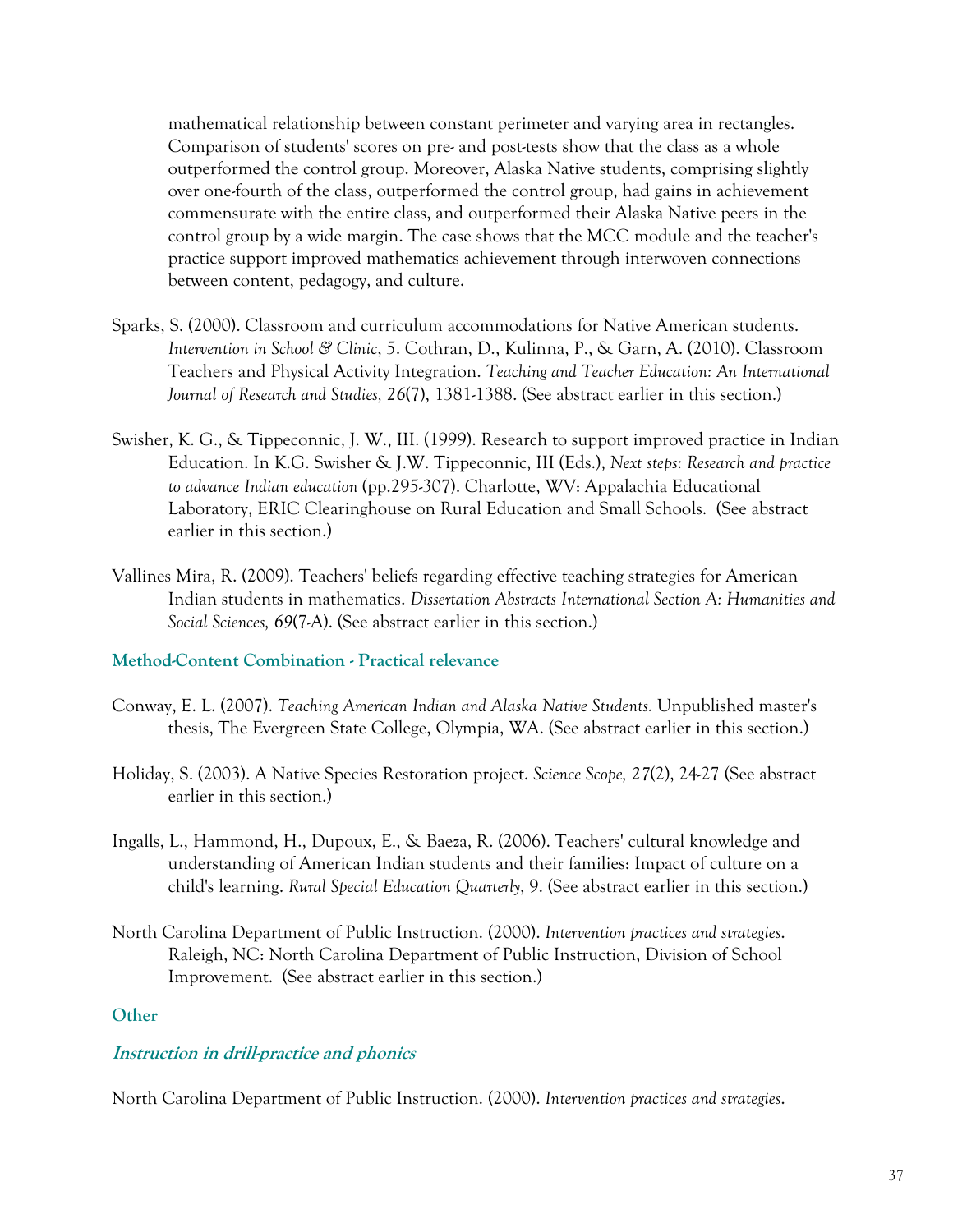mathematical relationship between constant perimeter and varying area in rectangles. Comparison of students' scores on pre- and post-tests show that the class as a whole outperformed the control group. Moreover, Alaska Native students, comprising slightly over one-fourth of the class, outperformed the control group, had gains in achievement commensurate with the entire class, and outperformed their Alaska Native peers in the control group by a wide margin. The case shows that the MCC module and the teacher's practice support improved mathematics achievement through interwoven connections between content, pedagogy, and culture.

Sparks, S. (2000). Classroom and curriculum accommodations for Native American students. *Intervention in School & Clinic*, 5. Cothran, D., Kulinna, P., & Garn, A. (2010). Classroom Teachers and Physical Activity Integration. *Teaching and Teacher Education: An International Journal of Research and Studies, 26*(7), 1381-1388. (See abstract earlier in this section.)

Swisher, K. G., & Tippeconnic, J. W., III. (1999). Research to support improved practice in Indian Education. In K.G. Swisher & J.W. Tippeconnic, III (Eds.), *Next steps: Research and practice to advance Indian education* (pp.295-307). Charlotte, WV: Appalachia Educational Laboratory, ERIC Clearinghouse on Rural Education and Small Schools. (See abstract earlier in this section.)

Vallines Mira, R. (2009). Teachers' beliefs regarding effective teaching strategies for American Indian students in mathematics. *Dissertation Abstracts International Section A: Humanities and Social Sciences, 69*(7-A). (See abstract earlier in this section.)

### Method-Content Combination - Practical relevance

Conway, E. L. (2007). *Teaching American Indian and Alaska Native Students.* Unpublished master's thesis, The Evergreen State College, Olympia, WA. (See abstract earlier in this section.)

Holiday, S. (2003). A Native Species Restoration project. *Science Scope, 27*(2), 24-27 (See abstract earlier in this section.)

Ingalls, L., Hammond, H., Dupoux, E., & Baeza, R. (2006). Teachers' cultural knowledge and understanding of American Indian students and their families: Impact of culture on a child's learning. *Rural Special Education Quarterly*, 9. (See abstract earlier in this section.)

North Carolina Department of Public Instruction. (2000). *Intervention practices and strategies*. Raleigh, NC: North Carolina Department of Public Instruction, Division of School Improvement. (See abstract earlier in this section.)

### Other

#### *Instruction in drill-practice and phonics*

North Carolina Department of Public Instruction. (2000). *Intervention practices and strategies*.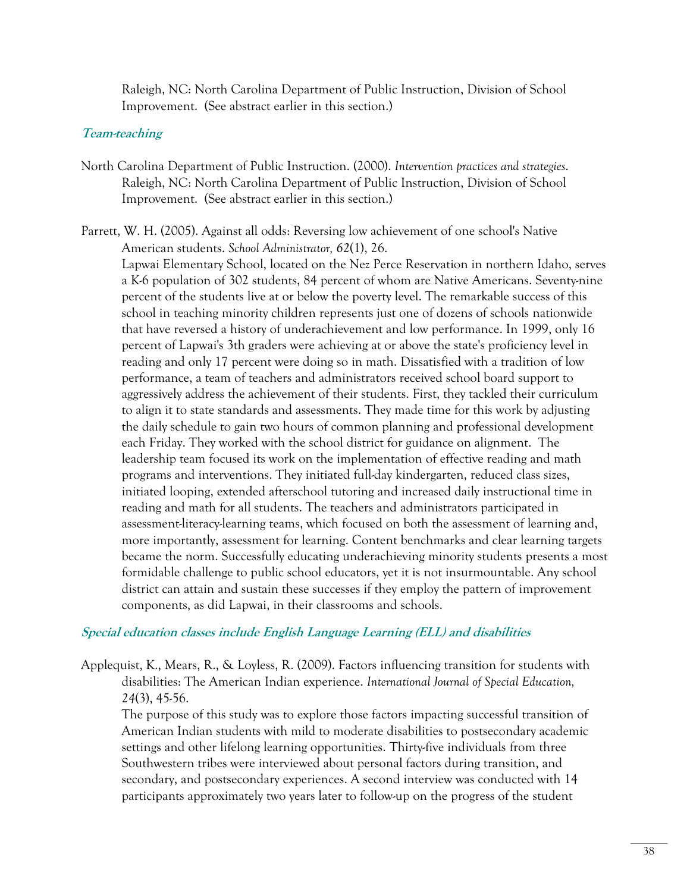Raleigh, NC: North Carolina Department of Public Instruction, Division of School Improvement. (See abstract earlier in this section.)

### *Team-teaching*

North Carolina Department of Public Instruction. (2000). *Intervention practices and strategies*. Raleigh, NC: North Carolina Department of Public Instruction, Division of School Improvement. (See abstract earlier in this section.)

Parrett, W. H. (2005). Against all odds: Reversing low achievement of one school's Native American students. *School Administrator, 62*(1), 26.
Lapwai Elementary School, located on the Nez Perce Reservation in northern Idaho, serves a K-6 population of 302 students, 84 percent of whom are Native Americans. Seventy-nine percent of the students live at or below the poverty level. The remarkable success of this school in teaching minority children represents just one of dozens of schools nationwide that have reversed a history of underachievement and low performance. In 1999, only 16 percent of Lapwai's 3th graders were achieving at or above the state's proficiency level in reading and only 17 percent were doing so in math. Dissatisfied with a tradition of low performance, a team of teachers and administrators received school board support to aggressively address the achievement of their students. First, they tackled their curriculum to align it to state standards and assessments. They made time for this work by adjusting the daily schedule to gain two hours of common planning and professional development each Friday. They worked with the school district for guidance on alignment. The leadership team focused its work on the implementation of effective reading and math programs and interventions. They initiated full-day kindergarten, reduced class sizes, initiated looping, extended afterschool tutoring and increased daily instructional time in reading and math for all students. The teachers and administrators participated in assessment-literacy-learning teams, which focused on both the assessment of learning and, more importantly, assessment for learning. Content benchmarks and clear learning targets became the norm. Successfully educating underachieving minority students presents a most formidable challenge to public school educators, yet it is not insurmountable. Any school district can attain and sustain these successes if they employ the pattern of improvement components, as did Lapwai, in their classrooms and schools.

### *Special education classes include English Language Learning (ELL) and disabilities*

Applequist, K., Mears, R., & Loyless, R. (2009). Factors influencing transition for students with disabilities: The American Indian experience. *International Journal of Special Education, 24*(3), 45-56.
The purpose of this study was to explore those factors impacting successful transition of American Indian students with mild to moderate disabilities to postsecondary academic settings and other lifelong learning opportunities. Thirty-five individuals from three Southwestern tribes were interviewed about personal factors during transition, and secondary, and postsecondary experiences. A second interview was conducted with 14 participants approximately two years later to follow-up on the progress of the student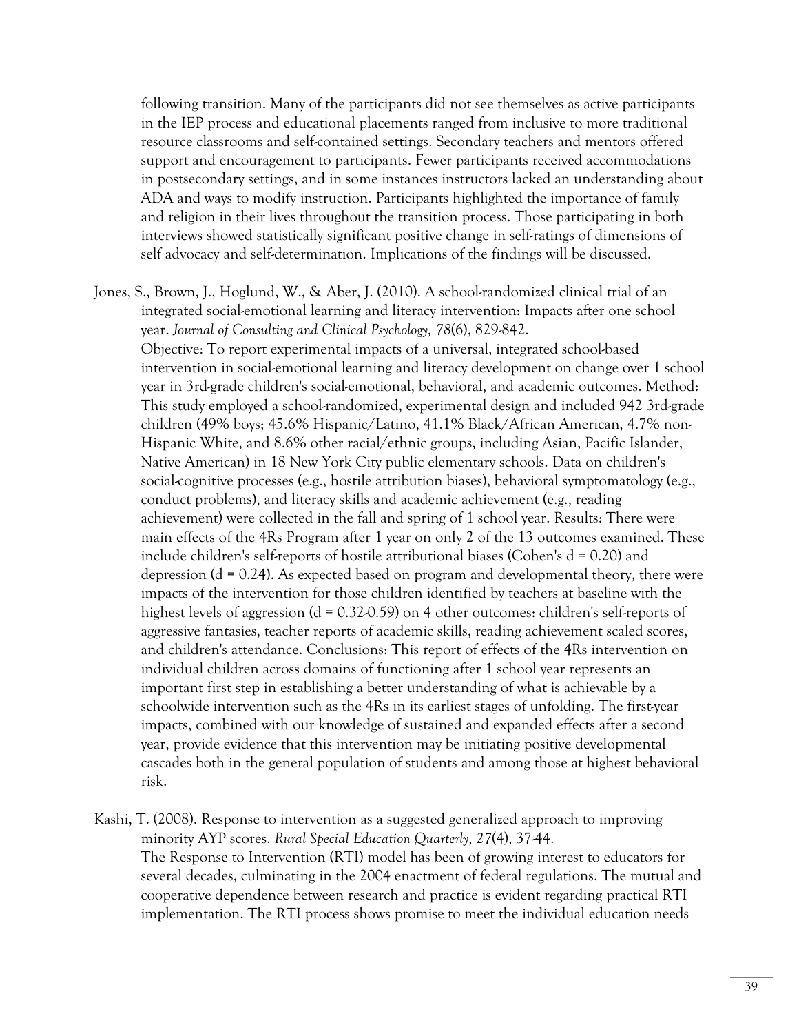following transition. Many of the participants did not see themselves as active participants in the IEP process and educational placements ranged from inclusive to more traditional resource classrooms and self-contained settings. Secondary teachers and mentors offered support and encouragement to participants. Fewer participants received accommodations in postsecondary settings, and in some instances instructors lacked an understanding about ADA and ways to modify instruction. Participants highlighted the importance of family and religion in their lives throughout the transition process. Those participating in both interviews showed statistically significant positive change in self-ratings of dimensions of self advocacy and self-determination. Implications of the findings will be discussed.

Jones, S., Brown, J., Hoglund, W., & Aber, J. (2010). A school-randomized clinical trial of an integrated social-emotional learning and literacy intervention: Impacts after one school year. *Journal of Consulting and Clinical Psychology, 78*(6), 829-842.
Objective: To report experimental impacts of a universal, integrated school-based intervention in social-emotional learning and literacy development on change over 1 school year in 3rd-grade children's social-emotional, behavioral, and academic outcomes. Method: This study employed a school-randomized, experimental design and included 942 3rd-grade children (49% boys; 45.6% Hispanic/Latino, 41.1% Black/African American, 4.7% non-Hispanic White, and 8.6% other racial/ethnic groups, including Asian, Pacific Islander, Native American) in 18 New York City public elementary schools. Data on children's social-cognitive processes (e.g., hostile attribution biases), behavioral symptomatology (e.g., conduct problems), and literacy skills and academic achievement (e.g., reading achievement) were collected in the fall and spring of 1 school year. Results: There were main effects of the 4Rs Program after 1 year on only 2 of the 13 outcomes examined. These include children's self-reports of hostile attributional biases (Cohen's d = 0.20) and depression (d = 0.24). As expected based on program and developmental theory, there were impacts of the intervention for those children identified by teachers at baseline with the highest levels of aggression (d = 0.32-0.59) on 4 other outcomes: children's self-reports of aggressive fantasies, teacher reports of academic skills, reading achievement scaled scores, and children's attendance. Conclusions: This report of effects of the 4Rs intervention on individual children across domains of functioning after 1 school year represents an important first step in establishing a better understanding of what is achievable by a schoolwide intervention such as the 4Rs in its earliest stages of unfolding. The first-year impacts, combined with our knowledge of sustained and expanded effects after a second year, provide evidence that this intervention may be initiating positive developmental cascades both in the general population of students and among those at highest behavioral risk.

Kashi, T. (2008). Response to intervention as a suggested generalized approach to improving minority AYP scores. *Rural Special Education Quarterly, 27*(4), 37-44.
The Response to Intervention (RTI) model has been of growing interest to educators for several decades, culminating in the 2004 enactment of federal regulations. The mutual and cooperative dependence between research and practice is evident regarding practical RTI implementation. The RTI process shows promise to meet the individual education needs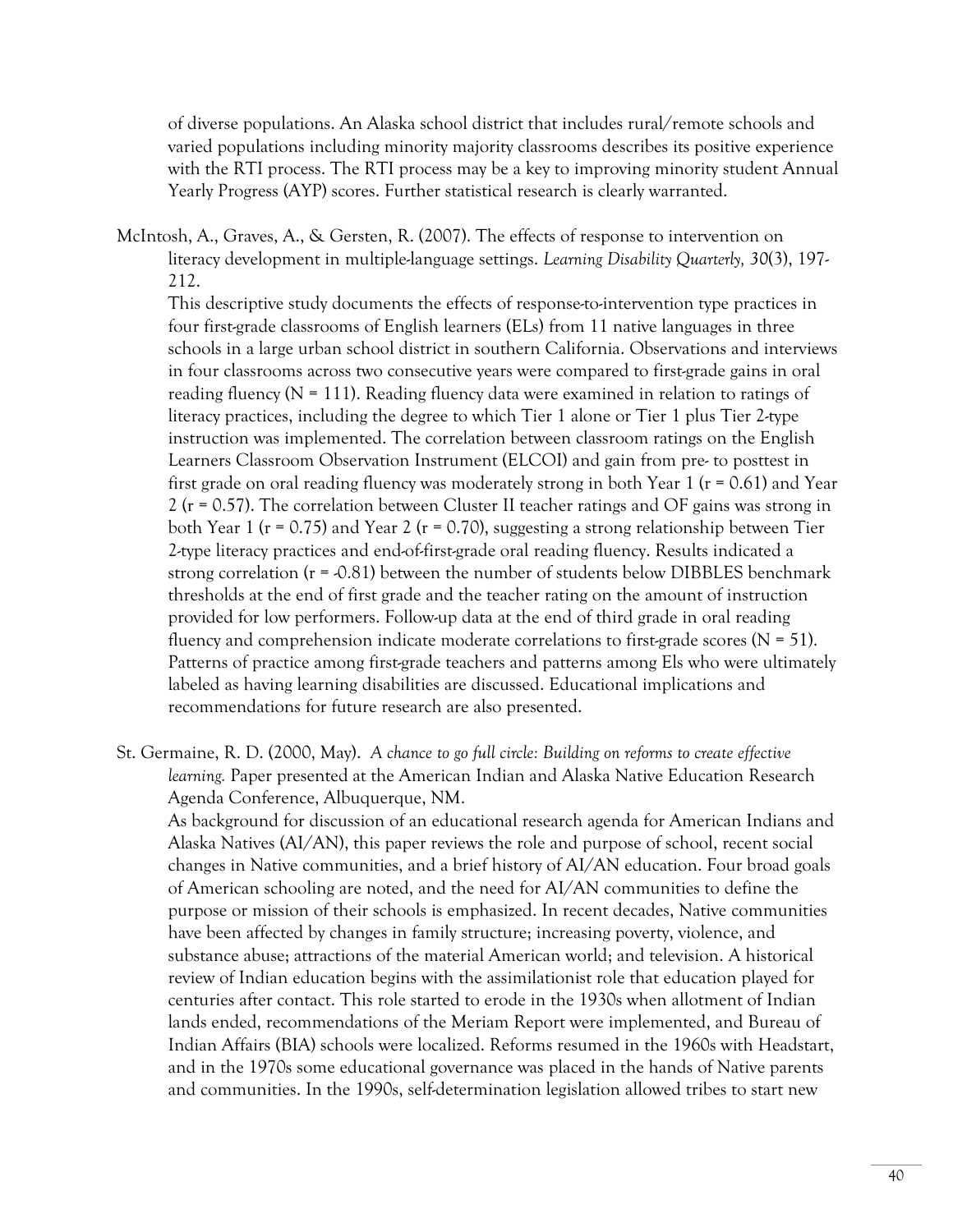of diverse populations. An Alaska school district that includes rural/remote schools and varied populations including minority majority classrooms describes its positive experience with the RTI process. The RTI process may be a key to improving minority student Annual Yearly Progress (AYP) scores. Further statistical research is clearly warranted.

McIntosh, A., Graves, A., & Gersten, R. (2007). The effects of response to intervention on literacy development in multiple-language settings. *Learning Disability Quarterly, 30*(3), 197-212.
This descriptive study documents the effects of response-to-intervention type practices in four first-grade classrooms of English learners (ELs) from 11 native languages in three schools in a large urban school district in southern California. Observations and interviews in four classrooms across two consecutive years were compared to first-grade gains in oral reading fluency (N = 111). Reading fluency data were examined in relation to ratings of literacy practices, including the degree to which Tier 1 alone or Tier 1 plus Tier 2-type instruction was implemented. The correlation between classroom ratings on the English Learners Classroom Observation Instrument (ELCOI) and gain from pre- to posttest in first grade on oral reading fluency was moderately strong in both Year 1 (r = 0.61) and Year 2 (r = 0.57). The correlation between Cluster II teacher ratings and OF gains was strong in both Year 1 (r = 0.75) and Year 2 (r = 0.70), suggesting a strong relationship between Tier 2-type literacy practices and end-of-first-grade oral reading fluency. Results indicated a strong correlation (r = -0.81) between the number of students below DIBBLES benchmark thresholds at the end of first grade and the teacher rating on the amount of instruction provided for low performers. Follow-up data at the end of third grade in oral reading fluency and comprehension indicate moderate correlations to first-grade scores (N = 51). Patterns of practice among first-grade teachers and patterns among Els who were ultimately labeled as having learning disabilities are discussed. Educational implications and recommendations for future research are also presented.

St. Germaine, R. D. (2000, May). *A chance to go full circle: Building on reforms to create effective learning.* Paper presented at the American Indian and Alaska Native Education Research Agenda Conference, Albuquerque, NM.
As background for discussion of an educational research agenda for American Indians and Alaska Natives (AI/AN), this paper reviews the role and purpose of school, recent social changes in Native communities, and a brief history of AI/AN education. Four broad goals of American schooling are noted, and the need for AI/AN communities to define the purpose or mission of their schools is emphasized. In recent decades, Native communities have been affected by changes in family structure; increasing poverty, violence, and substance abuse; attractions of the material American world; and television. A historical review of Indian education begins with the assimilationist role that education played for centuries after contact. This role started to erode in the 1930s when allotment of Indian lands ended, recommendations of the Meriam Report were implemented, and Bureau of Indian Affairs (BIA) schools were localized. Reforms resumed in the 1960s with Headstart, and in the 1970s some educational governance was placed in the hands of Native parents and communities. In the 1990s, self-determination legislation allowed tribes to start new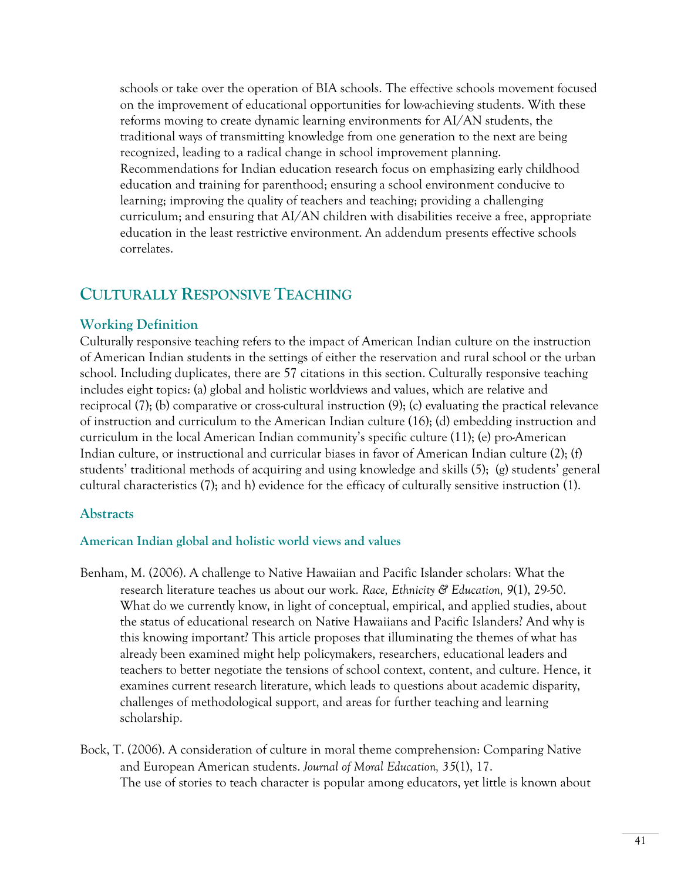schools or take over the operation of BIA schools. The effective schools movement focused on the improvement of educational opportunities for low-achieving students. With these reforms moving to create dynamic learning environments for AI/AN students, the traditional ways of transmitting knowledge from one generation to the next are being recognized, leading to a radical change in school improvement planning. Recommendations for Indian education research focus on emphasizing early childhood education and training for parenthood; ensuring a school environment conducive to learning; improving the quality of teachers and teaching; providing a challenging curriculum; and ensuring that AI/AN children with disabilities receive a free, appropriate education in the least restrictive environment. An addendum presents effective schools correlates.

## Culturally Responsive Teaching

### Working Definition

Culturally responsive teaching refers to the impact of American Indian culture on the instruction of American Indian students in the settings of either the reservation and rural school or the urban school. Including duplicates, there are 57 citations in this section. Culturally responsive teaching includes eight topics: (a) global and holistic worldviews and values, which are relative and reciprocal (7); (b) comparative or cross-cultural instruction (9); (c) evaluating the practical relevance of instruction and curriculum to the American Indian culture (16); (d) embedding instruction and curriculum in the local American Indian community's specific culture (11); (e) pro-American Indian culture, or instructional and curricular biases in favor of American Indian culture (2); (f) students' traditional methods of acquiring and using knowledge and skills (5); (g) students' general cultural characteristics (7); and h) evidence for the efficacy of culturally sensitive instruction (1).

### Abstracts

#### American Indian global and holistic world views and values

Benham, M. (2006). A challenge to Native Hawaiian and Pacific Islander scholars: What the research literature teaches us about our work. *Race, Ethnicity & Education, 9*(1), 29-50. What do we currently know, in light of conceptual, empirical, and applied studies, about the status of educational research on Native Hawaiians and Pacific Islanders? And why is this knowing important? This article proposes that illuminating the themes of what has already been examined might help policymakers, researchers, educational leaders and teachers to better negotiate the tensions of school context, content, and culture. Hence, it examines current research literature, which leads to questions about academic disparity, challenges of methodological support, and areas for further teaching and learning scholarship.

Bock, T. (2006). A consideration of culture in moral theme comprehension: Comparing Native and European American students. *Journal of Moral Education, 35*(1), 17. The use of stories to teach character is popular among educators, yet little is known about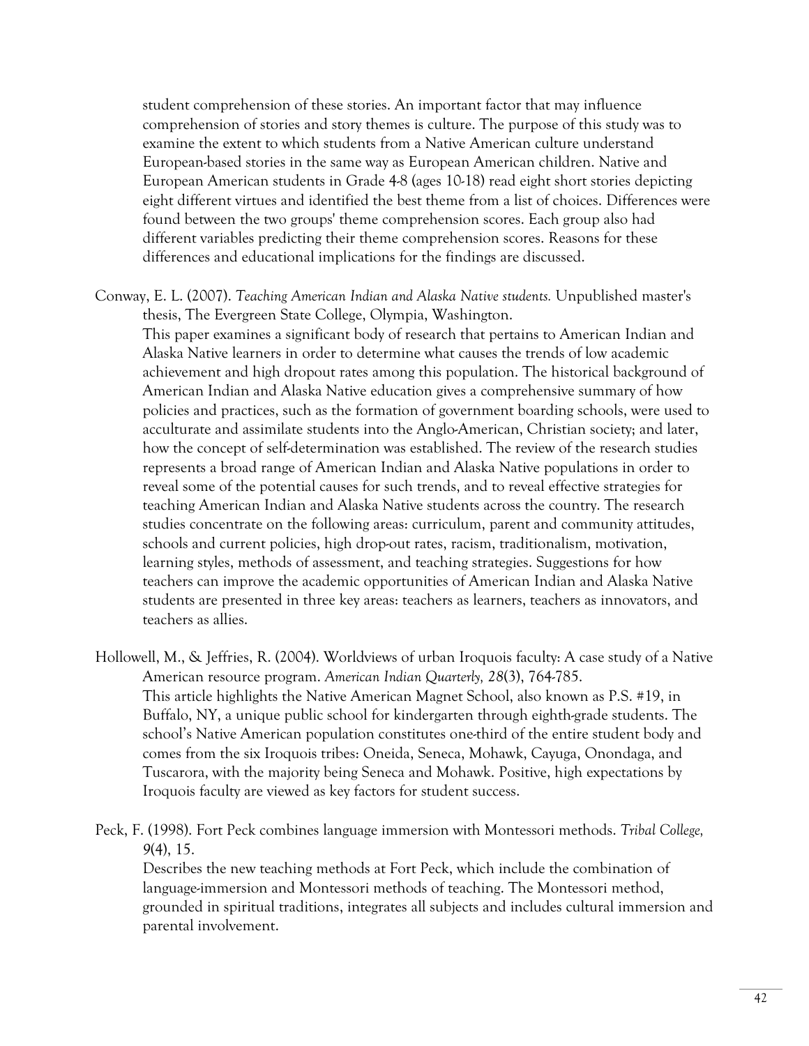student comprehension of these stories. An important factor that may influence comprehension of stories and story themes is culture. The purpose of this study was to examine the extent to which students from a Native American culture understand European-based stories in the same way as European American children. Native and European American students in Grade 4-8 (ages 10-18) read eight short stories depicting eight different virtues and identified the best theme from a list of choices. Differences were found between the two groups' theme comprehension scores. Each group also had different variables predicting their theme comprehension scores. Reasons for these differences and educational implications for the findings are discussed.

Conway, E. L. (2007). *Teaching American Indian and Alaska Native students.* Unpublished master's thesis, The Evergreen State College, Olympia, Washington.
This paper examines a significant body of research that pertains to American Indian and Alaska Native learners in order to determine what causes the trends of low academic achievement and high dropout rates among this population. The historical background of American Indian and Alaska Native education gives a comprehensive summary of how policies and practices, such as the formation of government boarding schools, were used to acculturate and assimilate students into the Anglo-American, Christian society; and later, how the concept of self-determination was established. The review of the research studies represents a broad range of American Indian and Alaska Native populations in order to reveal some of the potential causes for such trends, and to reveal effective strategies for teaching American Indian and Alaska Native students across the country. The research studies concentrate on the following areas: curriculum, parent and community attitudes, schools and current policies, high drop-out rates, racism, traditionalism, motivation, learning styles, methods of assessment, and teaching strategies. Suggestions for how teachers can improve the academic opportunities of American Indian and Alaska Native students are presented in three key areas: teachers as learners, teachers as innovators, and teachers as allies.

Hollowell, M., & Jeffries, R. (2004). Worldviews of urban Iroquois faculty: A case study of a Native American resource program. *American Indian Quarterly, 28*(3), 764-785.
This article highlights the Native American Magnet School, also known as P.S. #19, in Buffalo, NY, a unique public school for kindergarten through eighth-grade students. The school's Native American population constitutes one-third of the entire student body and comes from the six Iroquois tribes: Oneida, Seneca, Mohawk, Cayuga, Onondaga, and Tuscarora, with the majority being Seneca and Mohawk. Positive, high expectations by Iroquois faculty are viewed as key factors for student success.

Peck, F. (1998). Fort Peck combines language immersion with Montessori methods. *Tribal College, 9*(4), 15.
Describes the new teaching methods at Fort Peck, which include the combination of language-immersion and Montessori methods of teaching. The Montessori method, grounded in spiritual traditions, integrates all subjects and includes cultural immersion and parental involvement.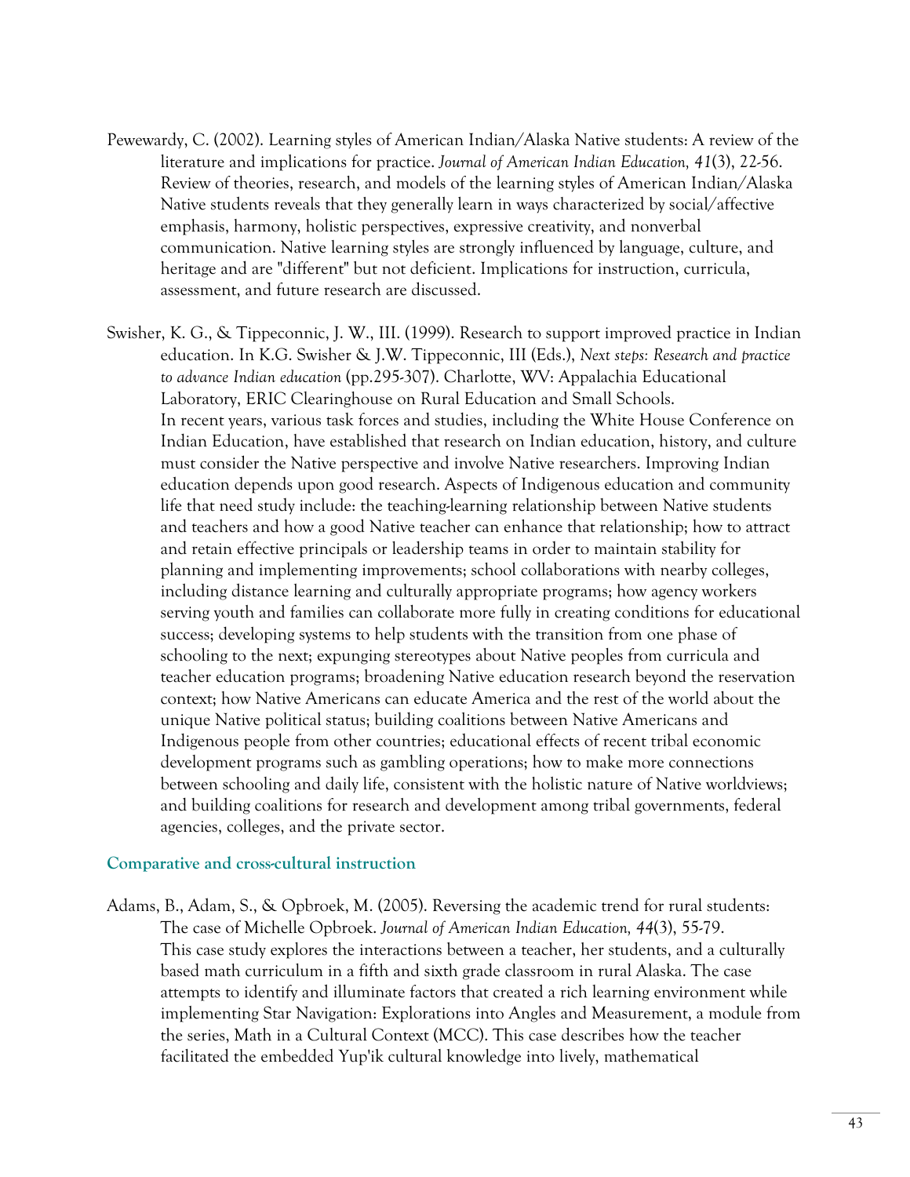Pewewardy, C. (2002). Learning styles of American Indian/Alaska Native students: A review of the literature and implications for practice. *Journal of American Indian Education, 41*(3), 22-56.
Review of theories, research, and models of the learning styles of American Indian/Alaska Native students reveals that they generally learn in ways characterized by social/affective emphasis, harmony, holistic perspectives, expressive creativity, and nonverbal communication. Native learning styles are strongly influenced by language, culture, and heritage and are "different" but not deficient. Implications for instruction, curricula, assessment, and future research are discussed.

Swisher, K. G., & Tippeconnic, J. W., III. (1999). Research to support improved practice in Indian education. In K.G. Swisher & J.W. Tippeconnic, III (Eds.), *Next steps: Research and practice to advance Indian education* (pp.295-307). Charlotte, WV: Appalachia Educational Laboratory, ERIC Clearinghouse on Rural Education and Small Schools.
In recent years, various task forces and studies, including the White House Conference on Indian Education, have established that research on Indian education, history, and culture must consider the Native perspective and involve Native researchers. Improving Indian education depends upon good research. Aspects of Indigenous education and community life that need study include: the teaching-learning relationship between Native students and teachers and how a good Native teacher can enhance that relationship; how to attract and retain effective principals or leadership teams in order to maintain stability for planning and implementing improvements; school collaborations with nearby colleges, including distance learning and culturally appropriate programs; how agency workers serving youth and families can collaborate more fully in creating conditions for educational success; developing systems to help students with the transition from one phase of schooling to the next; expunging stereotypes about Native peoples from curricula and teacher education programs; broadening Native education research beyond the reservation context; how Native Americans can educate America and the rest of the world about the unique Native political status; building coalitions between Native Americans and Indigenous people from other countries; educational effects of recent tribal economic development programs such as gambling operations; how to make more connections between schooling and daily life, consistent with the holistic nature of Native worldviews; and building coalitions for research and development among tribal governments, federal agencies, colleges, and the private sector.

### Comparative and cross-cultural instruction

Adams, B., Adam, S., & Opbroek, M. (2005). Reversing the academic trend for rural students: The case of Michelle Opbroek. *Journal of American Indian Education, 44*(3), 55-79.
This case study explores the interactions between a teacher, her students, and a culturally based math curriculum in a fifth and sixth grade classroom in rural Alaska. The case attempts to identify and illuminate factors that created a rich learning environment while implementing Star Navigation: Explorations into Angles and Measurement, a module from the series, Math in a Cultural Context (MCC). This case describes how the teacher facilitated the embedded Yup'ik cultural knowledge into lively, mathematical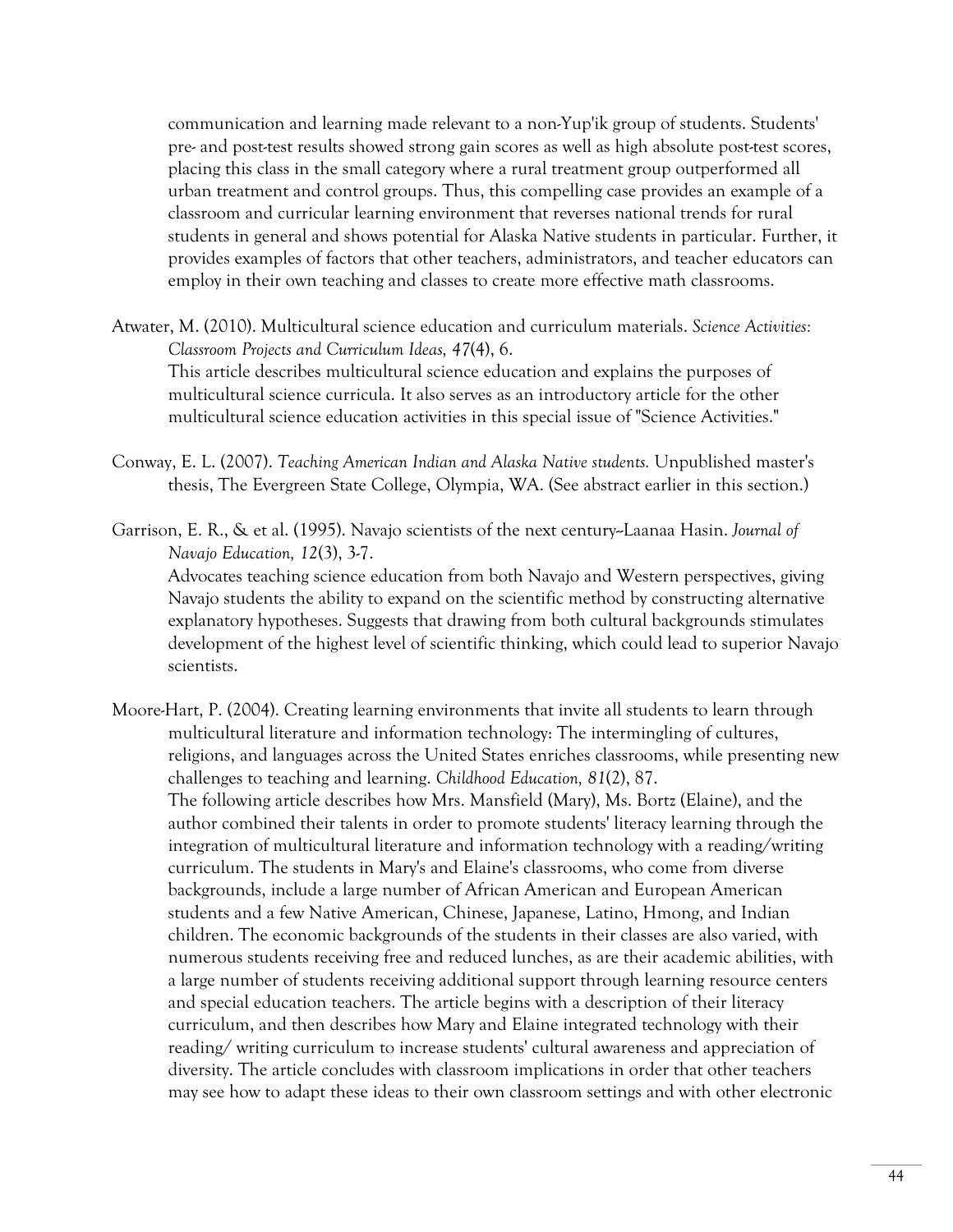communication and learning made relevant to a non-Yup'ik group of students. Students' pre- and post-test results showed strong gain scores as well as high absolute post-test scores, placing this class in the small category where a rural treatment group outperformed all urban treatment and control groups. Thus, this compelling case provides an example of a classroom and curricular learning environment that reverses national trends for rural students in general and shows potential for Alaska Native students in particular. Further, it provides examples of factors that other teachers, administrators, and teacher educators can employ in their own teaching and classes to create more effective math classrooms.

Atwater, M. (2010). Multicultural science education and curriculum materials. *Science Activities: Classroom Projects and Curriculum Ideas, 47*(4), 6.
This article describes multicultural science education and explains the purposes of multicultural science curricula. It also serves as an introductory article for the other multicultural science education activities in this special issue of "Science Activities."

Conway, E. L. (2007). *Teaching American Indian and Alaska Native students.* Unpublished master's thesis, The Evergreen State College, Olympia, WA. (See abstract earlier in this section.)

Garrison, E. R., & et al. (1995). Navajo scientists of the next century--Laanaa Hasin. *Journal of Navajo Education, 12*(3), 3-7.
Advocates teaching science education from both Navajo and Western perspectives, giving Navajo students the ability to expand on the scientific method by constructing alternative explanatory hypotheses. Suggests that drawing from both cultural backgrounds stimulates development of the highest level of scientific thinking, which could lead to superior Navajo scientists.

Moore-Hart, P. (2004). Creating learning environments that invite all students to learn through multicultural literature and information technology: The intermingling of cultures, religions, and languages across the United States enriches classrooms, while presenting new challenges to teaching and learning. *Childhood Education, 81*(2), 87.
The following article describes how Mrs. Mansfield (Mary), Ms. Bortz (Elaine), and the author combined their talents in order to promote students' literacy learning through the integration of multicultural literature and information technology with a reading/writing curriculum. The students in Mary's and Elaine's classrooms, who come from diverse backgrounds, include a large number of African American and European American students and a few Native American, Chinese, Japanese, Latino, Hmong, and Indian children. The economic backgrounds of the students in their classes are also varied, with numerous students receiving free and reduced lunches, as are their academic abilities, with a large number of students receiving additional support through learning resource centers and special education teachers. The article begins with a description of their literacy curriculum, and then describes how Mary and Elaine integrated technology with their reading/ writing curriculum to increase students' cultural awareness and appreciation of diversity. The article concludes with classroom implications in order that other teachers may see how to adapt these ideas to their own classroom settings and with other electronic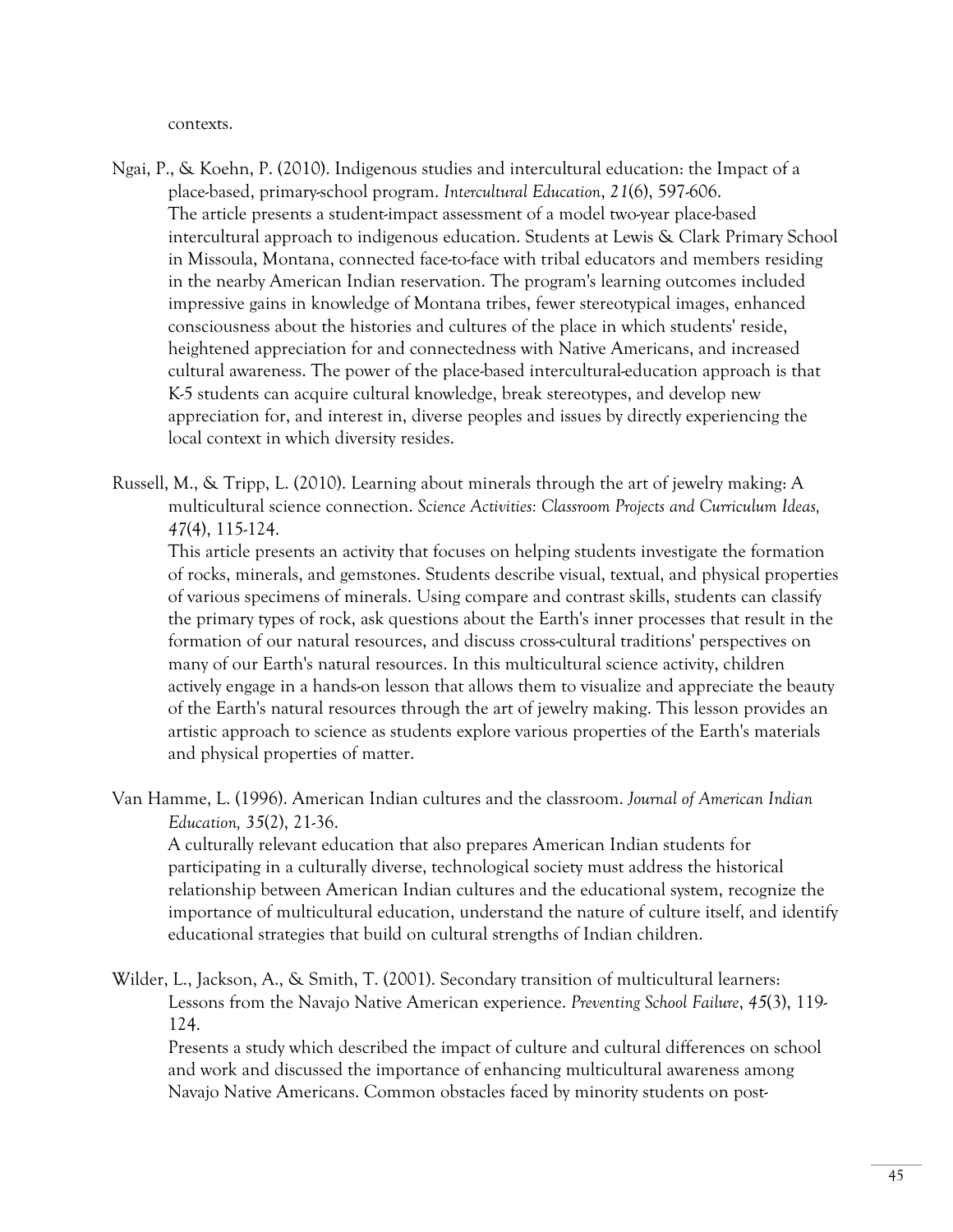contexts.

Ngai, P., & Koehn, P. (2010). Indigenous studies and intercultural education: the Impact of a place-based, primary-school program. *Intercultural Education*, *21*(6), 597-606.
The article presents a student-impact assessment of a model two-year place-based intercultural approach to indigenous education. Students at Lewis & Clark Primary School in Missoula, Montana, connected face-to-face with tribal educators and members residing in the nearby American Indian reservation. The program's learning outcomes included impressive gains in knowledge of Montana tribes, fewer stereotypical images, enhanced consciousness about the histories and cultures of the place in which students' reside, heightened appreciation for and connectedness with Native Americans, and increased cultural awareness. The power of the place-based intercultural-education approach is that K-5 students can acquire cultural knowledge, break stereotypes, and develop new appreciation for, and interest in, diverse peoples and issues by directly experiencing the local context in which diversity resides.

Russell, M., & Tripp, L. (2010). Learning about minerals through the art of jewelry making: A multicultural science connection. *Science Activities: Classroom Projects and Curriculum Ideas, 47*(4), 115-124.
This article presents an activity that focuses on helping students investigate the formation of rocks, minerals, and gemstones. Students describe visual, textual, and physical properties of various specimens of minerals. Using compare and contrast skills, students can classify the primary types of rock, ask questions about the Earth's inner processes that result in the formation of our natural resources, and discuss cross-cultural traditions' perspectives on many of our Earth's natural resources. In this multicultural science activity, children actively engage in a hands-on lesson that allows them to visualize and appreciate the beauty of the Earth's natural resources through the art of jewelry making. This lesson provides an artistic approach to science as students explore various properties of the Earth's materials and physical properties of matter.

Van Hamme, L. (1996). American Indian cultures and the classroom. *Journal of American Indian Education, 35*(2), 21-36.
A culturally relevant education that also prepares American Indian students for participating in a culturally diverse, technological society must address the historical relationship between American Indian cultures and the educational system, recognize the importance of multicultural education, understand the nature of culture itself, and identify educational strategies that build on cultural strengths of Indian children.

Wilder, L., Jackson, A., & Smith, T. (2001). Secondary transition of multicultural learners: Lessons from the Navajo Native American experience. *Preventing School Failure*, *45*(3), 119-124.
Presents a study which described the impact of culture and cultural differences on school and work and discussed the importance of enhancing multicultural awareness among Navajo Native Americans. Common obstacles faced by minority students on post-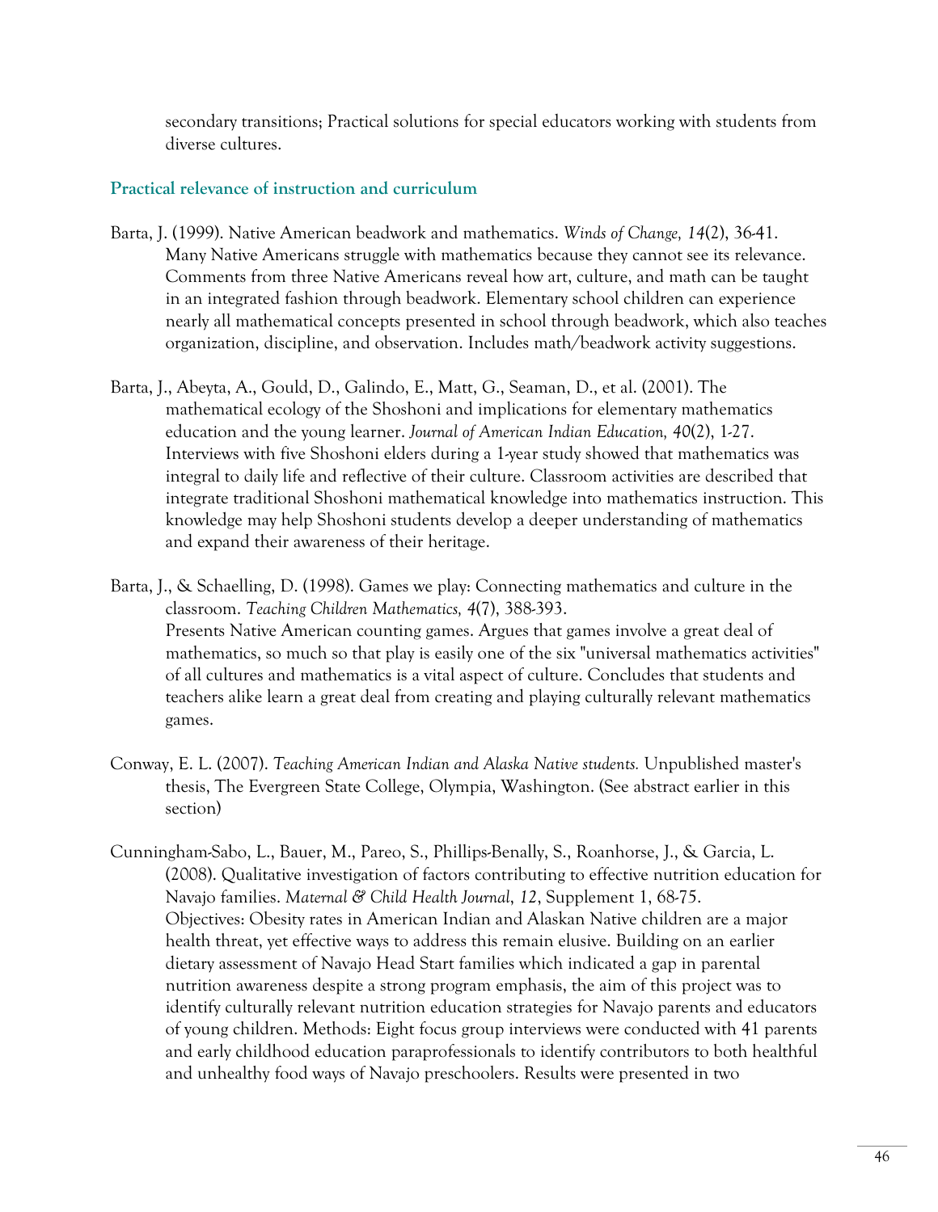secondary transitions; Practical solutions for special educators working with students from diverse cultures.

### Practical relevance of instruction and curriculum

Barta, J. (1999). Native American beadwork and mathematics. *Winds of Change, 14*(2), 36-41.
Many Native Americans struggle with mathematics because they cannot see its relevance. Comments from three Native Americans reveal how art, culture, and math can be taught in an integrated fashion through beadwork. Elementary school children can experience nearly all mathematical concepts presented in school through beadwork, which also teaches organization, discipline, and observation. Includes math/beadwork activity suggestions.

Barta, J., Abeyta, A., Gould, D., Galindo, E., Matt, G., Seaman, D., et al. (2001). The mathematical ecology of the Shoshoni and implications for elementary mathematics education and the young learner. *Journal of American Indian Education, 40*(2), 1-27.
Interviews with five Shoshoni elders during a 1-year study showed that mathematics was integral to daily life and reflective of their culture. Classroom activities are described that integrate traditional Shoshoni mathematical knowledge into mathematics instruction. This knowledge may help Shoshoni students develop a deeper understanding of mathematics and expand their awareness of their heritage.

Barta, J., & Schaelling, D. (1998). Games we play: Connecting mathematics and culture in the classroom. *Teaching Children Mathematics, 4*(7), 388-393.
Presents Native American counting games. Argues that games involve a great deal of mathematics, so much so that play is easily one of the six "universal mathematics activities" of all cultures and mathematics is a vital aspect of culture. Concludes that students and teachers alike learn a great deal from creating and playing culturally relevant mathematics games.

Conway, E. L. (2007). *Teaching American Indian and Alaska Native students.* Unpublished master's thesis, The Evergreen State College, Olympia, Washington. (See abstract earlier in this section)

Cunningham-Sabo, L., Bauer, M., Pareo, S., Phillips-Benally, S., Roanhorse, J., & Garcia, L. (2008). Qualitative investigation of factors contributing to effective nutrition education for Navajo families. *Maternal & Child Health Journal, 12*, Supplement 1, 68-75.
Objectives: Obesity rates in American Indian and Alaskan Native children are a major health threat, yet effective ways to address this remain elusive. Building on an earlier dietary assessment of Navajo Head Start families which indicated a gap in parental nutrition awareness despite a strong program emphasis, the aim of this project was to identify culturally relevant nutrition education strategies for Navajo parents and educators of young children. Methods: Eight focus group interviews were conducted with 41 parents and early childhood education paraprofessionals to identify contributors to both healthful and unhealthy food ways of Navajo preschoolers. Results were presented in two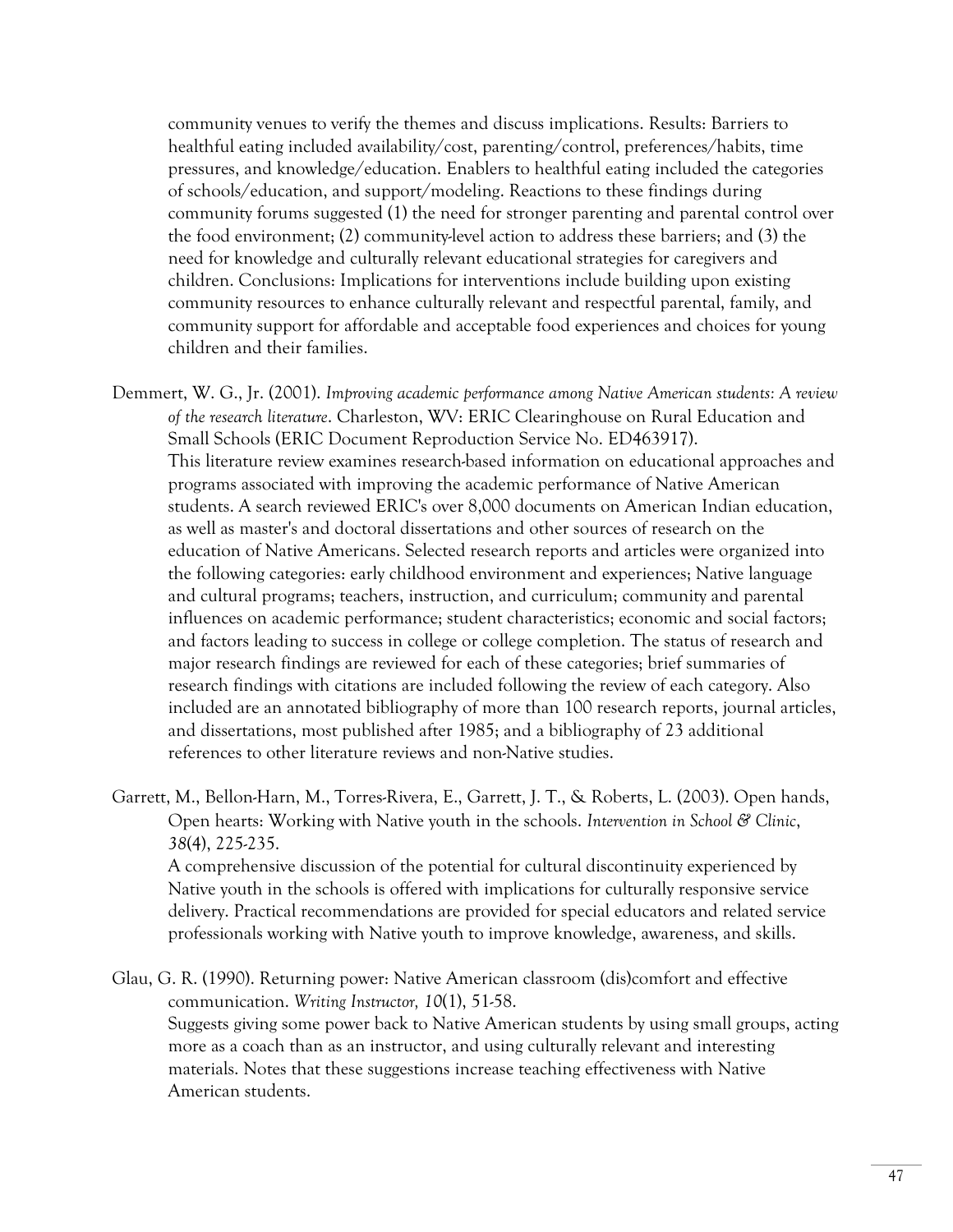community venues to verify the themes and discuss implications. Results: Barriers to healthful eating included availability/cost, parenting/control, preferences/habits, time pressures, and knowledge/education. Enablers to healthful eating included the categories of schools/education, and support/modeling. Reactions to these findings during community forums suggested (1) the need for stronger parenting and parental control over the food environment; (2) community-level action to address these barriers; and (3) the need for knowledge and culturally relevant educational strategies for caregivers and children. Conclusions: Implications for interventions include building upon existing community resources to enhance culturally relevant and respectful parental, family, and community support for affordable and acceptable food experiences and choices for young children and their families.

Demmert, W. G., Jr. (2001). *Improving academic performance among Native American students: A review of the research literature*. Charleston, WV: ERIC Clearinghouse on Rural Education and Small Schools (ERIC Document Reproduction Service No. ED463917).
This literature review examines research-based information on educational approaches and programs associated with improving the academic performance of Native American students. A search reviewed ERIC's over 8,000 documents on American Indian education, as well as master's and doctoral dissertations and other sources of research on the education of Native Americans. Selected research reports and articles were organized into the following categories: early childhood environment and experiences; Native language and cultural programs; teachers, instruction, and curriculum; community and parental influences on academic performance; student characteristics; economic and social factors; and factors leading to success in college or college completion. The status of research and major research findings are reviewed for each of these categories; brief summaries of research findings with citations are included following the review of each category. Also included are an annotated bibliography of more than 100 research reports, journal articles, and dissertations, most published after 1985; and a bibliography of 23 additional references to other literature reviews and non-Native studies.

Garrett, M., Bellon-Harn, M., Torres-Rivera, E., Garrett, J. T., & Roberts, L. (2003). Open hands, Open hearts: Working with Native youth in the schools. *Intervention in School & Clinic*, *38*(4), 225-235.
A comprehensive discussion of the potential for cultural discontinuity experienced by Native youth in the schools is offered with implications for culturally responsive service delivery. Practical recommendations are provided for special educators and related service professionals working with Native youth to improve knowledge, awareness, and skills.

Glau, G. R. (1990). Returning power: Native American classroom (dis)comfort and effective communication. *Writing Instructor, 10*(1), 51-58.
Suggests giving some power back to Native American students by using small groups, acting more as a coach than as an instructor, and using culturally relevant and interesting materials. Notes that these suggestions increase teaching effectiveness with Native American students.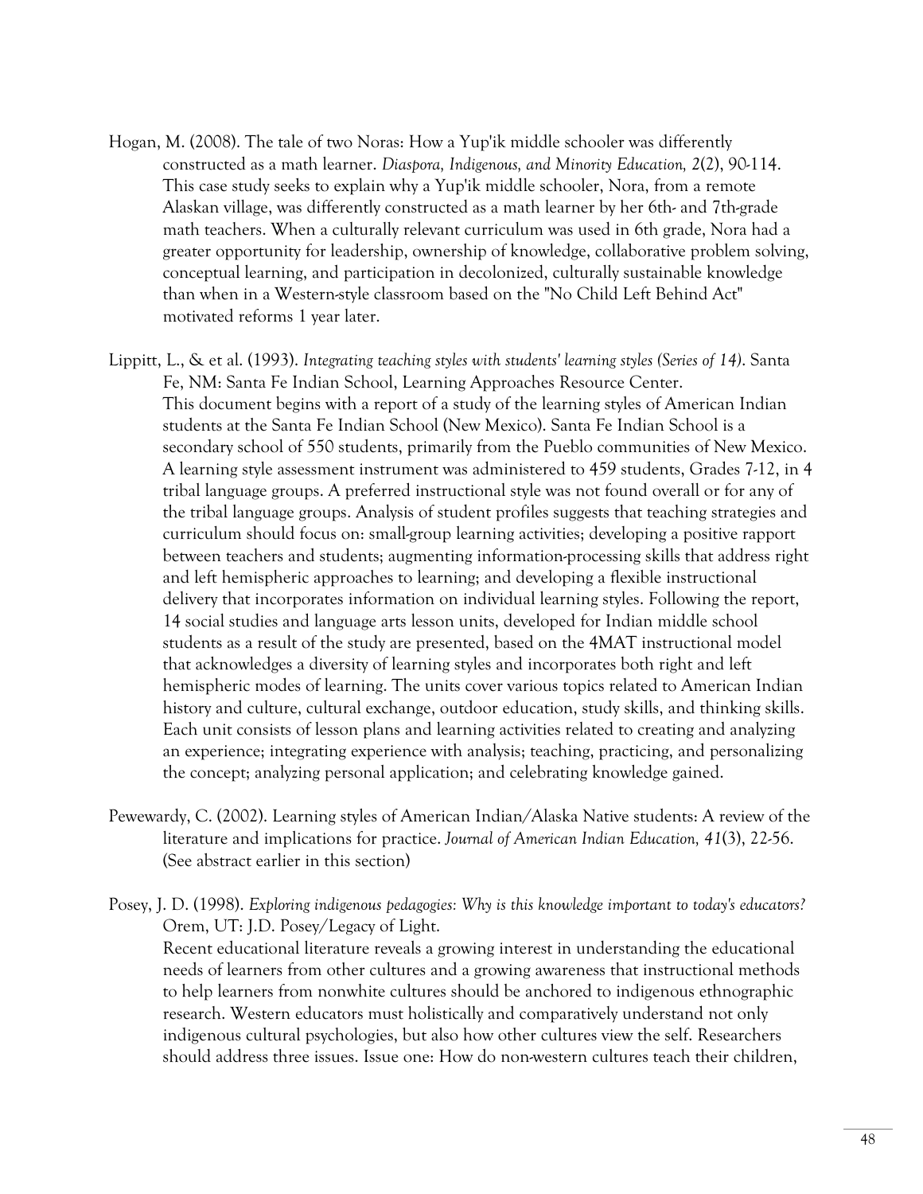Hogan, M. (2008). The tale of two Noras: How a Yup'ik middle schooler was differently constructed as a math learner. *Diaspora, Indigenous, and Minority Education, 2*(2), 90-114.
This case study seeks to explain why a Yup'ik middle schooler, Nora, from a remote Alaskan village, was differently constructed as a math learner by her 6th- and 7th-grade math teachers. When a culturally relevant curriculum was used in 6th grade, Nora had a greater opportunity for leadership, ownership of knowledge, collaborative problem solving, conceptual learning, and participation in decolonized, culturally sustainable knowledge than when in a Western-style classroom based on the "No Child Left Behind Act" motivated reforms 1 year later.

Lippitt, L., & et al. (1993). *Integrating teaching styles with students' learning styles (Series of 14)*. Santa Fe, NM: Santa Fe Indian School, Learning Approaches Resource Center.
This document begins with a report of a study of the learning styles of American Indian students at the Santa Fe Indian School (New Mexico). Santa Fe Indian School is a secondary school of 550 students, primarily from the Pueblo communities of New Mexico. A learning style assessment instrument was administered to 459 students, Grades 7-12, in 4 tribal language groups. A preferred instructional style was not found overall or for any of the tribal language groups. Analysis of student profiles suggests that teaching strategies and curriculum should focus on: small-group learning activities; developing a positive rapport between teachers and students; augmenting information-processing skills that address right and left hemispheric approaches to learning; and developing a flexible instructional delivery that incorporates information on individual learning styles. Following the report, 14 social studies and language arts lesson units, developed for Indian middle school students as a result of the study are presented, based on the 4MAT instructional model that acknowledges a diversity of learning styles and incorporates both right and left hemispheric modes of learning. The units cover various topics related to American Indian history and culture, cultural exchange, outdoor education, study skills, and thinking skills. Each unit consists of lesson plans and learning activities related to creating and analyzing an experience; integrating experience with analysis; teaching, practicing, and personalizing the concept; analyzing personal application; and celebrating knowledge gained.

Pewewardy, C. (2002). Learning styles of American Indian/Alaska Native students: A review of the literature and implications for practice. *Journal of American Indian Education, 41*(3), 22-56. (See abstract earlier in this section)

Posey, J. D. (1998). *Exploring indigenous pedagogies: Why is this knowledge important to today's educators?* Orem, UT: J.D. Posey/Legacy of Light.
Recent educational literature reveals a growing interest in understanding the educational needs of learners from other cultures and a growing awareness that instructional methods to help learners from nonwhite cultures should be anchored to indigenous ethnographic research. Western educators must holistically and comparatively understand not only indigenous cultural psychologies, but also how other cultures view the self. Researchers should address three issues. Issue one: How do non-western cultures teach their children,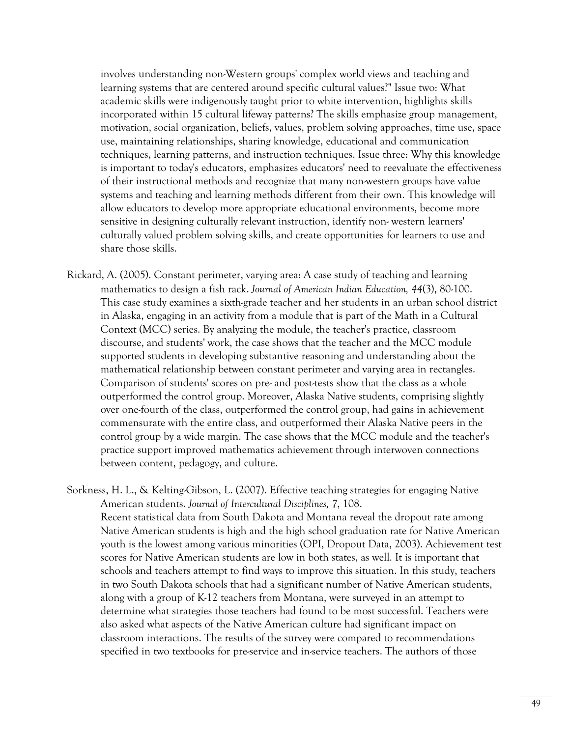involves understanding non-Western groups' complex world views and teaching and learning systems that are centered around specific cultural values?" Issue two: What academic skills were indigenously taught prior to white intervention, highlights skills incorporated within 15 cultural lifeway patterns? The skills emphasize group management, motivation, social organization, beliefs, values, problem solving approaches, time use, space use, maintaining relationships, sharing knowledge, educational and communication techniques, learning patterns, and instruction techniques. Issue three: Why this knowledge is important to today's educators, emphasizes educators' need to reevaluate the effectiveness of their instructional methods and recognize that many non-western groups have value systems and teaching and learning methods different from their own. This knowledge will allow educators to develop more appropriate educational environments, become more sensitive in designing culturally relevant instruction, identify non- western learners' culturally valued problem solving skills, and create opportunities for learners to use and share those skills.

Rickard, A. (2005). Constant perimeter, varying area: A case study of teaching and learning mathematics to design a fish rack. *Journal of American Indian Education, 44*(3), 80-100. This case study examines a sixth-grade teacher and her students in an urban school district in Alaska, engaging in an activity from a module that is part of the Math in a Cultural Context (MCC) series. By analyzing the module, the teacher's practice, classroom discourse, and students' work, the case shows that the teacher and the MCC module supported students in developing substantive reasoning and understanding about the mathematical relationship between constant perimeter and varying area in rectangles. Comparison of students' scores on pre- and post-tests show that the class as a whole outperformed the control group. Moreover, Alaska Native students, comprising slightly over one-fourth of the class, outperformed the control group, had gains in achievement commensurate with the entire class, and outperformed their Alaska Native peers in the control group by a wide margin. The case shows that the MCC module and the teacher's practice support improved mathematics achievement through interwoven connections between content, pedagogy, and culture.

Sorkness, H. L., & Kelting-Gibson, L. (2007). Effective teaching strategies for engaging Native American students. *Journal of Intercultural Disciplines,* 7, 108. Recent statistical data from South Dakota and Montana reveal the dropout rate among Native American students is high and the high school graduation rate for Native American youth is the lowest among various minorities (OPI, Dropout Data, 2003). Achievement test scores for Native American students are low in both states, as well. It is important that schools and teachers attempt to find ways to improve this situation. In this study, teachers in two South Dakota schools that had a significant number of Native American students, along with a group of K-12 teachers from Montana, were surveyed in an attempt to determine what strategies those teachers had found to be most successful. Teachers were also asked what aspects of the Native American culture had significant impact on classroom interactions. The results of the survey were compared to recommendations specified in two textbooks for pre-service and in-service teachers. The authors of those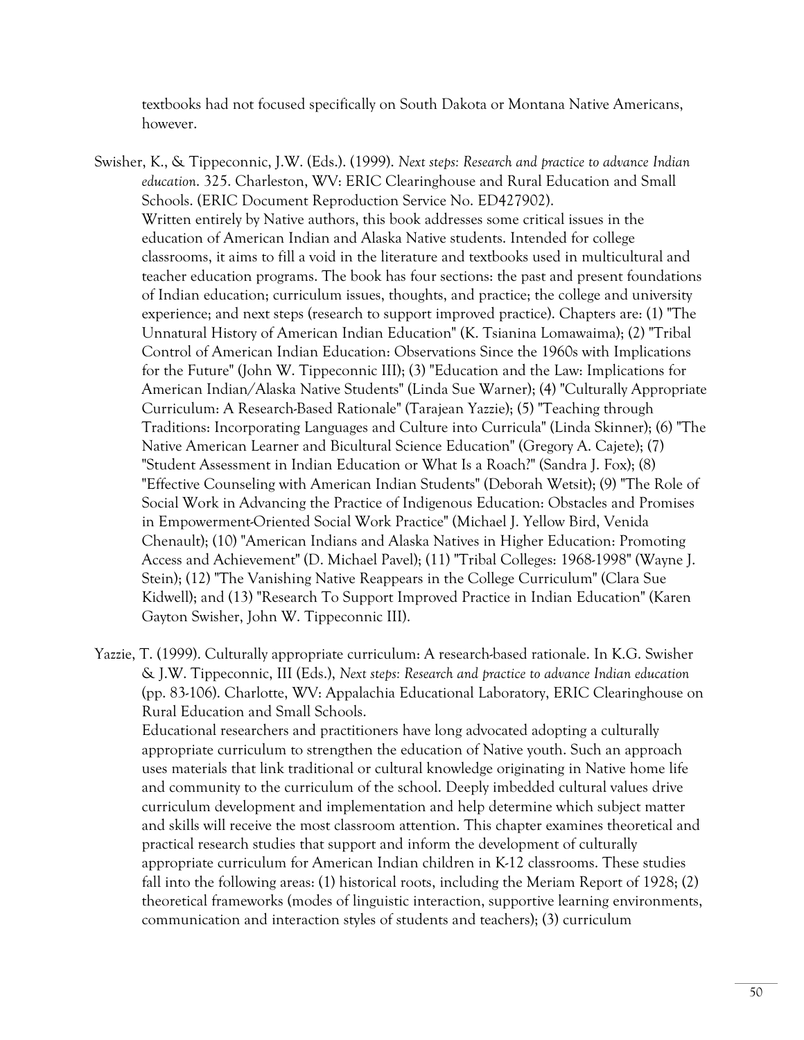textbooks had not focused specifically on South Dakota or Montana Native Americans, however.

Swisher, K., & Tippeconnic, J.W. (Eds.). (1999). *Next steps: Research and practice to advance Indian education*. 325. Charleston, WV: ERIC Clearinghouse and Rural Education and Small Schools. (ERIC Document Reproduction Service No. ED427902).
Written entirely by Native authors, this book addresses some critical issues in the education of American Indian and Alaska Native students. Intended for college classrooms, it aims to fill a void in the literature and textbooks used in multicultural and teacher education programs. The book has four sections: the past and present foundations of Indian education; curriculum issues, thoughts, and practice; the college and university experience; and next steps (research to support improved practice). Chapters are: (1) "The Unnatural History of American Indian Education" (K. Tsianina Lomawaima); (2) "Tribal Control of American Indian Education: Observations Since the 1960s with Implications for the Future" (John W. Tippeconnic III); (3) "Education and the Law: Implications for American Indian/Alaska Native Students" (Linda Sue Warner); (4) "Culturally Appropriate Curriculum: A Research-Based Rationale" (Tarajean Yazzie); (5) "Teaching through Traditions: Incorporating Languages and Culture into Curricula" (Linda Skinner); (6) "The Native American Learner and Bicultural Science Education" (Gregory A. Cajete); (7) "Student Assessment in Indian Education or What Is a Roach?" (Sandra J. Fox); (8) "Effective Counseling with American Indian Students" (Deborah Wetsit); (9) "The Role of Social Work in Advancing the Practice of Indigenous Education: Obstacles and Promises in Empowerment-Oriented Social Work Practice" (Michael J. Yellow Bird, Venida Chenault); (10) "American Indians and Alaska Natives in Higher Education: Promoting Access and Achievement" (D. Michael Pavel); (11) "Tribal Colleges: 1968-1998" (Wayne J. Stein); (12) "The Vanishing Native Reappears in the College Curriculum" (Clara Sue Kidwell); and (13) "Research To Support Improved Practice in Indian Education" (Karen Gayton Swisher, John W. Tippeconnic III).

Yazzie, T. (1999). Culturally appropriate curriculum: A research-based rationale. In K.G. Swisher & J.W. Tippeconnic, III (Eds.), *Next steps: Research and practice to advance Indian education* (pp. 83-106). Charlotte, WV: Appalachia Educational Laboratory, ERIC Clearinghouse on Rural Education and Small Schools.
Educational researchers and practitioners have long advocated adopting a culturally appropriate curriculum to strengthen the education of Native youth. Such an approach uses materials that link traditional or cultural knowledge originating in Native home life and community to the curriculum of the school. Deeply imbedded cultural values drive curriculum development and implementation and help determine which subject matter and skills will receive the most classroom attention. This chapter examines theoretical and practical research studies that support and inform the development of culturally appropriate curriculum for American Indian children in K-12 classrooms. These studies fall into the following areas: (1) historical roots, including the Meriam Report of 1928; (2) theoretical frameworks (modes of linguistic interaction, supportive learning environments, communication and interaction styles of students and teachers); (3) curriculum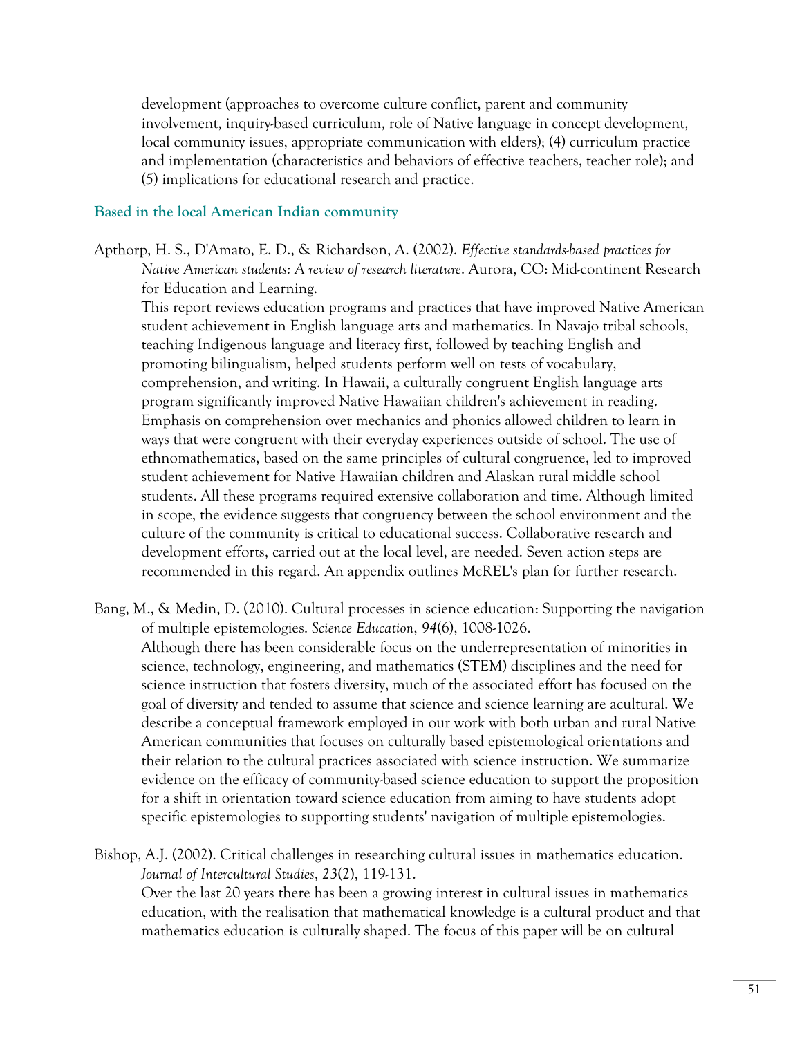development (approaches to overcome culture conflict, parent and community involvement, inquiry-based curriculum, role of Native language in concept development, local community issues, appropriate communication with elders); (4) curriculum practice and implementation (characteristics and behaviors of effective teachers, teacher role); and (5) implications for educational research and practice.

### Based in the local American Indian community

Apthorp, H. S., D'Amato, E. D., & Richardson, A. (2002). *Effective standards-based practices for Native American students: A review of research literature*. Aurora, CO: Mid-continent Research for Education and Learning.

This report reviews education programs and practices that have improved Native American student achievement in English language arts and mathematics. In Navajo tribal schools, teaching Indigenous language and literacy first, followed by teaching English and promoting bilingualism, helped students perform well on tests of vocabulary, comprehension, and writing. In Hawaii, a culturally congruent English language arts program significantly improved Native Hawaiian children's achievement in reading. Emphasis on comprehension over mechanics and phonics allowed children to learn in ways that were congruent with their everyday experiences outside of school. The use of ethnomathematics, based on the same principles of cultural congruence, led to improved student achievement for Native Hawaiian children and Alaskan rural middle school students. All these programs required extensive collaboration and time. Although limited in scope, the evidence suggests that congruency between the school environment and the culture of the community is critical to educational success. Collaborative research and development efforts, carried out at the local level, are needed. Seven action steps are recommended in this regard. An appendix outlines McREL's plan for further research.

Bang, M., & Medin, D. (2010). Cultural processes in science education: Supporting the navigation of multiple epistemologies. *Science Education*, *94*(6), 1008-1026.

Although there has been considerable focus on the underrepresentation of minorities in science, technology, engineering, and mathematics (STEM) disciplines and the need for science instruction that fosters diversity, much of the associated effort has focused on the goal of diversity and tended to assume that science and science learning are acultural. We describe a conceptual framework employed in our work with both urban and rural Native American communities that focuses on culturally based epistemological orientations and their relation to the cultural practices associated with science instruction. We summarize evidence on the efficacy of community-based science education to support the proposition for a shift in orientation toward science education from aiming to have students adopt specific epistemologies to supporting students' navigation of multiple epistemologies.

Bishop, A.J. (2002). Critical challenges in researching cultural issues in mathematics education. *Journal of Intercultural Studies*, *23*(2), 119-131.

Over the last 20 years there has been a growing interest in cultural issues in mathematics education, with the realisation that mathematical knowledge is a cultural product and that mathematics education is culturally shaped. The focus of this paper will be on cultural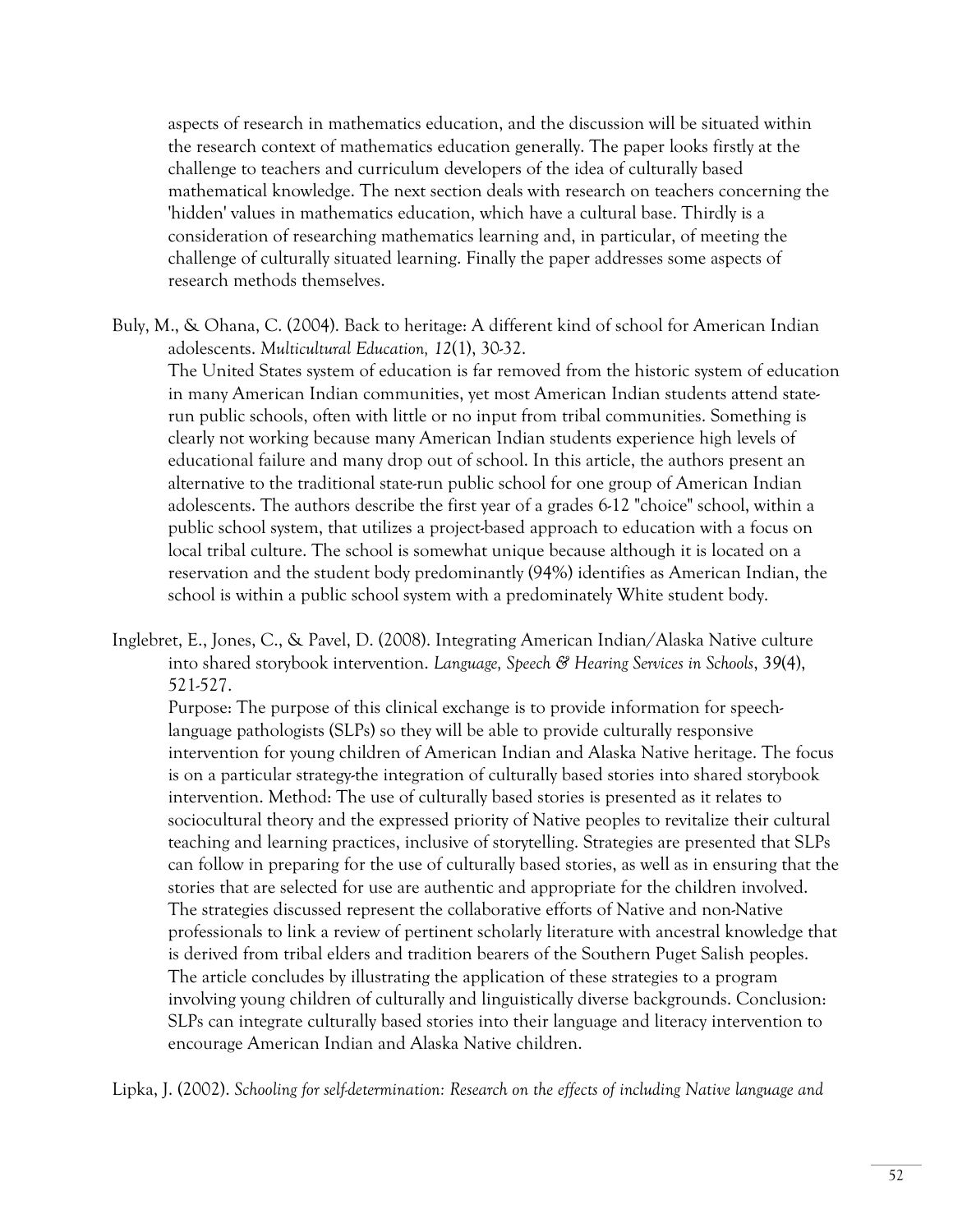aspects of research in mathematics education, and the discussion will be situated within the research context of mathematics education generally. The paper looks firstly at the challenge to teachers and curriculum developers of the idea of culturally based mathematical knowledge. The next section deals with research on teachers concerning the 'hidden' values in mathematics education, which have a cultural base. Thirdly is a consideration of researching mathematics learning and, in particular, of meeting the challenge of culturally situated learning. Finally the paper addresses some aspects of research methods themselves.

Buly, M., & Ohana, C. (2004). Back to heritage: A different kind of school for American Indian adolescents. *Multicultural Education, 12*(1), 30-32.
The United States system of education is far removed from the historic system of education in many American Indian communities, yet most American Indian students attend state-run public schools, often with little or no input from tribal communities. Something is clearly not working because many American Indian students experience high levels of educational failure and many drop out of school. In this article, the authors present an alternative to the traditional state-run public school for one group of American Indian adolescents. The authors describe the first year of a grades 6-12 "choice" school, within a public school system, that utilizes a project-based approach to education with a focus on local tribal culture. The school is somewhat unique because although it is located on a reservation and the student body predominantly (94%) identifies as American Indian, the school is within a public school system with a predominately White student body.

Inglebret, E., Jones, C., & Pavel, D. (2008). Integrating American Indian/Alaska Native culture into shared storybook intervention. *Language, Speech & Hearing Services in Schools*, *39*(4), 521-527.
Purpose: The purpose of this clinical exchange is to provide information for speech-language pathologists (SLPs) so they will be able to provide culturally responsive intervention for young children of American Indian and Alaska Native heritage. The focus is on a particular strategy-the integration of culturally based stories into shared storybook intervention. Method: The use of culturally based stories is presented as it relates to sociocultural theory and the expressed priority of Native peoples to revitalize their cultural teaching and learning practices, inclusive of storytelling. Strategies are presented that SLPs can follow in preparing for the use of culturally based stories, as well as in ensuring that the stories that are selected for use are authentic and appropriate for the children involved. The strategies discussed represent the collaborative efforts of Native and non-Native professionals to link a review of pertinent scholarly literature with ancestral knowledge that is derived from tribal elders and tradition bearers of the Southern Puget Salish peoples. The article concludes by illustrating the application of these strategies to a program involving young children of culturally and linguistically diverse backgrounds. Conclusion: SLPs can integrate culturally based stories into their language and literacy intervention to encourage American Indian and Alaska Native children.

Lipka, J. (2002). *Schooling for self-determination: Research on the effects of including Native language and*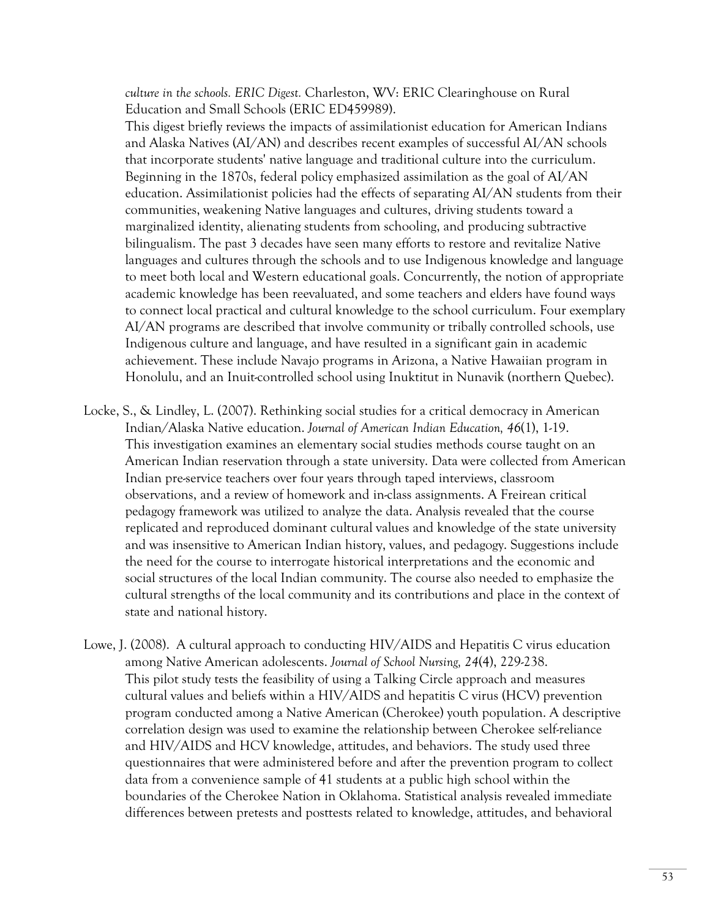*culture in the schools. ERIC Digest.* Charleston, WV: ERIC Clearinghouse on Rural Education and Small Schools (ERIC ED459989).

This digest briefly reviews the impacts of assimilationist education for American Indians and Alaska Natives (AI/AN) and describes recent examples of successful AI/AN schools that incorporate students' native language and traditional culture into the curriculum. Beginning in the 1870s, federal policy emphasized assimilation as the goal of AI/AN education. Assimilationist policies had the effects of separating AI/AN students from their communities, weakening Native languages and cultures, driving students toward a marginalized identity, alienating students from schooling, and producing subtractive bilingualism. The past 3 decades have seen many efforts to restore and revitalize Native languages and cultures through the schools and to use Indigenous knowledge and language to meet both local and Western educational goals. Concurrently, the notion of appropriate academic knowledge has been reevaluated, and some teachers and elders have found ways to connect local practical and cultural knowledge to the school curriculum. Four exemplary AI/AN programs are described that involve community or tribally controlled schools, use Indigenous culture and language, and have resulted in a significant gain in academic achievement. These include Navajo programs in Arizona, a Native Hawaiian program in Honolulu, and an Inuit-controlled school using Inuktitut in Nunavik (northern Quebec).

Locke, S., & Lindley, L. (2007). Rethinking social studies for a critical democracy in American Indian/Alaska Native education. *Journal of American Indian Education, 46*(1), 1-19.

This investigation examines an elementary social studies methods course taught on an American Indian reservation through a state university. Data were collected from American Indian pre-service teachers over four years through taped interviews, classroom observations, and a review of homework and in-class assignments. A Freirean critical pedagogy framework was utilized to analyze the data. Analysis revealed that the course replicated and reproduced dominant cultural values and knowledge of the state university and was insensitive to American Indian history, values, and pedagogy. Suggestions include the need for the course to interrogate historical interpretations and the economic and social structures of the local Indian community. The course also needed to emphasize the cultural strengths of the local community and its contributions and place in the context of state and national history.

Lowe, J. (2008). A cultural approach to conducting HIV/AIDS and Hepatitis C virus education among Native American adolescents. *Journal of School Nursing, 24*(4), 229-238.

This pilot study tests the feasibility of using a Talking Circle approach and measures cultural values and beliefs within a HIV/AIDS and hepatitis C virus (HCV) prevention program conducted among a Native American (Cherokee) youth population. A descriptive correlation design was used to examine the relationship between Cherokee self-reliance and HIV/AIDS and HCV knowledge, attitudes, and behaviors. The study used three questionnaires that were administered before and after the prevention program to collect data from a convenience sample of 41 students at a public high school within the boundaries of the Cherokee Nation in Oklahoma. Statistical analysis revealed immediate differences between pretests and posttests related to knowledge, attitudes, and behavioral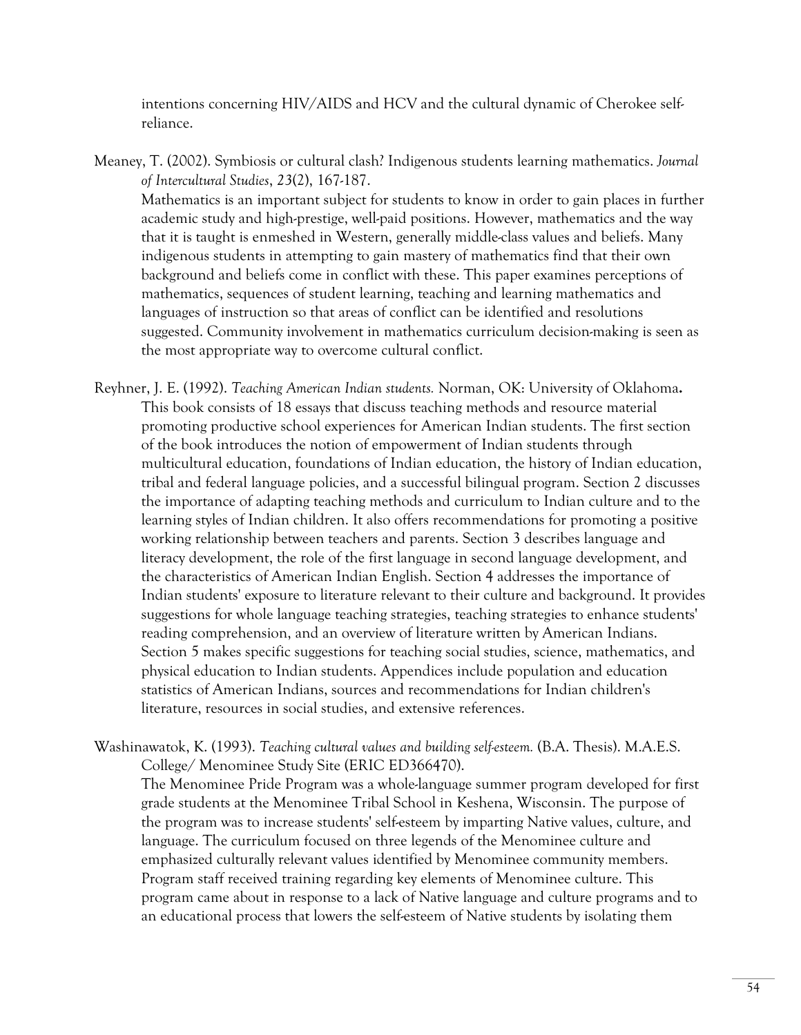intentions concerning HIV/AIDS and HCV and the cultural dynamic of Cherokee self-reliance.

Meaney, T. (2002). Symbiosis or cultural clash? Indigenous students learning mathematics. *Journal of Intercultural Studies*, *23*(2), 167-187.
Mathematics is an important subject for students to know in order to gain places in further academic study and high-prestige, well-paid positions. However, mathematics and the way that it is taught is enmeshed in Western, generally middle-class values and beliefs. Many indigenous students in attempting to gain mastery of mathematics find that their own background and beliefs come in conflict with these. This paper examines perceptions of mathematics, sequences of student learning, teaching and learning mathematics and languages of instruction so that areas of conflict can be identified and resolutions suggested. Community involvement in mathematics curriculum decision-making is seen as the most appropriate way to overcome cultural conflict.

Reyhner, J. E. (1992). *Teaching American Indian students.* Norman, OK: University of Oklahoma**.**
This book consists of 18 essays that discuss teaching methods and resource material promoting productive school experiences for American Indian students. The first section of the book introduces the notion of empowerment of Indian students through multicultural education, foundations of Indian education, the history of Indian education, tribal and federal language policies, and a successful bilingual program. Section 2 discusses the importance of adapting teaching methods and curriculum to Indian culture and to the learning styles of Indian children. It also offers recommendations for promoting a positive working relationship between teachers and parents. Section 3 describes language and literacy development, the role of the first language in second language development, and the characteristics of American Indian English. Section 4 addresses the importance of Indian students' exposure to literature relevant to their culture and background. It provides suggestions for whole language teaching strategies, teaching strategies to enhance students' reading comprehension, and an overview of literature written by American Indians. Section 5 makes specific suggestions for teaching social studies, science, mathematics, and physical education to Indian students. Appendices include population and education statistics of American Indians, sources and recommendations for Indian children's literature, resources in social studies, and extensive references.

Washinawatok, K. (1993). *Teaching cultural values and building self-esteem.* (B.A. Thesis). M.A.E.S. College/ Menominee Study Site (ERIC ED366470).
The Menominee Pride Program was a whole-language summer program developed for first grade students at the Menominee Tribal School in Keshena, Wisconsin. The purpose of the program was to increase students' self-esteem by imparting Native values, culture, and language. The curriculum focused on three legends of the Menominee culture and emphasized culturally relevant values identified by Menominee community members. Program staff received training regarding key elements of Menominee culture. This program came about in response to a lack of Native language and culture programs and to an educational process that lowers the self-esteem of Native students by isolating them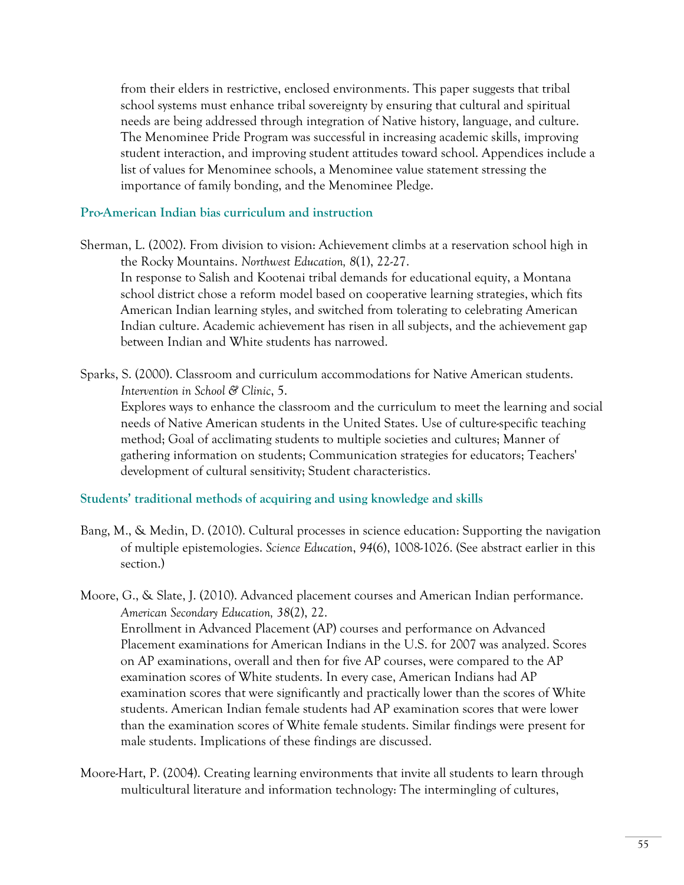from their elders in restrictive, enclosed environments. This paper suggests that tribal school systems must enhance tribal sovereignty by ensuring that cultural and spiritual needs are being addressed through integration of Native history, language, and culture. The Menominee Pride Program was successful in increasing academic skills, improving student interaction, and improving student attitudes toward school. Appendices include a list of values for Menominee schools, a Menominee value statement stressing the importance of family bonding, and the Menominee Pledge.

### Pro-American Indian bias curriculum and instruction

Sherman, L. (2002). From division to vision: Achievement climbs at a reservation school high in the Rocky Mountains. *Northwest Education, 8*(1), 22-27.
In response to Salish and Kootenai tribal demands for educational equity, a Montana school district chose a reform model based on cooperative learning strategies, which fits American Indian learning styles, and switched from tolerating to celebrating American Indian culture. Academic achievement has risen in all subjects, and the achievement gap between Indian and White students has narrowed.

Sparks, S. (2000). Classroom and curriculum accommodations for Native American students. *Intervention in School & Clinic*, 5.
Explores ways to enhance the classroom and the curriculum to meet the learning and social needs of Native American students in the United States. Use of culture-specific teaching method; Goal of acclimating students to multiple societies and cultures; Manner of gathering information on students; Communication strategies for educators; Teachers' development of cultural sensitivity; Student characteristics.

### Students' traditional methods of acquiring and using knowledge and skills

Bang, M., & Medin, D. (2010). Cultural processes in science education: Supporting the navigation of multiple epistemologies. *Science Education*, *94*(6), 1008-1026. (See abstract earlier in this section.)

Moore, G., & Slate, J. (2010). Advanced placement courses and American Indian performance. *American Secondary Education, 38*(2), 22.
Enrollment in Advanced Placement (AP) courses and performance on Advanced Placement examinations for American Indians in the U.S. for 2007 was analyzed. Scores on AP examinations, overall and then for five AP courses, were compared to the AP examination scores of White students. In every case, American Indians had AP examination scores that were significantly and practically lower than the scores of White students. American Indian female students had AP examination scores that were lower than the examination scores of White female students. Similar findings were present for male students. Implications of these findings are discussed.

Moore-Hart, P. (2004). Creating learning environments that invite all students to learn through multicultural literature and information technology: The intermingling of cultures,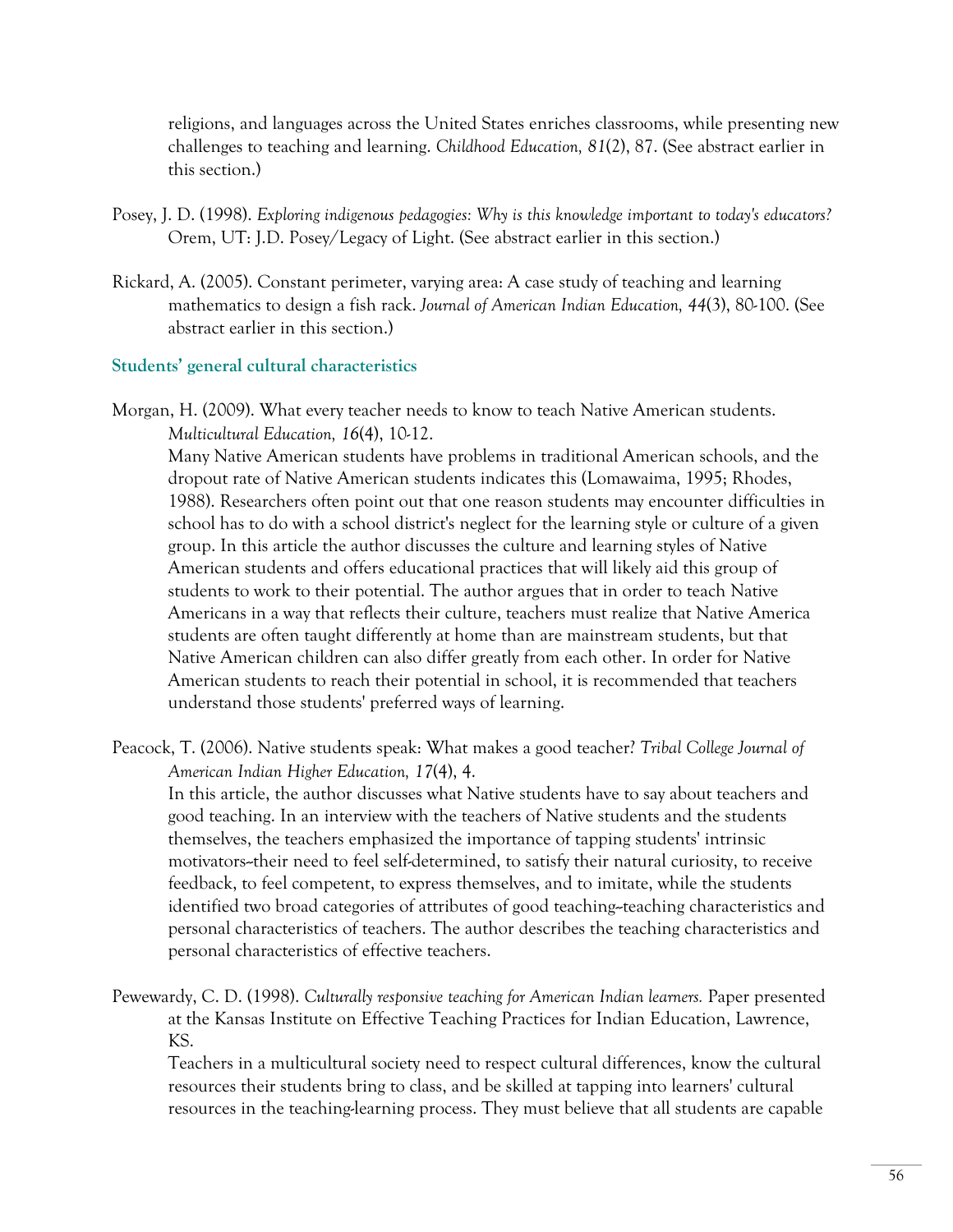religions, and languages across the United States enriches classrooms, while presenting new challenges to teaching and learning. *Childhood Education, 81*(2), 87. (See abstract earlier in this section.)

Posey, J. D. (1998). *Exploring indigenous pedagogies: Why is this knowledge important to today's educators?* Orem, UT: J.D. Posey/Legacy of Light. (See abstract earlier in this section.)

Rickard, A. (2005). Constant perimeter, varying area: A case study of teaching and learning mathematics to design a fish rack. *Journal of American Indian Education, 44*(3), 80-100. (See abstract earlier in this section.)

### Students' general cultural characteristics

Morgan, H. (2009). What every teacher needs to know to teach Native American students. *Multicultural Education, 16*(4), 10-12.
Many Native American students have problems in traditional American schools, and the dropout rate of Native American students indicates this (Lomawaima, 1995; Rhodes, 1988). Researchers often point out that one reason students may encounter difficulties in school has to do with a school district's neglect for the learning style or culture of a given group. In this article the author discusses the culture and learning styles of Native American students and offers educational practices that will likely aid this group of students to work to their potential. The author argues that in order to teach Native Americans in a way that reflects their culture, teachers must realize that Native America students are often taught differently at home than are mainstream students, but that Native American children can also differ greatly from each other. In order for Native American students to reach their potential in school, it is recommended that teachers understand those students' preferred ways of learning.

Peacock, T. (2006). Native students speak: What makes a good teacher? *Tribal College Journal of American Indian Higher Education, 17*(4), 4.
In this article, the author discusses what Native students have to say about teachers and good teaching. In an interview with the teachers of Native students and the students themselves, the teachers emphasized the importance of tapping students' intrinsic motivators--their need to feel self-determined, to satisfy their natural curiosity, to receive feedback, to feel competent, to express themselves, and to imitate, while the students identified two broad categories of attributes of good teaching--teaching characteristics and personal characteristics of teachers. The author describes the teaching characteristics and personal characteristics of effective teachers.

Pewewardy, C. D. (1998). *Culturally responsive teaching for American Indian learners.* Paper presented at the Kansas Institute on Effective Teaching Practices for Indian Education, Lawrence, KS.
Teachers in a multicultural society need to respect cultural differences, know the cultural resources their students bring to class, and be skilled at tapping into learners' cultural resources in the teaching-learning process. They must believe that all students are capable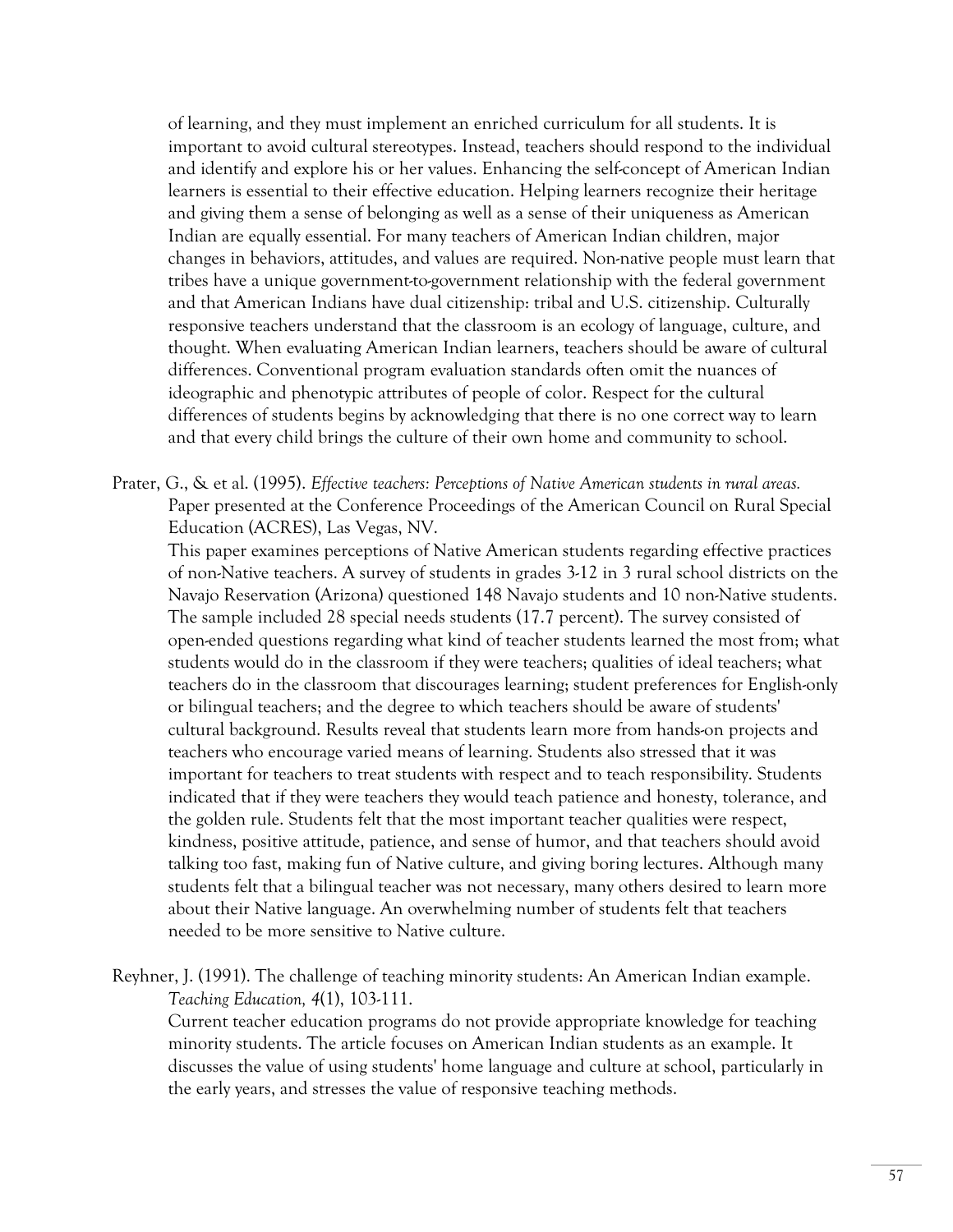of learning, and they must implement an enriched curriculum for all students. It is important to avoid cultural stereotypes. Instead, teachers should respond to the individual and identify and explore his or her values. Enhancing the self-concept of American Indian learners is essential to their effective education. Helping learners recognize their heritage and giving them a sense of belonging as well as a sense of their uniqueness as American Indian are equally essential. For many teachers of American Indian children, major changes in behaviors, attitudes, and values are required. Non-native people must learn that tribes have a unique government-to-government relationship with the federal government and that American Indians have dual citizenship: tribal and U.S. citizenship. Culturally responsive teachers understand that the classroom is an ecology of language, culture, and thought. When evaluating American Indian learners, teachers should be aware of cultural differences. Conventional program evaluation standards often omit the nuances of ideographic and phenotypic attributes of people of color. Respect for the cultural differences of students begins by acknowledging that there is no one correct way to learn and that every child brings the culture of their own home and community to school.

Prater, G., & et al. (1995). *Effective teachers: Perceptions of Native American students in rural areas.* Paper presented at the Conference Proceedings of the American Council on Rural Special Education (ACRES), Las Vegas, NV.

This paper examines perceptions of Native American students regarding effective practices of non-Native teachers. A survey of students in grades 3-12 in 3 rural school districts on the Navajo Reservation (Arizona) questioned 148 Navajo students and 10 non-Native students. The sample included 28 special needs students (17.7 percent). The survey consisted of open-ended questions regarding what kind of teacher students learned the most from; what students would do in the classroom if they were teachers; qualities of ideal teachers; what teachers do in the classroom that discourages learning; student preferences for English-only or bilingual teachers; and the degree to which teachers should be aware of students' cultural background. Results reveal that students learn more from hands-on projects and teachers who encourage varied means of learning. Students also stressed that it was important for teachers to treat students with respect and to teach responsibility. Students indicated that if they were teachers they would teach patience and honesty, tolerance, and the golden rule. Students felt that the most important teacher qualities were respect, kindness, positive attitude, patience, and sense of humor, and that teachers should avoid talking too fast, making fun of Native culture, and giving boring lectures. Although many students felt that a bilingual teacher was not necessary, many others desired to learn more about their Native language. An overwhelming number of students felt that teachers needed to be more sensitive to Native culture.

Reyhner, J. (1991). The challenge of teaching minority students: An American Indian example. *Teaching Education, 4*(1), 103-111.

Current teacher education programs do not provide appropriate knowledge for teaching minority students. The article focuses on American Indian students as an example. It discusses the value of using students' home language and culture at school, particularly in the early years, and stresses the value of responsive teaching methods.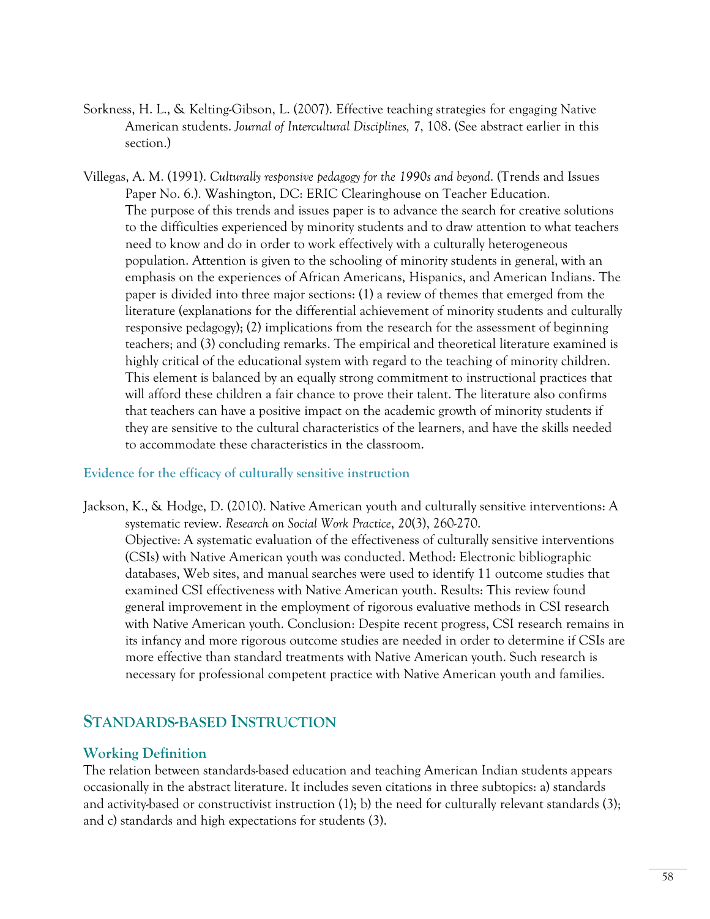Sorkness, H. L., & Kelting-Gibson, L. (2007). Effective teaching strategies for engaging Native American students. *Journal of Intercultural Disciplines,* 7, 108. (See abstract earlier in this section.)

Villegas, A. M. (1991). *Culturally responsive pedagogy for the 1990s and beyond*. (Trends and Issues Paper No. 6.). Washington, DC: ERIC Clearinghouse on Teacher Education.
The purpose of this trends and issues paper is to advance the search for creative solutions to the difficulties experienced by minority students and to draw attention to what teachers need to know and do in order to work effectively with a culturally heterogeneous population. Attention is given to the schooling of minority students in general, with an emphasis on the experiences of African Americans, Hispanics, and American Indians. The paper is divided into three major sections: (1) a review of themes that emerged from the literature (explanations for the differential achievement of minority students and culturally responsive pedagogy); (2) implications from the research for the assessment of beginning teachers; and (3) concluding remarks. The empirical and theoretical literature examined is highly critical of the educational system with regard to the teaching of minority children. This element is balanced by an equally strong commitment to instructional practices that will afford these children a fair chance to prove their talent. The literature also confirms that teachers can have a positive impact on the academic growth of minority students if they are sensitive to the cultural characteristics of the learners, and have the skills needed to accommodate these characteristics in the classroom.

### Evidence for the efficacy of culturally sensitive instruction

Jackson, K., & Hodge, D. (2010). Native American youth and culturally sensitive interventions: A systematic review. *Research on Social Work Practice*, *20*(3), 260-270.
Objective: A systematic evaluation of the effectiveness of culturally sensitive interventions (CSIs) with Native American youth was conducted. Method: Electronic bibliographic databases, Web sites, and manual searches were used to identify 11 outcome studies that examined CSI effectiveness with Native American youth. Results: This review found general improvement in the employment of rigorous evaluative methods in CSI research with Native American youth. Conclusion: Despite recent progress, CSI research remains in its infancy and more rigorous outcome studies are needed in order to determine if CSIs are more effective than standard treatments with Native American youth. Such research is necessary for professional competent practice with Native American youth and families.

## Standards-based Instruction

### Working Definition

The relation between standards-based education and teaching American Indian students appears occasionally in the abstract literature. It includes seven citations in three subtopics: a) standards and activity-based or constructivist instruction (1); b) the need for culturally relevant standards (3); and c) standards and high expectations for students (3).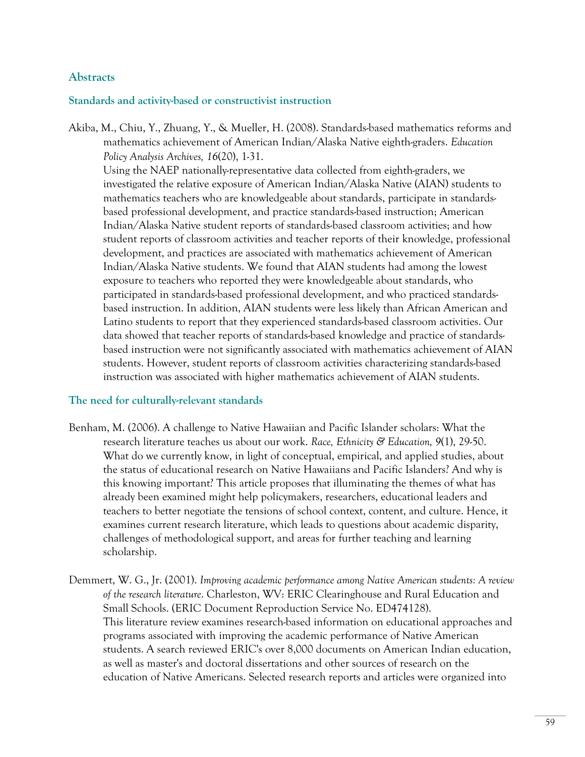## Abstracts

### Standards and activity-based or constructivist instruction

Akiba, M., Chiu, Y., Zhuang, Y., & Mueller, H. (2008). Standards-based mathematics reforms and mathematics achievement of American Indian/Alaska Native eighth-graders. *Education Policy Analysis Archives, 16*(20), 1-31.
Using the NAEP nationally-representative data collected from eighth-graders, we investigated the relative exposure of American Indian/Alaska Native (AIAN) students to mathematics teachers who are knowledgeable about standards, participate in standards-based professional development, and practice standards-based instruction; American Indian/Alaska Native student reports of standards-based classroom activities; and how student reports of classroom activities and teacher reports of their knowledge, professional development, and practices are associated with mathematics achievement of American Indian/Alaska Native students. We found that AIAN students had among the lowest exposure to teachers who reported they were knowledgeable about standards, who participated in standards-based professional development, and who practiced standards-based instruction. In addition, AIAN students were less likely than African American and Latino students to report that they experienced standards-based classroom activities. Our data showed that teacher reports of standards-based knowledge and practice of standards-based instruction were not significantly associated with mathematics achievement of AIAN students. However, student reports of classroom activities characterizing standards-based instruction was associated with higher mathematics achievement of AIAN students.

### The need for culturally-relevant standards

Benham, M. (2006). A challenge to Native Hawaiian and Pacific Islander scholars: What the research literature teaches us about our work. *Race, Ethnicity & Education, 9*(1), 29-50.
What do we currently know, in light of conceptual, empirical, and applied studies, about the status of educational research on Native Hawaiians and Pacific Islanders? And why is this knowing important? This article proposes that illuminating the themes of what has already been examined might help policymakers, researchers, educational leaders and teachers to better negotiate the tensions of school context, content, and culture. Hence, it examines current research literature, which leads to questions about academic disparity, challenges of methodological support, and areas for further teaching and learning scholarship.

Demmert, W. G., Jr. (2001). *Improving academic performance among Native American students: A review of the research literature*. Charleston, WV: ERIC Clearinghouse and Rural Education and Small Schools. (ERIC Document Reproduction Service No. ED474128).
This literature review examines research-based information on educational approaches and programs associated with improving the academic performance of Native American students. A search reviewed ERIC's over 8,000 documents on American Indian education, as well as master's and doctoral dissertations and other sources of research on the education of Native Americans. Selected research reports and articles were organized into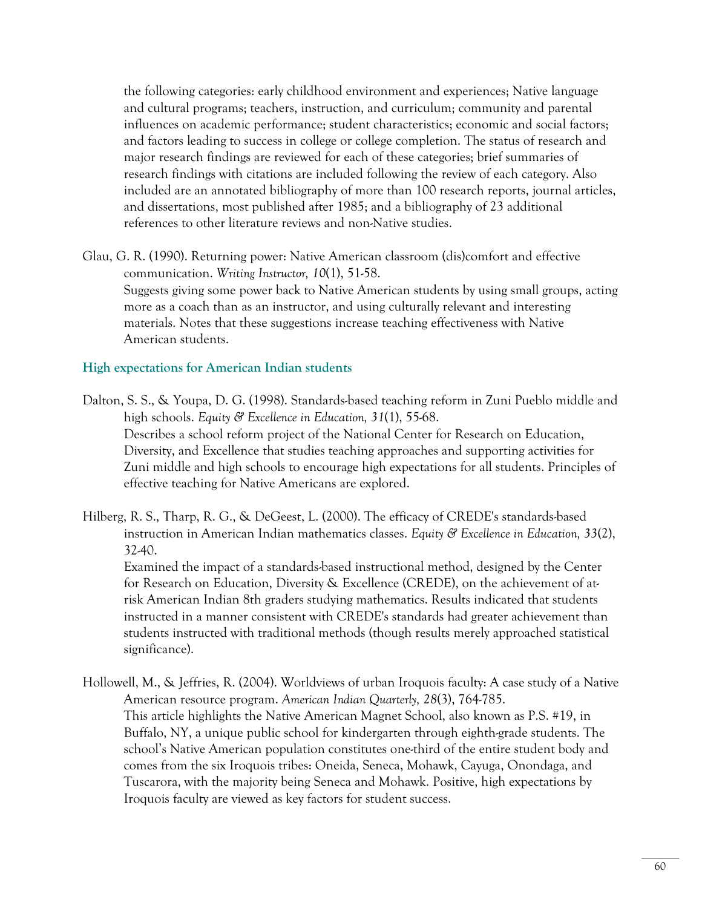the following categories: early childhood environment and experiences; Native language and cultural programs; teachers, instruction, and curriculum; community and parental influences on academic performance; student characteristics; economic and social factors; and factors leading to success in college or college completion. The status of research and major research findings are reviewed for each of these categories; brief summaries of research findings with citations are included following the review of each category. Also included are an annotated bibliography of more than 100 research reports, journal articles, and dissertations, most published after 1985; and a bibliography of 23 additional references to other literature reviews and non-Native studies.

Glau, G. R. (1990). Returning power: Native American classroom (dis)comfort and effective communication. *Writing Instructor, 10*(1), 51-58.
Suggests giving some power back to Native American students by using small groups, acting more as a coach than as an instructor, and using culturally relevant and interesting materials. Notes that these suggestions increase teaching effectiveness with Native American students.

### High expectations for American Indian students

Dalton, S. S., & Youpa, D. G. (1998). Standards-based teaching reform in Zuni Pueblo middle and high schools. *Equity & Excellence in Education, 31*(1), 55-68.
Describes a school reform project of the National Center for Research on Education, Diversity, and Excellence that studies teaching approaches and supporting activities for Zuni middle and high schools to encourage high expectations for all students. Principles of effective teaching for Native Americans are explored.

Hilberg, R. S., Tharp, R. G., & DeGeest, L. (2000). The efficacy of CREDE's standards-based instruction in American Indian mathematics classes. *Equity & Excellence in Education, 33*(2), 32-40.
Examined the impact of a standards-based instructional method, designed by the Center for Research on Education, Diversity & Excellence (CREDE), on the achievement of at-risk American Indian 8th graders studying mathematics. Results indicated that students instructed in a manner consistent with CREDE's standards had greater achievement than students instructed with traditional methods (though results merely approached statistical significance).

Hollowell, M., & Jeffries, R. (2004). Worldviews of urban Iroquois faculty: A case study of a Native American resource program. *American Indian Quarterly, 28*(3), 764-785.
This article highlights the Native American Magnet School, also known as P.S. #19, in Buffalo, NY, a unique public school for kindergarten through eighth-grade students. The school's Native American population constitutes one-third of the entire student body and comes from the six Iroquois tribes: Oneida, Seneca, Mohawk, Cayuga, Onondaga, and Tuscarora, with the majority being Seneca and Mohawk. Positive, high expectations by Iroquois faculty are viewed as key factors for student success.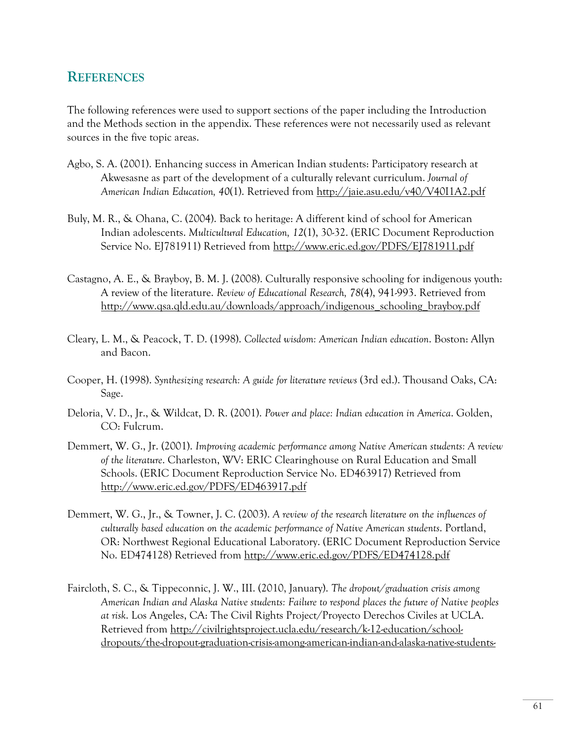## References

The following references were used to support sections of the paper including the Introduction and the Methods section in the appendix. These references were not necessarily used as relevant sources in the five topic areas.

Agbo, S. A. (2001). Enhancing success in American Indian students: Participatory research at Akwesasne as part of the development of a culturally relevant curriculum. *Journal of American Indian Education, 40*(1). Retrieved from http://jaie.asu.edu/v40/V40I1A2.pdf

Buly, M. R., & Ohana, C. (2004). Back to heritage: A different kind of school for American Indian adolescents. *Multicultural Education, 12*(1), 30-32. (ERIC Document Reproduction Service No. EJ781911) Retrieved from http://www.eric.ed.gov/PDFS/EJ781911.pdf

Castagno, A. E., & Brayboy, B. M. J. (2008). Culturally responsive schooling for indigenous youth: A review of the literature. *Review of Educational Research, 78*(4), 941-993. Retrieved from http://www.qsa.qld.edu.au/downloads/approach/indigenous_schooling_brayboy.pdf

Cleary, L. M., & Peacock, T. D. (1998). *Collected wisdom: American Indian education*. Boston: Allyn and Bacon.

Cooper, H. (1998). *Synthesizing research: A guide for literature reviews* (3rd ed.). Thousand Oaks, CA: Sage.

Deloria, V. D., Jr., & Wildcat, D. R. (2001). *Power and place: Indian education in America*. Golden, CO: Fulcrum.

Demmert, W. G., Jr. (2001). *Improving academic performance among Native American students: A review of the literature*. Charleston, WV: ERIC Clearinghouse on Rural Education and Small Schools. (ERIC Document Reproduction Service No. ED463917) Retrieved from http://www.eric.ed.gov/PDFS/ED463917.pdf

Demmert, W. G., Jr., & Towner, J. C. (2003). *A review of the research literature on the influences of culturally based education on the academic performance of Native American students*. Portland, OR: Northwest Regional Educational Laboratory. (ERIC Document Reproduction Service No. ED474128) Retrieved from http://www.eric.ed.gov/PDFS/ED474128.pdf

Faircloth, S. C., & Tippeconnic, J. W., III. (2010, January). *The dropout/graduation crisis among American Indian and Alaska Native students: Failure to respond places the future of Native peoples at risk*. Los Angeles, CA: The Civil Rights Project/Proyecto Derechos Civiles at UCLA. Retrieved from http://civilrightsproject.ucla.edu/research/k-12-education/school-dropouts/the-dropout-graduation-crisis-among-american-indian-and-alaska-native-students-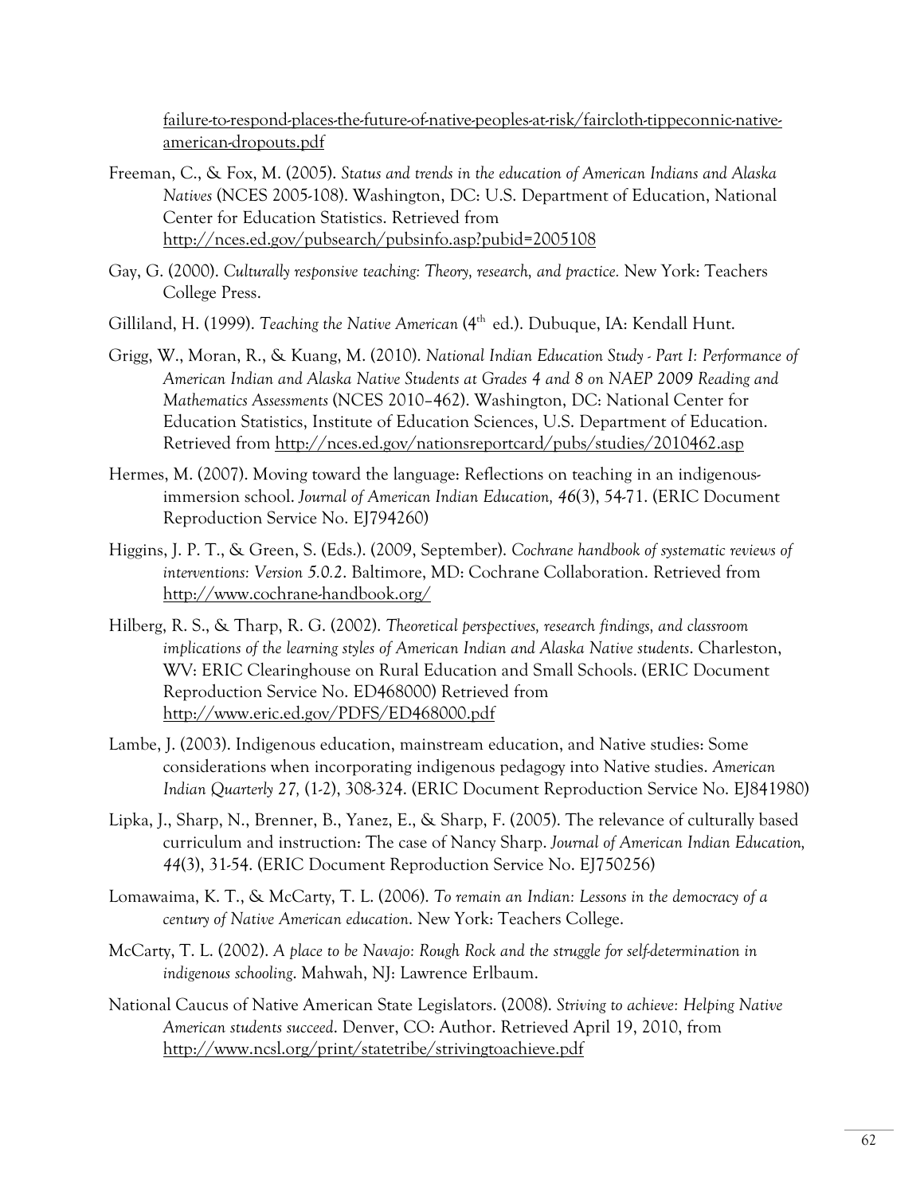failure-to-respond-places-the-future-of-native-peoples-at-risk/faircloth-tippeconnic-native-american-dropouts.pdf

Freeman, C., & Fox, M. (2005). *Status and trends in the education of American Indians and Alaska Natives* (NCES 2005-108). Washington, DC: U.S. Department of Education, National Center for Education Statistics. Retrieved from http://nces.ed.gov/pubsearch/pubsinfo.asp?pubid=2005108

Gay, G. (2000). *Culturally responsive teaching: Theory, research, and practice.* New York: Teachers College Press.

Gilliland, H. (1999). *Teaching the Native American* (4th ed.). Dubuque, IA: Kendall Hunt.

Grigg, W., Moran, R., & Kuang, M. (2010). *National Indian Education Study - Part I: Performance of American Indian and Alaska Native Students at Grades 4 and 8 on NAEP 2009 Reading and Mathematics Assessments* (NCES 2010–462). Washington, DC: National Center for Education Statistics, Institute of Education Sciences, U.S. Department of Education. Retrieved from http://nces.ed.gov/nationsreportcard/pubs/studies/2010462.asp

Hermes, M. (2007). Moving toward the language: Reflections on teaching in an indigenous-immersion school. *Journal of American Indian Education, 46*(3), 54-71. (ERIC Document Reproduction Service No. EJ794260)

Higgins, J. P. T., & Green, S. (Eds.). (2009, September). *Cochrane handbook of systematic reviews of interventions: Version 5.0.2*. Baltimore, MD: Cochrane Collaboration. Retrieved from http://www.cochrane-handbook.org/

Hilberg, R. S., & Tharp, R. G. (2002). *Theoretical perspectives, research findings, and classroom implications of the learning styles of American Indian and Alaska Native students*. Charleston, WV: ERIC Clearinghouse on Rural Education and Small Schools. (ERIC Document Reproduction Service No. ED468000) Retrieved from http://www.eric.ed.gov/PDFS/ED468000.pdf

Lambe, J. (2003). Indigenous education, mainstream education, and Native studies: Some considerations when incorporating indigenous pedagogy into Native studies. *American Indian Quarterly 27,* (1-2), 308-324. (ERIC Document Reproduction Service No. EJ841980)

Lipka, J., Sharp, N., Brenner, B., Yanez, E., & Sharp, F. (2005). The relevance of culturally based curriculum and instruction: The case of Nancy Sharp. *Journal of American Indian Education, 44*(3), 31-54. (ERIC Document Reproduction Service No. EJ750256)

Lomawaima, K. T., & McCarty, T. L. (2006). *To remain an Indian: Lessons in the democracy of a century of Native American education*. New York: Teachers College.

McCarty, T. L. (2002). *A place to be Navajo: Rough Rock and the struggle for self-determination in indigenous schooling*. Mahwah, NJ: Lawrence Erlbaum.

National Caucus of Native American State Legislators. (2008). *Striving to achieve: Helping Native American students succeed*. Denver, CO: Author. Retrieved April 19, 2010, from http://www.ncsl.org/print/statetribe/strivingtoachieve.pdf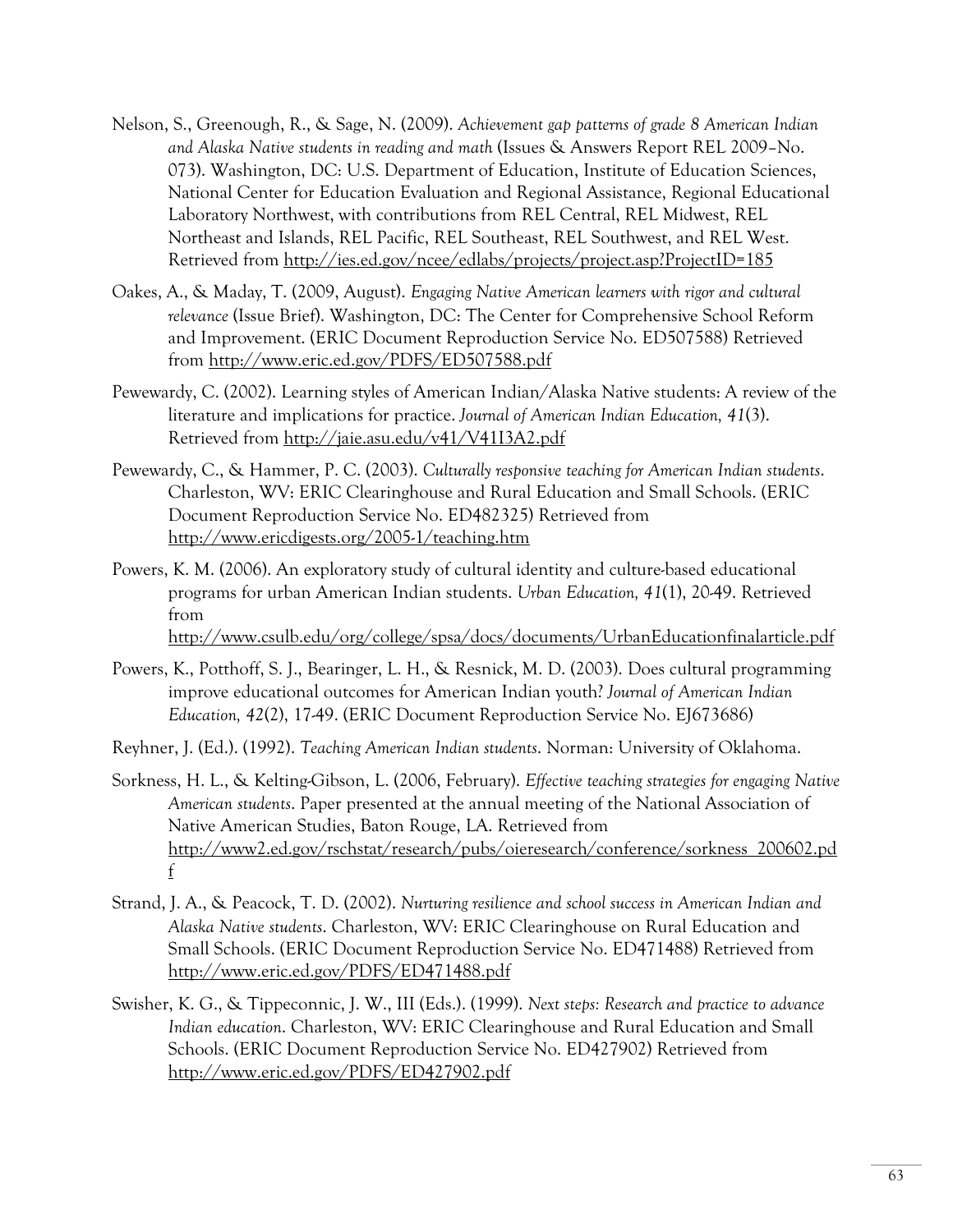Nelson, S., Greenough, R., & Sage, N. (2009). *Achievement gap patterns of grade 8 American Indian and Alaska Native students in reading and math* (Issues & Answers Report REL 2009–No. 073). Washington, DC: U.S. Department of Education, Institute of Education Sciences, National Center for Education Evaluation and Regional Assistance, Regional Educational Laboratory Northwest, with contributions from REL Central, REL Midwest, REL Northeast and Islands, REL Pacific, REL Southeast, REL Southwest, and REL West. Retrieved from http://ies.ed.gov/ncee/edlabs/projects/project.asp?ProjectID=185

Oakes, A., & Maday, T. (2009, August). *Engaging Native American learners with rigor and cultural relevance* (Issue Brief). Washington, DC: The Center for Comprehensive School Reform and Improvement. (ERIC Document Reproduction Service No. ED507588) Retrieved from http://www.eric.ed.gov/PDFS/ED507588.pdf

Pewewardy, C. (2002). Learning styles of American Indian/Alaska Native students: A review of the literature and implications for practice. *Journal of American Indian Education, 41*(3). Retrieved from http://jaie.asu.edu/v41/V41I3A2.pdf

Pewewardy, C., & Hammer, P. C. (2003). *Culturally responsive teaching for American Indian students*. Charleston, WV: ERIC Clearinghouse and Rural Education and Small Schools. (ERIC Document Reproduction Service No. ED482325) Retrieved from http://www.ericdigests.org/2005-1/teaching.htm

Powers, K. M. (2006). An exploratory study of cultural identity and culture-based educational programs for urban American Indian students. *Urban Education, 41*(1), 20-49. Retrieved from http://www.csulb.edu/org/college/spsa/docs/documents/UrbanEducationfinalarticle.pdf

Powers, K., Potthoff, S. J., Bearinger, L. H., & Resnick, M. D. (2003). Does cultural programming improve educational outcomes for American Indian youth? *Journal of American Indian Education, 42*(2), 17-49. (ERIC Document Reproduction Service No. EJ673686)

Reyhner, J. (Ed.). (1992). *Teaching American Indian students*. Norman: University of Oklahoma.

Sorkness, H. L., & Kelting-Gibson, L. (2006, February). *Effective teaching strategies for engaging Native American students*. Paper presented at the annual meeting of the National Association of Native American Studies, Baton Rouge, LA. Retrieved from http://www2.ed.gov/rschstat/research/pubs/oieresearch/conference/sorkness_200602.pdf

Strand, J. A., & Peacock, T. D. (2002). *Nurturing resilience and school success in American Indian and Alaska Native students*. Charleston, WV: ERIC Clearinghouse on Rural Education and Small Schools. (ERIC Document Reproduction Service No. ED471488) Retrieved from http://www.eric.ed.gov/PDFS/ED471488.pdf

Swisher, K. G., & Tippeconnic, J. W., III (Eds.). (1999). *Next steps: Research and practice to advance Indian education*. Charleston, WV: ERIC Clearinghouse and Rural Education and Small Schools. (ERIC Document Reproduction Service No. ED427902) Retrieved from http://www.eric.ed.gov/PDFS/ED427902.pdf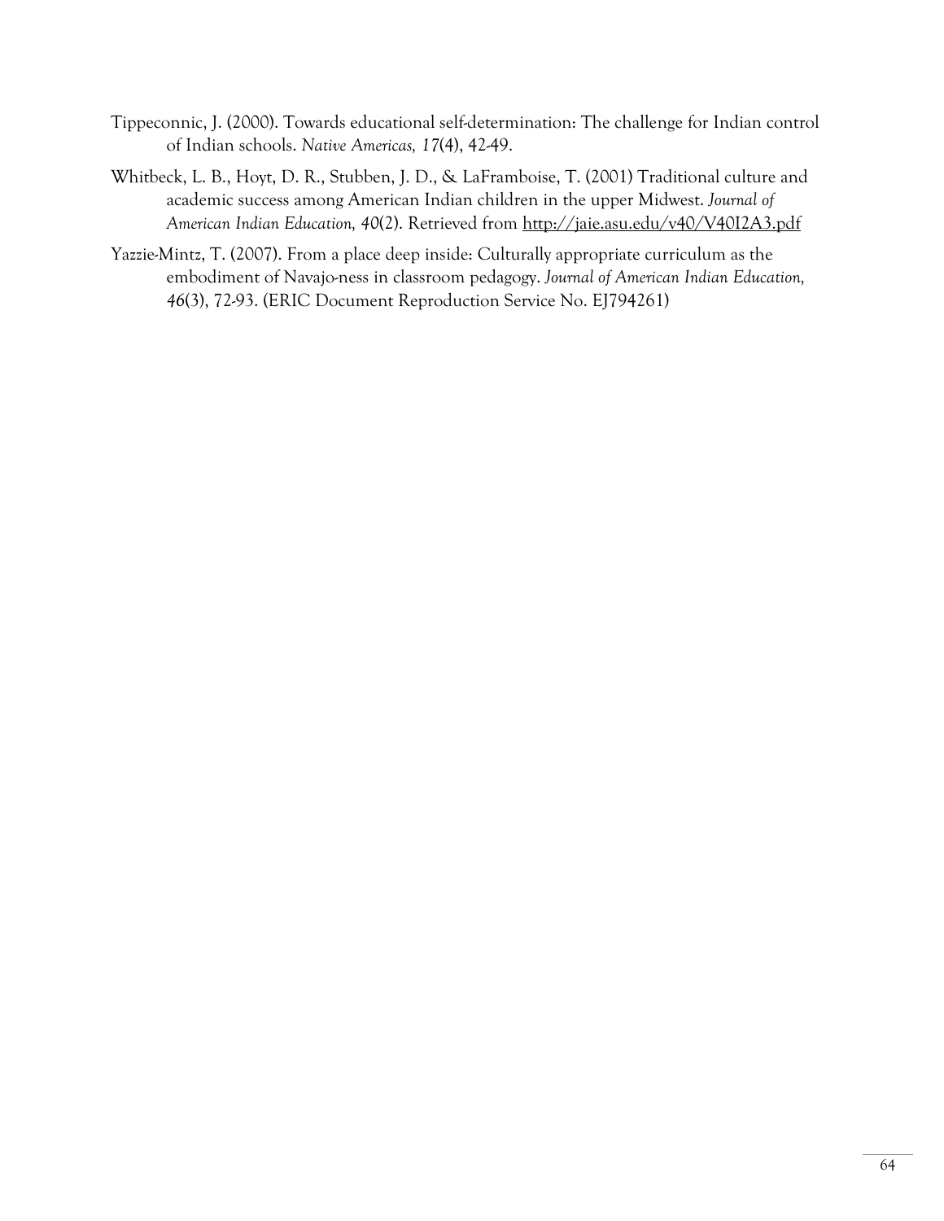Tippeconnic, J. (2000). Towards educational self-determination: The challenge for Indian control of Indian schools. *Native Americas, 17*(4), 42-49.

Whitbeck, L. B., Hoyt, D. R., Stubben, J. D., & LaFramboise, T. (2001) Traditional culture and academic success among American Indian children in the upper Midwest. *Journal of American Indian Education, 40*(2). Retrieved from http://jaie.asu.edu/v40/V40I2A3.pdf

Yazzie-Mintz, T. (2007). From a place deep inside: Culturally appropriate curriculum as the embodiment of Navajo-ness in classroom pedagogy. *Journal of American Indian Education, 46*(3), 72-93. (ERIC Document Reproduction Service No. EJ794261)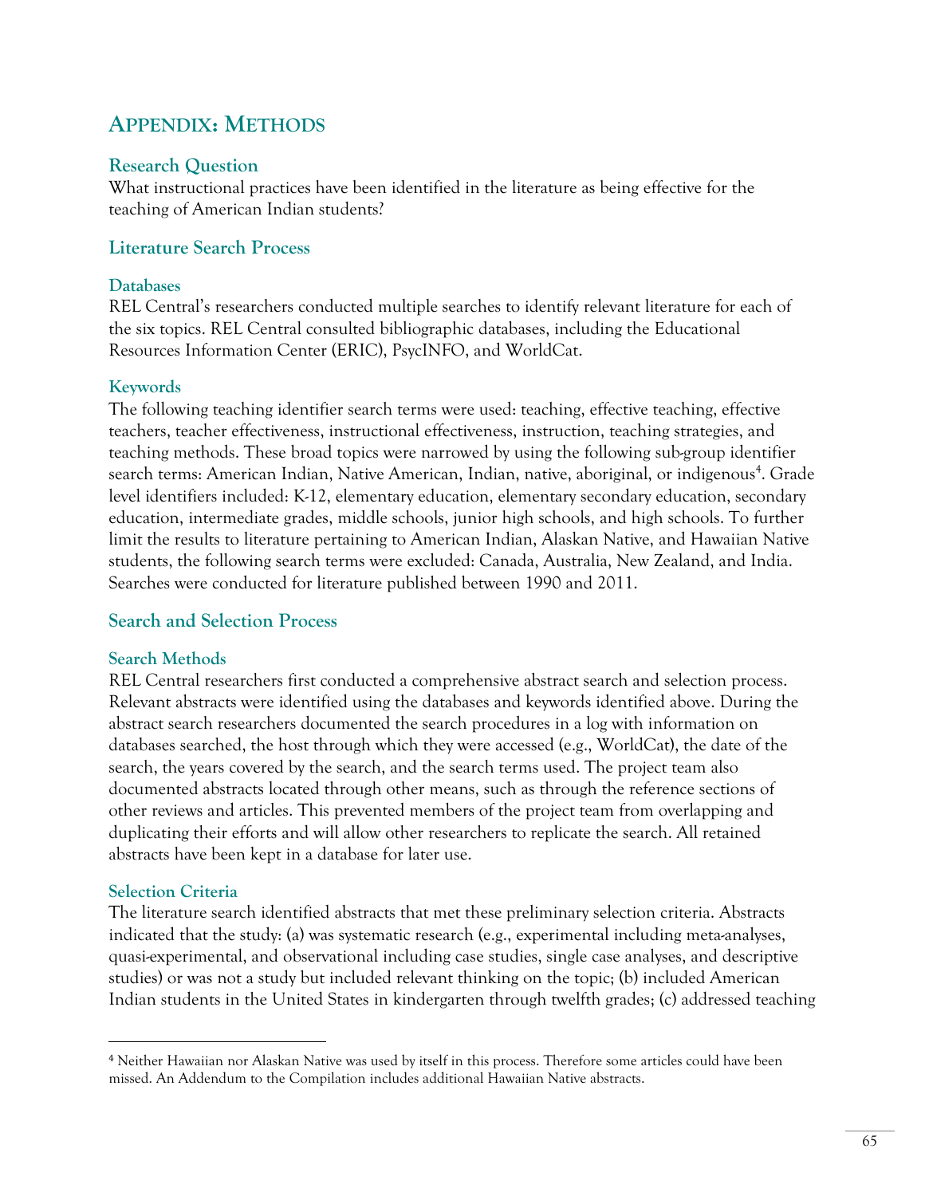## APPENDIX: METHODS

### Research Question

What instructional practices have been identified in the literature as being effective for the teaching of American Indian students?

### Literature Search Process

#### Databases

REL Central's researchers conducted multiple searches to identify relevant literature for each of the six topics. REL Central consulted bibliographic databases, including the Educational Resources Information Center (ERIC), PsycINFO, and WorldCat.

#### Keywords

The following teaching identifier search terms were used: teaching, effective teaching, effective teachers, teacher effectiveness, instructional effectiveness, instruction, teaching strategies, and teaching methods. These broad topics were narrowed by using the following sub-group identifier search terms: American Indian, Native American, Indian, native, aboriginal, or indigenous[4]. Grade level identifiers included: K-12, elementary education, elementary secondary education, secondary education, intermediate grades, middle schools, junior high schools, and high schools. To further limit the results to literature pertaining to American Indian, Alaskan Native, and Hawaiian Native students, the following search terms were excluded: Canada, Australia, New Zealand, and India. Searches were conducted for literature published between 1990 and 2011.

### Search and Selection Process

#### Search Methods

REL Central researchers first conducted a comprehensive abstract search and selection process. Relevant abstracts were identified using the databases and keywords identified above. During the abstract search researchers documented the search procedures in a log with information on databases searched, the host through which they were accessed (e.g., WorldCat), the date of the search, the years covered by the search, and the search terms used. The project team also documented abstracts located through other means, such as through the reference sections of other reviews and articles. This prevented members of the project team from overlapping and duplicating their efforts and will allow other researchers to replicate the search. All retained abstracts have been kept in a database for later use.

#### Selection Criteria

The literature search identified abstracts that met these preliminary selection criteria. Abstracts indicated that the study: (a) was systematic research (e.g., experimental including meta-analyses, quasi-experimental, and observational including case studies, single case analyses, and descriptive studies) or was not a study but included relevant thinking on the topic; (b) included American Indian students in the United States in kindergarten through twelfth grades; (c) addressed teaching

---

[4] Neither Hawaiian nor Alaskan Native was used by itself in this process. Therefore some articles could have been missed. An Addendum to the Compilation includes additional Hawaiian Native abstracts.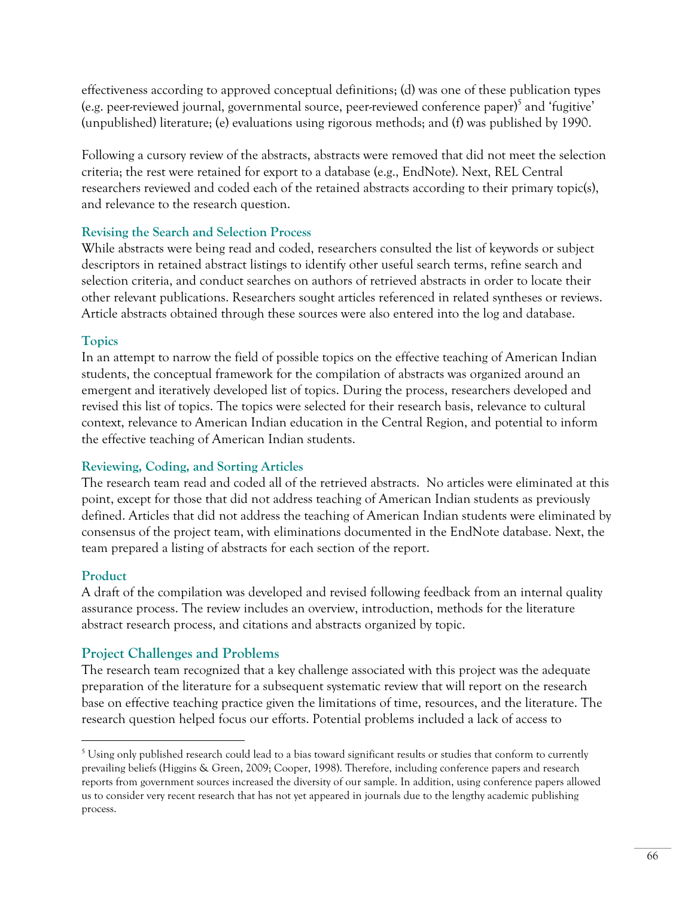effectiveness according to approved conceptual definitions; (d) was one of these publication types (e.g. peer-reviewed journal, governmental source, peer-reviewed conference paper)[5] and 'fugitive' (unpublished) literature; (e) evaluations using rigorous methods; and (f) was published by 1990.

Following a cursory review of the abstracts, abstracts were removed that did not meet the selection criteria; the rest were retained for export to a database (e.g., EndNote). Next, REL Central researchers reviewed and coded each of the retained abstracts according to their primary topic(s), and relevance to the research question.

### Revising the Search and Selection Process

While abstracts were being read and coded, researchers consulted the list of keywords or subject descriptors in retained abstract listings to identify other useful search terms, refine search and selection criteria, and conduct searches on authors of retrieved abstracts in order to locate their other relevant publications. Researchers sought articles referenced in related syntheses or reviews. Article abstracts obtained through these sources were also entered into the log and database.

### Topics

In an attempt to narrow the field of possible topics on the effective teaching of American Indian students, the conceptual framework for the compilation of abstracts was organized around an emergent and iteratively developed list of topics. During the process, researchers developed and revised this list of topics. The topics were selected for their research basis, relevance to cultural context, relevance to American Indian education in the Central Region, and potential to inform the effective teaching of American Indian students.

### Reviewing, Coding, and Sorting Articles

The research team read and coded all of the retrieved abstracts. No articles were eliminated at this point, except for those that did not address teaching of American Indian students as previously defined. Articles that did not address the teaching of American Indian students were eliminated by consensus of the project team, with eliminations documented in the EndNote database. Next, the team prepared a listing of abstracts for each section of the report.

### Product

A draft of the compilation was developed and revised following feedback from an internal quality assurance process. The review includes an overview, introduction, methods for the literature abstract research process, and citations and abstracts organized by topic.

## Project Challenges and Problems

The research team recognized that a key challenge associated with this project was the adequate preparation of the literature for a subsequent systematic review that will report on the research base on effective teaching practice given the limitations of time, resources, and the literature. The research question helped focus our efforts. Potential problems included a lack of access to

---

[5] Using only published research could lead to a bias toward significant results or studies that conform to currently prevailing beliefs (Higgins & Green, 2009; Cooper, 1998). Therefore, including conference papers and research reports from government sources increased the diversity of our sample. In addition, using conference papers allowed us to consider very recent research that has not yet appeared in journals due to the lengthy academic publishing process.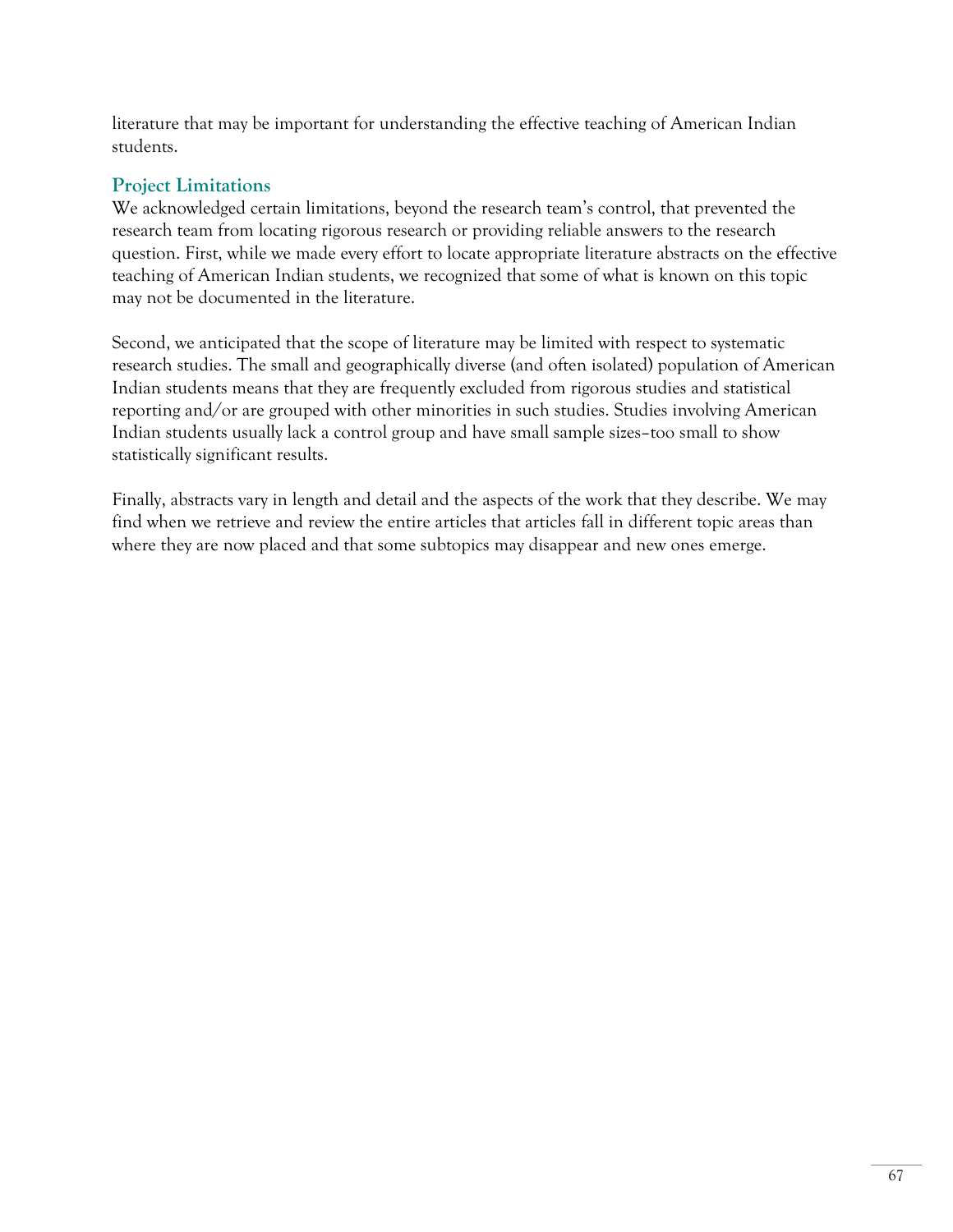literature that may be important for understanding the effective teaching of American Indian students.

## Project Limitations

We acknowledged certain limitations, beyond the research team's control, that prevented the research team from locating rigorous research or providing reliable answers to the research question. First, while we made every effort to locate appropriate literature abstracts on the effective teaching of American Indian students, we recognized that some of what is known on this topic may not be documented in the literature.

Second, we anticipated that the scope of literature may be limited with respect to systematic research studies. The small and geographically diverse (and often isolated) population of American Indian students means that they are frequently excluded from rigorous studies and statistical reporting and/or are grouped with other minorities in such studies. Studies involving American Indian students usually lack a control group and have small sample sizes–too small to show statistically significant results.

Finally, abstracts vary in length and detail and the aspects of the work that they describe. We may find when we retrieve and review the entire articles that articles fall in different topic areas than where they are now placed and that some subtopics may disappear and new ones emerge.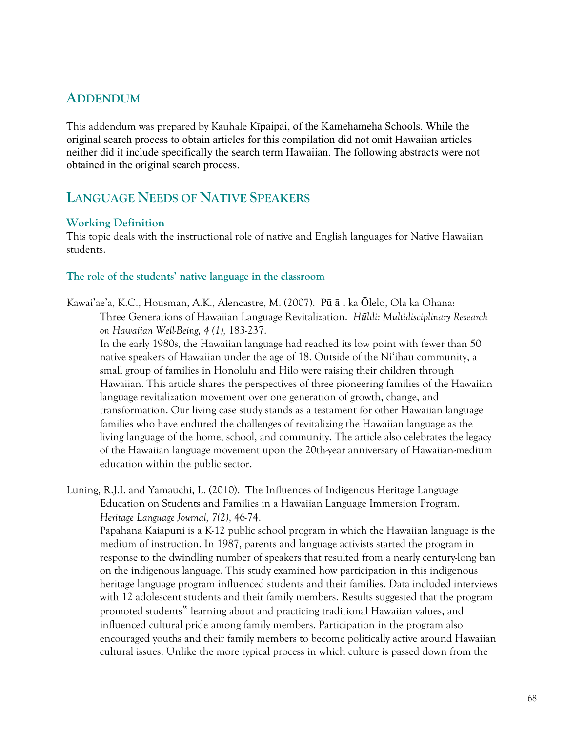## Addendum

This addendum was prepared by Kauhale Kīpaipai, of the Kamehameha Schools. While the original search process to obtain articles for this compilation did not omit Hawaiian articles neither did it include specifically the search term Hawaiian. The following abstracts were not obtained in the original search process.

## Language Needs of Native Speakers

### Working Definition

This topic deals with the instructional role of native and English languages for Native Hawaiian students.

#### The role of the students' native language in the classroom

Kawai'ae'a, K.C., Housman, A.K., Alencastre, M. (2007). Pū ā i ka Ōlelo, Ola ka Ohana: Three Generations of Hawaiian Language Revitalization. *Hūlili: Multidisciplinary Research on Hawaiian Well-Being, 4 (1),* 183-237.

In the early 1980s, the Hawaiian language had reached its low point with fewer than 50 native speakers of Hawaiian under the age of 18. Outside of the Ni'ihau community, a small group of families in Honolulu and Hilo were raising their children through Hawaiian. This article shares the perspectives of three pioneering families of the Hawaiian language revitalization movement over one generation of growth, change, and transformation. Our living case study stands as a testament for other Hawaiian language families who have endured the challenges of revitalizing the Hawaiian language as the living language of the home, school, and community. The article also celebrates the legacy of the Hawaiian language movement upon the 20th-year anniversary of Hawaiian-medium education within the public sector.

Luning, R.J.I. and Yamauchi, L. (2010). The Influences of Indigenous Heritage Language Education on Students and Families in a Hawaiian Language Immersion Program. *Heritage Language Journal, 7(2)*, 46-74.

Papahana Kaiapuni is a K-12 public school program in which the Hawaiian language is the medium of instruction. In 1987, parents and language activists started the program in response to the dwindling number of speakers that resulted from a nearly century-long ban on the indigenous language. This study examined how participation in this indigenous heritage language program influenced students and their families. Data included interviews with 12 adolescent students and their family members. Results suggested that the program promoted students‟ learning about and practicing traditional Hawaiian values, and influenced cultural pride among family members. Participation in the program also encouraged youths and their family members to become politically active around Hawaiian cultural issues. Unlike the more typical process in which culture is passed down from the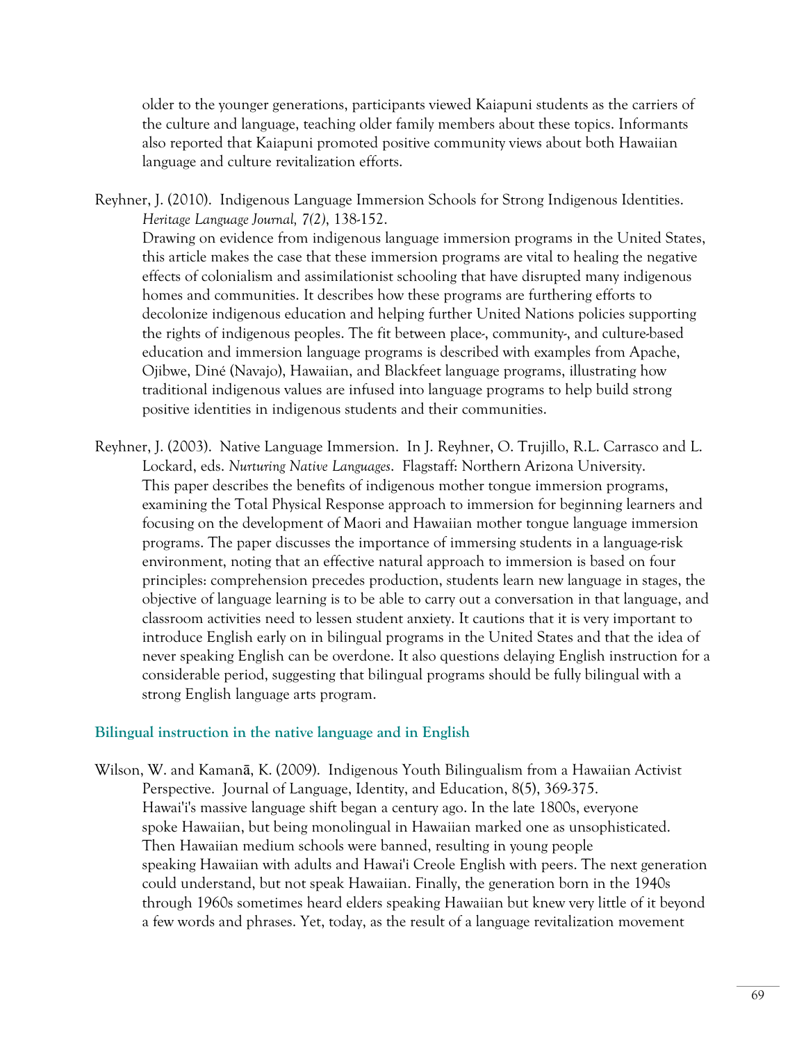older to the younger generations, participants viewed Kaiapuni students as the carriers of the culture and language, teaching older family members about these topics. Informants also reported that Kaiapuni promoted positive community views about both Hawaiian language and culture revitalization efforts.

Reyhner, J. (2010). Indigenous Language Immersion Schools for Strong Indigenous Identities. *Heritage Language Journal, 7(2)*, 138-152.
Drawing on evidence from indigenous language immersion programs in the United States, this article makes the case that these immersion programs are vital to healing the negative effects of colonialism and assimilationist schooling that have disrupted many indigenous homes and communities. It describes how these programs are furthering efforts to decolonize indigenous education and helping further United Nations policies supporting the rights of indigenous peoples. The fit between place-, community-, and culture-based education and immersion language programs is described with examples from Apache, Ojibwe, Diné (Navajo), Hawaiian, and Blackfeet language programs, illustrating how traditional indigenous values are infused into language programs to help build strong positive identities in indigenous students and their communities.

Reyhner, J. (2003). Native Language Immersion. In J. Reyhner, O. Trujillo, R.L. Carrasco and L. Lockard, eds. *Nurturing Native Languages*. Flagstaff: Northern Arizona University.
This paper describes the benefits of indigenous mother tongue immersion programs, examining the Total Physical Response approach to immersion for beginning learners and focusing on the development of Maori and Hawaiian mother tongue language immersion programs. The paper discusses the importance of immersing students in a language-risk environment, noting that an effective natural approach to immersion is based on four principles: comprehension precedes production, students learn new language in stages, the objective of language learning is to be able to carry out a conversation in that language, and classroom activities need to lessen student anxiety. It cautions that it is very important to introduce English early on in bilingual programs in the United States and that the idea of never speaking English can be overdone. It also questions delaying English instruction for a considerable period, suggesting that bilingual programs should be fully bilingual with a strong English language arts program.

### Bilingual instruction in the native language and in English

Wilson, W. and Kamanā, K. (2009). Indigenous Youth Bilingualism from a Hawaiian Activist Perspective. Journal of Language, Identity, and Education, 8(5), 369-375.
Hawai'i's massive language shift began a century ago. In the late 1800s, everyone spoke Hawaiian, but being monolingual in Hawaiian marked one as unsophisticated. Then Hawaiian medium schools were banned, resulting in young people speaking Hawaiian with adults and Hawai'i Creole English with peers. The next generation could understand, but not speak Hawaiian. Finally, the generation born in the 1940s through 1960s sometimes heard elders speaking Hawaiian but knew very little of it beyond a few words and phrases. Yet, today, as the result of a language revitalization movement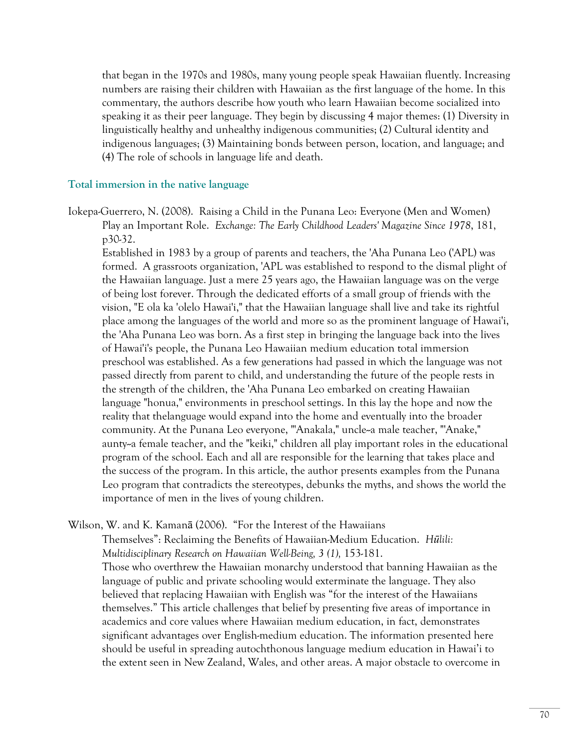that began in the 1970s and 1980s, many young people speak Hawaiian fluently. Increasing numbers are raising their children with Hawaiian as the first language of the home. In this commentary, the authors describe how youth who learn Hawaiian become socialized into speaking it as their peer language. They begin by discussing 4 major themes: (1) Diversity in linguistically healthy and unhealthy indigenous communities; (2) Cultural identity and indigenous languages; (3) Maintaining bonds between person, location, and language; and (4) The role of schools in language life and death.

### Total immersion in the native language

Iokepa-Guerrero, N. (2008). Raising a Child in the Punana Leo: Everyone (Men and Women) Play an Important Role. *Exchange: The Early Childhood Leaders' Magazine Since 1978*, 181, p30-32.

Established in 1983 by a group of parents and teachers, the 'Aha Punana Leo ('APL) was formed. A grassroots organization, 'APL was established to respond to the dismal plight of the Hawaiian language. Just a mere 25 years ago, the Hawaiian language was on the verge of being lost forever. Through the dedicated efforts of a small group of friends with the vision, "E ola ka 'olelo Hawai'i," that the Hawaiian language shall live and take its rightful place among the languages of the world and more so as the prominent language of Hawai'i, the 'Aha Punana Leo was born. As a first step in bringing the language back into the lives of Hawai'i's people, the Punana Leo Hawaiian medium education total immersion preschool was established. As a few generations had passed in which the language was not passed directly from parent to child, and understanding the future of the people rests in the strength of the children, the 'Aha Punana Leo embarked on creating Hawaiian language "honua," environments in preschool settings. In this lay the hope and now the reality that thelanguage would expand into the home and eventually into the broader community. At the Punana Leo everyone, "'Anakala," uncle--a male teacher, "'Anake," aunty--a female teacher, and the "keiki," children all play important roles in the educational program of the school. Each and all are responsible for the learning that takes place and the success of the program. In this article, the author presents examples from the Punana Leo program that contradicts the stereotypes, debunks the myths, and shows the world the importance of men in the lives of young children.

Wilson, W. and K. Kamanā (2006). "For the Interest of the Hawaiians Themselves": Reclaiming the Benefits of Hawaiian-Medium Education. *Hūlili: Multidisciplinary Research on Hawaiian Well-Being, 3 (1),* 153-181.

Those who overthrew the Hawaiian monarchy understood that banning Hawaiian as the language of public and private schooling would exterminate the language. They also believed that replacing Hawaiian with English was "for the interest of the Hawaiians themselves." This article challenges that belief by presenting five areas of importance in academics and core values where Hawaiian medium education, in fact, demonstrates significant advantages over English-medium education. The information presented here should be useful in spreading autochthonous language medium education in Hawai'i to the extent seen in New Zealand, Wales, and other areas. A major obstacle to overcome in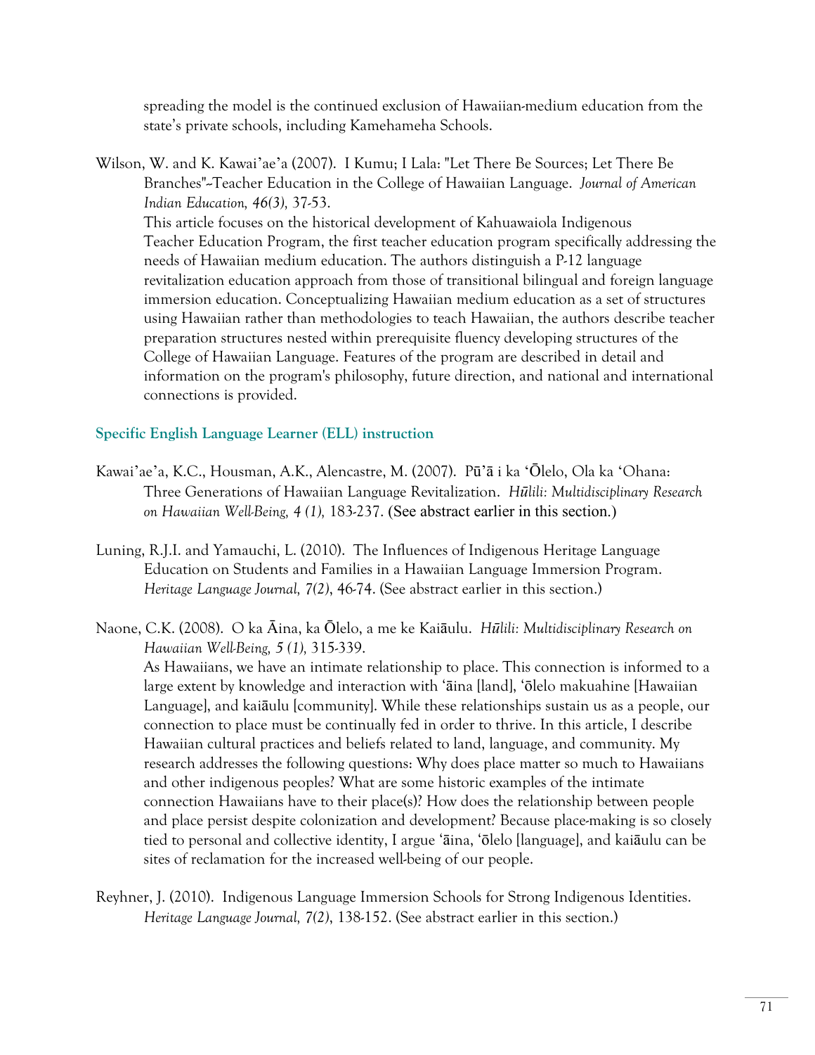spreading the model is the continued exclusion of Hawaiian-medium education from the state's private schools, including Kamehameha Schools.

Wilson, W. and K. Kawai'ae'a (2007). I Kumu; I Lala: "Let There Be Sources; Let There Be Branches"-Teacher Education in the College of Hawaiian Language. *Journal of American Indian Education, 46(3),* 37-53.
This article focuses on the historical development of Kahuawaiola Indigenous Teacher Education Program, the first teacher education program specifically addressing the needs of Hawaiian medium education. The authors distinguish a P-12 language revitalization education approach from those of transitional bilingual and foreign language immersion education. Conceptualizing Hawaiian medium education as a set of structures using Hawaiian rather than methodologies to teach Hawaiian, the authors describe teacher preparation structures nested within prerequisite fluency developing structures of the College of Hawaiian Language. Features of the program are described in detail and information on the program's philosophy, future direction, and national and international connections is provided.

### Specific English Language Learner (ELL) instruction

Kawai'ae'a, K.C., Housman, A.K., Alencastre, M. (2007). Pū'ā i ka 'Ōlelo, Ola ka 'Ohana: Three Generations of Hawaiian Language Revitalization. *Hūlili: Multidisciplinary Research on Hawaiian Well-Being, 4 (1),* 183-237. (See abstract earlier in this section.)

Luning, R.J.I. and Yamauchi, L. (2010). The Influences of Indigenous Heritage Language Education on Students and Families in a Hawaiian Language Immersion Program. *Heritage Language Journal, 7(2)*, 46-74. (See abstract earlier in this section.)

Naone, C.K. (2008). O ka Āina, ka Ōlelo, a me ke Kaiāulu. *Hūlili: Multidisciplinary Research on Hawaiian Well-Being, 5 (1),* 315-339.
As Hawaiians, we have an intimate relationship to place. This connection is informed to a large extent by knowledge and interaction with 'āina [land], 'ōlelo makuahine [Hawaiian Language], and kaiāulu [community]. While these relationships sustain us as a people, our connection to place must be continually fed in order to thrive. In this article, I describe Hawaiian cultural practices and beliefs related to land, language, and community. My research addresses the following questions: Why does place matter so much to Hawaiians and other indigenous peoples? What are some historic examples of the intimate connection Hawaiians have to their place(s)? How does the relationship between people and place persist despite colonization and development? Because place-making is so closely tied to personal and collective identity, I argue 'āina, 'ōlelo [language], and kaiāulu can be sites of reclamation for the increased well-being of our people.

Reyhner, J. (2010). Indigenous Language Immersion Schools for Strong Indigenous Identities. *Heritage Language Journal, 7(2)*, 138-152. (See abstract earlier in this section.)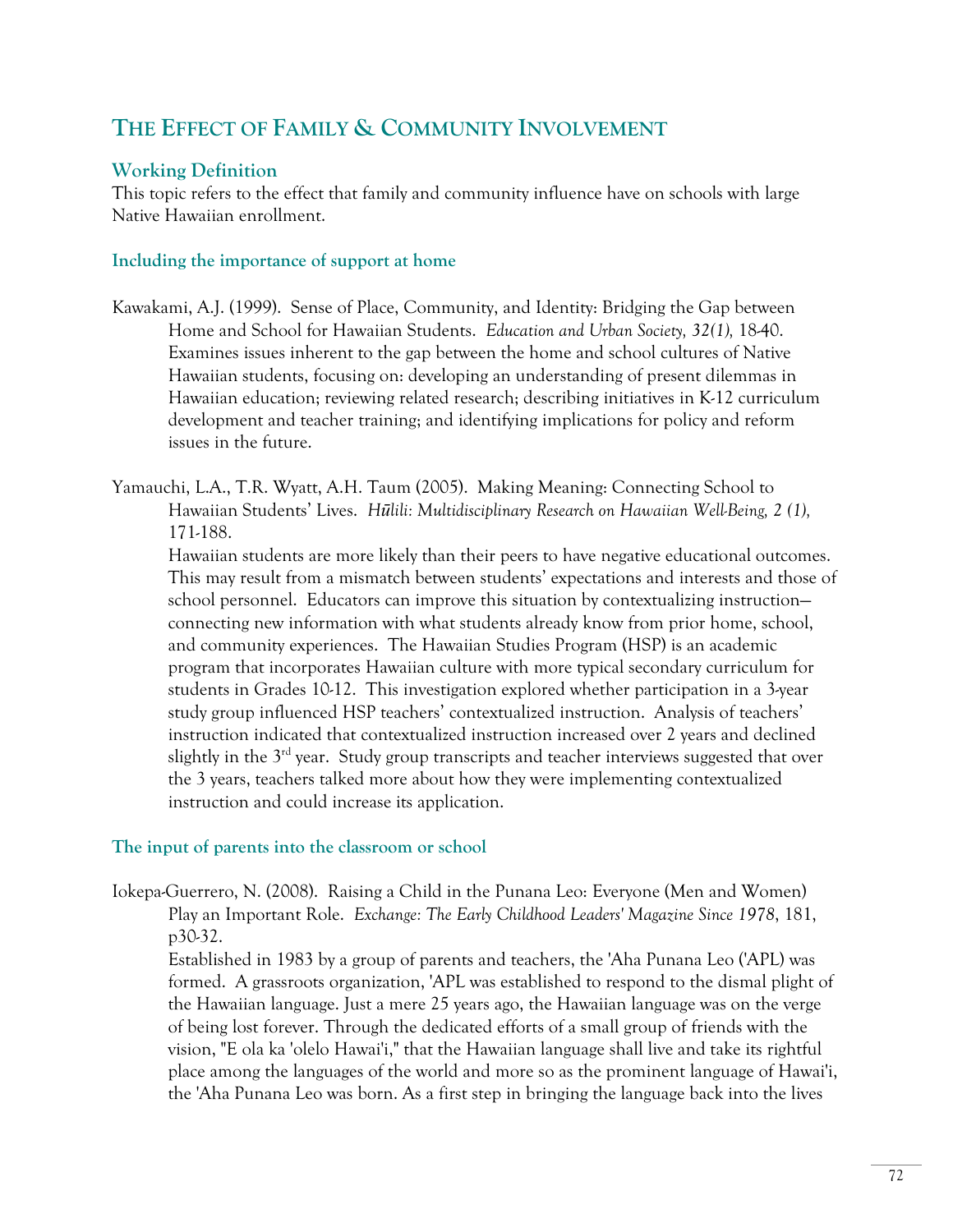# THE EFFECT OF FAMILY & COMMUNITY INVOLVEMENT

## Working Definition

This topic refers to the effect that family and community influence have on schools with large Native Hawaiian enrollment.

### Including the importance of support at home

Kawakami, A.J. (1999). Sense of Place, Community, and Identity: Bridging the Gap between Home and School for Hawaiian Students. *Education and Urban Society, 32(1),* 18-40. Examines issues inherent to the gap between the home and school cultures of Native Hawaiian students, focusing on: developing an understanding of present dilemmas in Hawaiian education; reviewing related research; describing initiatives in K-12 curriculum development and teacher training; and identifying implications for policy and reform issues in the future.

Yamauchi, L.A., T.R. Wyatt, A.H. Taum (2005). Making Meaning: Connecting School to Hawaiian Students' Lives. *Hūlili: Multidisciplinary Research on Hawaiian Well-Being, 2 (1),* 171-188.

Hawaiian students are more likely than their peers to have negative educational outcomes. This may result from a mismatch between students' expectations and interests and those of school personnel. Educators can improve this situation by contextualizing instruction—connecting new information with what students already know from prior home, school, and community experiences. The Hawaiian Studies Program (HSP) is an academic program that incorporates Hawaiian culture with more typical secondary curriculum for students in Grades 10-12. This investigation explored whether participation in a 3-year study group influenced HSP teachers' contextualized instruction. Analysis of teachers' instruction indicated that contextualized instruction increased over 2 years and declined slightly in the 3rd year. Study group transcripts and teacher interviews suggested that over the 3 years, teachers talked more about how they were implementing contextualized instruction and could increase its application.

### The input of parents into the classroom or school

Iokepa-Guerrero, N. (2008). Raising a Child in the Punana Leo: Everyone (Men and Women) Play an Important Role. *Exchange: The Early Childhood Leaders' Magazine Since 1978*, 181, p30-32.

Established in 1983 by a group of parents and teachers, the 'Aha Punana Leo ('APL) was formed. A grassroots organization, 'APL was established to respond to the dismal plight of the Hawaiian language. Just a mere 25 years ago, the Hawaiian language was on the verge of being lost forever. Through the dedicated efforts of a small group of friends with the vision, "E ola ka 'olelo Hawai'i," that the Hawaiian language shall live and take its rightful place among the languages of the world and more so as the prominent language of Hawai'i, the 'Aha Punana Leo was born. As a first step in bringing the language back into the lives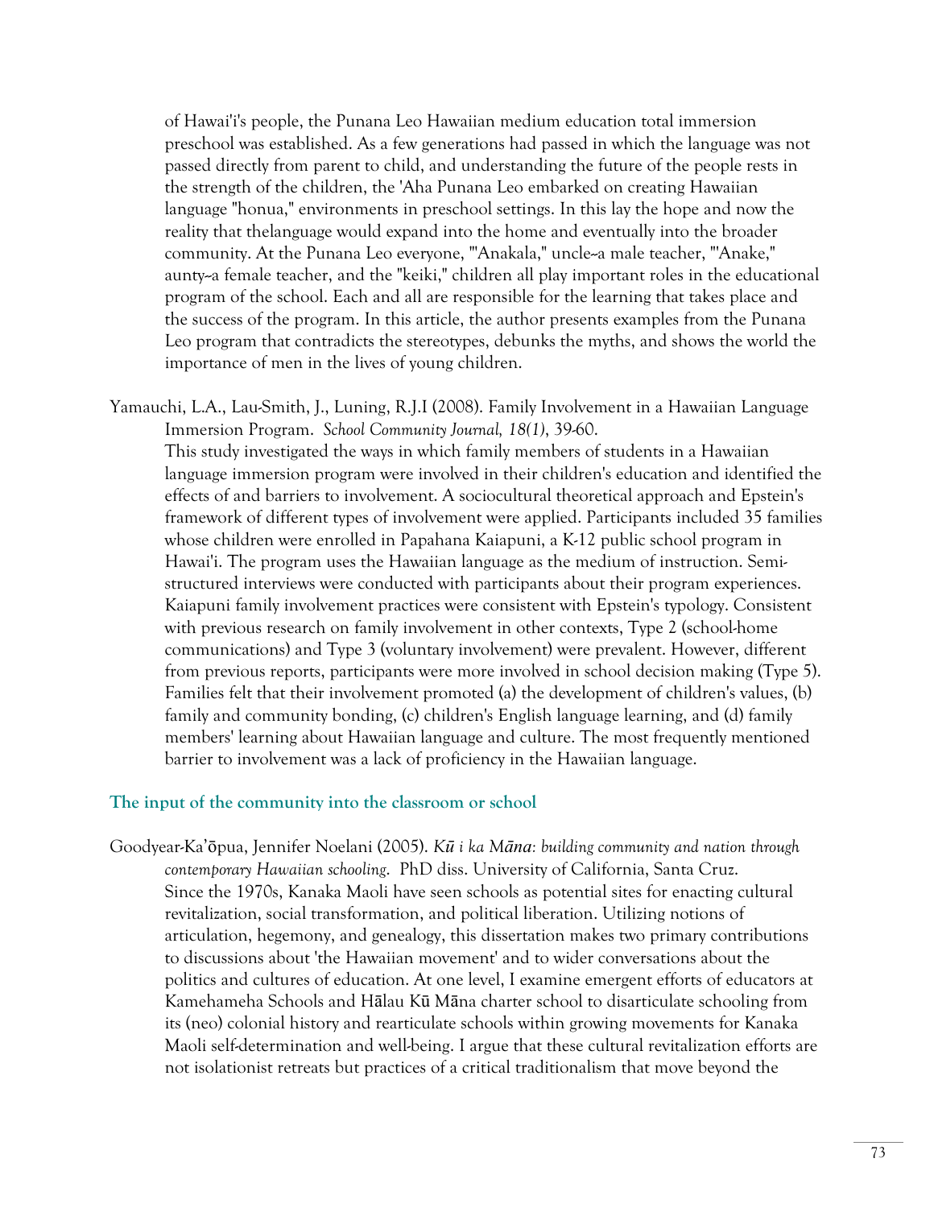of Hawai'i's people, the Punana Leo Hawaiian medium education total immersion preschool was established. As a few generations had passed in which the language was not passed directly from parent to child, and understanding the future of the people rests in the strength of the children, the 'Aha Punana Leo embarked on creating Hawaiian language "honua," environments in preschool settings. In this lay the hope and now the reality that thelanguage would expand into the home and eventually into the broader community. At the Punana Leo everyone, "'Anakala," uncle--a male teacher, "'Anake," aunty--a female teacher, and the "keiki," children all play important roles in the educational program of the school. Each and all are responsible for the learning that takes place and the success of the program. In this article, the author presents examples from the Punana Leo program that contradicts the stereotypes, debunks the myths, and shows the world the importance of men in the lives of young children.

Yamauchi, L.A., Lau-Smith, J., Luning, R.J.I (2008). Family Involvement in a Hawaiian Language Immersion Program. *School Community Journal, 18(1)*, 39-60.
This study investigated the ways in which family members of students in a Hawaiian language immersion program were involved in their children's education and identified the effects of and barriers to involvement. A sociocultural theoretical approach and Epstein's framework of different types of involvement were applied. Participants included 35 families whose children were enrolled in Papahana Kaiapuni, a K-12 public school program in Hawai'i. The program uses the Hawaiian language as the medium of instruction. Semi-structured interviews were conducted with participants about their program experiences. Kaiapuni family involvement practices were consistent with Epstein's typology. Consistent with previous research on family involvement in other contexts, Type 2 (school-home communications) and Type 3 (voluntary involvement) were prevalent. However, different from previous reports, participants were more involved in school decision making (Type 5). Families felt that their involvement promoted (a) the development of children's values, (b) family and community bonding, (c) children's English language learning, and (d) family members' learning about Hawaiian language and culture. The most frequently mentioned barrier to involvement was a lack of proficiency in the Hawaiian language.

### The input of the community into the classroom or school

Goodyear-Ka'ōpua, Jennifer Noelani (2005). *Kū i ka Māna: building community and nation through contemporary Hawaiian schooling*. PhD diss. University of California, Santa Cruz.
Since the 1970s, Kanaka Maoli have seen schools as potential sites for enacting cultural revitalization, social transformation, and political liberation. Utilizing notions of articulation, hegemony, and genealogy, this dissertation makes two primary contributions to discussions about 'the Hawaiian movement' and to wider conversations about the politics and cultures of education. At one level, I examine emergent efforts of educators at Kamehameha Schools and Hālau Kū Māna charter school to disarticulate schooling from its (neo) colonial history and rearticulate schools within growing movements for Kanaka Maoli self-determination and well-being. I argue that these cultural revitalization efforts are not isolationist retreats but practices of a critical traditionalism that move beyond the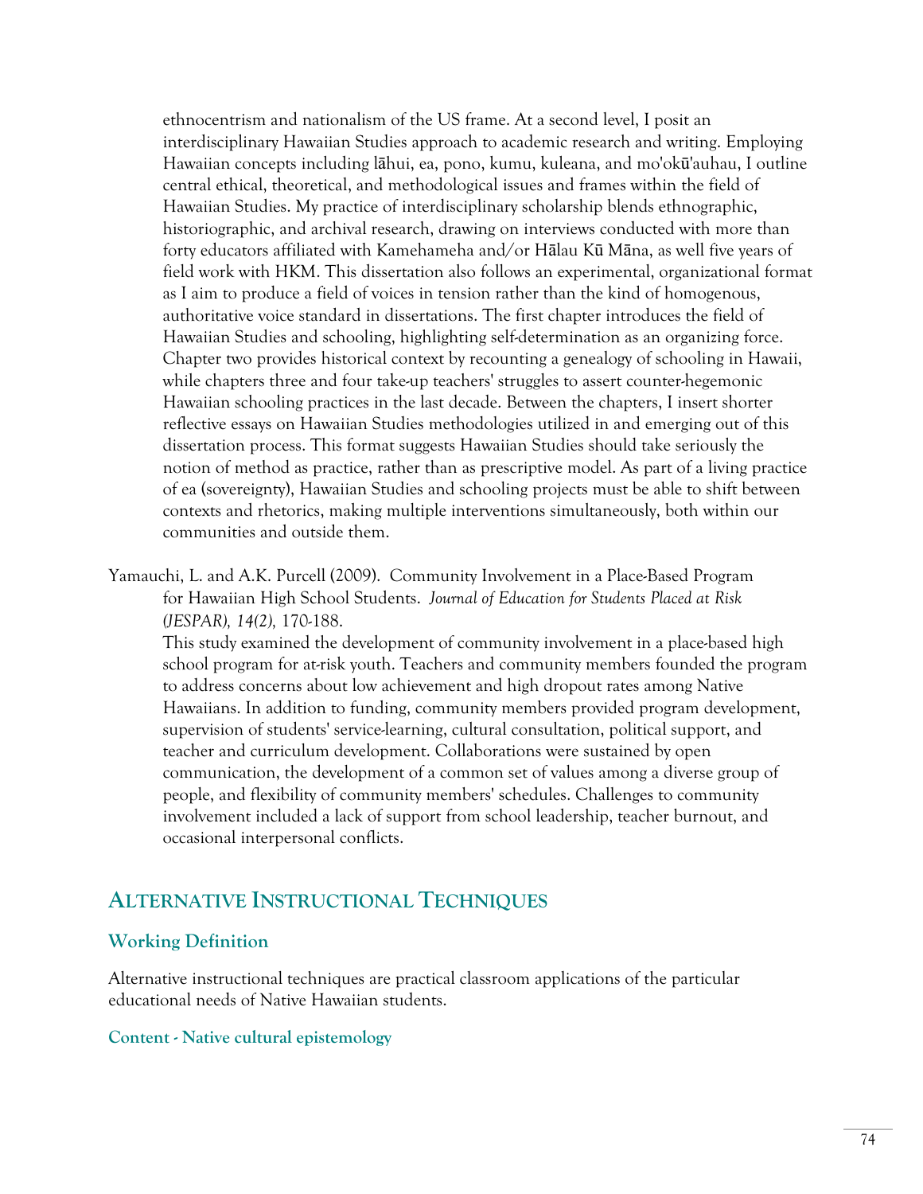ethnocentrism and nationalism of the US frame. At a second level, I posit an interdisciplinary Hawaiian Studies approach to academic research and writing. Employing Hawaiian concepts including lāhui, ea, pono, kumu, kuleana, and mo'okū'auhau, I outline central ethical, theoretical, and methodological issues and frames within the field of Hawaiian Studies. My practice of interdisciplinary scholarship blends ethnographic, historiographic, and archival research, drawing on interviews conducted with more than forty educators affiliated with Kamehameha and/or Hālau Kū Māna, as well five years of field work with HKM. This dissertation also follows an experimental, organizational format as I aim to produce a field of voices in tension rather than the kind of homogenous, authoritative voice standard in dissertations. The first chapter introduces the field of Hawaiian Studies and schooling, highlighting self-determination as an organizing force. Chapter two provides historical context by recounting a genealogy of schooling in Hawaii, while chapters three and four take-up teachers' struggles to assert counter-hegemonic Hawaiian schooling practices in the last decade. Between the chapters, I insert shorter reflective essays on Hawaiian Studies methodologies utilized in and emerging out of this dissertation process. This format suggests Hawaiian Studies should take seriously the notion of method as practice, rather than as prescriptive model. As part of a living practice of ea (sovereignty), Hawaiian Studies and schooling projects must be able to shift between contexts and rhetorics, making multiple interventions simultaneously, both within our communities and outside them.

Yamauchi, L. and A.K. Purcell (2009). Community Involvement in a Place-Based Program for Hawaiian High School Students. *Journal of Education for Students Placed at Risk (JESPAR), 14(2),* 170-188.

This study examined the development of community involvement in a place-based high school program for at-risk youth. Teachers and community members founded the program to address concerns about low achievement and high dropout rates among Native Hawaiians. In addition to funding, community members provided program development, supervision of students' service-learning, cultural consultation, political support, and teacher and curriculum development. Collaborations were sustained by open communication, the development of a common set of values among a diverse group of people, and flexibility of community members' schedules. Challenges to community involvement included a lack of support from school leadership, teacher burnout, and occasional interpersonal conflicts.

## Alternative Instructional Techniques

### Working Definition

Alternative instructional techniques are practical classroom applications of the particular educational needs of Native Hawaiian students.

#### Content - Native cultural epistemology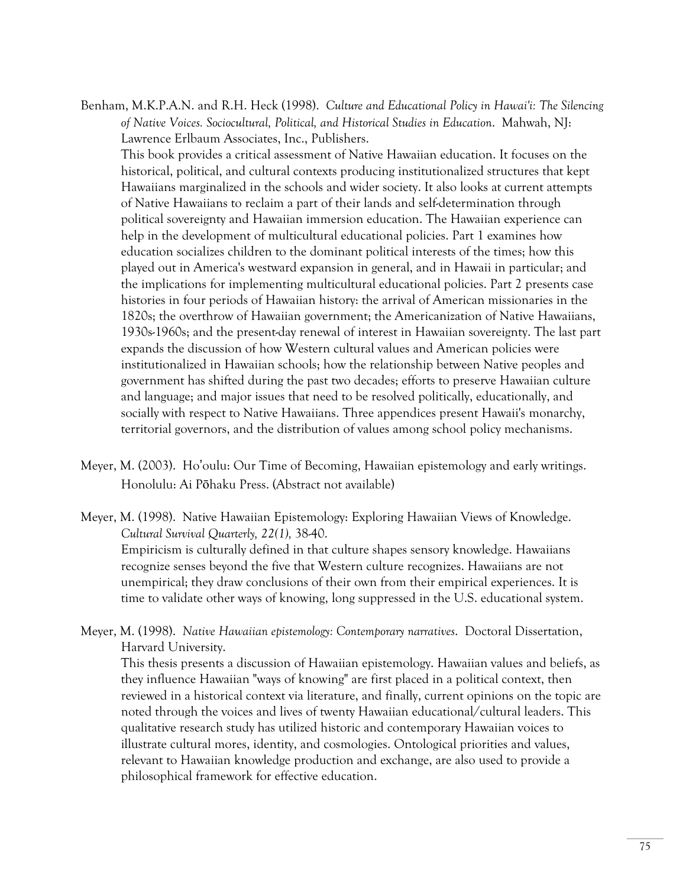Benham, M.K.P.A.N. and R.H. Heck (1998). *Culture and Educational Policy in Hawai'i: The Silencing of Native Voices. Sociocultural, Political, and Historical Studies in Education*. Mahwah, NJ: Lawrence Erlbaum Associates, Inc., Publishers.

This book provides a critical assessment of Native Hawaiian education. It focuses on the historical, political, and cultural contexts producing institutionalized structures that kept Hawaiians marginalized in the schools and wider society. It also looks at current attempts of Native Hawaiians to reclaim a part of their lands and self-determination through political sovereignty and Hawaiian immersion education. The Hawaiian experience can help in the development of multicultural educational policies. Part 1 examines how education socializes children to the dominant political interests of the times; how this played out in America's westward expansion in general, and in Hawaii in particular; and the implications for implementing multicultural educational policies. Part 2 presents case histories in four periods of Hawaiian history: the arrival of American missionaries in the 1820s; the overthrow of Hawaiian government; the Americanization of Native Hawaiians, 1930s-1960s; and the present-day renewal of interest in Hawaiian sovereignty. The last part expands the discussion of how Western cultural values and American policies were institutionalized in Hawaiian schools; how the relationship between Native peoples and government has shifted during the past two decades; efforts to preserve Hawaiian culture and language; and major issues that need to be resolved politically, educationally, and socially with respect to Native Hawaiians. Three appendices present Hawaii's monarchy, territorial governors, and the distribution of values among school policy mechanisms.

Meyer, M. (2003). Ho'oulu: Our Time of Becoming, Hawaiian epistemology and early writings. Honolulu: Ai Pōhaku Press. (Abstract not available)

Meyer, M. (1998). Native Hawaiian Epistemology: Exploring Hawaiian Views of Knowledge. *Cultural Survival Quarterly, 22(1),* 38-40.

Empiricism is culturally defined in that culture shapes sensory knowledge. Hawaiians recognize senses beyond the five that Western culture recognizes. Hawaiians are not unempirical; they draw conclusions of their own from their empirical experiences. It is time to validate other ways of knowing, long suppressed in the U.S. educational system.

Meyer, M. (1998). *Native Hawaiian epistemology: Contemporary narratives*. Doctoral Dissertation, Harvard University.

This thesis presents a discussion of Hawaiian epistemology. Hawaiian values and beliefs, as they influence Hawaiian "ways of knowing" are first placed in a political context, then reviewed in a historical context via literature, and finally, current opinions on the topic are noted through the voices and lives of twenty Hawaiian educational/cultural leaders. This qualitative research study has utilized historic and contemporary Hawaiian voices to illustrate cultural mores, identity, and cosmologies. Ontological priorities and values, relevant to Hawaiian knowledge production and exchange, are also used to provide a philosophical framework for effective education.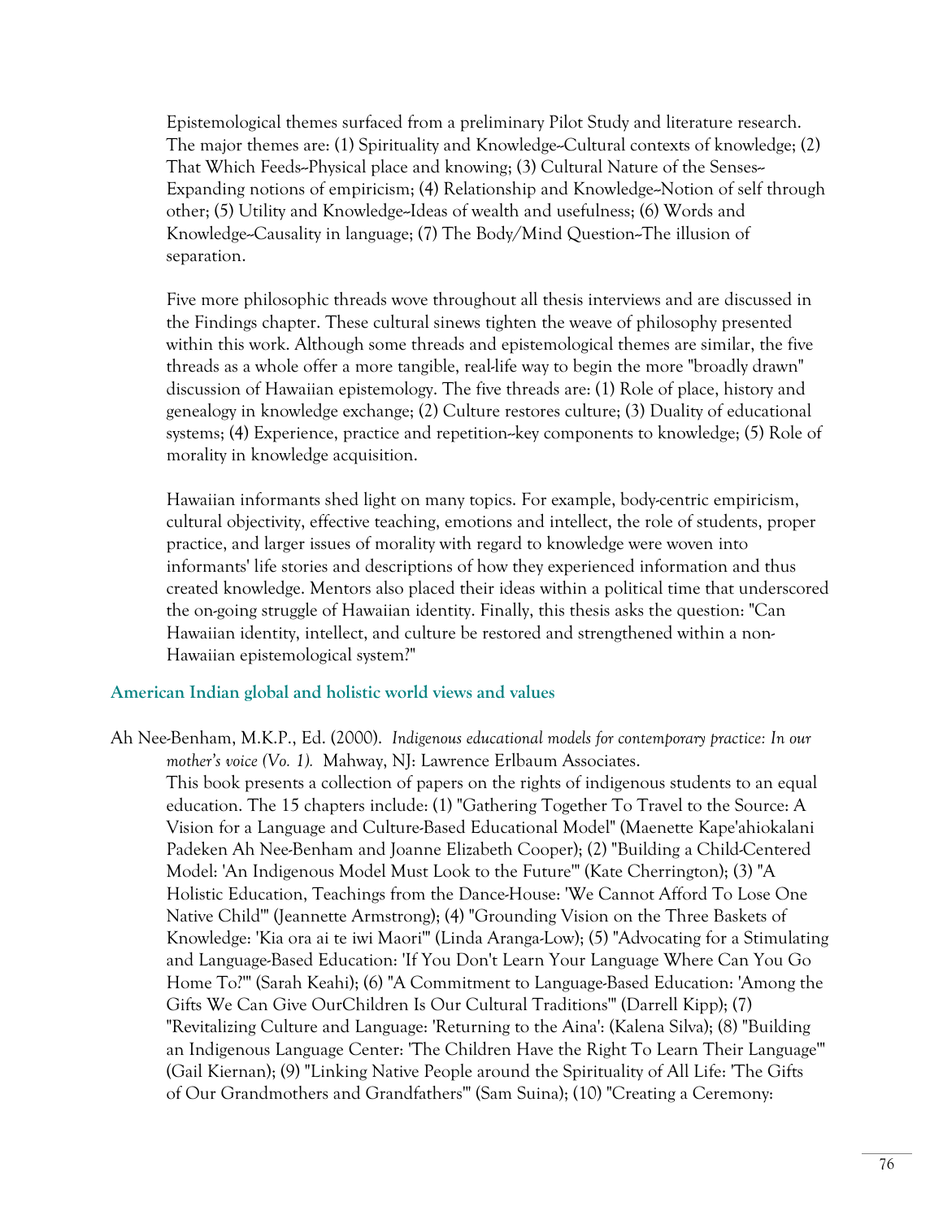Epistemological themes surfaced from a preliminary Pilot Study and literature research. The major themes are: (1) Spirituality and Knowledge--Cultural contexts of knowledge; (2) That Which Feeds--Physical place and knowing; (3) Cultural Nature of the Senses--Expanding notions of empiricism; (4) Relationship and Knowledge--Notion of self through other; (5) Utility and Knowledge--Ideas of wealth and usefulness; (6) Words and Knowledge--Causality in language; (7) The Body/Mind Question--The illusion of separation.

Five more philosophic threads wove throughout all thesis interviews and are discussed in the Findings chapter. These cultural sinews tighten the weave of philosophy presented within this work. Although some threads and epistemological themes are similar, the five threads as a whole offer a more tangible, real-life way to begin the more "broadly drawn" discussion of Hawaiian epistemology. The five threads are: (1) Role of place, history and genealogy in knowledge exchange; (2) Culture restores culture; (3) Duality of educational systems; (4) Experience, practice and repetition--key components to knowledge; (5) Role of morality in knowledge acquisition.

Hawaiian informants shed light on many topics. For example, body-centric empiricism, cultural objectivity, effective teaching, emotions and intellect, the role of students, proper practice, and larger issues of morality with regard to knowledge were woven into informants' life stories and descriptions of how they experienced information and thus created knowledge. Mentors also placed their ideas within a political time that underscored the on-going struggle of Hawaiian identity. Finally, this thesis asks the question: "Can Hawaiian identity, intellect, and culture be restored and strengthened within a non-Hawaiian epistemological system?"

### American Indian global and holistic world views and values

Ah Nee-Benham, M.K.P., Ed. (2000). *Indigenous educational models for contemporary practice: In our mother's voice (Vo. 1).* Mahway, NJ: Lawrence Erlbaum Associates.
This book presents a collection of papers on the rights of indigenous students to an equal education. The 15 chapters include: (1) "Gathering Together To Travel to the Source: A Vision for a Language and Culture-Based Educational Model" (Maenette Kape'ahiokalani Padeken Ah Nee-Benham and Joanne Elizabeth Cooper); (2) "Building a Child-Centered Model: 'An Indigenous Model Must Look to the Future'" (Kate Cherrington); (3) "A Holistic Education, Teachings from the Dance-House: 'We Cannot Afford To Lose One Native Child'" (Jeannette Armstrong); (4) "Grounding Vision on the Three Baskets of Knowledge: 'Kia ora ai te iwi Maori'" (Linda Aranga-Low); (5) "Advocating for a Stimulating and Language-Based Education: 'If You Don't Learn Your Language Where Can You Go Home To?'" (Sarah Keahi); (6) "A Commitment to Language-Based Education: 'Among the Gifts We Can Give OurChildren Is Our Cultural Traditions'" (Darrell Kipp); (7) "Revitalizing Culture and Language: 'Returning to the Aina': (Kalena Silva); (8) "Building an Indigenous Language Center: 'The Children Have the Right To Learn Their Language'" (Gail Kiernan); (9) "Linking Native People around the Spirituality of All Life: 'The Gifts of Our Grandmothers and Grandfathers'" (Sam Suina); (10) "Creating a Ceremony: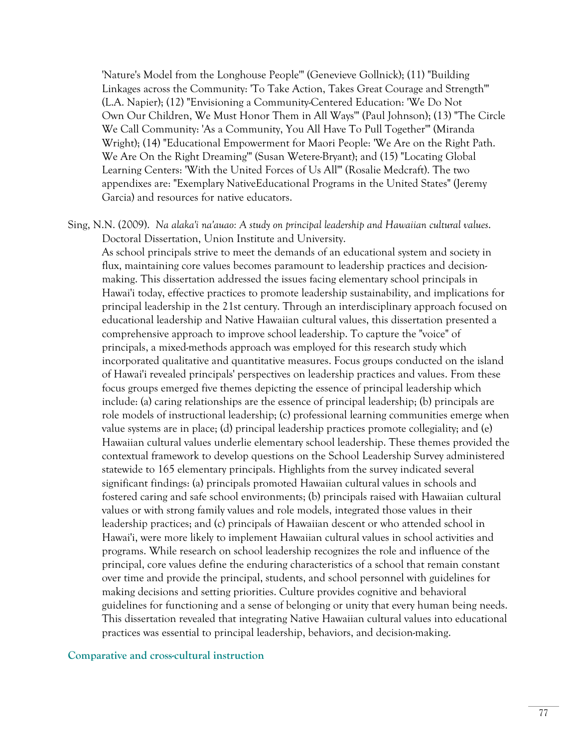'Nature's Model from the Longhouse People'" (Genevieve Gollnick); (11) "Building Linkages across the Community: 'To Take Action, Takes Great Courage and Strength'" (L.A. Napier); (12) "Envisioning a Community-Centered Education: 'We Do Not Own Our Children, We Must Honor Them in All Ways'" (Paul Johnson); (13) "The Circle We Call Community: 'As a Community, You All Have To Pull Together'" (Miranda Wright); (14) "Educational Empowerment for Maori People: 'We Are on the Right Path. We Are On the Right Dreaming'" (Susan Wetere-Bryant); and (15) "Locating Global Learning Centers: 'With the United Forces of Us All'" (Rosalie Medcraft). The two appendixes are: "Exemplary NativeEducational Programs in the United States" (Jeremy Garcia) and resources for native educators.

Sing, N.N. (2009). *Na alaka'i na'auao: A study on principal leadership and Hawaiian cultural values.* Doctoral Dissertation, Union Institute and University.

As school principals strive to meet the demands of an educational system and society in flux, maintaining core values becomes paramount to leadership practices and decision-making. This dissertation addressed the issues facing elementary school principals in Hawai'i today, effective practices to promote leadership sustainability, and implications for principal leadership in the 21st century. Through an interdisciplinary approach focused on educational leadership and Native Hawaiian cultural values, this dissertation presented a comprehensive approach to improve school leadership. To capture the "voice" of principals, a mixed-methods approach was employed for this research study which incorporated qualitative and quantitative measures. Focus groups conducted on the island of Hawai'i revealed principals' perspectives on leadership practices and values. From these focus groups emerged five themes depicting the essence of principal leadership which include: (a) caring relationships are the essence of principal leadership; (b) principals are role models of instructional leadership; (c) professional learning communities emerge when value systems are in place; (d) principal leadership practices promote collegiality; and (e) Hawaiian cultural values underlie elementary school leadership. These themes provided the contextual framework to develop questions on the School Leadership Survey administered statewide to 165 elementary principals. Highlights from the survey indicated several significant findings: (a) principals promoted Hawaiian cultural values in schools and fostered caring and safe school environments; (b) principals raised with Hawaiian cultural values or with strong family values and role models, integrated those values in their leadership practices; and (c) principals of Hawaiian descent or who attended school in Hawai'i, were more likely to implement Hawaiian cultural values in school activities and programs. While research on school leadership recognizes the role and influence of the principal, core values define the enduring characteristics of a school that remain constant over time and provide the principal, students, and school personnel with guidelines for making decisions and setting priorities. Culture provides cognitive and behavioral guidelines for functioning and a sense of belonging or unity that every human being needs. This dissertation revealed that integrating Native Hawaiian cultural values into educational practices was essential to principal leadership, behaviors, and decision-making.

## Comparative and cross-cultural instruction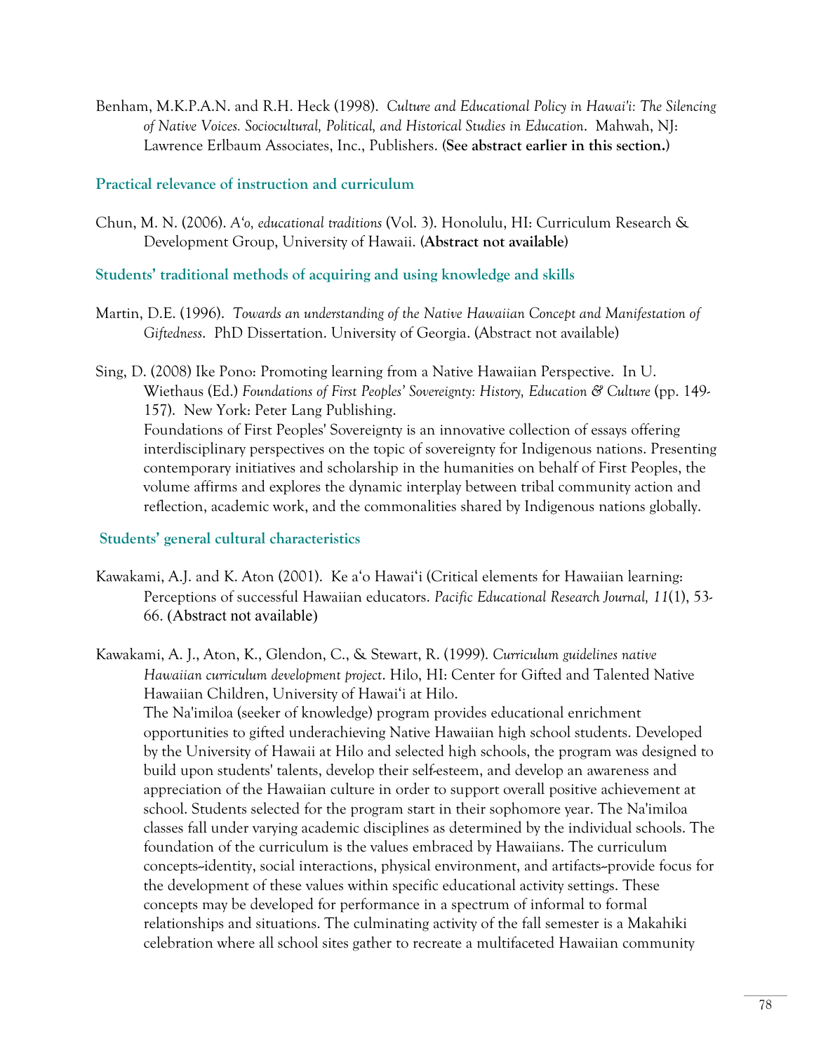Benham, M.K.P.A.N. and R.H. Heck (1998). *Culture and Educational Policy in Hawai'i: The Silencing of Native Voices. Sociocultural, Political, and Historical Studies in Education*. Mahwah, NJ: Lawrence Erlbaum Associates, Inc., Publishers. **(See abstract earlier in this section.)**

### Practical relevance of instruction and curriculum

Chun, M. N. (2006). *A'o, educational traditions* (Vol. 3). Honolulu, HI: Curriculum Research & Development Group, University of Hawaii. **(Abstract not available)**

### Students' traditional methods of acquiring and using knowledge and skills

Martin, D.E. (1996). *Towards an understanding of the Native Hawaiian Concept and Manifestation of Giftedness*. PhD Dissertation. University of Georgia. (Abstract not available)

Sing, D. (2008) Ike Pono: Promoting learning from a Native Hawaiian Perspective. In U. Wiethaus (Ed.) *Foundations of First Peoples' Sovereignty: History, Education & Culture* (pp. 149-157). New York: Peter Lang Publishing.
Foundations of First Peoples' Sovereignty is an innovative collection of essays offering interdisciplinary perspectives on the topic of sovereignty for Indigenous nations. Presenting contemporary initiatives and scholarship in the humanities on behalf of First Peoples, the volume affirms and explores the dynamic interplay between tribal community action and reflection, academic work, and the commonalities shared by Indigenous nations globally.

### Students' general cultural characteristics

Kawakami, A.J. and K. Aton (2001). Ke a'o Hawai'i (Critical elements for Hawaiian learning: Perceptions of successful Hawaiian educators. *Pacific Educational Research Journal, 11*(1), 53-66. (Abstract not available)

Kawakami, A. J., Aton, K., Glendon, C., & Stewart, R. (1999). *Curriculum guidelines native Hawaiian curriculum development project*. Hilo, HI: Center for Gifted and Talented Native Hawaiian Children, University of Hawai'i at Hilo.
The Na'imiloa (seeker of knowledge) program provides educational enrichment opportunities to gifted underachieving Native Hawaiian high school students. Developed by the University of Hawaii at Hilo and selected high schools, the program was designed to build upon students' talents, develop their self-esteem, and develop an awareness and appreciation of the Hawaiian culture in order to support overall positive achievement at school. Students selected for the program start in their sophomore year. The Na'imiloa classes fall under varying academic disciplines as determined by the individual schools. The foundation of the curriculum is the values embraced by Hawaiians. The curriculum concepts--identity, social interactions, physical environment, and artifacts--provide focus for the development of these values within specific educational activity settings. These concepts may be developed for performance in a spectrum of informal to formal relationships and situations. The culminating activity of the fall semester is a Makahiki celebration where all school sites gather to recreate a multifaceted Hawaiian community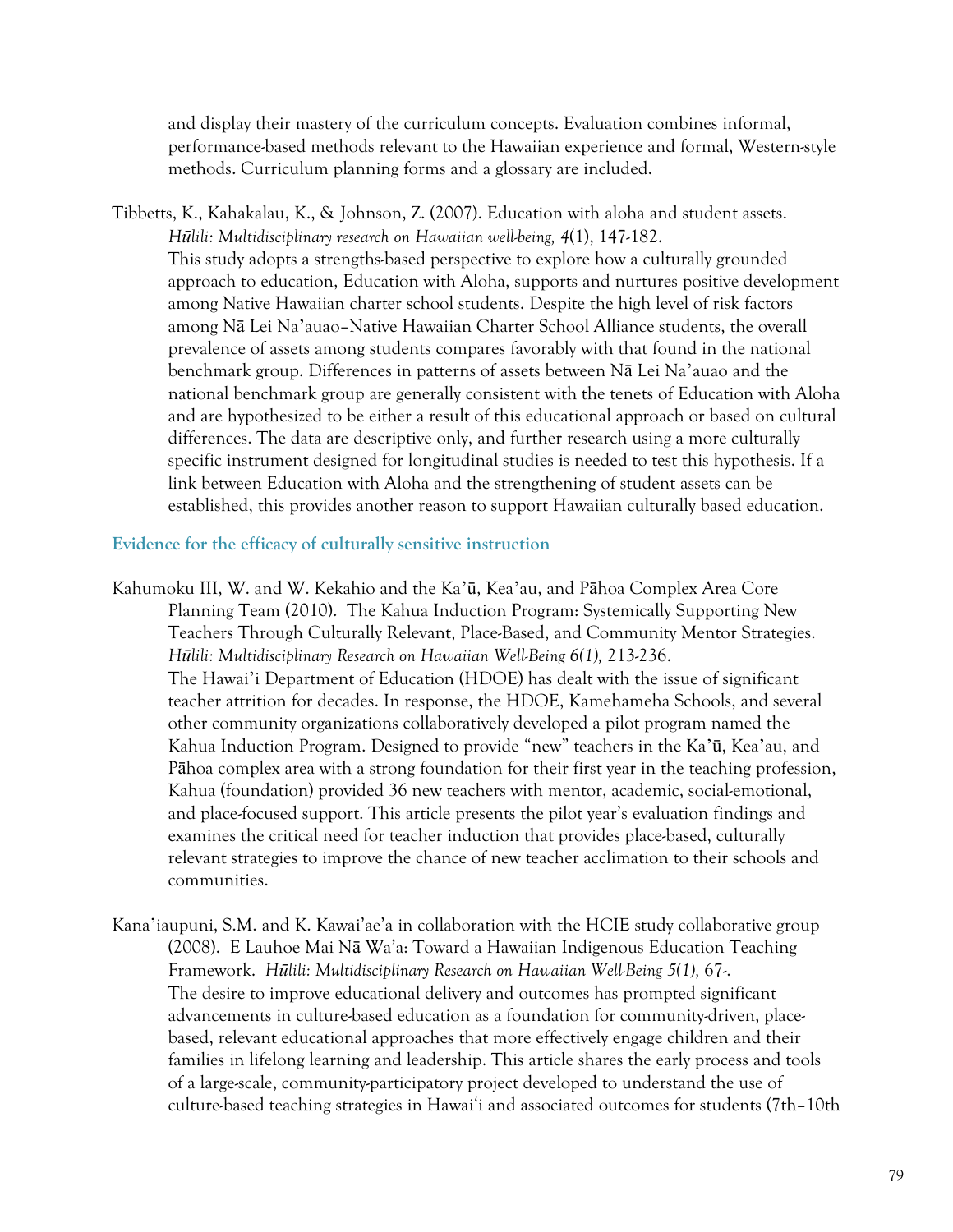and display their mastery of the curriculum concepts. Evaluation combines informal, performance-based methods relevant to the Hawaiian experience and formal, Western-style methods. Curriculum planning forms and a glossary are included.

Tibbetts, K., Kahakalau, K., & Johnson, Z. (2007). Education with aloha and student assets. *Hūlili: Multidisciplinary research on Hawaiian well-being,* 4(1), 147-182.
This study adopts a strengths-based perspective to explore how a culturally grounded approach to education, Education with Aloha, supports and nurtures positive development among Native Hawaiian charter school students. Despite the high level of risk factors among Nā Lei Na'auao–Native Hawaiian Charter School Alliance students, the overall prevalence of assets among students compares favorably with that found in the national benchmark group. Differences in patterns of assets between Nā Lei Na'auao and the national benchmark group are generally consistent with the tenets of Education with Aloha and are hypothesized to be either a result of this educational approach or based on cultural differences. The data are descriptive only, and further research using a more culturally specific instrument designed for longitudinal studies is needed to test this hypothesis. If a link between Education with Aloha and the strengthening of student assets can be established, this provides another reason to support Hawaiian culturally based education.

### Evidence for the efficacy of culturally sensitive instruction

Kahumoku III, W. and W. Kekahio and the Ka'ū, Kea'au, and Pāhoa Complex Area Core Planning Team (2010). The Kahua Induction Program: Systemically Supporting New Teachers Through Culturally Relevant, Place-Based, and Community Mentor Strategies. *Hūlili: Multidisciplinary Research on Hawaiian Well-Being 6(1),* 213-236.
The Hawai'i Department of Education (HDOE) has dealt with the issue of significant teacher attrition for decades. In response, the HDOE, Kamehameha Schools, and several other community organizations collaboratively developed a pilot program named the Kahua Induction Program. Designed to provide "new" teachers in the Ka'ū, Kea'au, and Pāhoa complex area with a strong foundation for their first year in the teaching profession, Kahua (foundation) provided 36 new teachers with mentor, academic, social-emotional, and place-focused support. This article presents the pilot year's evaluation findings and examines the critical need for teacher induction that provides place-based, culturally relevant strategies to improve the chance of new teacher acclimation to their schools and communities.

Kana'iaupuni, S.M. and K. Kawai'ae'a in collaboration with the HCIE study collaborative group (2008). E Lauhoe Mai Nā Wa'a: Toward a Hawaiian Indigenous Education Teaching Framework. *Hūlili: Multidisciplinary Research on Hawaiian Well-Being 5(1),* 67-.
The desire to improve educational delivery and outcomes has prompted significant advancements in culture-based education as a foundation for community-driven, place-based, relevant educational approaches that more effectively engage children and their families in lifelong learning and leadership. This article shares the early process and tools of a large-scale, community-participatory project developed to understand the use of culture-based teaching strategies in Hawai'i and associated outcomes for students (7th–10th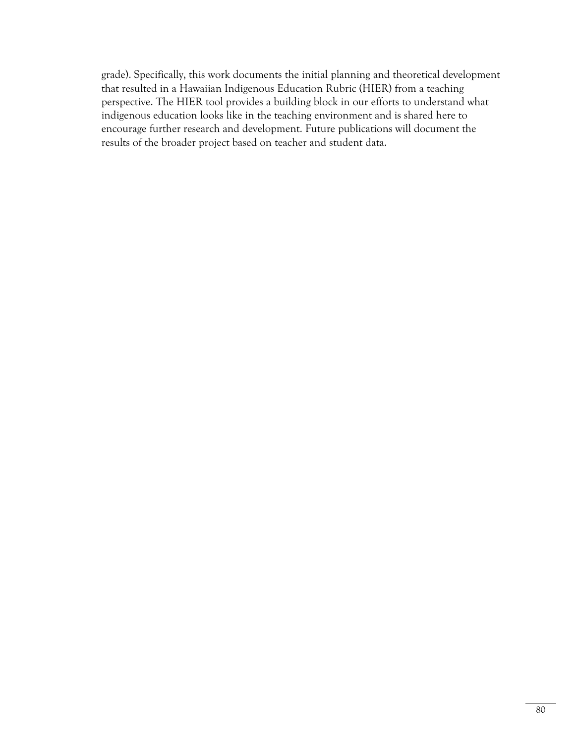grade). Specifically, this work documents the initial planning and theoretical development that resulted in a Hawaiian Indigenous Education Rubric (HIER) from a teaching perspective. The HIER tool provides a building block in our efforts to understand what indigenous education looks like in the teaching environment and is shared here to encourage further research and development. Future publications will document the results of the broader project based on teacher and student data.